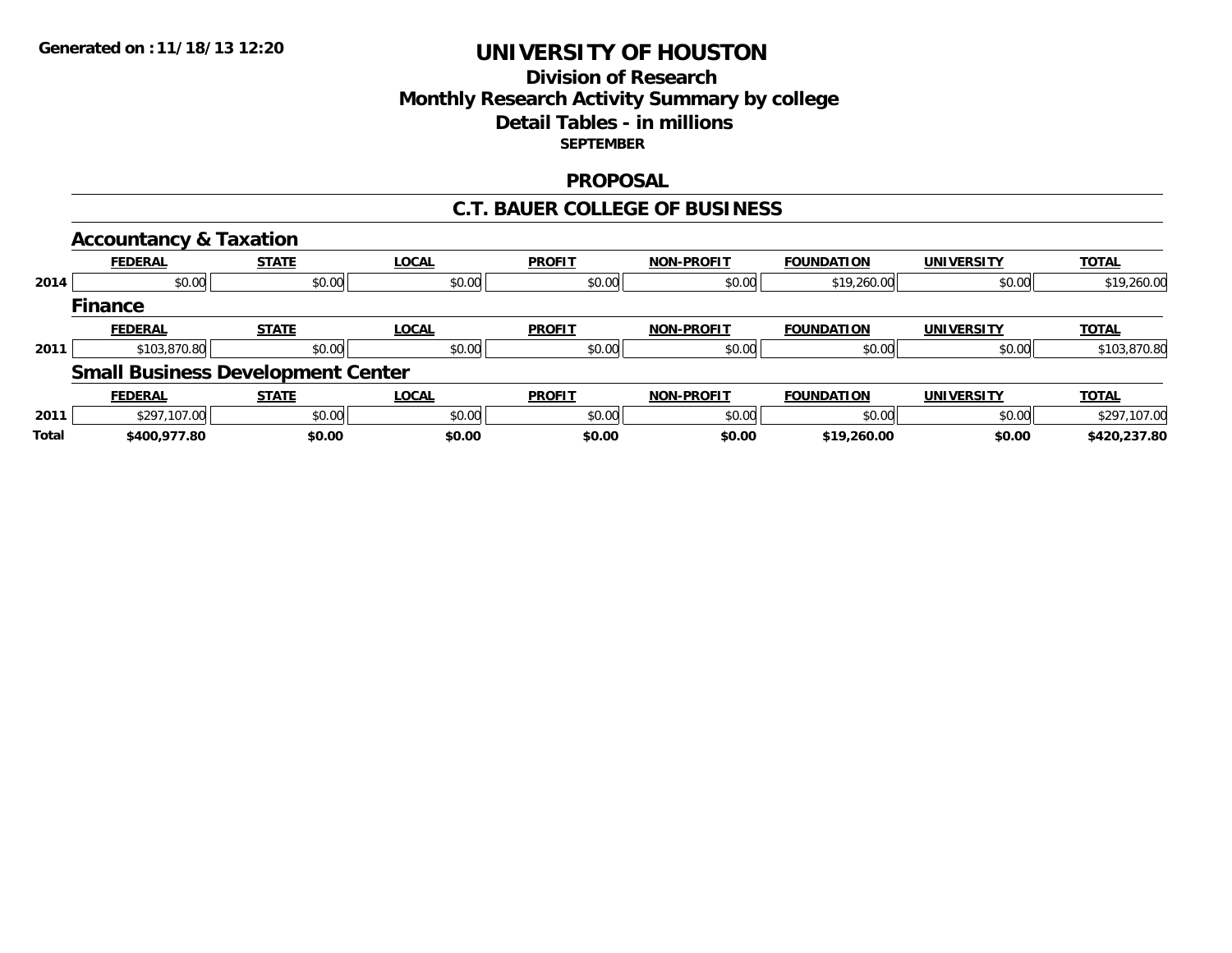Generated on :11/18/13 12:20

# UNIVERSITY OF HOUSTON

## Division of Research
## Monthly Research Activity Summary by college
## Detail Tables - in millions
### SEPTEMBER

## PROPOSAL

## C.T. BAUER COLLEGE OF BUSINESS

### Accountancy & Taxation

| | FEDERAL | STATE | LOCAL | PROFIT | NON-PROFIT | FOUNDATION | UNIVERSITY | TOTAL |
|---|---|---|---|---|---|---|---|---|
| 2014 | $0.00 | $0.00 | $0.00 | $0.00 | $0.00 | $19,260.00 | $0.00 | $19,260.00 |

### Finance

| | FEDERAL | STATE | LOCAL | PROFIT | NON-PROFIT | FOUNDATION | UNIVERSITY | TOTAL |
|---|---|---|---|---|---|---|---|---|
| 2011 | $103,870.80 | $0.00 | $0.00 | $0.00 | $0.00 | $0.00 | $0.00 | $103,870.80 |

### Small Business Development Center

| | FEDERAL | STATE | LOCAL | PROFIT | NON-PROFIT | FOUNDATION | UNIVERSITY | TOTAL |
|---|---|---|---|---|---|---|---|---|
| 2011 | $297,107.00 | $0.00 | $0.00 | $0.00 | $0.00 | $0.00 | $0.00 | $297,107.00 |
| **Total** | **$400,977.80** | **$0.00** | **$0.00** | **$0.00** | **$0.00** | **$19,260.00** | **$0.00** | **$420,237.80** |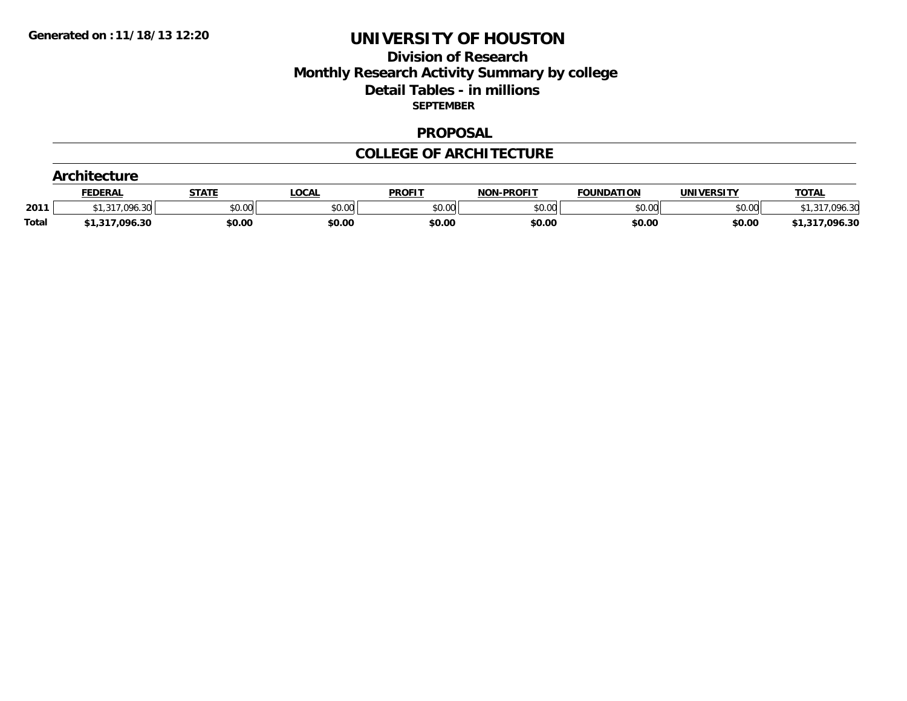Generated on :11/18/13 12:20

# UNIVERSITY OF HOUSTON

## Division of Research
## Monthly Research Activity Summary by college
## Detail Tables - in millions

**SEPTEMBER**

### PROPOSAL

### COLLEGE OF ARCHITECTURE

#### Architecture

| | FEDERAL | STATE | LOCAL | PROFIT | NON-PROFIT | FOUNDATION | UNIVERSITY | TOTAL |
|---|---|---|---|---|---|---|---|---|
| 2011 | $1,317,096.30 | $0.00 | $0.00 | $0.00 | $0.00 | $0.00 | $0.00 | $1,317,096.30 |
| **Total** | **$1,317,096.30** | **$0.00** | **$0.00** | **$0.00** | **$0.00** | **$0.00** | **$0.00** | **$1,317,096.30** |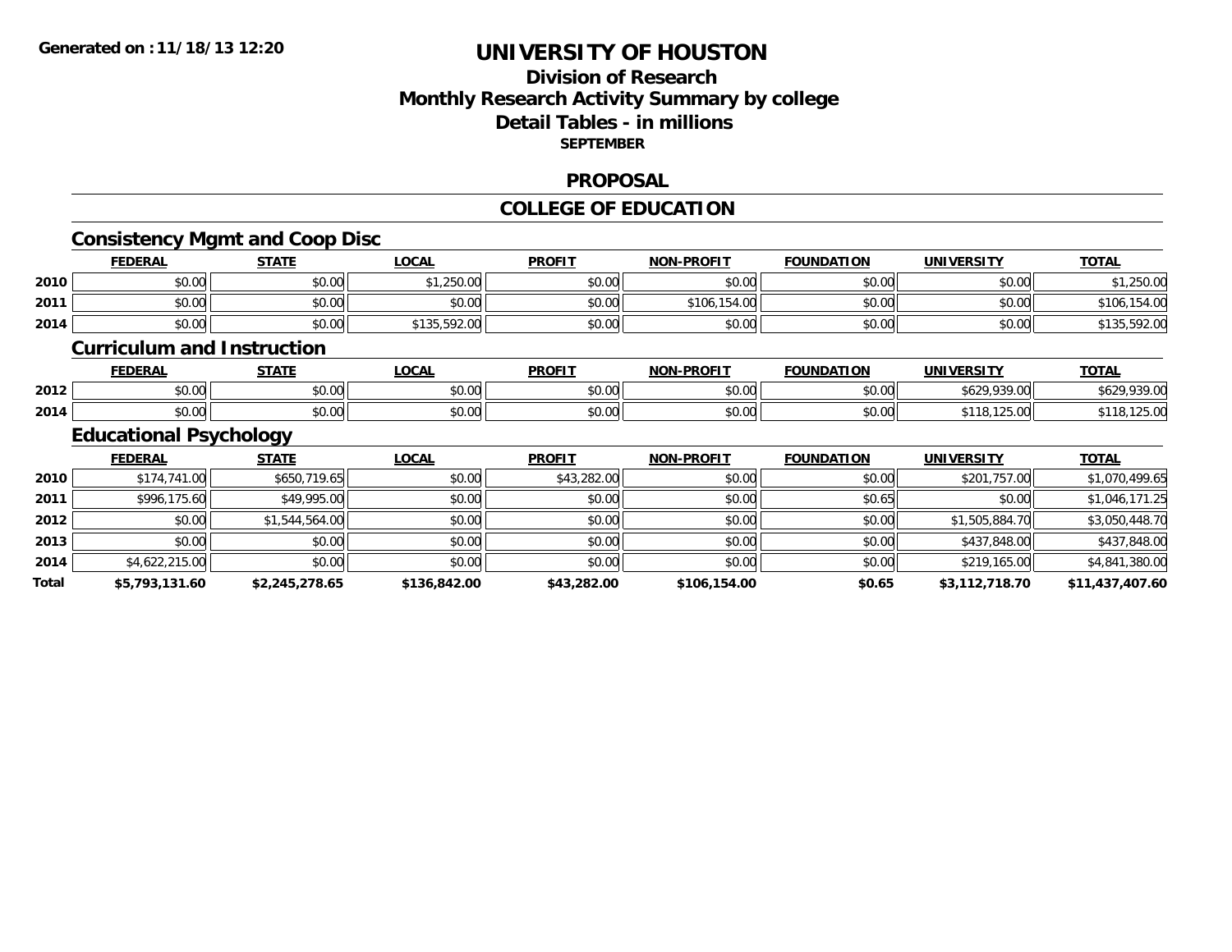**Generated on :11/18/13 12:20**

# UNIVERSITY OF HOUSTON

## Division of Research
## Monthly Research Activity Summary by college
## Detail Tables - in millions
### SEPTEMBER

### PROPOSAL

### COLLEGE OF EDUCATION

#### Consistency Mgmt and Coop Disc

| | FEDERAL | STATE | LOCAL | PROFIT | NON-PROFIT | FOUNDATION | UNIVERSITY | TOTAL |
|---|---|---|---|---|---|---|---|---|
| 2010 | $0.00 | $0.00 | $1,250.00 | $0.00 | $0.00 | $0.00 | $0.00 | $1,250.00 |
| 2011 | $0.00 | $0.00 | $0.00 | $0.00 | $106,154.00 | $0.00 | $0.00 | $106,154.00 |
| 2014 | $0.00 | $0.00 | $135,592.00 | $0.00 | $0.00 | $0.00 | $0.00 | $135,592.00 |

#### Curriculum and Instruction

| | FEDERAL | STATE | LOCAL | PROFIT | NON-PROFIT | FOUNDATION | UNIVERSITY | TOTAL |
|---|---|---|---|---|---|---|---|---|
| 2012 | $0.00 | $0.00 | $0.00 | $0.00 | $0.00 | $0.00 | $629,939.00 | $629,939.00 |
| 2014 | $0.00 | $0.00 | $0.00 | $0.00 | $0.00 | $0.00 | $118,125.00 | $118,125.00 |

#### Educational Psychology

| | FEDERAL | STATE | LOCAL | PROFIT | NON-PROFIT | FOUNDATION | UNIVERSITY | TOTAL |
|---|---|---|---|---|---|---|---|---|
| 2010 | $174,741.00 | $650,719.65 | $0.00 | $43,282.00 | $0.00 | $0.00 | $201,757.00 | $1,070,499.65 |
| 2011 | $996,175.60 | $49,995.00 | $0.00 | $0.00 | $0.00 | $0.65 | $0.00 | $1,046,171.25 |
| 2012 | $0.00 | $1,544,564.00 | $0.00 | $0.00 | $0.00 | $0.00 | $1,505,884.70 | $3,050,448.70 |
| 2013 | $0.00 | $0.00 | $0.00 | $0.00 | $0.00 | $0.00 | $437,848.00 | $437,848.00 |
| 2014 | $4,622,215.00 | $0.00 | $0.00 | $0.00 | $0.00 | $0.00 | $219,165.00 | $4,841,380.00 |
| **Total** | **$5,793,131.60** | **$2,245,278.65** | **$136,842.00** | **$43,282.00** | **$106,154.00** | **$0.65** | **$3,112,718.70** | **$11,437,407.60** |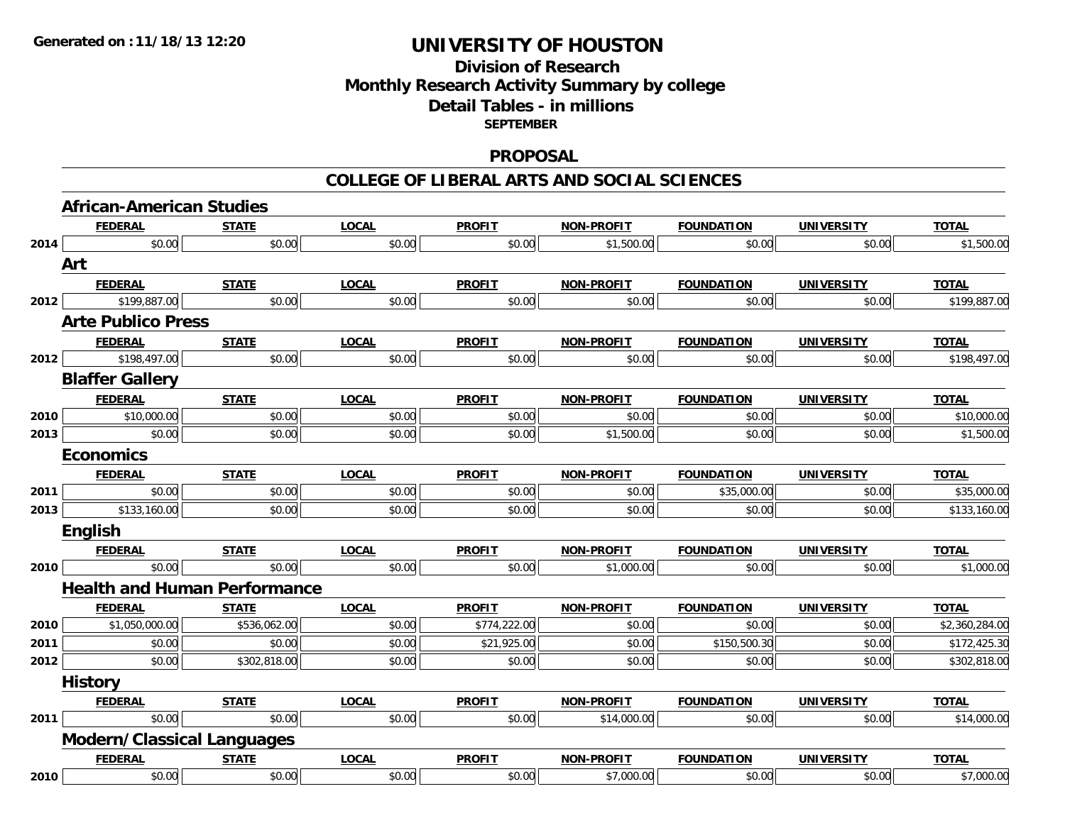**Generated on :11/18/13 12:20**

# UNIVERSITY OF HOUSTON

## Division of Research
## Monthly Research Activity Summary by college
## Detail Tables - in millions
### SEPTEMBER

### PROPOSAL

### COLLEGE OF LIBERAL ARTS AND SOCIAL SCIENCES

#### African-American Studies

| | FEDERAL | STATE | LOCAL | PROFIT | NON-PROFIT | FOUNDATION | UNIVERSITY | TOTAL |
|---|---|---|---|---|---|---|---|---|
| 2014 | $0.00 | $0.00 | $0.00 | $0.00 | $1,500.00 | $0.00 | $0.00 | $1,500.00 |

#### Art

| | FEDERAL | STATE | LOCAL | PROFIT | NON-PROFIT | FOUNDATION | UNIVERSITY | TOTAL |
|---|---|---|---|---|---|---|---|---|
| 2012 | $199,887.00 | $0.00 | $0.00 | $0.00 | $0.00 | $0.00 | $0.00 | $199,887.00 |

#### Arte Publico Press

| | FEDERAL | STATE | LOCAL | PROFIT | NON-PROFIT | FOUNDATION | UNIVERSITY | TOTAL |
|---|---|---|---|---|---|---|---|---|
| 2012 | $198,497.00 | $0.00 | $0.00 | $0.00 | $0.00 | $0.00 | $0.00 | $198,497.00 |

#### Blaffer Gallery

| | FEDERAL | STATE | LOCAL | PROFIT | NON-PROFIT | FOUNDATION | UNIVERSITY | TOTAL |
|---|---|---|---|---|---|---|---|---|
| 2010 | $10,000.00 | $0.00 | $0.00 | $0.00 | $0.00 | $0.00 | $0.00 | $10,000.00 |
| 2013 | $0.00 | $0.00 | $0.00 | $0.00 | $1,500.00 | $0.00 | $0.00 | $1,500.00 |

#### Economics

| | FEDERAL | STATE | LOCAL | PROFIT | NON-PROFIT | FOUNDATION | UNIVERSITY | TOTAL |
|---|---|---|---|---|---|---|---|---|
| 2011 | $0.00 | $0.00 | $0.00 | $0.00 | $0.00 | $35,000.00 | $0.00 | $35,000.00 |
| 2013 | $133,160.00 | $0.00 | $0.00 | $0.00 | $0.00 | $0.00 | $0.00 | $133,160.00 |

#### English

| | FEDERAL | STATE | LOCAL | PROFIT | NON-PROFIT | FOUNDATION | UNIVERSITY | TOTAL |
|---|---|---|---|---|---|---|---|---|
| 2010 | $0.00 | $0.00 | $0.00 | $0.00 | $1,000.00 | $0.00 | $0.00 | $1,000.00 |

#### Health and Human Performance

| | FEDERAL | STATE | LOCAL | PROFIT | NON-PROFIT | FOUNDATION | UNIVERSITY | TOTAL |
|---|---|---|---|---|---|---|---|---|
| 2010 | $1,050,000.00 | $536,062.00 | $0.00 | $774,222.00 | $0.00 | $0.00 | $0.00 | $2,360,284.00 |
| 2011 | $0.00 | $0.00 | $0.00 | $21,925.00 | $0.00 | $150,500.30 | $0.00 | $172,425.30 |
| 2012 | $0.00 | $302,818.00 | $0.00 | $0.00 | $0.00 | $0.00 | $0.00 | $302,818.00 |

#### History

| | FEDERAL | STATE | LOCAL | PROFIT | NON-PROFIT | FOUNDATION | UNIVERSITY | TOTAL |
|---|---|---|---|---|---|---|---|---|
| 2011 | $0.00 | $0.00 | $0.00 | $0.00 | $14,000.00 | $0.00 | $0.00 | $14,000.00 |

#### Modern/Classical Languages

| | FEDERAL | STATE | LOCAL | PROFIT | NON-PROFIT | FOUNDATION | UNIVERSITY | TOTAL |
|---|---|---|---|---|---|---|---|---|
| 2010 | $0.00 | $0.00 | $0.00 | $0.00 | $7,000.00 | $0.00 | $0.00 | $7,000.00 |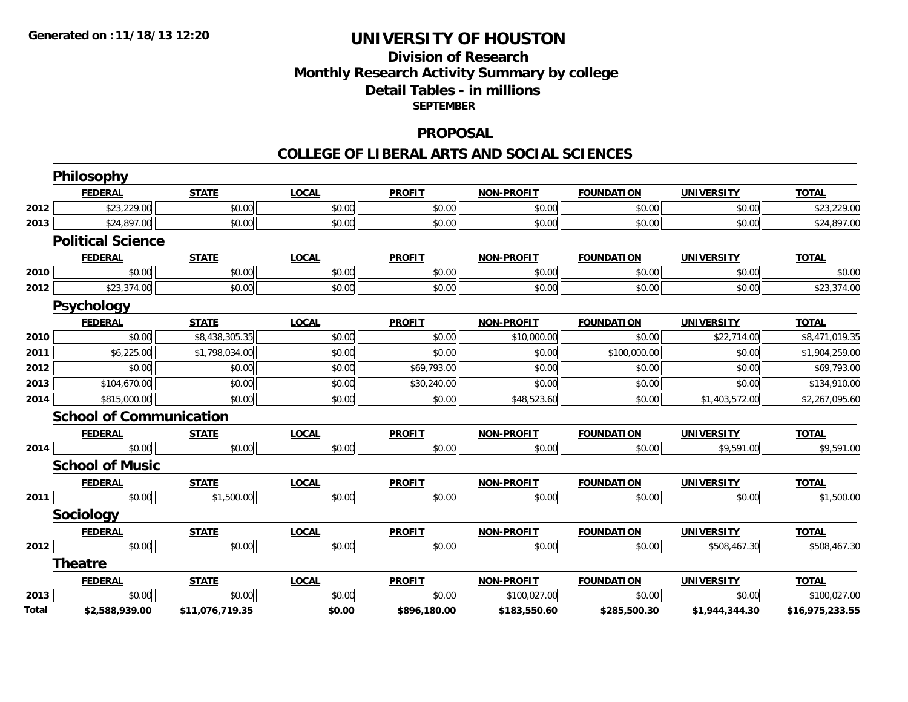Generated on :11/18/13 12:20

# UNIVERSITY OF HOUSTON

## Division of Research
## Monthly Research Activity Summary by college
## Detail Tables - in millions
### SEPTEMBER

### PROPOSAL

### COLLEGE OF LIBERAL ARTS AND SOCIAL SCIENCES

#### Philosophy

| | FEDERAL | STATE | LOCAL | PROFIT | NON-PROFIT | FOUNDATION | UNIVERSITY | TOTAL |
|---|---|---|---|---|---|---|---|---|
| 2012 | $23,229.00 | $0.00 | $0.00 | $0.00 | $0.00 | $0.00 | $0.00 | $23,229.00 |
| 2013 | $24,897.00 | $0.00 | $0.00 | $0.00 | $0.00 | $0.00 | $0.00 | $24,897.00 |

#### Political Science

| | FEDERAL | STATE | LOCAL | PROFIT | NON-PROFIT | FOUNDATION | UNIVERSITY | TOTAL |
|---|---|---|---|---|---|---|---|---|
| 2010 | $0.00 | $0.00 | $0.00 | $0.00 | $0.00 | $0.00 | $0.00 | $0.00 |
| 2012 | $23,374.00 | $0.00 | $0.00 | $0.00 | $0.00 | $0.00 | $0.00 | $23,374.00 |

#### Psychology

| | FEDERAL | STATE | LOCAL | PROFIT | NON-PROFIT | FOUNDATION | UNIVERSITY | TOTAL |
|---|---|---|---|---|---|---|---|---|
| 2010 | $0.00 | $8,438,305.35 | $0.00 | $0.00 | $10,000.00 | $0.00 | $22,714.00 | $8,471,019.35 |
| 2011 | $6,225.00 | $1,798,034.00 | $0.00 | $0.00 | $0.00 | $100,000.00 | $0.00 | $1,904,259.00 |
| 2012 | $0.00 | $0.00 | $0.00 | $69,793.00 | $0.00 | $0.00 | $0.00 | $69,793.00 |
| 2013 | $104,670.00 | $0.00 | $0.00 | $30,240.00 | $0.00 | $0.00 | $0.00 | $134,910.00 |
| 2014 | $815,000.00 | $0.00 | $0.00 | $0.00 | $48,523.60 | $0.00 | $1,403,572.00 | $2,267,095.60 |

#### School of Communication

| | FEDERAL | STATE | LOCAL | PROFIT | NON-PROFIT | FOUNDATION | UNIVERSITY | TOTAL |
|---|---|---|---|---|---|---|---|---|
| 2014 | $0.00 | $0.00 | $0.00 | $0.00 | $0.00 | $0.00 | $9,591.00 | $9,591.00 |

#### School of Music

| | FEDERAL | STATE | LOCAL | PROFIT | NON-PROFIT | FOUNDATION | UNIVERSITY | TOTAL |
|---|---|---|---|---|---|---|---|---|
| 2011 | $0.00 | $1,500.00 | $0.00 | $0.00 | $0.00 | $0.00 | $0.00 | $1,500.00 |

#### Sociology

| | FEDERAL | STATE | LOCAL | PROFIT | NON-PROFIT | FOUNDATION | UNIVERSITY | TOTAL |
|---|---|---|---|---|---|---|---|---|
| 2012 | $0.00 | $0.00 | $0.00 | $0.00 | $0.00 | $0.00 | $508,467.30 | $508,467.30 |

#### Theatre

| | FEDERAL | STATE | LOCAL | PROFIT | NON-PROFIT | FOUNDATION | UNIVERSITY | TOTAL |
|---|---|---|---|---|---|---|---|---|
| 2013 | $0.00 | $0.00 | $0.00 | $0.00 | $100,027.00 | $0.00 | $0.00 | $100,027.00 |
| **Total** | **$2,588,939.00** | **$11,076,719.35** | **$0.00** | **$896,180.00** | **$183,550.60** | **$285,500.30** | **$1,944,344.30** | **$16,975,233.55** |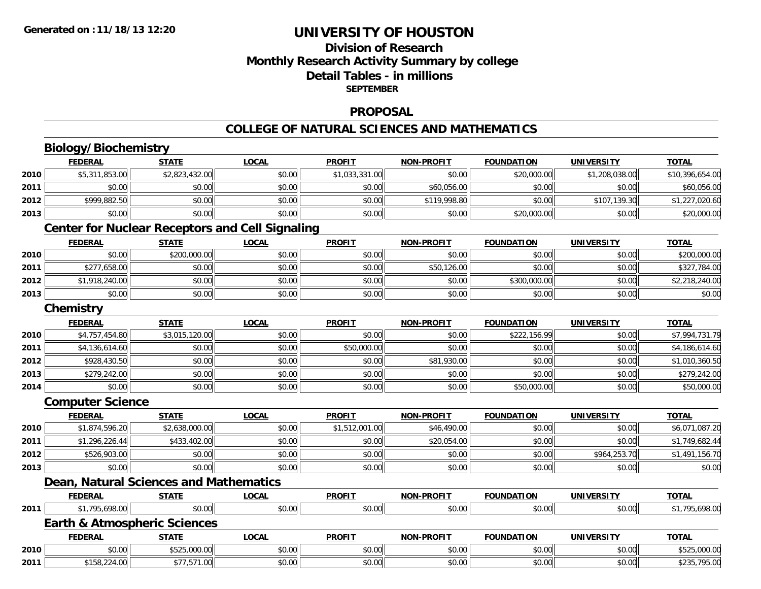Generated on :11/18/13 12:20

# UNIVERSITY OF HOUSTON

## Division of Research
## Monthly Research Activity Summary by college
## Detail Tables - in millions
**SEPTEMBER**

## PROPOSAL

## COLLEGE OF NATURAL SCIENCES AND MATHEMATICS

### Biology/Biochemistry

| | FEDERAL | STATE | LOCAL | PROFIT | NON-PROFIT | FOUNDATION | UNIVERSITY | TOTAL |
|---|---|---|---|---|---|---|---|---|
| 2010 | $5,311,853.00 | $2,823,432.00 | $0.00 | $1,033,331.00 | $0.00 | $20,000.00 | $1,208,038.00 | $10,396,654.00 |
| 2011 | $0.00 | $0.00 | $0.00 | $0.00 | $60,056.00 | $0.00 | $0.00 | $60,056.00 |
| 2012 | $999,882.50 | $0.00 | $0.00 | $0.00 | $119,998.80 | $0.00 | $107,139.30 | $1,227,020.60 |
| 2013 | $0.00 | $0.00 | $0.00 | $0.00 | $0.00 | $20,000.00 | $0.00 | $20,000.00 |

### Center for Nuclear Receptors and Cell Signaling

| | FEDERAL | STATE | LOCAL | PROFIT | NON-PROFIT | FOUNDATION | UNIVERSITY | TOTAL |
|---|---|---|---|---|---|---|---|---|
| 2010 | $0.00 | $200,000.00 | $0.00 | $0.00 | $0.00 | $0.00 | $0.00 | $200,000.00 |
| 2011 | $277,658.00 | $0.00 | $0.00 | $0.00 | $50,126.00 | $0.00 | $0.00 | $327,784.00 |
| 2012 | $1,918,240.00 | $0.00 | $0.00 | $0.00 | $0.00 | $300,000.00 | $0.00 | $2,218,240.00 |
| 2013 | $0.00 | $0.00 | $0.00 | $0.00 | $0.00 | $0.00 | $0.00 | $0.00 |

### Chemistry

| | FEDERAL | STATE | LOCAL | PROFIT | NON-PROFIT | FOUNDATION | UNIVERSITY | TOTAL |
|---|---|---|---|---|---|---|---|---|
| 2010 | $4,757,454.80 | $3,015,120.00 | $0.00 | $0.00 | $0.00 | $222,156.99 | $0.00 | $7,994,731.79 |
| 2011 | $4,136,614.60 | $0.00 | $0.00 | $50,000.00 | $0.00 | $0.00 | $0.00 | $4,186,614.60 |
| 2012 | $928,430.50 | $0.00 | $0.00 | $0.00 | $81,930.00 | $0.00 | $0.00 | $1,010,360.50 |
| 2013 | $279,242.00 | $0.00 | $0.00 | $0.00 | $0.00 | $0.00 | $0.00 | $279,242.00 |
| 2014 | $0.00 | $0.00 | $0.00 | $0.00 | $0.00 | $50,000.00 | $0.00 | $50,000.00 |

### Computer Science

| | FEDERAL | STATE | LOCAL | PROFIT | NON-PROFIT | FOUNDATION | UNIVERSITY | TOTAL |
|---|---|---|---|---|---|---|---|---|
| 2010 | $1,874,596.20 | $2,638,000.00 | $0.00 | $1,512,001.00 | $46,490.00 | $0.00 | $0.00 | $6,071,087.20 |
| 2011 | $1,296,226.44 | $433,402.00 | $0.00 | $0.00 | $20,054.00 | $0.00 | $0.00 | $1,749,682.44 |
| 2012 | $526,903.00 | $0.00 | $0.00 | $0.00 | $0.00 | $0.00 | $964,253.70 | $1,491,156.70 |
| 2013 | $0.00 | $0.00 | $0.00 | $0.00 | $0.00 | $0.00 | $0.00 | $0.00 |

### Dean, Natural Sciences and Mathematics

| | FEDERAL | STATE | LOCAL | PROFIT | NON-PROFIT | FOUNDATION | UNIVERSITY | TOTAL |
|---|---|---|---|---|---|---|---|---|
| 2011 | $1,795,698.00 | $0.00 | $0.00 | $0.00 | $0.00 | $0.00 | $0.00 | $1,795,698.00 |

### Earth & Atmospheric Sciences

| | FEDERAL | STATE | LOCAL | PROFIT | NON-PROFIT | FOUNDATION | UNIVERSITY | TOTAL |
|---|---|---|---|---|---|---|---|---|
| 2010 | $0.00 | $525,000.00 | $0.00 | $0.00 | $0.00 | $0.00 | $0.00 | $525,000.00 |
| 2011 | $158,224.00 | $77,571.00 | $0.00 | $0.00 | $0.00 | $0.00 | $0.00 | $235,795.00 |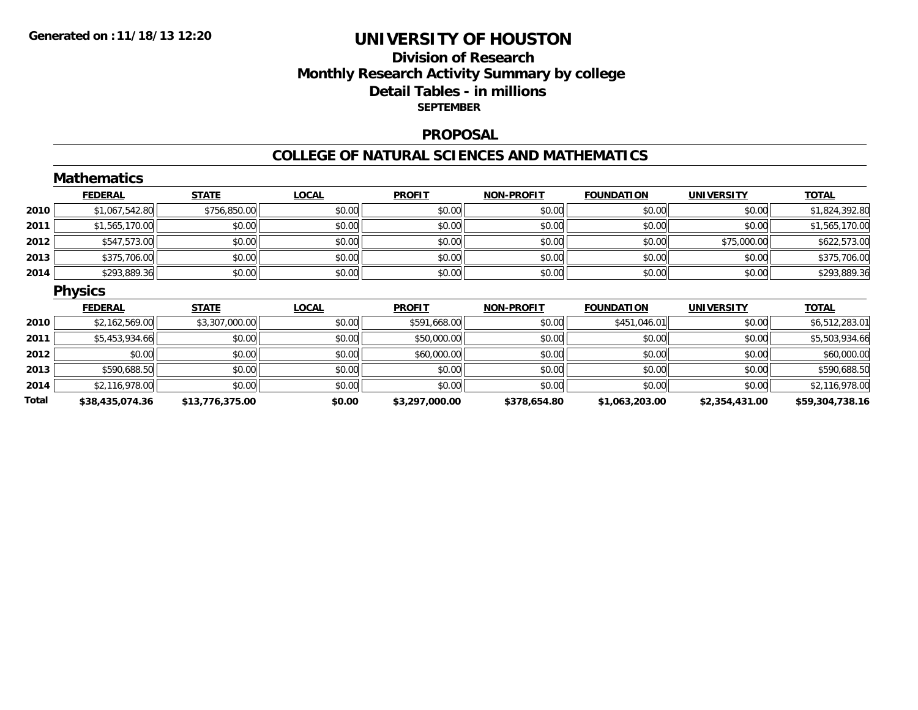Generated on :11/18/13 12:20

# UNIVERSITY OF HOUSTON

## Division of Research
## Monthly Research Activity Summary by college
## Detail Tables - in millions
### SEPTEMBER

### PROPOSAL

### COLLEGE OF NATURAL SCIENCES AND MATHEMATICS

#### Mathematics

| | FEDERAL | STATE | LOCAL | PROFIT | NON-PROFIT | FOUNDATION | UNIVERSITY | TOTAL |
|---|---|---|---|---|---|---|---|---|
| 2010 | $1,067,542.80 | $756,850.00 | $0.00 | $0.00 | $0.00 | $0.00 | $0.00 | $1,824,392.80 |
| 2011 | $1,565,170.00 | $0.00 | $0.00 | $0.00 | $0.00 | $0.00 | $0.00 | $1,565,170.00 |
| 2012 | $547,573.00 | $0.00 | $0.00 | $0.00 | $0.00 | $0.00 | $75,000.00 | $622,573.00 |
| 2013 | $375,706.00 | $0.00 | $0.00 | $0.00 | $0.00 | $0.00 | $0.00 | $375,706.00 |
| 2014 | $293,889.36 | $0.00 | $0.00 | $0.00 | $0.00 | $0.00 | $0.00 | $293,889.36 |

#### Physics

| | FEDERAL | STATE | LOCAL | PROFIT | NON-PROFIT | FOUNDATION | UNIVERSITY | TOTAL |
|---|---|---|---|---|---|---|---|---|
| 2010 | $2,162,569.00 | $3,307,000.00 | $0.00 | $591,668.00 | $0.00 | $451,046.01 | $0.00 | $6,512,283.01 |
| 2011 | $5,453,934.66 | $0.00 | $0.00 | $50,000.00 | $0.00 | $0.00 | $0.00 | $5,503,934.66 |
| 2012 | $0.00 | $0.00 | $0.00 | $60,000.00 | $0.00 | $0.00 | $0.00 | $60,000.00 |
| 2013 | $590,688.50 | $0.00 | $0.00 | $0.00 | $0.00 | $0.00 | $0.00 | $590,688.50 |
| 2014 | $2,116,978.00 | $0.00 | $0.00 | $0.00 | $0.00 | $0.00 | $0.00 | $2,116,978.00 |
| **Total** | **$38,435,074.36** | **$13,776,375.00** | **$0.00** | **$3,297,000.00** | **$378,654.80** | **$1,063,203.00** | **$2,354,431.00** | **$59,304,738.16** |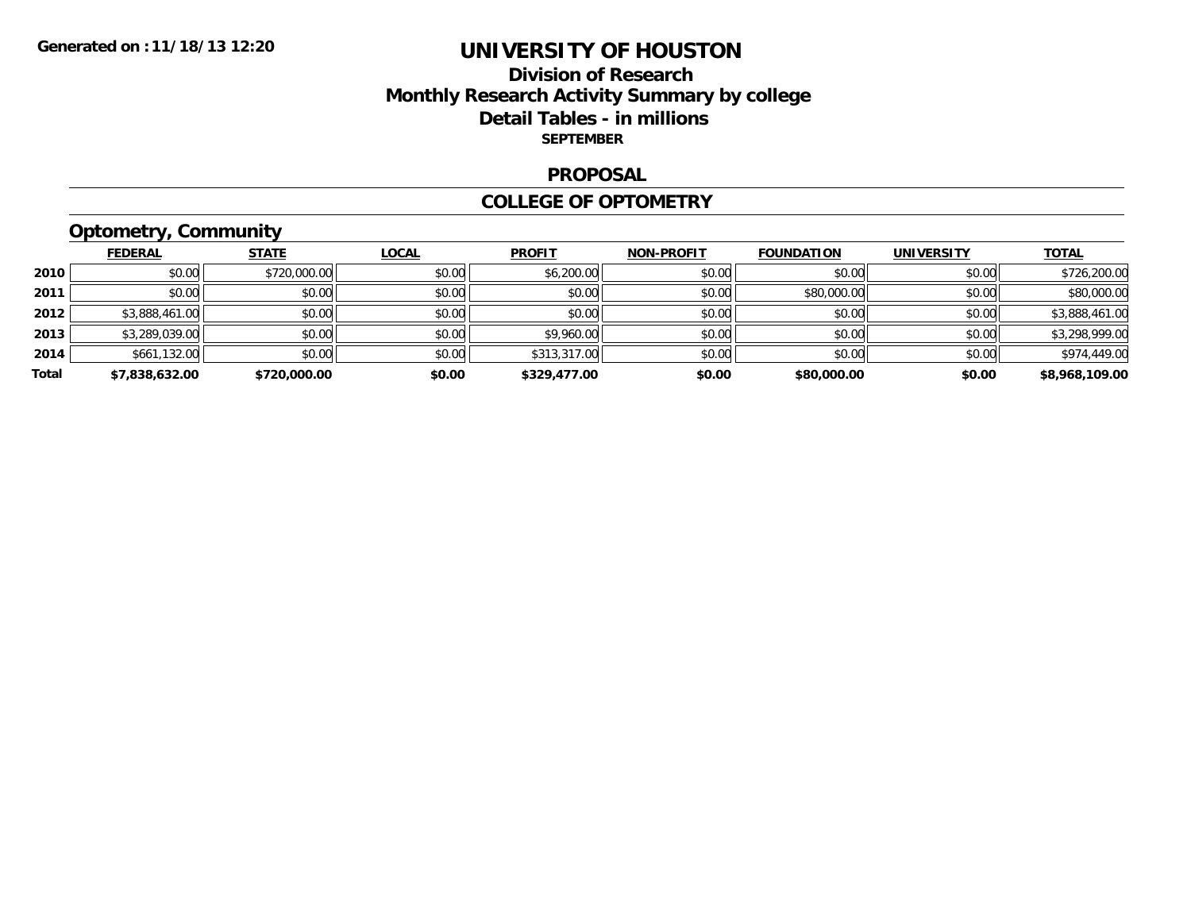**Generated on :11/18/13 12:20**

# UNIVERSITY OF HOUSTON

## Division of Research
## Monthly Research Activity Summary by college
## Detail Tables - in millions
**SEPTEMBER**

### PROPOSAL

### COLLEGE OF OPTOMETRY

### Optometry, Community

| | FEDERAL | STATE | LOCAL | PROFIT | NON-PROFIT | FOUNDATION | UNIVERSITY | TOTAL |
|---|---|---|---|---|---|---|---|---|
| 2010 | $0.00 | $720,000.00 | $0.00 | $6,200.00 | $0.00 | $0.00 | $0.00 | $726,200.00 |
| 2011 | $0.00 | $0.00 | $0.00 | $0.00 | $0.00 | $80,000.00 | $0.00 | $80,000.00 |
| 2012 | $3,888,461.00 | $0.00 | $0.00 | $0.00 | $0.00 | $0.00 | $0.00 | $3,888,461.00 |
| 2013 | $3,289,039.00 | $0.00 | $0.00 | $9,960.00 | $0.00 | $0.00 | $0.00 | $3,298,999.00 |
| 2014 | $661,132.00 | $0.00 | $0.00 | $313,317.00 | $0.00 | $0.00 | $0.00 | $974,449.00 |
| **Total** | **$7,838,632.00** | **$720,000.00** | **$0.00** | **$329,477.00** | **$0.00** | **$80,000.00** | **$0.00** | **$8,968,109.00** |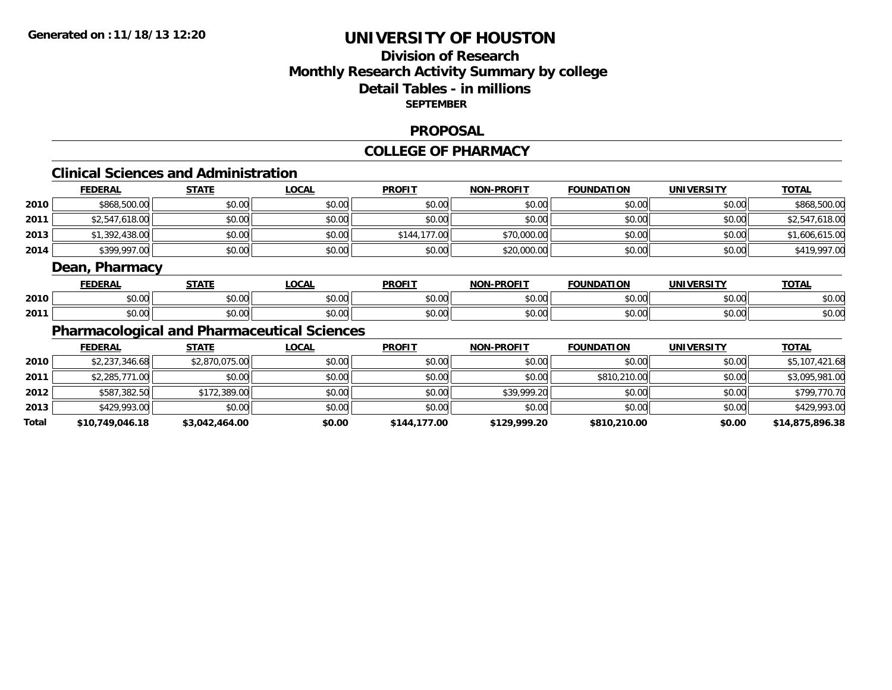# UNIVERSITY OF HOUSTON

## Division of Research
## Monthly Research Activity Summary by college
## Detail Tables - in millions
### SEPTEMBER

### PROPOSAL

### COLLEGE OF PHARMACY

#### Clinical Sciences and Administration

| | FEDERAL | STATE | LOCAL | PROFIT | NON-PROFIT | FOUNDATION | UNIVERSITY | TOTAL |
|---|---|---|---|---|---|---|---|---|
| 2010 | $868,500.00 | $0.00 | $0.00 | $0.00 | $0.00 | $0.00 | $0.00 | $868,500.00 |
| 2011 | $2,547,618.00 | $0.00 | $0.00 | $0.00 | $0.00 | $0.00 | $0.00 | $2,547,618.00 |
| 2013 | $1,392,438.00 | $0.00 | $0.00 | $144,177.00 | $70,000.00 | $0.00 | $0.00 | $1,606,615.00 |
| 2014 | $399,997.00 | $0.00 | $0.00 | $0.00 | $20,000.00 | $0.00 | $0.00 | $419,997.00 |

#### Dean, Pharmacy

| | FEDERAL | STATE | LOCAL | PROFIT | NON-PROFIT | FOUNDATION | UNIVERSITY | TOTAL |
|---|---|---|---|---|---|---|---|---|
| 2010 | $0.00 | $0.00 | $0.00 | $0.00 | $0.00 | $0.00 | $0.00 | $0.00 |
| 2011 | $0.00 | $0.00 | $0.00 | $0.00 | $0.00 | $0.00 | $0.00 | $0.00 |

#### Pharmacological and Pharmaceutical Sciences

| | FEDERAL | STATE | LOCAL | PROFIT | NON-PROFIT | FOUNDATION | UNIVERSITY | TOTAL |
|---|---|---|---|---|---|---|---|---|
| 2010 | $2,237,346.68 | $2,870,075.00 | $0.00 | $0.00 | $0.00 | $0.00 | $0.00 | $5,107,421.68 |
| 2011 | $2,285,771.00 | $0.00 | $0.00 | $0.00 | $0.00 | $810,210.00 | $0.00 | $3,095,981.00 |
| 2012 | $587,382.50 | $172,389.00 | $0.00 | $0.00 | $39,999.20 | $0.00 | $0.00 | $799,770.70 |
| 2013 | $429,993.00 | $0.00 | $0.00 | $0.00 | $0.00 | $0.00 | $0.00 | $429,993.00 |
| **Total** | **$10,749,046.18** | **$3,042,464.00** | **$0.00** | **$144,177.00** | **$129,999.20** | **$810,210.00** | **$0.00** | **$14,875,896.38** |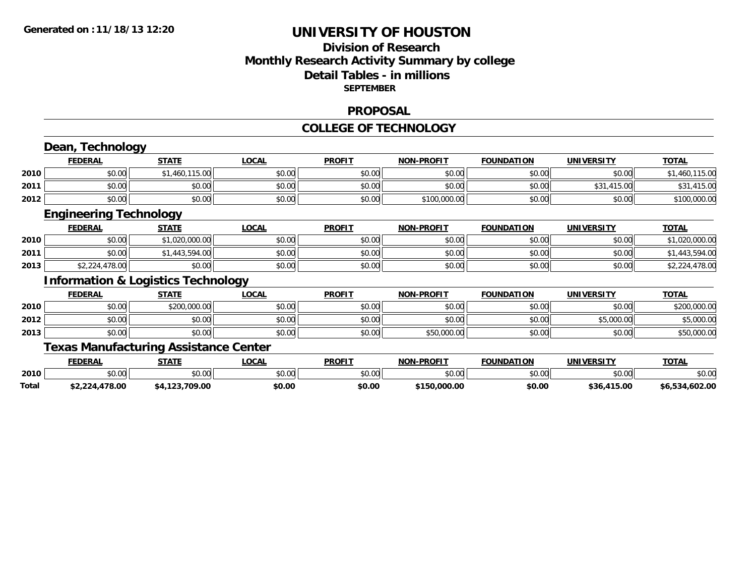Generated on :11/18/13 12:20

# UNIVERSITY OF HOUSTON

## Division of Research
## Monthly Research Activity Summary by college
## Detail Tables - in millions
**SEPTEMBER**

### PROPOSAL

### COLLEGE OF TECHNOLOGY

#### Dean, Technology

| | FEDERAL | STATE | LOCAL | PROFIT | NON-PROFIT | FOUNDATION | UNIVERSITY | TOTAL |
|---|---|---|---|---|---|---|---|---|
| 2010 | $0.00 | $1,460,115.00 | $0.00 | $0.00 | $0.00 | $0.00 | $0.00 | $1,460,115.00 |
| 2011 | $0.00 | $0.00 | $0.00 | $0.00 | $0.00 | $0.00 | $31,415.00 | $31,415.00 |
| 2012 | $0.00 | $0.00 | $0.00 | $0.00 | $100,000.00 | $0.00 | $0.00 | $100,000.00 |

#### Engineering Technology

| | FEDERAL | STATE | LOCAL | PROFIT | NON-PROFIT | FOUNDATION | UNIVERSITY | TOTAL |
|---|---|---|---|---|---|---|---|---|
| 2010 | $0.00 | $1,020,000.00 | $0.00 | $0.00 | $0.00 | $0.00 | $0.00 | $1,020,000.00 |
| 2011 | $0.00 | $1,443,594.00 | $0.00 | $0.00 | $0.00 | $0.00 | $0.00 | $1,443,594.00 |
| 2013 | $2,224,478.00 | $0.00 | $0.00 | $0.00 | $0.00 | $0.00 | $0.00 | $2,224,478.00 |

#### Information & Logistics Technology

| | FEDERAL | STATE | LOCAL | PROFIT | NON-PROFIT | FOUNDATION | UNIVERSITY | TOTAL |
|---|---|---|---|---|---|---|---|---|
| 2010 | $0.00 | $200,000.00 | $0.00 | $0.00 | $0.00 | $0.00 | $0.00 | $200,000.00 |
| 2012 | $0.00 | $0.00 | $0.00 | $0.00 | $0.00 | $0.00 | $5,000.00 | $5,000.00 |
| 2013 | $0.00 | $0.00 | $0.00 | $0.00 | $50,000.00 | $0.00 | $0.00 | $50,000.00 |

#### Texas Manufacturing Assistance Center

| | FEDERAL | STATE | LOCAL | PROFIT | NON-PROFIT | FOUNDATION | UNIVERSITY | TOTAL |
|---|---|---|---|---|---|---|---|---|
| 2010 | $0.00 | $0.00 | $0.00 | $0.00 | $0.00 | $0.00 | $0.00 | $0.00 |
| **Total** | **$2,224,478.00** | **$4,123,709.00** | **$0.00** | **$0.00** | **$150,000.00** | **$0.00** | **$36,415.00** | **$6,534,602.00** |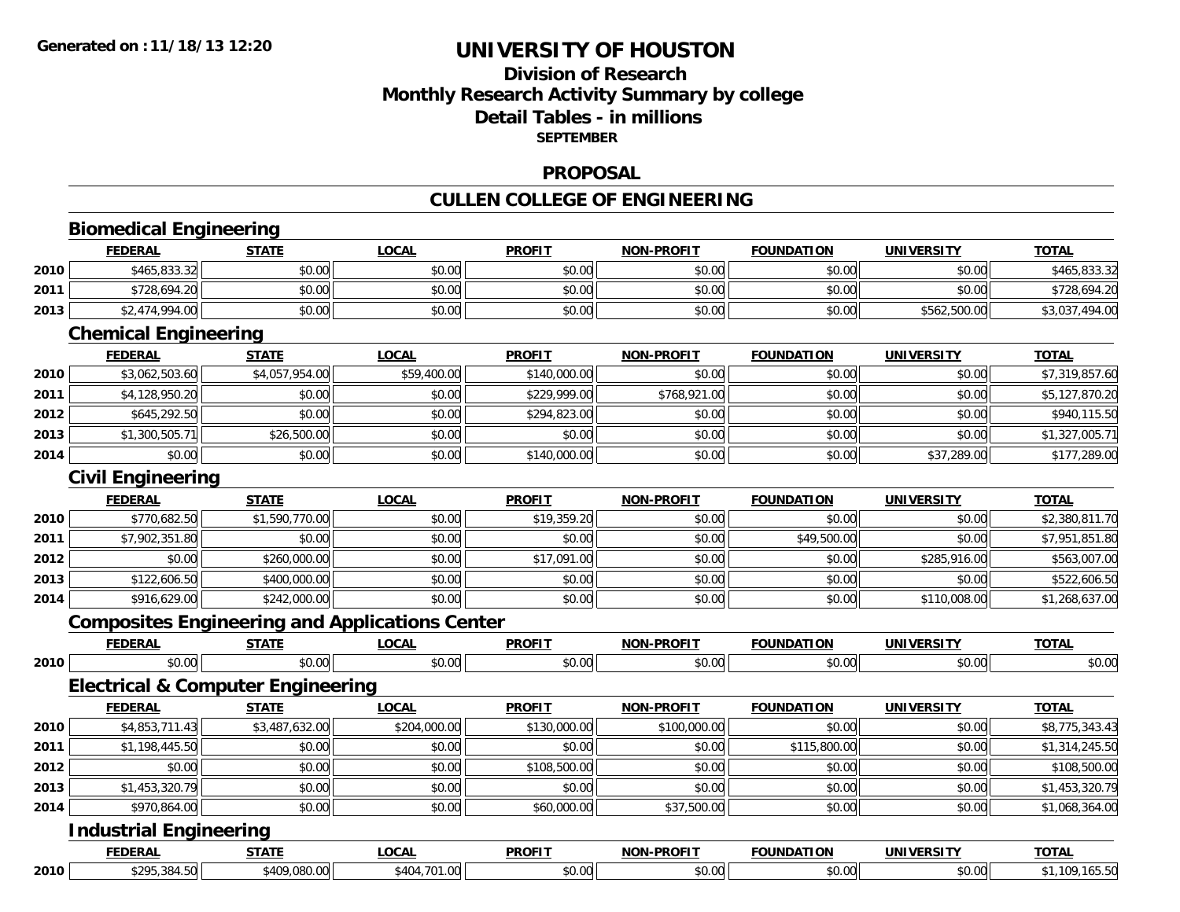Generated on :11/18/13 12:20

# UNIVERSITY OF HOUSTON

## Division of Research
## Monthly Research Activity Summary by college
## Detail Tables - in millions
### SEPTEMBER

## PROPOSAL

## CULLEN COLLEGE OF ENGINEERING

### Biomedical Engineering

| | FEDERAL | STATE | LOCAL | PROFIT | NON-PROFIT | FOUNDATION | UNIVERSITY | TOTAL |
|---|---|---|---|---|---|---|---|---|
| 2010 | $465,833.32 | $0.00 | $0.00 | $0.00 | $0.00 | $0.00 | $0.00 | $465,833.32 |
| 2011 | $728,694.20 | $0.00 | $0.00 | $0.00 | $0.00 | $0.00 | $0.00 | $728,694.20 |
| 2013 | $2,474,994.00 | $0.00 | $0.00 | $0.00 | $0.00 | $0.00 | $562,500.00 | $3,037,494.00 |

### Chemical Engineering

| | FEDERAL | STATE | LOCAL | PROFIT | NON-PROFIT | FOUNDATION | UNIVERSITY | TOTAL |
|---|---|---|---|---|---|---|---|---|
| 2010 | $3,062,503.60 | $4,057,954.00 | $59,400.00 | $140,000.00 | $0.00 | $0.00 | $0.00 | $7,319,857.60 |
| 2011 | $4,128,950.20 | $0.00 | $0.00 | $229,999.00 | $768,921.00 | $0.00 | $0.00 | $5,127,870.20 |
| 2012 | $645,292.50 | $0.00 | $0.00 | $294,823.00 | $0.00 | $0.00 | $0.00 | $940,115.50 |
| 2013 | $1,300,505.71 | $26,500.00 | $0.00 | $0.00 | $0.00 | $0.00 | $0.00 | $1,327,005.71 |
| 2014 | $0.00 | $0.00 | $0.00 | $140,000.00 | $0.00 | $0.00 | $37,289.00 | $177,289.00 |

### Civil Engineering

| | FEDERAL | STATE | LOCAL | PROFIT | NON-PROFIT | FOUNDATION | UNIVERSITY | TOTAL |
|---|---|---|---|---|---|---|---|---|
| 2010 | $770,682.50 | $1,590,770.00 | $0.00 | $19,359.20 | $0.00 | $0.00 | $0.00 | $2,380,811.70 |
| 2011 | $7,902,351.80 | $0.00 | $0.00 | $0.00 | $0.00 | $49,500.00 | $0.00 | $7,951,851.80 |
| 2012 | $0.00 | $260,000.00 | $0.00 | $17,091.00 | $0.00 | $0.00 | $285,916.00 | $563,007.00 |
| 2013 | $122,606.50 | $400,000.00 | $0.00 | $0.00 | $0.00 | $0.00 | $0.00 | $522,606.50 |
| 2014 | $916,629.00 | $242,000.00 | $0.00 | $0.00 | $0.00 | $0.00 | $110,008.00 | $1,268,637.00 |

### Composites Engineering and Applications Center

| | FEDERAL | STATE | LOCAL | PROFIT | NON-PROFIT | FOUNDATION | UNIVERSITY | TOTAL |
|---|---|---|---|---|---|---|---|---|
| 2010 | $0.00 | $0.00 | $0.00 | $0.00 | $0.00 | $0.00 | $0.00 | $0.00 |

### Electrical & Computer Engineering

| | FEDERAL | STATE | LOCAL | PROFIT | NON-PROFIT | FOUNDATION | UNIVERSITY | TOTAL |
|---|---|---|---|---|---|---|---|---|
| 2010 | $4,853,711.43 | $3,487,632.00 | $204,000.00 | $130,000.00 | $100,000.00 | $0.00 | $0.00 | $8,775,343.43 |
| 2011 | $1,198,445.50 | $0.00 | $0.00 | $0.00 | $0.00 | $115,800.00 | $0.00 | $1,314,245.50 |
| 2012 | $0.00 | $0.00 | $0.00 | $108,500.00 | $0.00 | $0.00 | $0.00 | $108,500.00 |
| 2013 | $1,453,320.79 | $0.00 | $0.00 | $0.00 | $0.00 | $0.00 | $0.00 | $1,453,320.79 |
| 2014 | $970,864.00 | $0.00 | $0.00 | $60,000.00 | $37,500.00 | $0.00 | $0.00 | $1,068,364.00 |

### Industrial Engineering

| | FEDERAL | STATE | LOCAL | PROFIT | NON-PROFIT | FOUNDATION | UNIVERSITY | TOTAL |
|---|---|---|---|---|---|---|---|---|
| 2010 | $295,384.50 | $409,080.00 | $404,701.00 | $0.00 | $0.00 | $0.00 | $0.00 | $1,109,165.50 |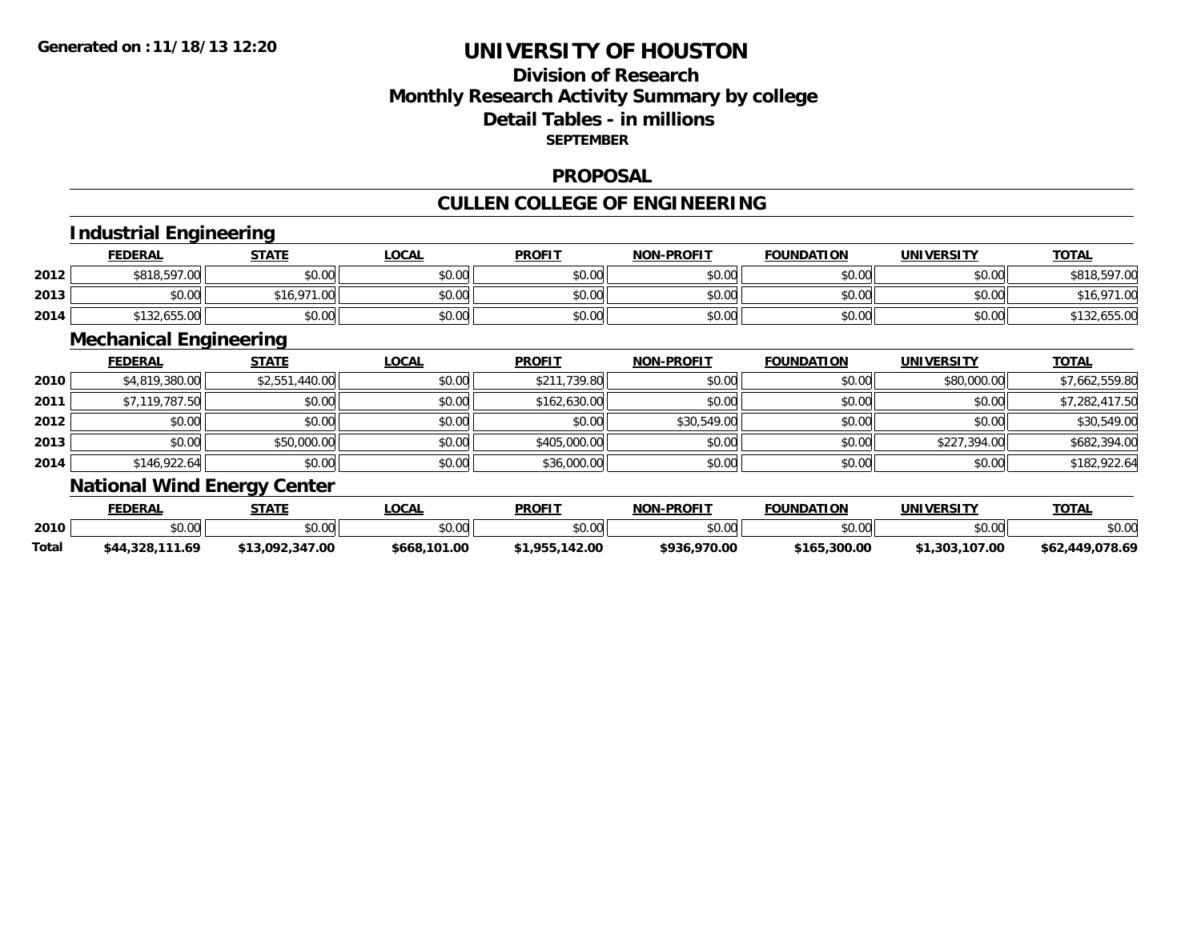# UNIVERSITY OF HOUSTON

## Division of Research
## Monthly Research Activity Summary by college
## Detail Tables - in millions
### SEPTEMBER

## PROPOSAL

## CULLEN COLLEGE OF ENGINEERING

### Industrial Engineering

| | FEDERAL | STATE | LOCAL | PROFIT | NON-PROFIT | FOUNDATION | UNIVERSITY | TOTAL |
|---|---|---|---|---|---|---|---|---|
| 2012 | \$818,597.00 | \$0.00 | \$0.00 | \$0.00 | \$0.00 | \$0.00 | \$0.00 | \$818,597.00 |
| 2013 | \$0.00 | \$16,971.00 | \$0.00 | \$0.00 | \$0.00 | \$0.00 | \$0.00 | \$16,971.00 |
| 2014 | \$132,655.00 | \$0.00 | \$0.00 | \$0.00 | \$0.00 | \$0.00 | \$0.00 | \$132,655.00 |

### Mechanical Engineering

| | FEDERAL | STATE | LOCAL | PROFIT | NON-PROFIT | FOUNDATION | UNIVERSITY | TOTAL |
|---|---|---|---|---|---|---|---|---|
| 2010 | \$4,819,380.00 | \$2,551,440.00 | \$0.00 | \$211,739.80 | \$0.00 | \$0.00 | \$80,000.00 | \$7,662,559.80 |
| 2011 | \$7,119,787.50 | \$0.00 | \$0.00 | \$162,630.00 | \$0.00 | \$0.00 | \$0.00 | \$7,282,417.50 |
| 2012 | \$0.00 | \$0.00 | \$0.00 | \$0.00 | \$30,549.00 | \$0.00 | \$0.00 | \$30,549.00 |
| 2013 | \$0.00 | \$50,000.00 | \$0.00 | \$405,000.00 | \$0.00 | \$0.00 | \$227,394.00 | \$682,394.00 |
| 2014 | \$146,922.64 | \$0.00 | \$0.00 | \$36,000.00 | \$0.00 | \$0.00 | \$0.00 | \$182,922.64 |

### National Wind Energy Center

| | FEDERAL | STATE | LOCAL | PROFIT | NON-PROFIT | FOUNDATION | UNIVERSITY | TOTAL |
|---|---|---|---|---|---|---|---|---|
| 2010 | \$0.00 | \$0.00 | \$0.00 | \$0.00 | \$0.00 | \$0.00 | \$0.00 | \$0.00 |
| **Total** | **\$44,328,111.69** | **\$13,092,347.00** | **\$668,101.00** | **\$1,955,142.00** | **\$936,970.00** | **\$165,300.00** | **\$1,303,107.00** | **\$62,449,078.69** |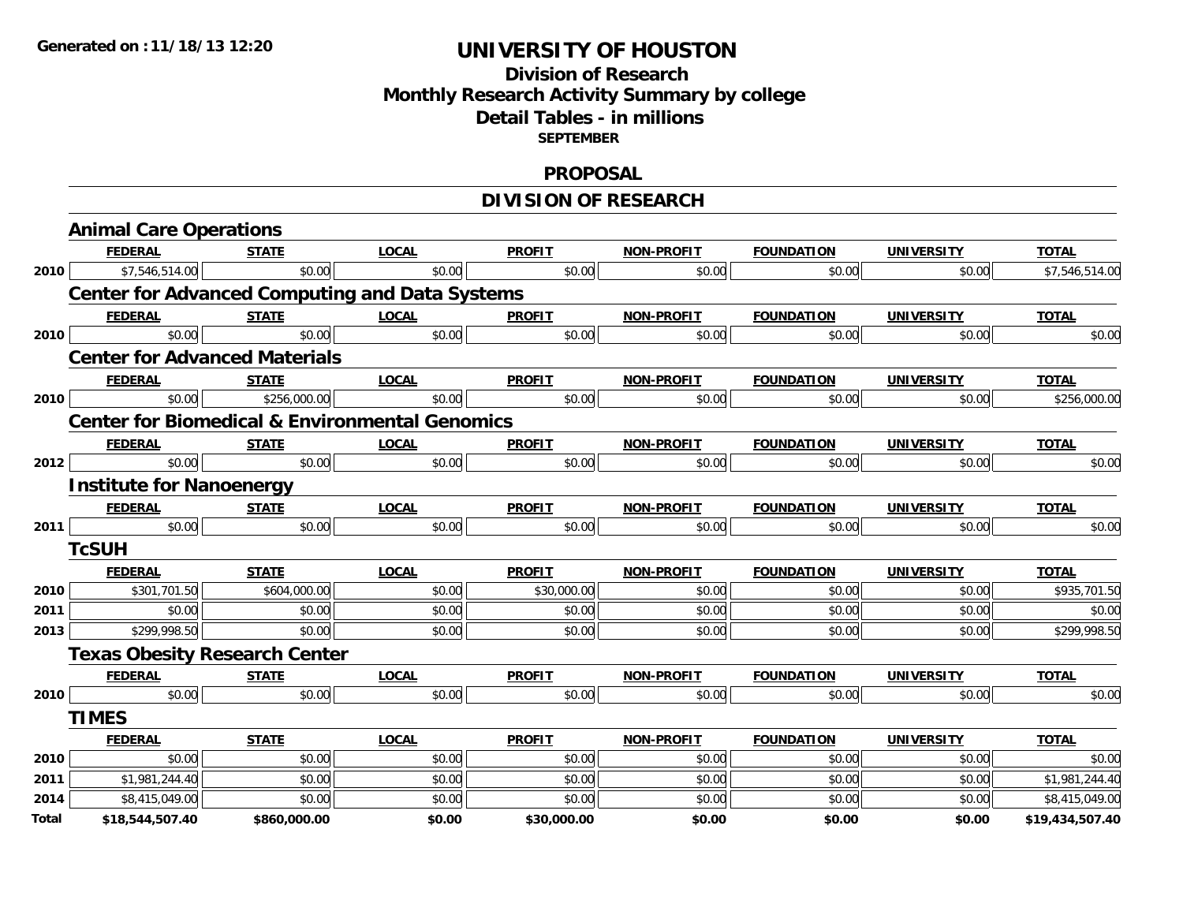# UNIVERSITY OF HOUSTON

## Division of Research
## Monthly Research Activity Summary by college
## Detail Tables - in millions
### SEPTEMBER

## PROPOSAL

## DIVISION OF RESEARCH

### Animal Care Operations

| | FEDERAL | STATE | LOCAL | PROFIT | NON-PROFIT | FOUNDATION | UNIVERSITY | TOTAL |
|---|---|---|---|---|---|---|---|---|
| 2010 | $7,546,514.00 | $0.00 | $0.00 | $0.00 | $0.00 | $0.00 | $0.00 | $7,546,514.00 |

### Center for Advanced Computing and Data Systems

| | FEDERAL | STATE | LOCAL | PROFIT | NON-PROFIT | FOUNDATION | UNIVERSITY | TOTAL |
|---|---|---|---|---|---|---|---|---|
| 2010 | $0.00 | $0.00 | $0.00 | $0.00 | $0.00 | $0.00 | $0.00 | $0.00 |

### Center for Advanced Materials

| | FEDERAL | STATE | LOCAL | PROFIT | NON-PROFIT | FOUNDATION | UNIVERSITY | TOTAL |
|---|---|---|---|---|---|---|---|---|
| 2010 | $0.00 | $256,000.00 | $0.00 | $0.00 | $0.00 | $0.00 | $0.00 | $256,000.00 |

### Center for Biomedical & Environmental Genomics

| | FEDERAL | STATE | LOCAL | PROFIT | NON-PROFIT | FOUNDATION | UNIVERSITY | TOTAL |
|---|---|---|---|---|---|---|---|---|
| 2012 | $0.00 | $0.00 | $0.00 | $0.00 | $0.00 | $0.00 | $0.00 | $0.00 |

### Institute for Nanoenergy

| | FEDERAL | STATE | LOCAL | PROFIT | NON-PROFIT | FOUNDATION | UNIVERSITY | TOTAL |
|---|---|---|---|---|---|---|---|---|
| 2011 | $0.00 | $0.00 | $0.00 | $0.00 | $0.00 | $0.00 | $0.00 | $0.00 |

### TcSUH

| | FEDERAL | STATE | LOCAL | PROFIT | NON-PROFIT | FOUNDATION | UNIVERSITY | TOTAL |
|---|---|---|---|---|---|---|---|---|
| 2010 | $301,701.50 | $604,000.00 | $0.00 | $30,000.00 | $0.00 | $0.00 | $0.00 | $935,701.50 |
| 2011 | $0.00 | $0.00 | $0.00 | $0.00 | $0.00 | $0.00 | $0.00 | $0.00 |
| 2013 | $299,998.50 | $0.00 | $0.00 | $0.00 | $0.00 | $0.00 | $0.00 | $299,998.50 |

### Texas Obesity Research Center

| | FEDERAL | STATE | LOCAL | PROFIT | NON-PROFIT | FOUNDATION | UNIVERSITY | TOTAL |
|---|---|---|---|---|---|---|---|---|
| 2010 | $0.00 | $0.00 | $0.00 | $0.00 | $0.00 | $0.00 | $0.00 | $0.00 |

### TIMES

| | FEDERAL | STATE | LOCAL | PROFIT | NON-PROFIT | FOUNDATION | UNIVERSITY | TOTAL |
|---|---|---|---|---|---|---|---|---|
| 2010 | $0.00 | $0.00 | $0.00 | $0.00 | $0.00 | $0.00 | $0.00 | $0.00 |
| 2011 | $1,981,244.40 | $0.00 | $0.00 | $0.00 | $0.00 | $0.00 | $0.00 | $1,981,244.40 |
| 2014 | $8,415,049.00 | $0.00 | $0.00 | $0.00 | $0.00 | $0.00 | $0.00 | $8,415,049.00 |
| **Total** | **$18,544,507.40** | **$860,000.00** | **$0.00** | **$30,000.00** | **$0.00** | **$0.00** | **$0.00** | **$19,434,507.40** |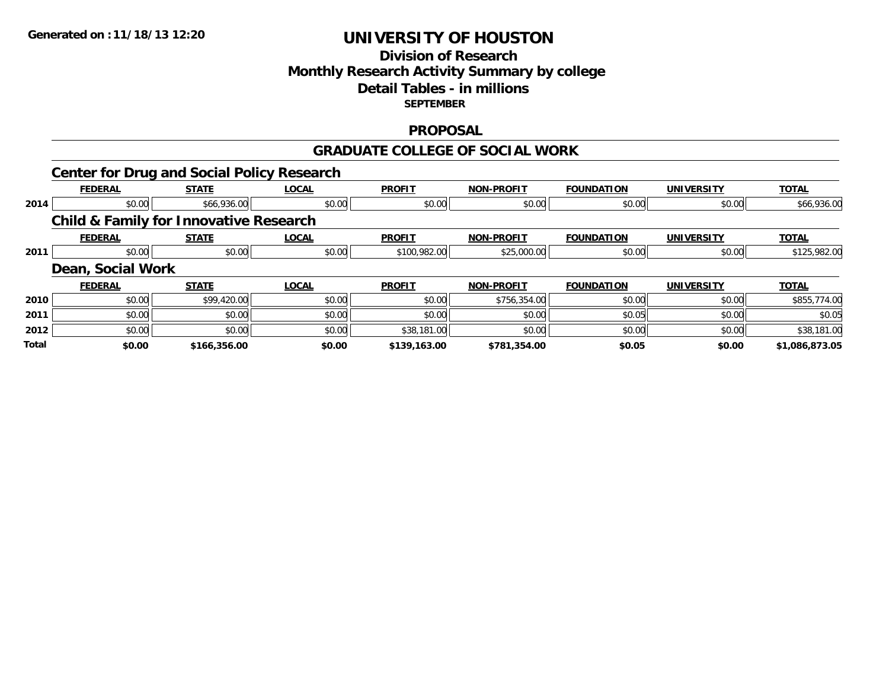**Generated on :11/18/13 12:20**

# UNIVERSITY OF HOUSTON

## Division of Research
## Monthly Research Activity Summary by college
## Detail Tables - in millions

**SEPTEMBER**

## PROPOSAL

## GRADUATE COLLEGE OF SOCIAL WORK

### Center for Drug and Social Policy Research

| | FEDERAL | STATE | LOCAL | PROFIT | NON-PROFIT | FOUNDATION | UNIVERSITY | TOTAL |
|---|---|---|---|---|---|---|---|---|
| 2014 | $0.00 | $66,936.00 | $0.00 | $0.00 | $0.00 | $0.00 | $0.00 | $66,936.00 |

### Child & Family for Innovative Research

| | FEDERAL | STATE | LOCAL | PROFIT | NON-PROFIT | FOUNDATION | UNIVERSITY | TOTAL |
|---|---|---|---|---|---|---|---|---|
| 2011 | $0.00 | $0.00 | $0.00 | $100,982.00 | $25,000.00 | $0.00 | $0.00 | $125,982.00 |

### Dean, Social Work

| | FEDERAL | STATE | LOCAL | PROFIT | NON-PROFIT | FOUNDATION | UNIVERSITY | TOTAL |
|---|---|---|---|---|---|---|---|---|
| 2010 | $0.00 | $99,420.00 | $0.00 | $0.00 | $756,354.00 | $0.00 | $0.00 | $855,774.00 |
| 2011 | $0.00 | $0.00 | $0.00 | $0.00 | $0.00 | $0.05 | $0.00 | $0.05 |
| 2012 | $0.00 | $0.00 | $0.00 | $38,181.00 | $0.00 | $0.00 | $0.00 | $38,181.00 |
| **Total** | **$0.00** | **$166,356.00** | **$0.00** | **$139,163.00** | **$781,354.00** | **$0.05** | **$0.00** | **$1,086,873.05** |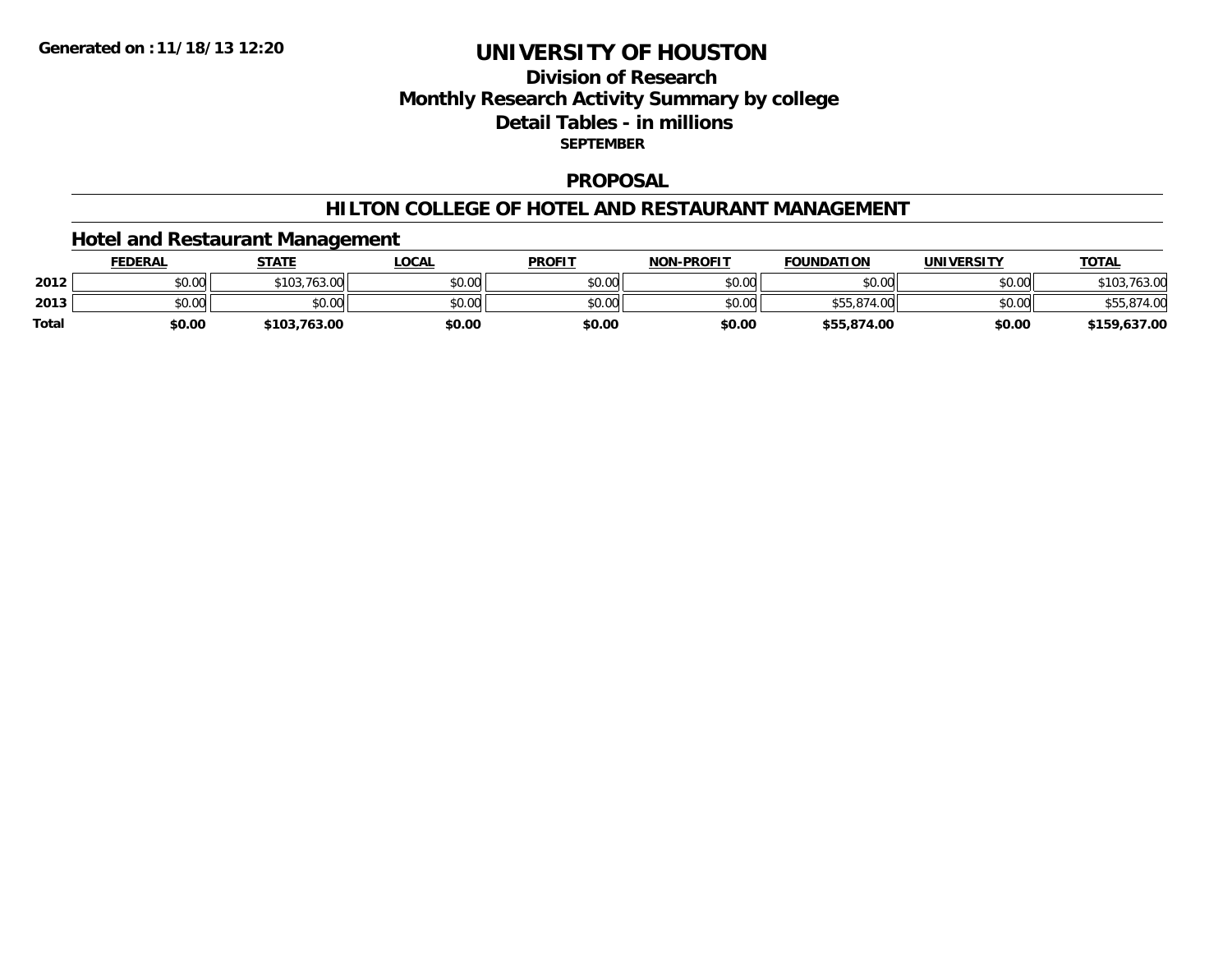Generated on :11/18/13 12:20

# UNIVERSITY OF HOUSTON

## Division of Research
## Monthly Research Activity Summary by college
## Detail Tables - in millions
### SEPTEMBER

## PROPOSAL

## HILTON COLLEGE OF HOTEL AND RESTAURANT MANAGEMENT

### Hotel and Restaurant Management

| | FEDERAL | STATE | LOCAL | PROFIT | NON-PROFIT | FOUNDATION | UNIVERSITY | TOTAL |
|---|---|---|---|---|---|---|---|---|
| 2012 | $0.00 | $103,763.00 | $0.00 | $0.00 | $0.00 | $0.00 | $0.00 | $103,763.00 |
| 2013 | $0.00 | $0.00 | $0.00 | $0.00 | $0.00 | $55,874.00 | $0.00 | $55,874.00 |
| **Total** | **$0.00** | **$103,763.00** | **$0.00** | **$0.00** | **$0.00** | **$55,874.00** | **$0.00** | **$159,637.00** |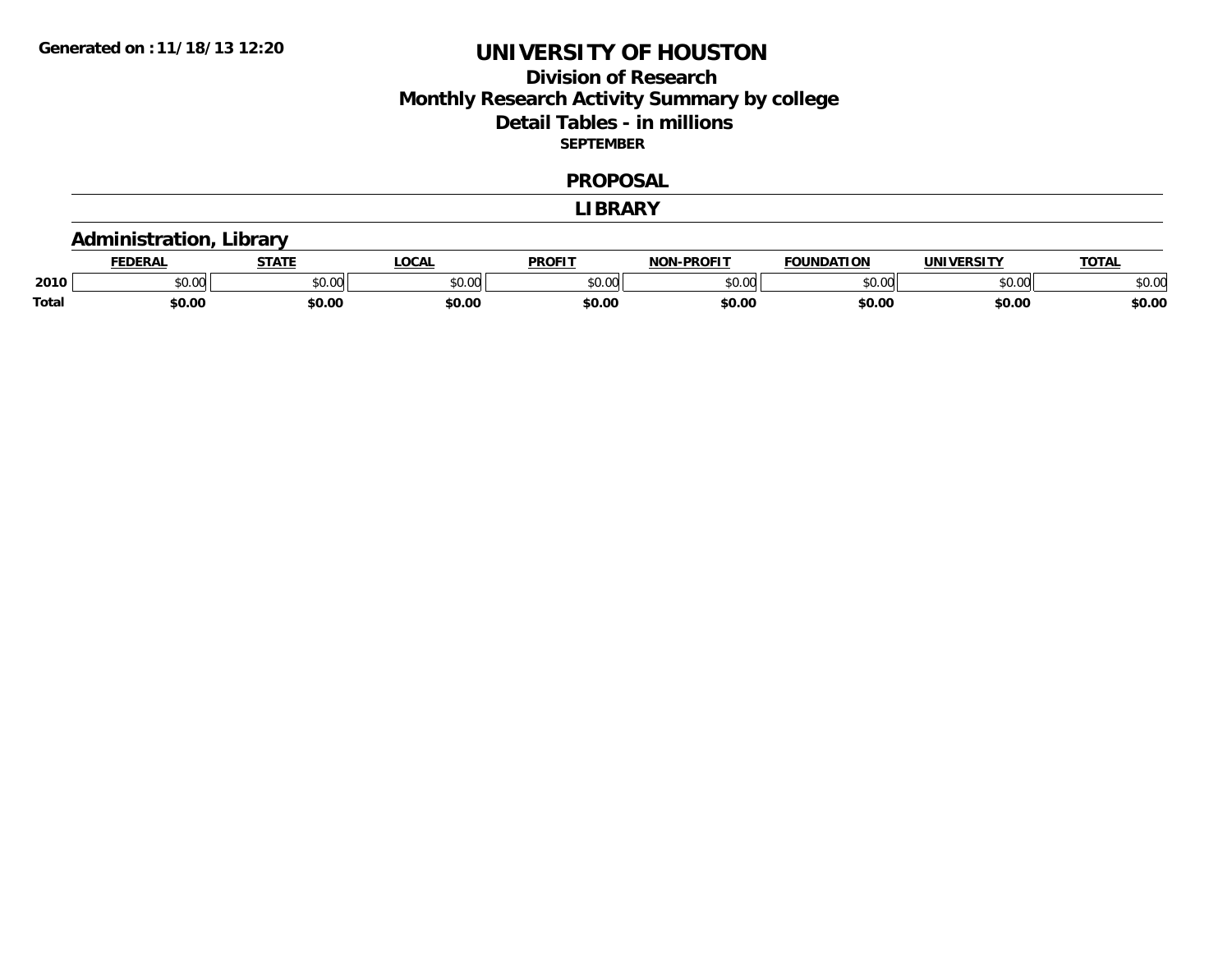Generated on :11/18/13 12:20

# UNIVERSITY OF HOUSTON

## Division of Research
## Monthly Research Activity Summary by college
## Detail Tables - in millions

**SEPTEMBER**

## PROPOSAL

## LIBRARY

### Administration, Library

| | FEDERAL | STATE | LOCAL | PROFIT | NON-PROFIT | FOUNDATION | UNIVERSITY | TOTAL |
|---|---|---|---|---|---|---|---|---|
| 2010 | $0.00 | $0.00 | $0.00 | $0.00 | $0.00 | $0.00 | $0.00 | $0.00 |
| **Total** | **$0.00** | **$0.00** | **$0.00** | **$0.00** | **$0.00** | **$0.00** | **$0.00** | **$0.00** |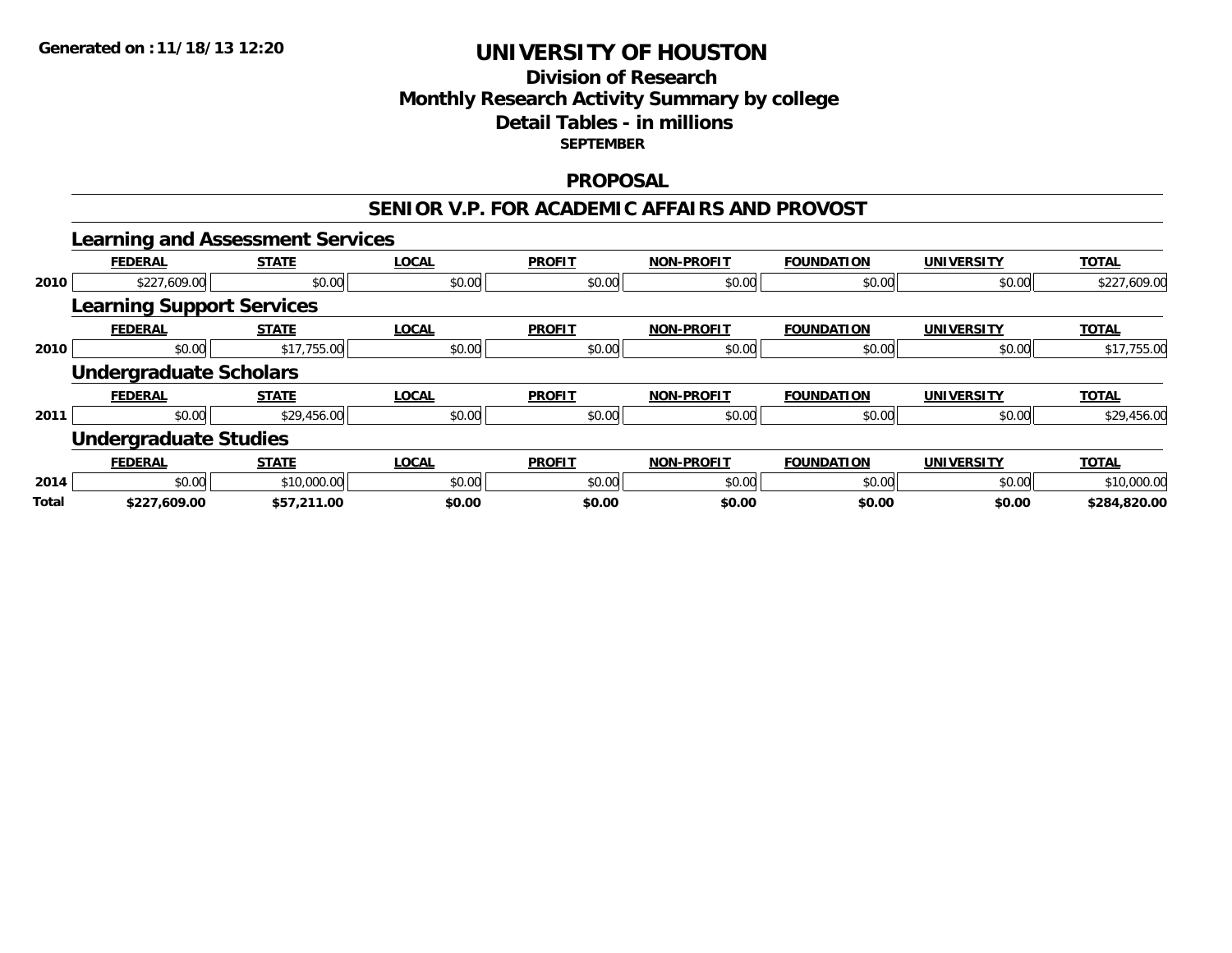# UNIVERSITY OF HOUSTON

## Division of Research
## Monthly Research Activity Summary by college
## Detail Tables - in millions
### SEPTEMBER

Generated on : 11/18/13 12:20

## PROPOSAL

## SENIOR V.P. FOR ACADEMIC AFFAIRS AND PROVOST

### Learning and Assessment Services

| | FEDERAL | STATE | LOCAL | PROFIT | NON-PROFIT | FOUNDATION | UNIVERSITY | TOTAL |
|---|---|---|---|---|---|---|---|---|
| 2010 | $227,609.00 | $0.00 | $0.00 | $0.00 | $0.00 | $0.00 | $0.00 | $227,609.00 |

### Learning Support Services

| | FEDERAL | STATE | LOCAL | PROFIT | NON-PROFIT | FOUNDATION | UNIVERSITY | TOTAL |
|---|---|---|---|---|---|---|---|---|
| 2010 | $0.00 | $17,755.00 | $0.00 | $0.00 | $0.00 | $0.00 | $0.00 | $17,755.00 |

### Undergraduate Scholars

| | FEDERAL | STATE | LOCAL | PROFIT | NON-PROFIT | FOUNDATION | UNIVERSITY | TOTAL |
|---|---|---|---|---|---|---|---|---|
| 2011 | $0.00 | $29,456.00 | $0.00 | $0.00 | $0.00 | $0.00 | $0.00 | $29,456.00 |

### Undergraduate Studies

| | FEDERAL | STATE | LOCAL | PROFIT | NON-PROFIT | FOUNDATION | UNIVERSITY | TOTAL |
|---|---|---|---|---|---|---|---|---|
| 2014 | $0.00 | $10,000.00 | $0.00 | $0.00 | $0.00 | $0.00 | $0.00 | $10,000.00 |
| **Total** | **$227,609.00** | **$57,211.00** | **$0.00** | **$0.00** | **$0.00** | **$0.00** | **$0.00** | **$284,820.00** |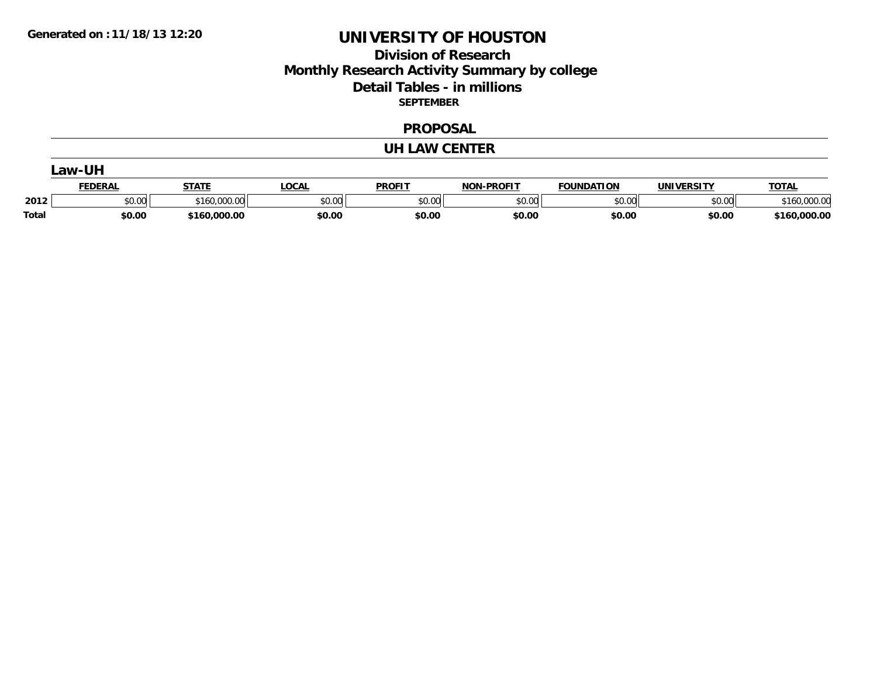# UNIVERSITY OF HOUSTON

## Division of Research
## Monthly Research Activity Summary by college
## Detail Tables - in millions

**SEPTEMBER**

**Generated on : 11/18/13 12:20**

### PROPOSAL

### UH LAW CENTER

#### Law-UH

| | FEDERAL | STATE | LOCAL | PROFIT | NON-PROFIT | FOUNDATION | UNIVERSITY | TOTAL |
|---|---|---|---|---|---|---|---|---|
| 2012 | $0.00 | $160,000.00 | $0.00 | $0.00 | $0.00 | $0.00 | $0.00 | $160,000.00 |
| **Total** | **$0.00** | **$160,000.00** | **$0.00** | **$0.00** | **$0.00** | **$0.00** | **$0.00** | **$160,000.00** |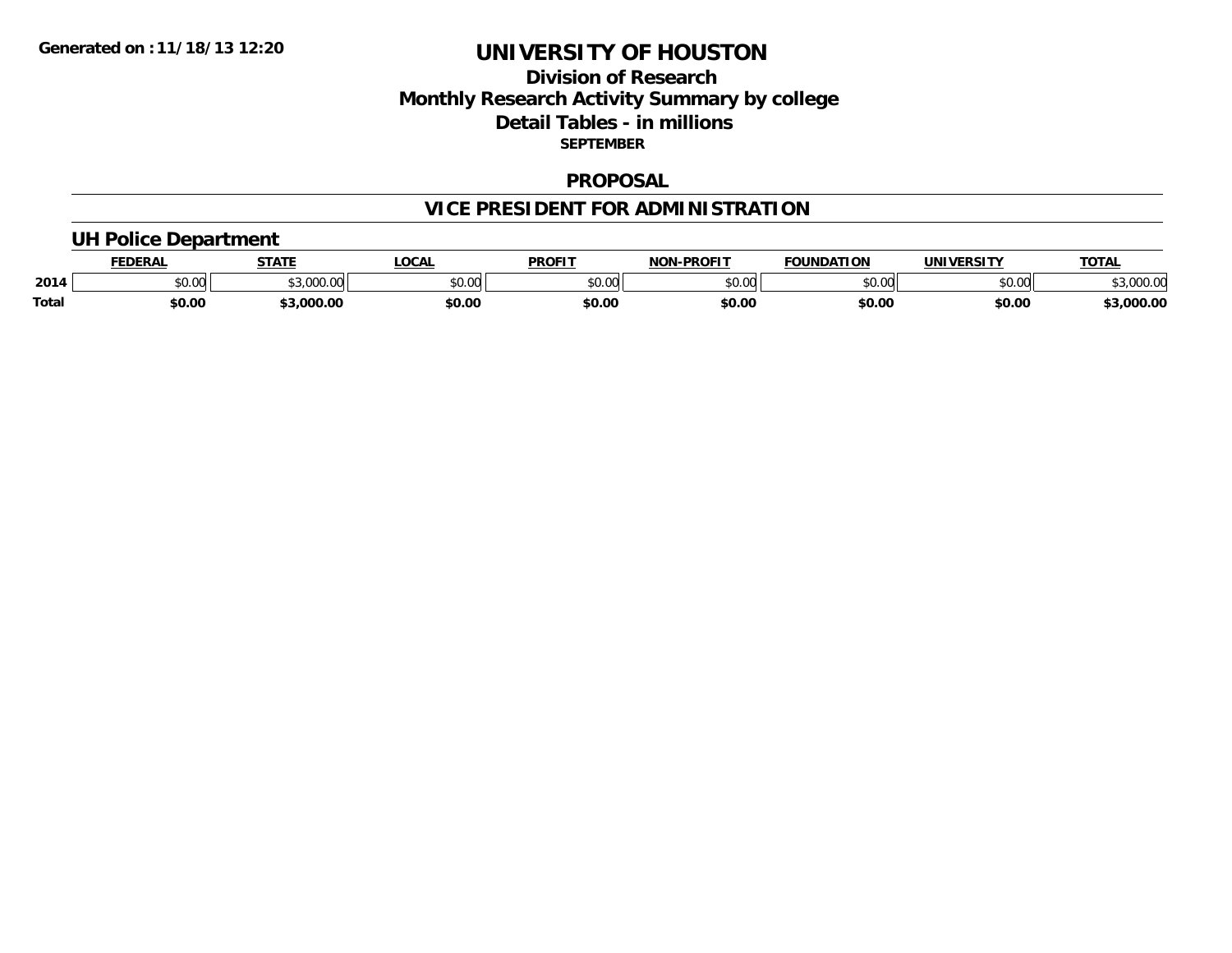Generated on :11/18/13 12:20

# UNIVERSITY OF HOUSTON

## Division of Research
## Monthly Research Activity Summary by college
## Detail Tables - in millions

**SEPTEMBER**

## PROPOSAL

## VICE PRESIDENT FOR ADMINISTRATION

### UH Police Department

| | FEDERAL | STATE | LOCAL | PROFIT | NON-PROFIT | FOUNDATION | UNIVERSITY | TOTAL |
|---|---|---|---|---|---|---|---|---|
| 2014 | $0.00 | $3,000.00 | $0.00 | $0.00 | $0.00 | $0.00 | $0.00 | $3,000.00 |
| **Total** | **$0.00** | **$3,000.00** | **$0.00** | **$0.00** | **$0.00** | **$0.00** | **$0.00** | **$3,000.00** |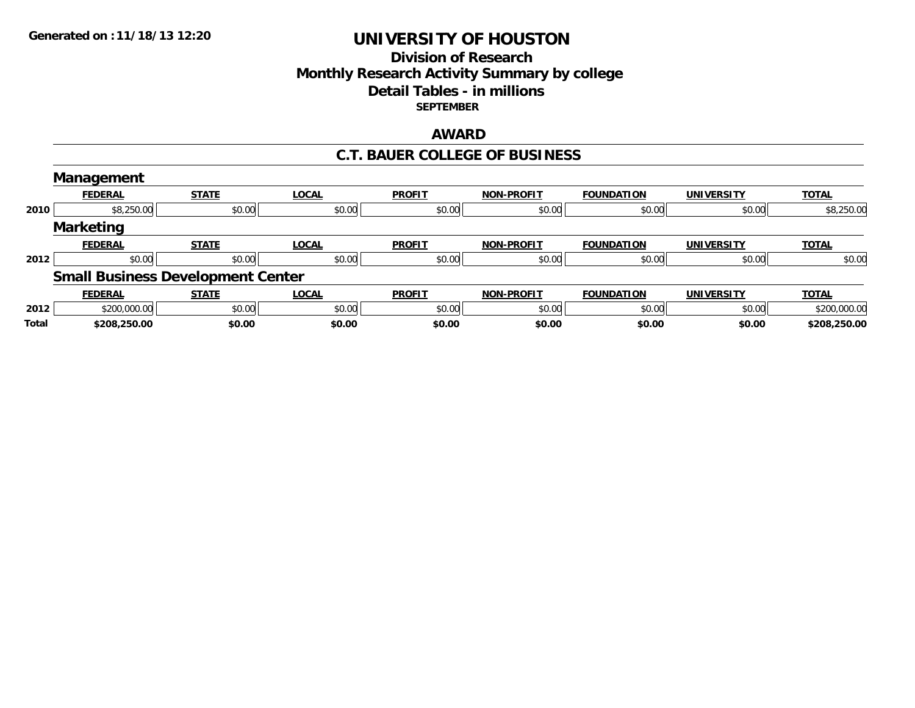Generated on :11/18/13 12:20

# UNIVERSITY OF HOUSTON

## Division of Research
## Monthly Research Activity Summary by college
## Detail Tables - in millions
### SEPTEMBER

## AWARD

## C.T. BAUER COLLEGE OF BUSINESS

### Management

| | FEDERAL | STATE | LOCAL | PROFIT | NON-PROFIT | FOUNDATION | UNIVERSITY | TOTAL |
|---|---|---|---|---|---|---|---|---|
| 2010 | $8,250.00 | $0.00 | $0.00 | $0.00 | $0.00 | $0.00 | $0.00 | $8,250.00 |

### Marketing

| | FEDERAL | STATE | LOCAL | PROFIT | NON-PROFIT | FOUNDATION | UNIVERSITY | TOTAL |
|---|---|---|---|---|---|---|---|---|
| 2012 | $0.00 | $0.00 | $0.00 | $0.00 | $0.00 | $0.00 | $0.00 | $0.00 |

### Small Business Development Center

| | FEDERAL | STATE | LOCAL | PROFIT | NON-PROFIT | FOUNDATION | UNIVERSITY | TOTAL |
|---|---|---|---|---|---|---|---|---|
| 2012 | $200,000.00 | $0.00 | $0.00 | $0.00 | $0.00 | $0.00 | $0.00 | $200,000.00 |
| **Total** | **$208,250.00** | **$0.00** | **$0.00** | **$0.00** | **$0.00** | **$0.00** | **$0.00** | **$208,250.00** |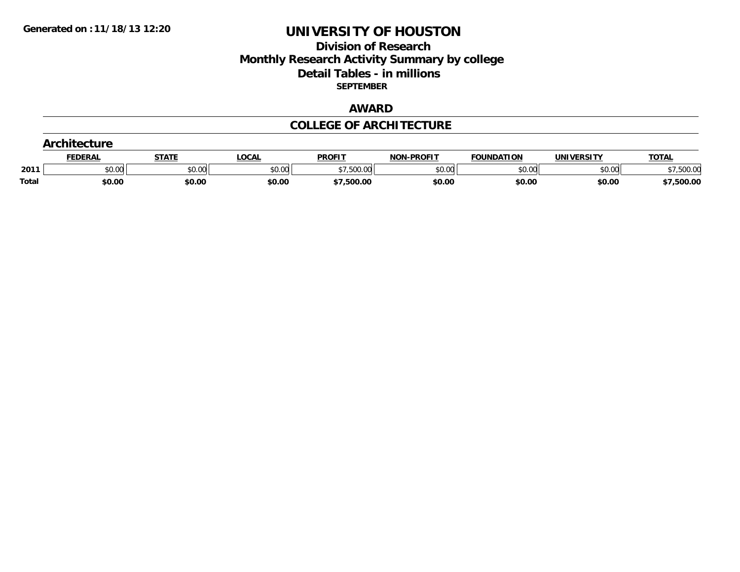Generated on :11/18/13 12:20

# UNIVERSITY OF HOUSTON

## Division of Research
## Monthly Research Activity Summary by college
## Detail Tables - in millions
### SEPTEMBER

## AWARD

## COLLEGE OF ARCHITECTURE

### Architecture

| | FEDERAL | STATE | LOCAL | PROFIT | NON-PROFIT | FOUNDATION | UNIVERSITY | TOTAL |
|---|---|---|---|---|---|---|---|---|
| 2011 | $0.00 | $0.00 | $0.00 | $7,500.00 | $0.00 | $0.00 | $0.00 | $7,500.00 |
| **Total** | **$0.00** | **$0.00** | **$0.00** | **$7,500.00** | **$0.00** | **$0.00** | **$0.00** | **$7,500.00** |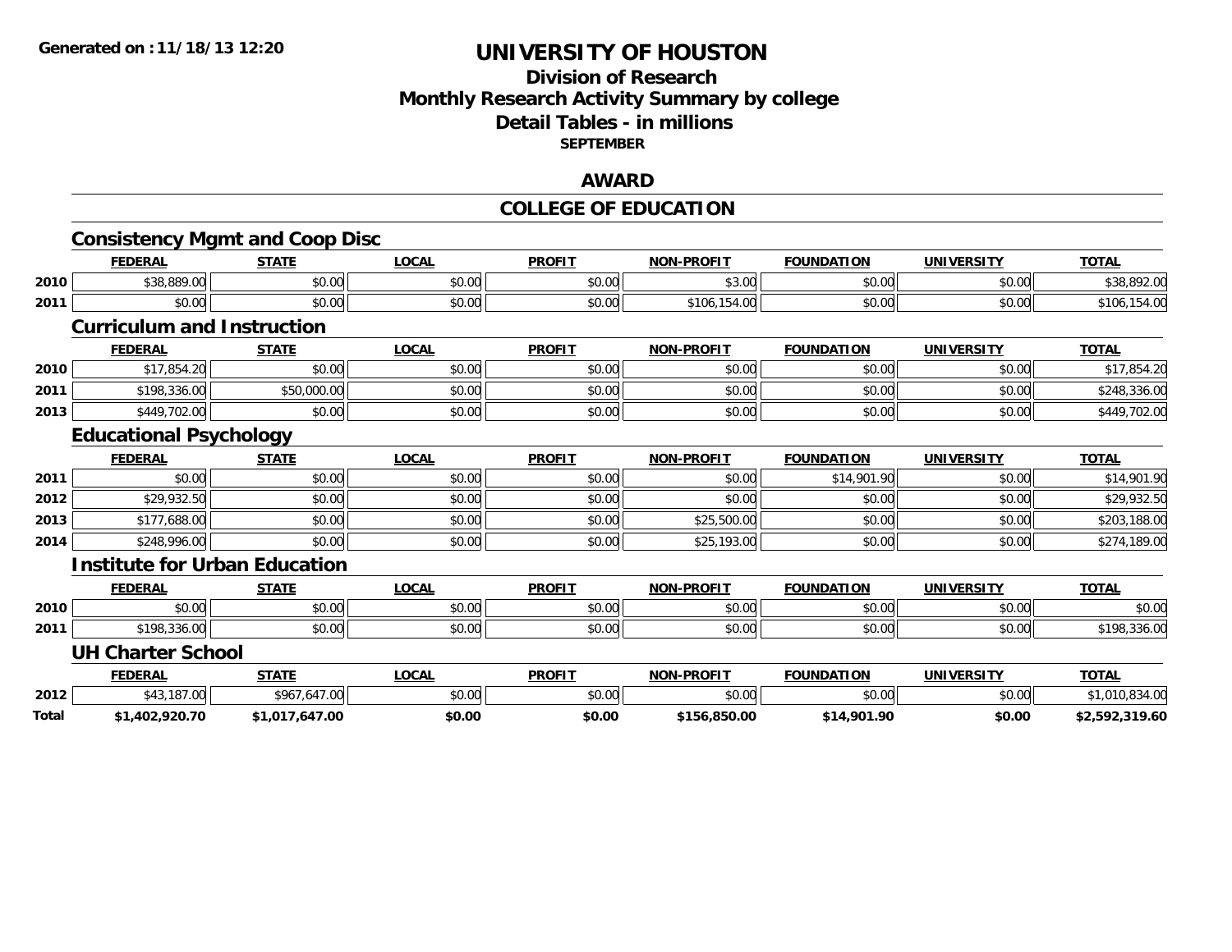# UNIVERSITY OF HOUSTON

## Division of Research
## Monthly Research Activity Summary by college
## Detail Tables - in millions
### SEPTEMBER

## AWARD

## COLLEGE OF EDUCATION

### Consistency Mgmt and Coop Disc

| | FEDERAL | STATE | LOCAL | PROFIT | NON-PROFIT | FOUNDATION | UNIVERSITY | TOTAL |
|---|---|---|---|---|---|---|---|---|
| 2010 | $38,889.00 | $0.00 | $0.00 | $0.00 | $3.00 | $0.00 | $0.00 | $38,892.00 |
| 2011 | $0.00 | $0.00 | $0.00 | $0.00 | $106,154.00 | $0.00 | $0.00 | $106,154.00 |

### Curriculum and Instruction

| | FEDERAL | STATE | LOCAL | PROFIT | NON-PROFIT | FOUNDATION | UNIVERSITY | TOTAL |
|---|---|---|---|---|---|---|---|---|
| 2010 | $17,854.20 | $0.00 | $0.00 | $0.00 | $0.00 | $0.00 | $0.00 | $17,854.20 |
| 2011 | $198,336.00 | $50,000.00 | $0.00 | $0.00 | $0.00 | $0.00 | $0.00 | $248,336.00 |
| 2013 | $449,702.00 | $0.00 | $0.00 | $0.00 | $0.00 | $0.00 | $0.00 | $449,702.00 |

### Educational Psychology

| | FEDERAL | STATE | LOCAL | PROFIT | NON-PROFIT | FOUNDATION | UNIVERSITY | TOTAL |
|---|---|---|---|---|---|---|---|---|
| 2011 | $0.00 | $0.00 | $0.00 | $0.00 | $0.00 | $14,901.90 | $0.00 | $14,901.90 |
| 2012 | $29,932.50 | $0.00 | $0.00 | $0.00 | $0.00 | $0.00 | $0.00 | $29,932.50 |
| 2013 | $177,688.00 | $0.00 | $0.00 | $0.00 | $25,500.00 | $0.00 | $0.00 | $203,188.00 |
| 2014 | $248,996.00 | $0.00 | $0.00 | $0.00 | $25,193.00 | $0.00 | $0.00 | $274,189.00 |

### Institute for Urban Education

| | FEDERAL | STATE | LOCAL | PROFIT | NON-PROFIT | FOUNDATION | UNIVERSITY | TOTAL |
|---|---|---|---|---|---|---|---|---|
| 2010 | $0.00 | $0.00 | $0.00 | $0.00 | $0.00 | $0.00 | $0.00 | $0.00 |
| 2011 | $198,336.00 | $0.00 | $0.00 | $0.00 | $0.00 | $0.00 | $0.00 | $198,336.00 |

### UH Charter School

| | FEDERAL | STATE | LOCAL | PROFIT | NON-PROFIT | FOUNDATION | UNIVERSITY | TOTAL |
|---|---|---|---|---|---|---|---|---|
| 2012 | $43,187.00 | $967,647.00 | $0.00 | $0.00 | $0.00 | $0.00 | $0.00 | $1,010,834.00 |
| **Total** | **$1,402,920.70** | **$1,017,647.00** | **$0.00** | **$0.00** | **$156,850.00** | **$14,901.90** | **$0.00** | **$2,592,319.60** |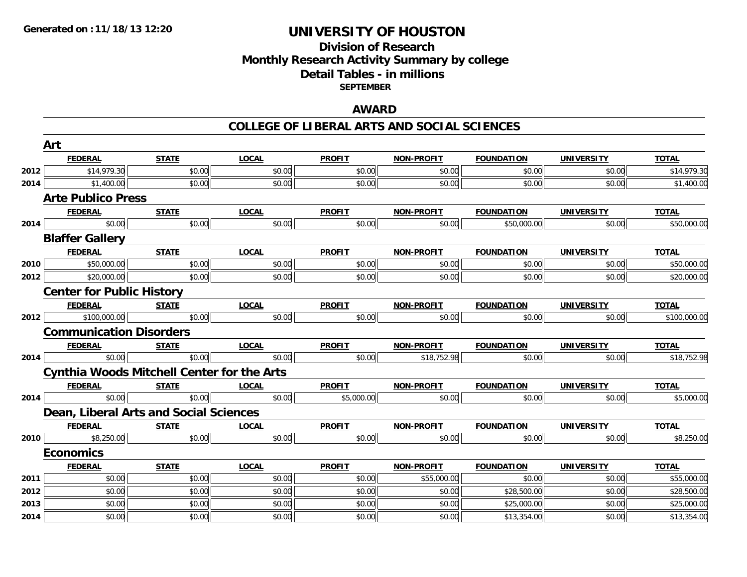**Generated on :11/18/13 12:20**

# UNIVERSITY OF HOUSTON

## Division of Research
## Monthly Research Activity Summary by college
## Detail Tables - in millions
**SEPTEMBER**

## AWARD

## COLLEGE OF LIBERAL ARTS AND SOCIAL SCIENCES

### Art

| | FEDERAL | STATE | LOCAL | PROFIT | NON-PROFIT | FOUNDATION | UNIVERSITY | TOTAL |
|---|---|---|---|---|---|---|---|---|
| 2012 | $14,979.30 | $0.00 | $0.00 | $0.00 | $0.00 | $0.00 | $0.00 | $14,979.30 |
| 2014 | $1,400.00 | $0.00 | $0.00 | $0.00 | $0.00 | $0.00 | $0.00 | $1,400.00 |

### Arte Publico Press

| | FEDERAL | STATE | LOCAL | PROFIT | NON-PROFIT | FOUNDATION | UNIVERSITY | TOTAL |
|---|---|---|---|---|---|---|---|---|
| 2014 | $0.00 | $0.00 | $0.00 | $0.00 | $0.00 | $50,000.00 | $0.00 | $50,000.00 |

### Blaffer Gallery

| | FEDERAL | STATE | LOCAL | PROFIT | NON-PROFIT | FOUNDATION | UNIVERSITY | TOTAL |
|---|---|---|---|---|---|---|---|---|
| 2010 | $50,000.00 | $0.00 | $0.00 | $0.00 | $0.00 | $0.00 | $0.00 | $50,000.00 |
| 2012 | $20,000.00 | $0.00 | $0.00 | $0.00 | $0.00 | $0.00 | $0.00 | $20,000.00 |

### Center for Public History

| | FEDERAL | STATE | LOCAL | PROFIT | NON-PROFIT | FOUNDATION | UNIVERSITY | TOTAL |
|---|---|---|---|---|---|---|---|---|
| 2012 | $100,000.00 | $0.00 | $0.00 | $0.00 | $0.00 | $0.00 | $0.00 | $100,000.00 |

### Communication Disorders

| | FEDERAL | STATE | LOCAL | PROFIT | NON-PROFIT | FOUNDATION | UNIVERSITY | TOTAL |
|---|---|---|---|---|---|---|---|---|
| 2014 | $0.00 | $0.00 | $0.00 | $0.00 | $18,752.98 | $0.00 | $0.00 | $18,752.98 |

### Cynthia Woods Mitchell Center for the Arts

| | FEDERAL | STATE | LOCAL | PROFIT | NON-PROFIT | FOUNDATION | UNIVERSITY | TOTAL |
|---|---|---|---|---|---|---|---|---|
| 2014 | $0.00 | $0.00 | $0.00 | $5,000.00 | $0.00 | $0.00 | $0.00 | $5,000.00 |

### Dean, Liberal Arts and Social Sciences

| | FEDERAL | STATE | LOCAL | PROFIT | NON-PROFIT | FOUNDATION | UNIVERSITY | TOTAL |
|---|---|---|---|---|---|---|---|---|
| 2010 | $8,250.00 | $0.00 | $0.00 | $0.00 | $0.00 | $0.00 | $0.00 | $8,250.00 |

### Economics

| | FEDERAL | STATE | LOCAL | PROFIT | NON-PROFIT | FOUNDATION | UNIVERSITY | TOTAL |
|---|---|---|---|---|---|---|---|---|
| 2011 | $0.00 | $0.00 | $0.00 | $0.00 | $55,000.00 | $0.00 | $0.00 | $55,000.00 |
| 2012 | $0.00 | $0.00 | $0.00 | $0.00 | $0.00 | $28,500.00 | $0.00 | $28,500.00 |
| 2013 | $0.00 | $0.00 | $0.00 | $0.00 | $0.00 | $25,000.00 | $0.00 | $25,000.00 |
| 2014 | $0.00 | $0.00 | $0.00 | $0.00 | $0.00 | $13,354.00 | $0.00 | $13,354.00 |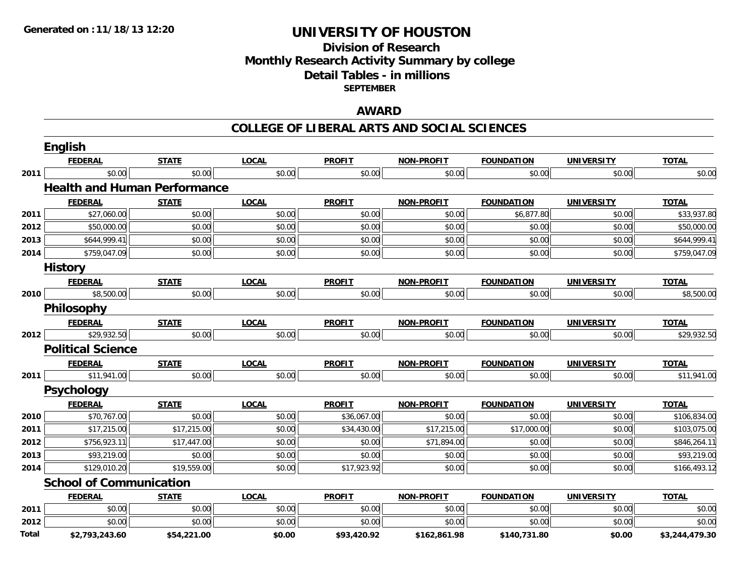# UNIVERSITY OF HOUSTON

## Division of Research
## Monthly Research Activity Summary by college
## Detail Tables - in millions
### SEPTEMBER

**Generated on : 11/18/13 12:20**

## AWARD

## COLLEGE OF LIBERAL ARTS AND SOCIAL SCIENCES

### English

| | FEDERAL | STATE | LOCAL | PROFIT | NON-PROFIT | FOUNDATION | UNIVERSITY | TOTAL |
|---|---|---|---|---|---|---|---|---|
| 2011 | $0.00 | $0.00 | $0.00 | $0.00 | $0.00 | $0.00 | $0.00 | $0.00 |

### Health and Human Performance

| | FEDERAL | STATE | LOCAL | PROFIT | NON-PROFIT | FOUNDATION | UNIVERSITY | TOTAL |
|---|---|---|---|---|---|---|---|---|
| 2011 | $27,060.00 | $0.00 | $0.00 | $0.00 | $0.00 | $6,877.80 | $0.00 | $33,937.80 |
| 2012 | $50,000.00 | $0.00 | $0.00 | $0.00 | $0.00 | $0.00 | $0.00 | $50,000.00 |
| 2013 | $644,999.41 | $0.00 | $0.00 | $0.00 | $0.00 | $0.00 | $0.00 | $644,999.41 |
| 2014 | $759,047.09 | $0.00 | $0.00 | $0.00 | $0.00 | $0.00 | $0.00 | $759,047.09 |

### History

| | FEDERAL | STATE | LOCAL | PROFIT | NON-PROFIT | FOUNDATION | UNIVERSITY | TOTAL |
|---|---|---|---|---|---|---|---|---|
| 2010 | $8,500.00 | $0.00 | $0.00 | $0.00 | $0.00 | $0.00 | $0.00 | $8,500.00 |

### Philosophy

| | FEDERAL | STATE | LOCAL | PROFIT | NON-PROFIT | FOUNDATION | UNIVERSITY | TOTAL |
|---|---|---|---|---|---|---|---|---|
| 2012 | $29,932.50 | $0.00 | $0.00 | $0.00 | $0.00 | $0.00 | $0.00 | $29,932.50 |

### Political Science

| | FEDERAL | STATE | LOCAL | PROFIT | NON-PROFIT | FOUNDATION | UNIVERSITY | TOTAL |
|---|---|---|---|---|---|---|---|---|
| 2011 | $11,941.00 | $0.00 | $0.00 | $0.00 | $0.00 | $0.00 | $0.00 | $11,941.00 |

### Psychology

| | FEDERAL | STATE | LOCAL | PROFIT | NON-PROFIT | FOUNDATION | UNIVERSITY | TOTAL |
|---|---|---|---|---|---|---|---|---|
| 2010 | $70,767.00 | $0.00 | $0.00 | $36,067.00 | $0.00 | $0.00 | $0.00 | $106,834.00 |
| 2011 | $17,215.00 | $17,215.00 | $0.00 | $34,430.00 | $17,215.00 | $17,000.00 | $0.00 | $103,075.00 |
| 2012 | $756,923.11 | $17,447.00 | $0.00 | $0.00 | $71,894.00 | $0.00 | $0.00 | $846,264.11 |
| 2013 | $93,219.00 | $0.00 | $0.00 | $0.00 | $0.00 | $0.00 | $0.00 | $93,219.00 |
| 2014 | $129,010.20 | $19,559.00 | $0.00 | $17,923.92 | $0.00 | $0.00 | $0.00 | $166,493.12 |

### School of Communication

| | FEDERAL | STATE | LOCAL | PROFIT | NON-PROFIT | FOUNDATION | UNIVERSITY | TOTAL |
|---|---|---|---|---|---|---|---|---|
| 2011 | $0.00 | $0.00 | $0.00 | $0.00 | $0.00 | $0.00 | $0.00 | $0.00 |
| 2012 | $0.00 | $0.00 | $0.00 | $0.00 | $0.00 | $0.00 | $0.00 | $0.00 |
| **Total** | **$2,793,243.60** | **$54,221.00** | **$0.00** | **$93,420.92** | **$162,861.98** | **$140,731.80** | **$0.00** | **$3,244,479.30** |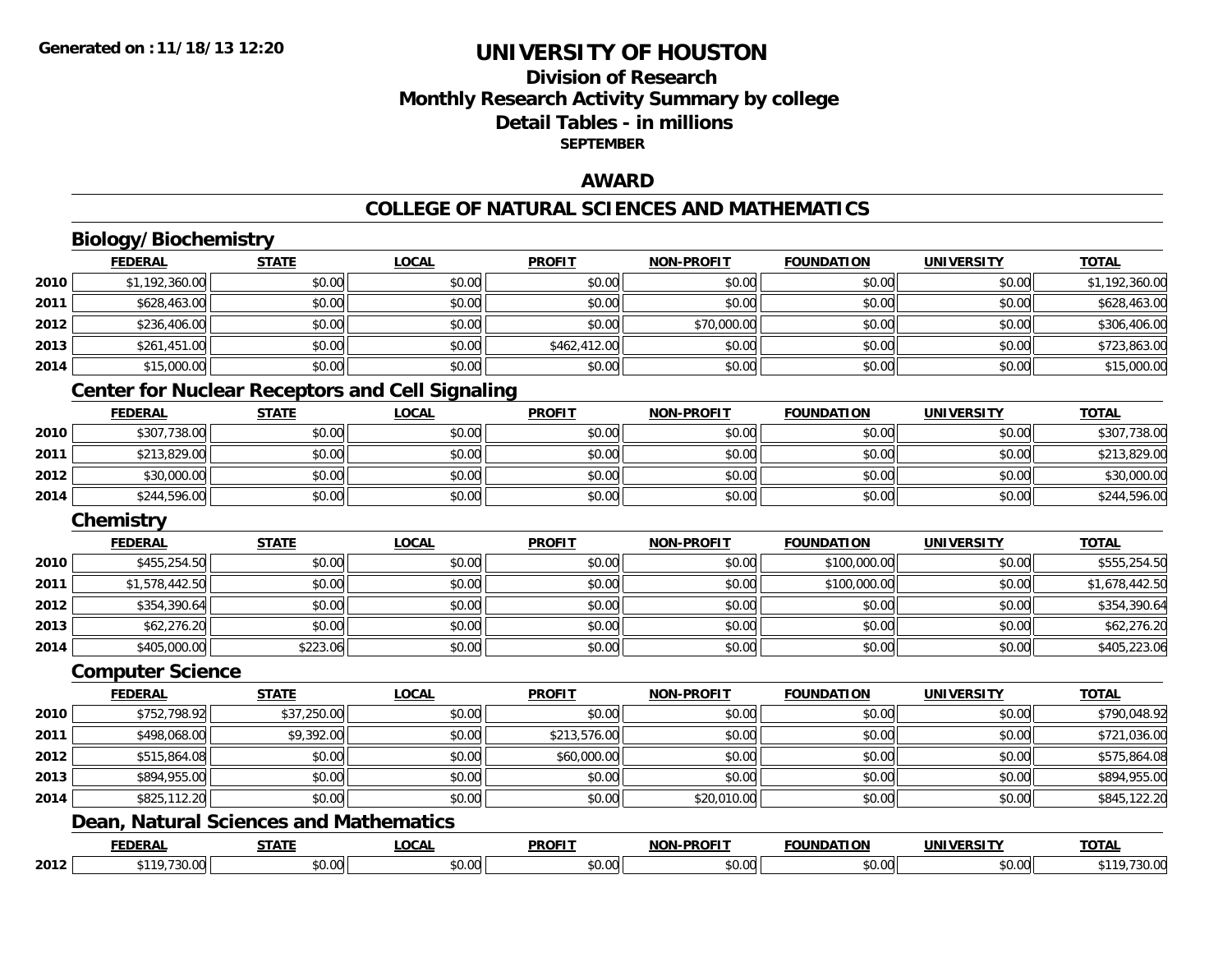# UNIVERSITY OF HOUSTON

## Division of Research
## Monthly Research Activity Summary by college
## Detail Tables - in millions
### SEPTEMBER

Generated on :11/18/13 12:20

## AWARD

## COLLEGE OF NATURAL SCIENCES AND MATHEMATICS

### Biology/Biochemistry

| | FEDERAL | STATE | LOCAL | PROFIT | NON-PROFIT | FOUNDATION | UNIVERSITY | TOTAL |
|---|---|---|---|---|---|---|---|---|
| 2010 | $1,192,360.00 | $0.00 | $0.00 | $0.00 | $0.00 | $0.00 | $0.00 | $1,192,360.00 |
| 2011 | $628,463.00 | $0.00 | $0.00 | $0.00 | $0.00 | $0.00 | $0.00 | $628,463.00 |
| 2012 | $236,406.00 | $0.00 | $0.00 | $0.00 | $70,000.00 | $0.00 | $0.00 | $306,406.00 |
| 2013 | $261,451.00 | $0.00 | $0.00 | $462,412.00 | $0.00 | $0.00 | $0.00 | $723,863.00 |
| 2014 | $15,000.00 | $0.00 | $0.00 | $0.00 | $0.00 | $0.00 | $0.00 | $15,000.00 |

### Center for Nuclear Receptors and Cell Signaling

| | FEDERAL | STATE | LOCAL | PROFIT | NON-PROFIT | FOUNDATION | UNIVERSITY | TOTAL |
|---|---|---|---|---|---|---|---|---|
| 2010 | $307,738.00 | $0.00 | $0.00 | $0.00 | $0.00 | $0.00 | $0.00 | $307,738.00 |
| 2011 | $213,829.00 | $0.00 | $0.00 | $0.00 | $0.00 | $0.00 | $0.00 | $213,829.00 |
| 2012 | $30,000.00 | $0.00 | $0.00 | $0.00 | $0.00 | $0.00 | $0.00 | $30,000.00 |
| 2014 | $244,596.00 | $0.00 | $0.00 | $0.00 | $0.00 | $0.00 | $0.00 | $244,596.00 |

### Chemistry

| | FEDERAL | STATE | LOCAL | PROFIT | NON-PROFIT | FOUNDATION | UNIVERSITY | TOTAL |
|---|---|---|---|---|---|---|---|---|
| 2010 | $455,254.50 | $0.00 | $0.00 | $0.00 | $0.00 | $100,000.00 | $0.00 | $555,254.50 |
| 2011 | $1,578,442.50 | $0.00 | $0.00 | $0.00 | $0.00 | $100,000.00 | $0.00 | $1,678,442.50 |
| 2012 | $354,390.64 | $0.00 | $0.00 | $0.00 | $0.00 | $0.00 | $0.00 | $354,390.64 |
| 2013 | $62,276.20 | $0.00 | $0.00 | $0.00 | $0.00 | $0.00 | $0.00 | $62,276.20 |
| 2014 | $405,000.00 | $223.06 | $0.00 | $0.00 | $0.00 | $0.00 | $0.00 | $405,223.06 |

### Computer Science

| | FEDERAL | STATE | LOCAL | PROFIT | NON-PROFIT | FOUNDATION | UNIVERSITY | TOTAL |
|---|---|---|---|---|---|---|---|---|
| 2010 | $752,798.92 | $37,250.00 | $0.00 | $0.00 | $0.00 | $0.00 | $0.00 | $790,048.92 |
| 2011 | $498,068.00 | $9,392.00 | $0.00 | $213,576.00 | $0.00 | $0.00 | $0.00 | $721,036.00 |
| 2012 | $515,864.08 | $0.00 | $0.00 | $60,000.00 | $0.00 | $0.00 | $0.00 | $575,864.08 |
| 2013 | $894,955.00 | $0.00 | $0.00 | $0.00 | $0.00 | $0.00 | $0.00 | $894,955.00 |
| 2014 | $825,112.20 | $0.00 | $0.00 | $0.00 | $20,010.00 | $0.00 | $0.00 | $845,122.20 |

### Dean, Natural Sciences and Mathematics

| | FEDERAL | STATE | LOCAL | PROFIT | NON-PROFIT | FOUNDATION | UNIVERSITY | TOTAL |
|---|---|---|---|---|---|---|---|---|
| 2012 | $119,730.00 | $0.00 | $0.00 | $0.00 | $0.00 | $0.00 | $0.00 | $119,730.00 |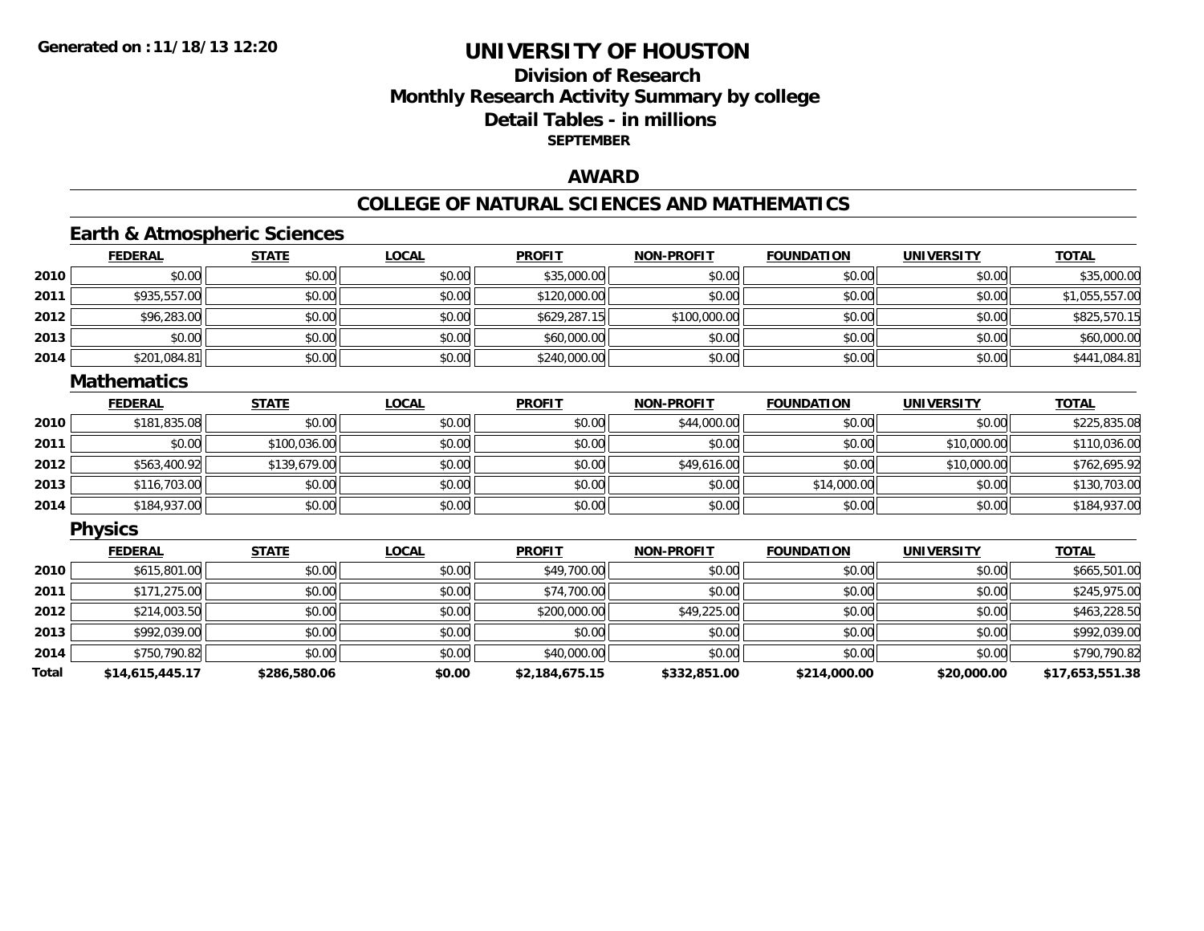# UNIVERSITY OF HOUSTON

## Division of Research
## Monthly Research Activity Summary by college
## Detail Tables - in millions
### SEPTEMBER

## AWARD

## COLLEGE OF NATURAL SCIENCES AND MATHEMATICS

### Earth & Atmospheric Sciences

| | FEDERAL | STATE | LOCAL | PROFIT | NON-PROFIT | FOUNDATION | UNIVERSITY | TOTAL |
|---|---|---|---|---|---|---|---|---|
| 2010 | $0.00 | $0.00 | $0.00 | $35,000.00 | $0.00 | $0.00 | $0.00 | $35,000.00 |
| 2011 | $935,557.00 | $0.00 | $0.00 | $120,000.00 | $0.00 | $0.00 | $0.00 | $1,055,557.00 |
| 2012 | $96,283.00 | $0.00 | $0.00 | $629,287.15 | $100,000.00 | $0.00 | $0.00 | $825,570.15 |
| 2013 | $0.00 | $0.00 | $0.00 | $60,000.00 | $0.00 | $0.00 | $0.00 | $60,000.00 |
| 2014 | $201,084.81 | $0.00 | $0.00 | $240,000.00 | $0.00 | $0.00 | $0.00 | $441,084.81 |

### Mathematics

| | FEDERAL | STATE | LOCAL | PROFIT | NON-PROFIT | FOUNDATION | UNIVERSITY | TOTAL |
|---|---|---|---|---|---|---|---|---|
| 2010 | $181,835.08 | $0.00 | $0.00 | $0.00 | $44,000.00 | $0.00 | $0.00 | $225,835.08 |
| 2011 | $0.00 | $100,036.00 | $0.00 | $0.00 | $0.00 | $0.00 | $10,000.00 | $110,036.00 |
| 2012 | $563,400.92 | $139,679.00 | $0.00 | $0.00 | $49,616.00 | $0.00 | $10,000.00 | $762,695.92 |
| 2013 | $116,703.00 | $0.00 | $0.00 | $0.00 | $0.00 | $14,000.00 | $0.00 | $130,703.00 |
| 2014 | $184,937.00 | $0.00 | $0.00 | $0.00 | $0.00 | $0.00 | $0.00 | $184,937.00 |

### Physics

| | FEDERAL | STATE | LOCAL | PROFIT | NON-PROFIT | FOUNDATION | UNIVERSITY | TOTAL |
|---|---|---|---|---|---|---|---|---|
| 2010 | $615,801.00 | $0.00 | $0.00 | $49,700.00 | $0.00 | $0.00 | $0.00 | $665,501.00 |
| 2011 | $171,275.00 | $0.00 | $0.00 | $74,700.00 | $0.00 | $0.00 | $0.00 | $245,975.00 |
| 2012 | $214,003.50 | $0.00 | $0.00 | $200,000.00 | $49,225.00 | $0.00 | $0.00 | $463,228.50 |
| 2013 | $992,039.00 | $0.00 | $0.00 | $0.00 | $0.00 | $0.00 | $0.00 | $992,039.00 |
| 2014 | $750,790.82 | $0.00 | $0.00 | $40,000.00 | $0.00 | $0.00 | $0.00 | $790,790.82 |
| **Total** | **$14,615,445.17** | **$286,580.06** | **$0.00** | **$2,184,675.15** | **$332,851.00** | **$214,000.00** | **$20,000.00** | **$17,653,551.38** |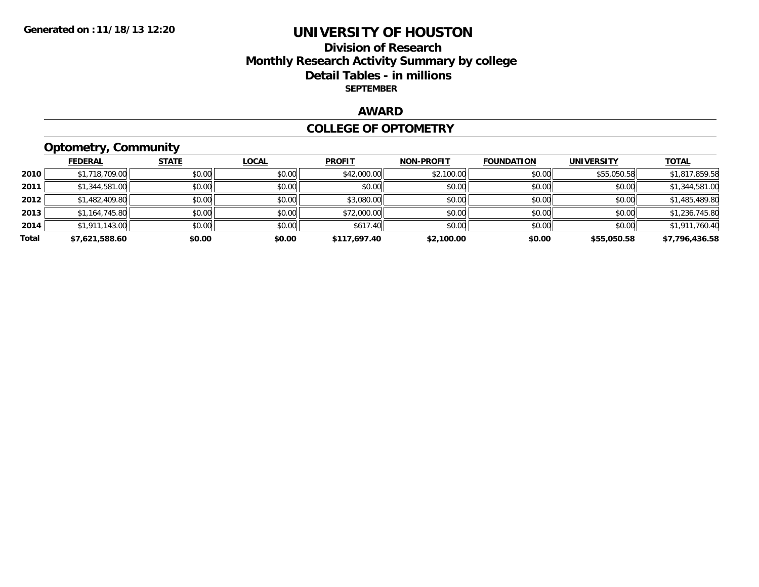Generated on :11/18/13 12:20

# UNIVERSITY OF HOUSTON

## Division of Research
## Monthly Research Activity Summary by college
## Detail Tables - in millions
### SEPTEMBER

### AWARD

### COLLEGE OF OPTOMETRY

### Optometry, Community

| | FEDERAL | STATE | LOCAL | PROFIT | NON-PROFIT | FOUNDATION | UNIVERSITY | TOTAL |
|---|---|---|---|---|---|---|---|---|
| **2010** | $1,718,709.00 | $0.00 | $0.00 | $42,000.00 | $2,100.00 | $0.00 | $55,050.58 | $1,817,859.58 |
| **2011** | $1,344,581.00 | $0.00 | $0.00 | $0.00 | $0.00 | $0.00 | $0.00 | $1,344,581.00 |
| **2012** | $1,482,409.80 | $0.00 | $0.00 | $3,080.00 | $0.00 | $0.00 | $0.00 | $1,485,489.80 |
| **2013** | $1,164,745.80 | $0.00 | $0.00 | $72,000.00 | $0.00 | $0.00 | $0.00 | $1,236,745.80 |
| **2014** | $1,911,143.00 | $0.00 | $0.00 | $617.40 | $0.00 | $0.00 | $0.00 | $1,911,760.40 |
| **Total** | **$7,621,588.60** | **$0.00** | **$0.00** | **$117,697.40** | **$2,100.00** | **$0.00** | **$55,050.58** | **$7,796,436.58** |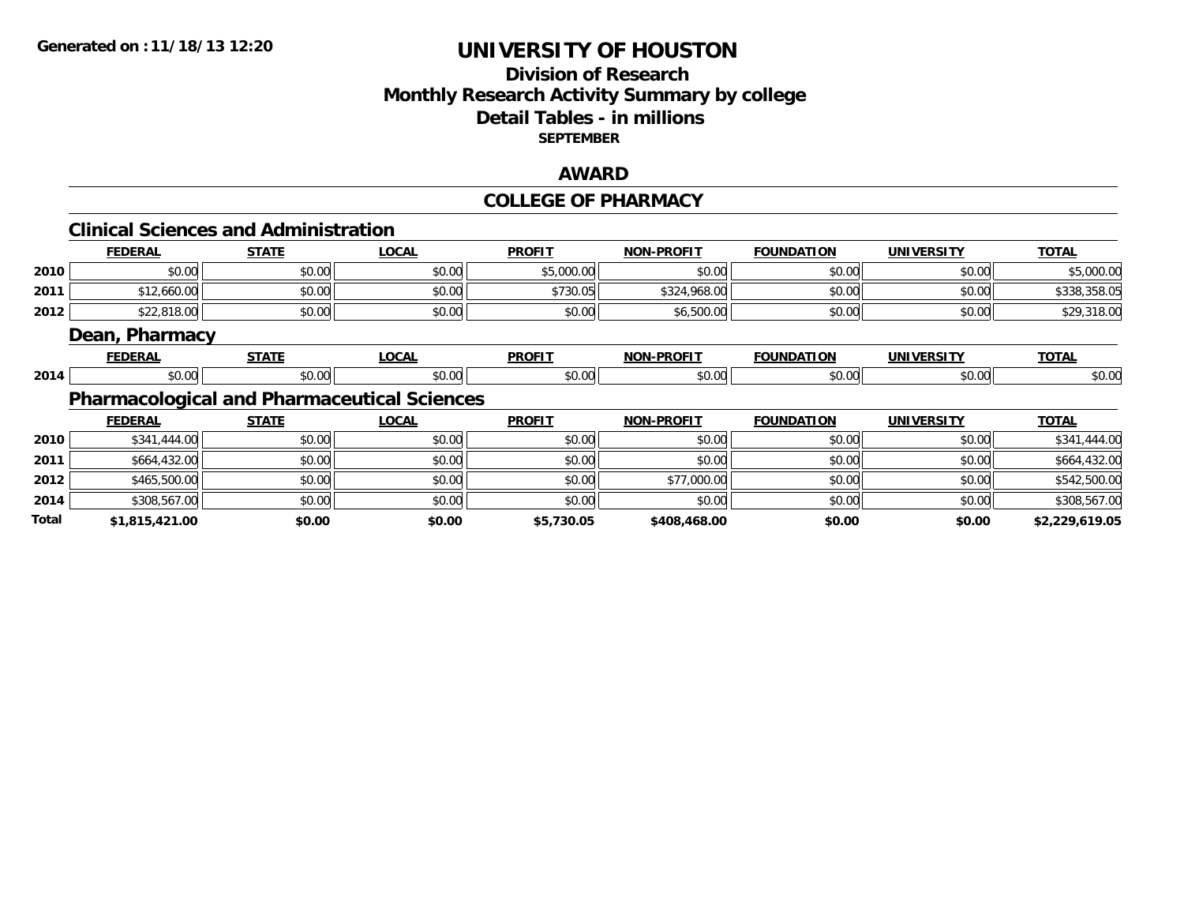Generated on :11/18/13 12:20

# UNIVERSITY OF HOUSTON

## Division of Research
## Monthly Research Activity Summary by college
## Detail Tables - in millions
### SEPTEMBER

## AWARD

## COLLEGE OF PHARMACY

### Clinical Sciences and Administration

| | FEDERAL | STATE | LOCAL | PROFIT | NON-PROFIT | FOUNDATION | UNIVERSITY | TOTAL |
|---|---|---|---|---|---|---|---|---|
| 2010 | $0.00 | $0.00 | $0.00 | $5,000.00 | $0.00 | $0.00 | $0.00 | $5,000.00 |
| 2011 | $12,660.00 | $0.00 | $0.00 | $730.05 | $324,968.00 | $0.00 | $0.00 | $338,358.05 |
| 2012 | $22,818.00 | $0.00 | $0.00 | $0.00 | $6,500.00 | $0.00 | $0.00 | $29,318.00 |

### Dean, Pharmacy

| | FEDERAL | STATE | LOCAL | PROFIT | NON-PROFIT | FOUNDATION | UNIVERSITY | TOTAL |
|---|---|---|---|---|---|---|---|---|
| 2014 | $0.00 | $0.00 | $0.00 | $0.00 | $0.00 | $0.00 | $0.00 | $0.00 |

### Pharmacological and Pharmaceutical Sciences

| | FEDERAL | STATE | LOCAL | PROFIT | NON-PROFIT | FOUNDATION | UNIVERSITY | TOTAL |
|---|---|---|---|---|---|---|---|---|
| 2010 | $341,444.00 | $0.00 | $0.00 | $0.00 | $0.00 | $0.00 | $0.00 | $341,444.00 |
| 2011 | $664,432.00 | $0.00 | $0.00 | $0.00 | $0.00 | $0.00 | $0.00 | $664,432.00 |
| 2012 | $465,500.00 | $0.00 | $0.00 | $0.00 | $77,000.00 | $0.00 | $0.00 | $542,500.00 |
| 2014 | $308,567.00 | $0.00 | $0.00 | $0.00 | $0.00 | $0.00 | $0.00 | $308,567.00 |
| **Total** | **$1,815,421.00** | **$0.00** | **$0.00** | **$5,730.05** | **$408,468.00** | **$0.00** | **$0.00** | **$2,229,619.05** |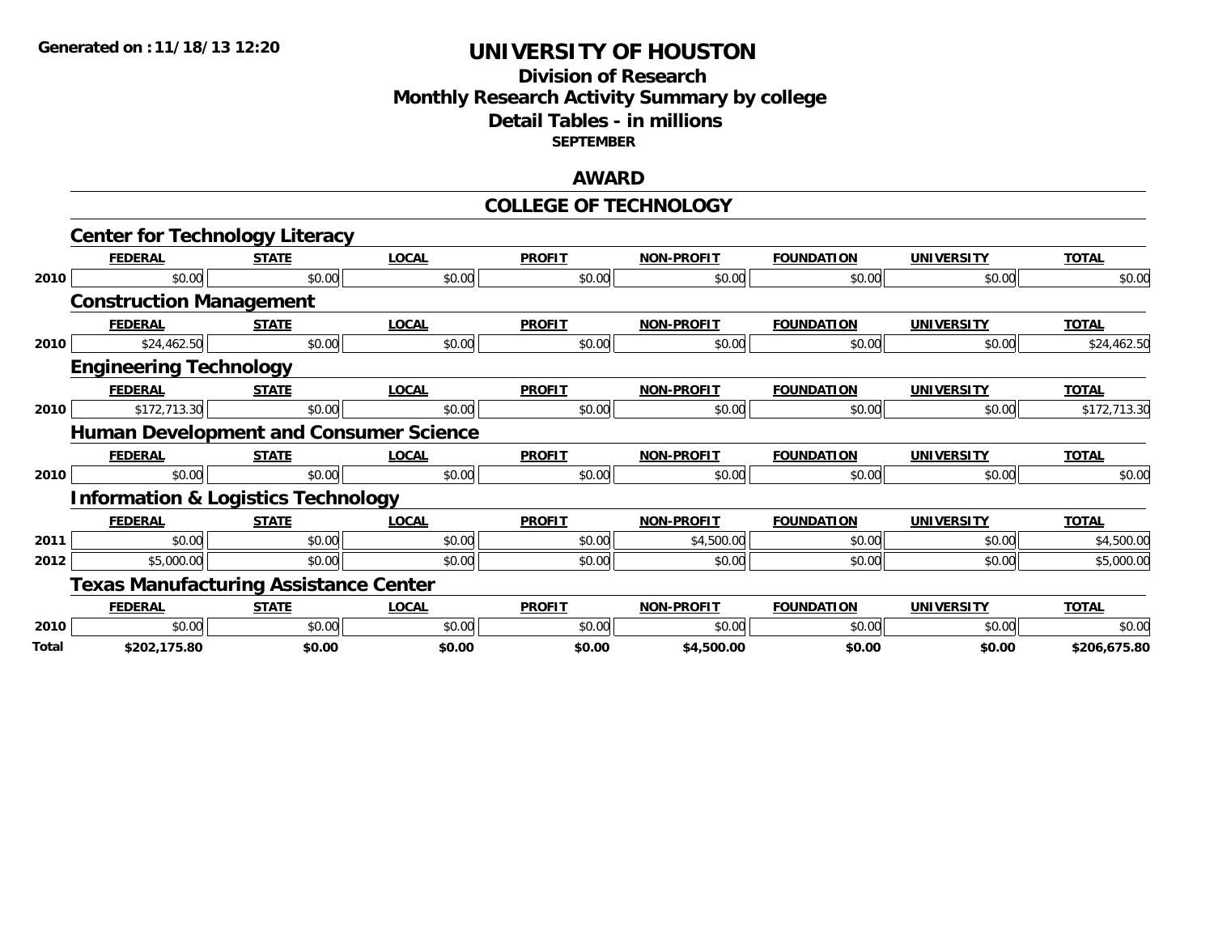**Generated on : 11/18/13 12:20**

# UNIVERSITY OF HOUSTON

## Division of Research
## Monthly Research Activity Summary by college
## Detail Tables - in millions
### SEPTEMBER

## AWARD

## COLLEGE OF TECHNOLOGY

### Center for Technology Literacy

| | FEDERAL | STATE | LOCAL | PROFIT | NON-PROFIT | FOUNDATION | UNIVERSITY | TOTAL |
|---|---|---|---|---|---|---|---|---|
| 2010 | $0.00 | $0.00 | $0.00 | $0.00 | $0.00 | $0.00 | $0.00 | $0.00 |

### Construction Management

| | FEDERAL | STATE | LOCAL | PROFIT | NON-PROFIT | FOUNDATION | UNIVERSITY | TOTAL |
|---|---|---|---|---|---|---|---|---|
| 2010 | $24,462.50 | $0.00 | $0.00 | $0.00 | $0.00 | $0.00 | $0.00 | $24,462.50 |

### Engineering Technology

| | FEDERAL | STATE | LOCAL | PROFIT | NON-PROFIT | FOUNDATION | UNIVERSITY | TOTAL |
|---|---|---|---|---|---|---|---|---|
| 2010 | $172,713.30 | $0.00 | $0.00 | $0.00 | $0.00 | $0.00 | $0.00 | $172,713.30 |

### Human Development and Consumer Science

| | FEDERAL | STATE | LOCAL | PROFIT | NON-PROFIT | FOUNDATION | UNIVERSITY | TOTAL |
|---|---|---|---|---|---|---|---|---|
| 2010 | $0.00 | $0.00 | $0.00 | $0.00 | $0.00 | $0.00 | $0.00 | $0.00 |

### Information & Logistics Technology

| | FEDERAL | STATE | LOCAL | PROFIT | NON-PROFIT | FOUNDATION | UNIVERSITY | TOTAL |
|---|---|---|---|---|---|---|---|---|
| 2011 | $0.00 | $0.00 | $0.00 | $0.00 | $4,500.00 | $0.00 | $0.00 | $4,500.00 |
| 2012 | $5,000.00 | $0.00 | $0.00 | $0.00 | $0.00 | $0.00 | $0.00 | $5,000.00 |

### Texas Manufacturing Assistance Center

| | FEDERAL | STATE | LOCAL | PROFIT | NON-PROFIT | FOUNDATION | UNIVERSITY | TOTAL |
|---|---|---|---|---|---|---|---|---|
| 2010 | $0.00 | $0.00 | $0.00 | $0.00 | $0.00 | $0.00 | $0.00 | $0.00 |
| **Total** | **$202,175.80** | **$0.00** | **$0.00** | **$0.00** | **$4,500.00** | **$0.00** | **$0.00** | **$206,675.80** |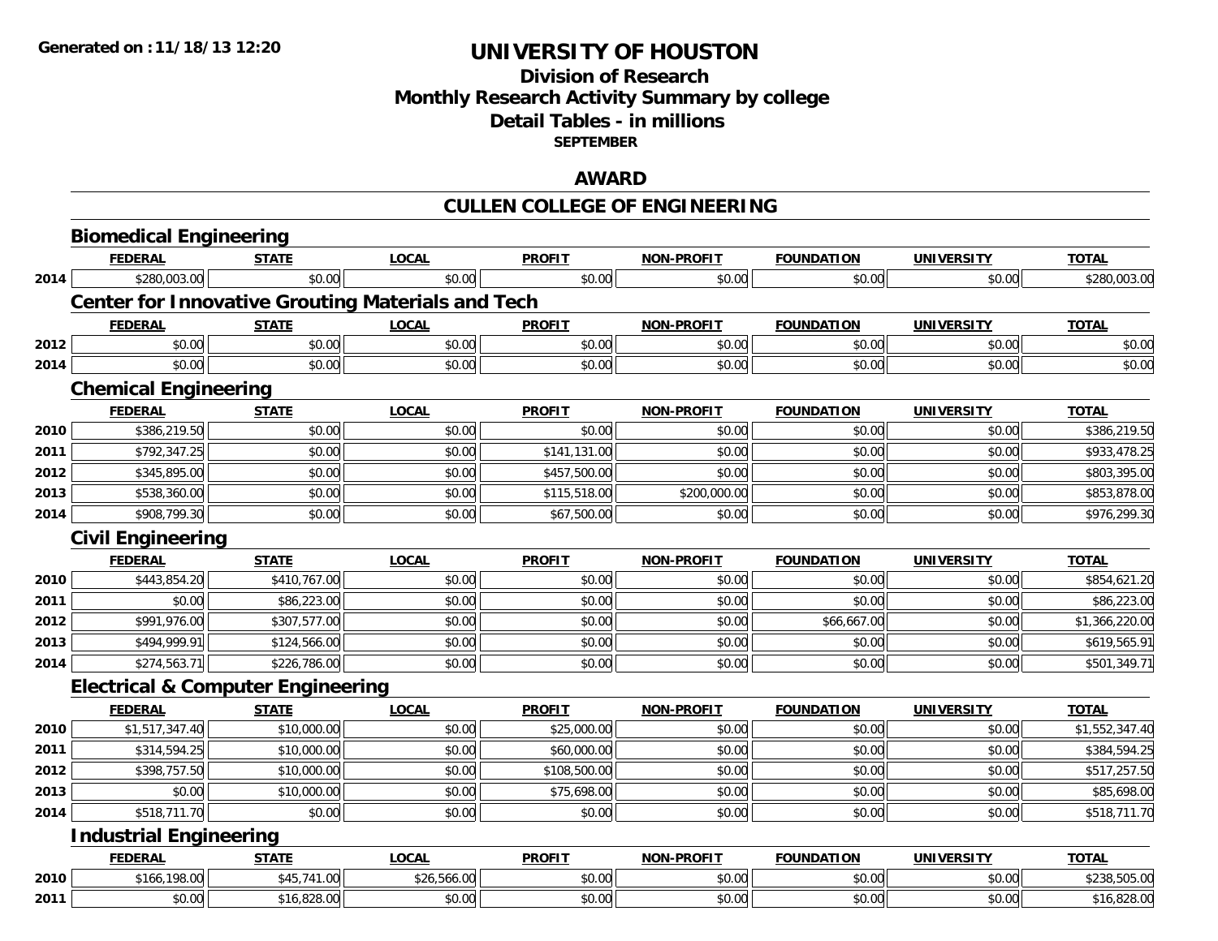# UNIVERSITY OF HOUSTON

## Division of Research
## Monthly Research Activity Summary by college
## Detail Tables - in millions
### SEPTEMBER

## AWARD

## CULLEN COLLEGE OF ENGINEERING

### Biomedical Engineering

| | FEDERAL | STATE | LOCAL | PROFIT | NON-PROFIT | FOUNDATION | UNIVERSITY | TOTAL |
|---|---|---|---|---|---|---|---|---|
| 2014 | $280,003.00 | $0.00 | $0.00 | $0.00 | $0.00 | $0.00 | $0.00 | $280,003.00 |

### Center for Innovative Grouting Materials and Tech

| | FEDERAL | STATE | LOCAL | PROFIT | NON-PROFIT | FOUNDATION | UNIVERSITY | TOTAL |
|---|---|---|---|---|---|---|---|---|
| 2012 | $0.00 | $0.00 | $0.00 | $0.00 | $0.00 | $0.00 | $0.00 | $0.00 |
| 2014 | $0.00 | $0.00 | $0.00 | $0.00 | $0.00 | $0.00 | $0.00 | $0.00 |

### Chemical Engineering

| | FEDERAL | STATE | LOCAL | PROFIT | NON-PROFIT | FOUNDATION | UNIVERSITY | TOTAL |
|---|---|---|---|---|---|---|---|---|
| 2010 | $386,219.50 | $0.00 | $0.00 | $0.00 | $0.00 | $0.00 | $0.00 | $386,219.50 |
| 2011 | $792,347.25 | $0.00 | $0.00 | $141,131.00 | $0.00 | $0.00 | $0.00 | $933,478.25 |
| 2012 | $345,895.00 | $0.00 | $0.00 | $457,500.00 | $0.00 | $0.00 | $0.00 | $803,395.00 |
| 2013 | $538,360.00 | $0.00 | $0.00 | $115,518.00 | $200,000.00 | $0.00 | $0.00 | $853,878.00 |
| 2014 | $908,799.30 | $0.00 | $0.00 | $67,500.00 | $0.00 | $0.00 | $0.00 | $976,299.30 |

### Civil Engineering

| | FEDERAL | STATE | LOCAL | PROFIT | NON-PROFIT | FOUNDATION | UNIVERSITY | TOTAL |
|---|---|---|---|---|---|---|---|---|
| 2010 | $443,854.20 | $410,767.00 | $0.00 | $0.00 | $0.00 | $0.00 | $0.00 | $854,621.20 |
| 2011 | $0.00 | $86,223.00 | $0.00 | $0.00 | $0.00 | $0.00 | $0.00 | $86,223.00 |
| 2012 | $991,976.00 | $307,577.00 | $0.00 | $0.00 | $0.00 | $66,667.00 | $0.00 | $1,366,220.00 |
| 2013 | $494,999.91 | $124,566.00 | $0.00 | $0.00 | $0.00 | $0.00 | $0.00 | $619,565.91 |
| 2014 | $274,563.71 | $226,786.00 | $0.00 | $0.00 | $0.00 | $0.00 | $0.00 | $501,349.71 |

### Electrical & Computer Engineering

| | FEDERAL | STATE | LOCAL | PROFIT | NON-PROFIT | FOUNDATION | UNIVERSITY | TOTAL |
|---|---|---|---|---|---|---|---|---|
| 2010 | $1,517,347.40 | $10,000.00 | $0.00 | $25,000.00 | $0.00 | $0.00 | $0.00 | $1,552,347.40 |
| 2011 | $314,594.25 | $10,000.00 | $0.00 | $60,000.00 | $0.00 | $0.00 | $0.00 | $384,594.25 |
| 2012 | $398,757.50 | $10,000.00 | $0.00 | $108,500.00 | $0.00 | $0.00 | $0.00 | $517,257.50 |
| 2013 | $0.00 | $10,000.00 | $0.00 | $75,698.00 | $0.00 | $0.00 | $0.00 | $85,698.00 |
| 2014 | $518,711.70 | $0.00 | $0.00 | $0.00 | $0.00 | $0.00 | $0.00 | $518,711.70 |

### Industrial Engineering

| | FEDERAL | STATE | LOCAL | PROFIT | NON-PROFIT | FOUNDATION | UNIVERSITY | TOTAL |
|---|---|---|---|---|---|---|---|---|
| 2010 | $166,198.00 | $45,741.00 | $26,566.00 | $0.00 | $0.00 | $0.00 | $0.00 | $238,505.00 |
| 2011 | $0.00 | $16,828.00 | $0.00 | $0.00 | $0.00 | $0.00 | $0.00 | $16,828.00 |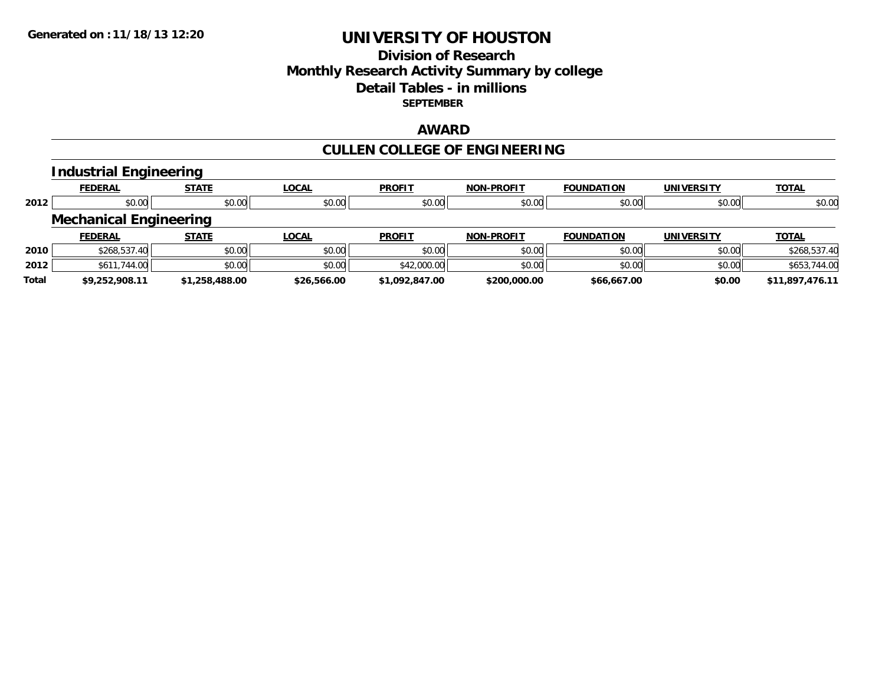**Generated on :11/18/13 12:20**

# UNIVERSITY OF HOUSTON

## Division of Research
## Monthly Research Activity Summary by college
## Detail Tables - in millions
### SEPTEMBER

## AWARD

## CULLEN COLLEGE OF ENGINEERING

### Industrial Engineering

| | FEDERAL | STATE | LOCAL | PROFIT | NON-PROFIT | FOUNDATION | UNIVERSITY | TOTAL |
|---|---|---|---|---|---|---|---|---|
| 2012 | $0.00 | $0.00 | $0.00 | $0.00 | $0.00 | $0.00 | $0.00 | $0.00 |

### Mechanical Engineering

| | FEDERAL | STATE | LOCAL | PROFIT | NON-PROFIT | FOUNDATION | UNIVERSITY | TOTAL |
|---|---|---|---|---|---|---|---|---|
| 2010 | $268,537.40 | $0.00 | $0.00 | $0.00 | $0.00 | $0.00 | $0.00 | $268,537.40 |
| 2012 | $611,744.00 | $0.00 | $0.00 | $42,000.00 | $0.00 | $0.00 | $0.00 | $653,744.00 |
| **Total** | **$9,252,908.11** | **$1,258,488.00** | **$26,566.00** | **$1,092,847.00** | **$200,000.00** | **$66,667.00** | **$0.00** | **$11,897,476.11** |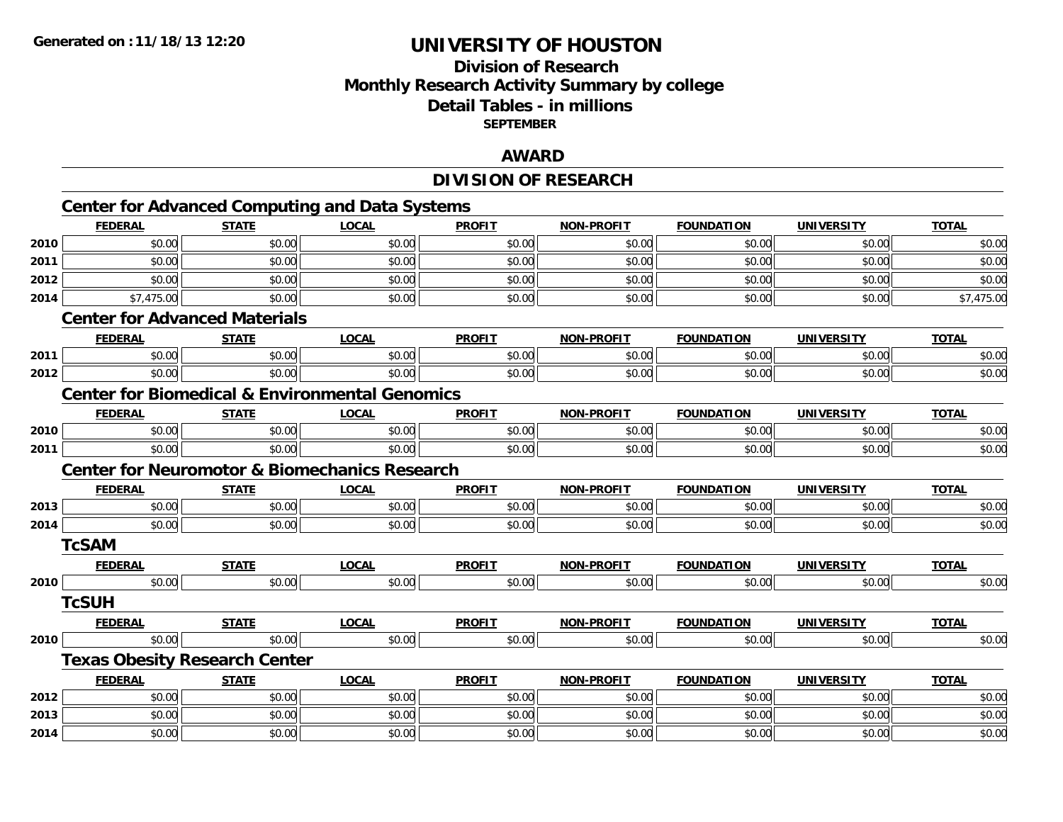# UNIVERSITY OF HOUSTON

## Division of Research
## Monthly Research Activity Summary by college
## Detail Tables - in millions
### SEPTEMBER

## AWARD

## DIVISION OF RESEARCH

### Center for Advanced Computing and Data Systems

| | FEDERAL | STATE | LOCAL | PROFIT | NON-PROFIT | FOUNDATION | UNIVERSITY | TOTAL |
|---|---|---|---|---|---|---|---|---|
| 2010 | $0.00 | $0.00 | $0.00 | $0.00 | $0.00 | $0.00 | $0.00 | $0.00 |
| 2011 | $0.00 | $0.00 | $0.00 | $0.00 | $0.00 | $0.00 | $0.00 | $0.00 |
| 2012 | $0.00 | $0.00 | $0.00 | $0.00 | $0.00 | $0.00 | $0.00 | $0.00 |
| 2014 | $7,475.00 | $0.00 | $0.00 | $0.00 | $0.00 | $0.00 | $0.00 | $7,475.00 |

### Center for Advanced Materials

| | FEDERAL | STATE | LOCAL | PROFIT | NON-PROFIT | FOUNDATION | UNIVERSITY | TOTAL |
|---|---|---|---|---|---|---|---|---|
| 2011 | $0.00 | $0.00 | $0.00 | $0.00 | $0.00 | $0.00 | $0.00 | $0.00 |
| 2012 | $0.00 | $0.00 | $0.00 | $0.00 | $0.00 | $0.00 | $0.00 | $0.00 |

### Center for Biomedical & Environmental Genomics

| | FEDERAL | STATE | LOCAL | PROFIT | NON-PROFIT | FOUNDATION | UNIVERSITY | TOTAL |
|---|---|---|---|---|---|---|---|---|
| 2010 | $0.00 | $0.00 | $0.00 | $0.00 | $0.00 | $0.00 | $0.00 | $0.00 |
| 2011 | $0.00 | $0.00 | $0.00 | $0.00 | $0.00 | $0.00 | $0.00 | $0.00 |

### Center for Neuromotor & Biomechanics Research

| | FEDERAL | STATE | LOCAL | PROFIT | NON-PROFIT | FOUNDATION | UNIVERSITY | TOTAL |
|---|---|---|---|---|---|---|---|---|
| 2013 | $0.00 | $0.00 | $0.00 | $0.00 | $0.00 | $0.00 | $0.00 | $0.00 |
| 2014 | $0.00 | $0.00 | $0.00 | $0.00 | $0.00 | $0.00 | $0.00 | $0.00 |

### TcSAM

| | FEDERAL | STATE | LOCAL | PROFIT | NON-PROFIT | FOUNDATION | UNIVERSITY | TOTAL |
|---|---|---|---|---|---|---|---|---|
| 2010 | $0.00 | $0.00 | $0.00 | $0.00 | $0.00 | $0.00 | $0.00 | $0.00 |

### TcSUH

| | FEDERAL | STATE | LOCAL | PROFIT | NON-PROFIT | FOUNDATION | UNIVERSITY | TOTAL |
|---|---|---|---|---|---|---|---|---|
| 2010 | $0.00 | $0.00 | $0.00 | $0.00 | $0.00 | $0.00 | $0.00 | $0.00 |

### Texas Obesity Research Center

| | FEDERAL | STATE | LOCAL | PROFIT | NON-PROFIT | FOUNDATION | UNIVERSITY | TOTAL |
|---|---|---|---|---|---|---|---|---|
| 2012 | $0.00 | $0.00 | $0.00 | $0.00 | $0.00 | $0.00 | $0.00 | $0.00 |
| 2013 | $0.00 | $0.00 | $0.00 | $0.00 | $0.00 | $0.00 | $0.00 | $0.00 |
| 2014 | $0.00 | $0.00 | $0.00 | $0.00 | $0.00 | $0.00 | $0.00 | $0.00 |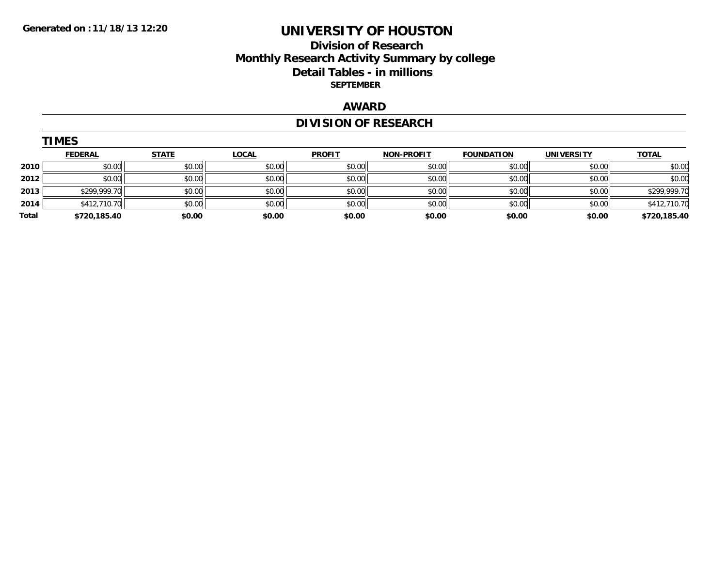Generated on :11/18/13 12:20

# UNIVERSITY OF HOUSTON

## Division of Research

## Monthly Research Activity Summary by college

## Detail Tables - in millions

**SEPTEMBER**

## AWARD

## DIVISION OF RESEARCH

### TIMES

| | FEDERAL | STATE | LOCAL | PROFIT | NON-PROFIT | FOUNDATION | UNIVERSITY | TOTAL |
|---|---|---|---|---|---|---|---|---|
| 2010 | $0.00 | $0.00 | $0.00 | $0.00 | $0.00 | $0.00 | $0.00 | $0.00 |
| 2012 | $0.00 | $0.00 | $0.00 | $0.00 | $0.00 | $0.00 | $0.00 | $0.00 |
| 2013 | $299,999.70 | $0.00 | $0.00 | $0.00 | $0.00 | $0.00 | $0.00 | $299,999.70 |
| 2014 | $412,710.70 | $0.00 | $0.00 | $0.00 | $0.00 | $0.00 | $0.00 | $412,710.70 |
| **Total** | **$720,185.40** | **$0.00** | **$0.00** | **$0.00** | **$0.00** | **$0.00** | **$0.00** | **$720,185.40** |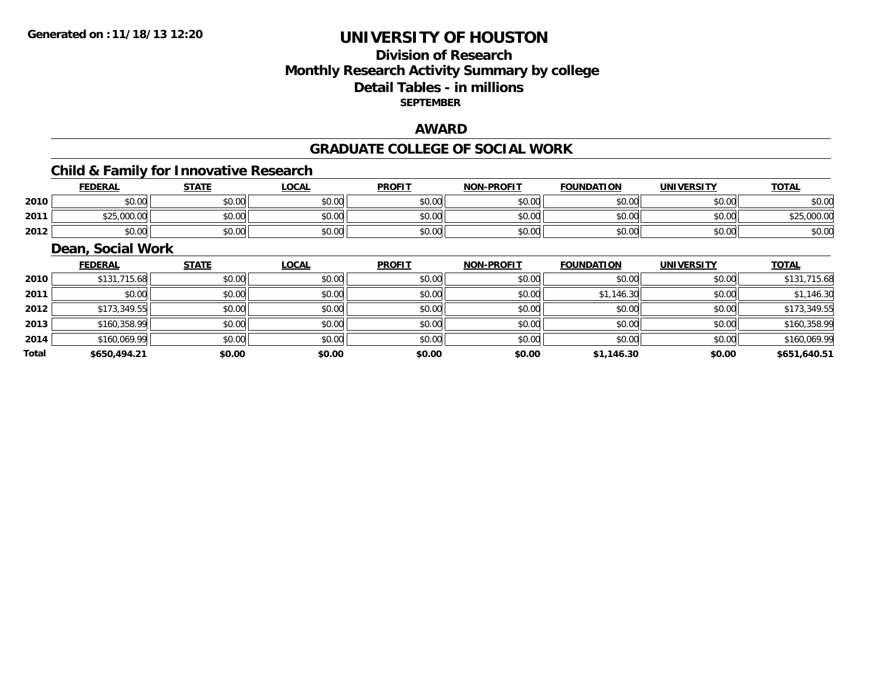**Generated on :11/18/13 12:20**

# UNIVERSITY OF HOUSTON

## Division of Research
## Monthly Research Activity Summary by college
## Detail Tables - in millions
### SEPTEMBER

## AWARD

## GRADUATE COLLEGE OF SOCIAL WORK

### Child & Family for Innovative Research

| | FEDERAL | STATE | LOCAL | PROFIT | NON-PROFIT | FOUNDATION | UNIVERSITY | TOTAL |
|---|---|---|---|---|---|---|---|---|
| 2010 | $0.00 | $0.00 | $0.00 | $0.00 | $0.00 | $0.00 | $0.00 | $0.00 |
| 2011 | $25,000.00 | $0.00 | $0.00 | $0.00 | $0.00 | $0.00 | $0.00 | $25,000.00 |
| 2012 | $0.00 | $0.00 | $0.00 | $0.00 | $0.00 | $0.00 | $0.00 | $0.00 |

### Dean, Social Work

| | FEDERAL | STATE | LOCAL | PROFIT | NON-PROFIT | FOUNDATION | UNIVERSITY | TOTAL |
|---|---|---|---|---|---|---|---|---|
| 2010 | $131,715.68 | $0.00 | $0.00 | $0.00 | $0.00 | $0.00 | $0.00 | $131,715.68 |
| 2011 | $0.00 | $0.00 | $0.00 | $0.00 | $0.00 | $1,146.30 | $0.00 | $1,146.30 |
| 2012 | $173,349.55 | $0.00 | $0.00 | $0.00 | $0.00 | $0.00 | $0.00 | $173,349.55 |
| 2013 | $160,358.99 | $0.00 | $0.00 | $0.00 | $0.00 | $0.00 | $0.00 | $160,358.99 |
| 2014 | $160,069.99 | $0.00 | $0.00 | $0.00 | $0.00 | $0.00 | $0.00 | $160,069.99 |
| **Total** | **$650,494.21** | **$0.00** | **$0.00** | **$0.00** | **$0.00** | **$1,146.30** | **$0.00** | **$651,640.51** |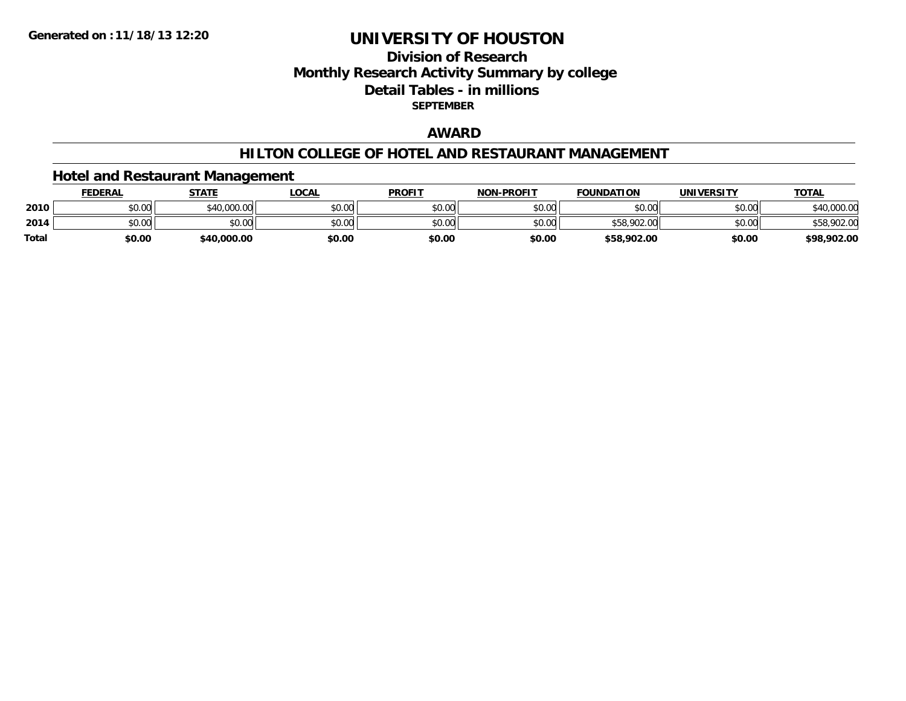**Generated on :11/18/13 12:20**

# UNIVERSITY OF HOUSTON

## Division of Research
## Monthly Research Activity Summary by college
## Detail Tables - in millions
**SEPTEMBER**

## AWARD

## HILTON COLLEGE OF HOTEL AND RESTAURANT MANAGEMENT

### Hotel and Restaurant Management

| | FEDERAL | STATE | LOCAL | PROFIT | NON-PROFIT | FOUNDATION | UNIVERSITY | TOTAL |
|---|---|---|---|---|---|---|---|---|
| **2010** | $0.00 | $40,000.00 | $0.00 | $0.00 | $0.00 | $0.00 | $0.00 | $40,000.00 |
| **2014** | $0.00 | $0.00 | $0.00 | $0.00 | $0.00 | $58,902.00 | $0.00 | $58,902.00 |
| **Total** | **$0.00** | **$40,000.00** | **$0.00** | **$0.00** | **$0.00** | **$58,902.00** | **$0.00** | **$98,902.00** |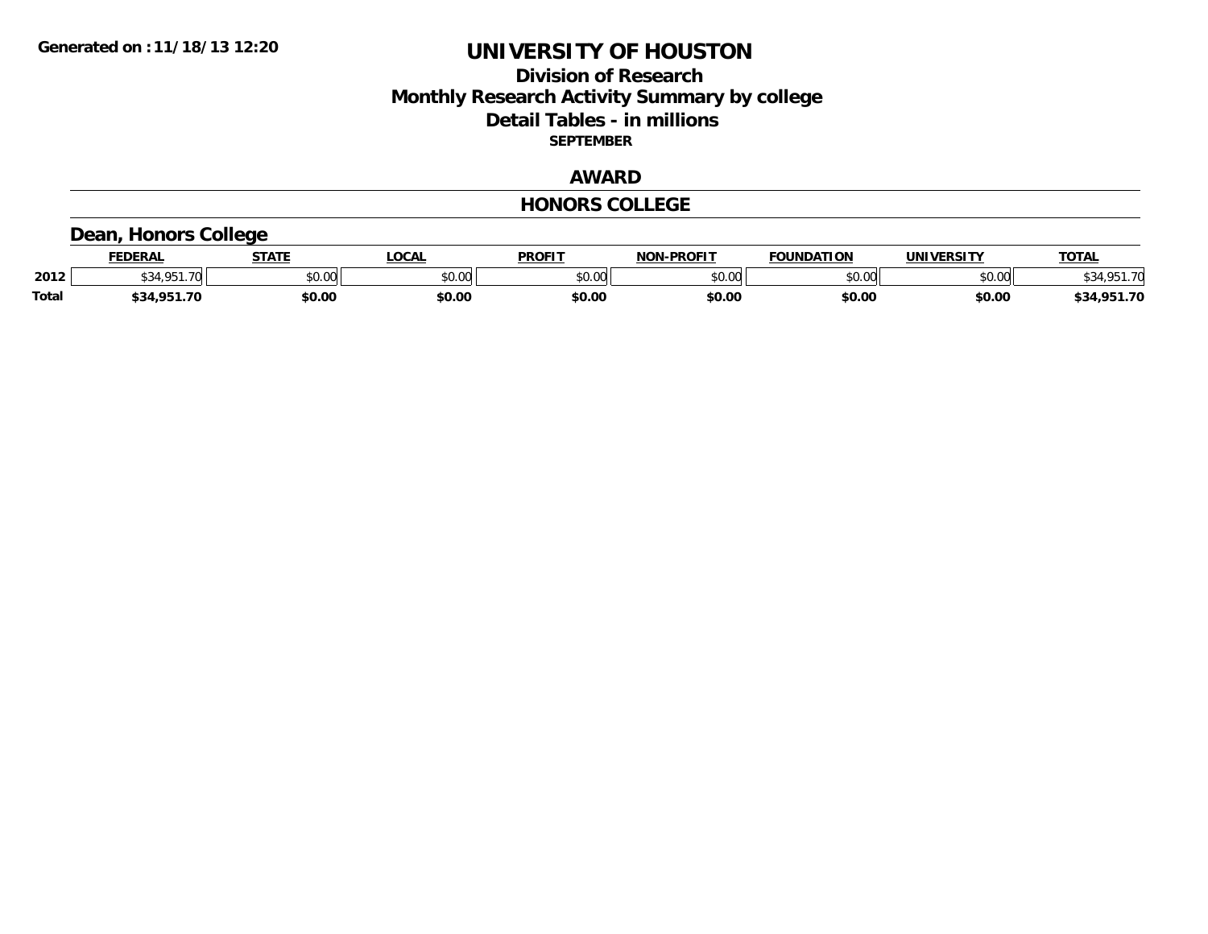Generated on :11/18/13 12:20

# UNIVERSITY OF HOUSTON

## Division of Research
## Monthly Research Activity Summary by college
## Detail Tables - in millions
### SEPTEMBER

## AWARD

## HONORS COLLEGE

### Dean, Honors College

| | FEDERAL | STATE | LOCAL | PROFIT | NON-PROFIT | FOUNDATION | UNIVERSITY | TOTAL |
|---|---|---|---|---|---|---|---|---|
| 2012 | $34,951.70 | $0.00 | $0.00 | $0.00 | $0.00 | $0.00 | $0.00 | $34,951.70 |
| **Total** | **$34,951.70** | **$0.00** | **$0.00** | **$0.00** | **$0.00** | **$0.00** | **$0.00** | **$34,951.70** |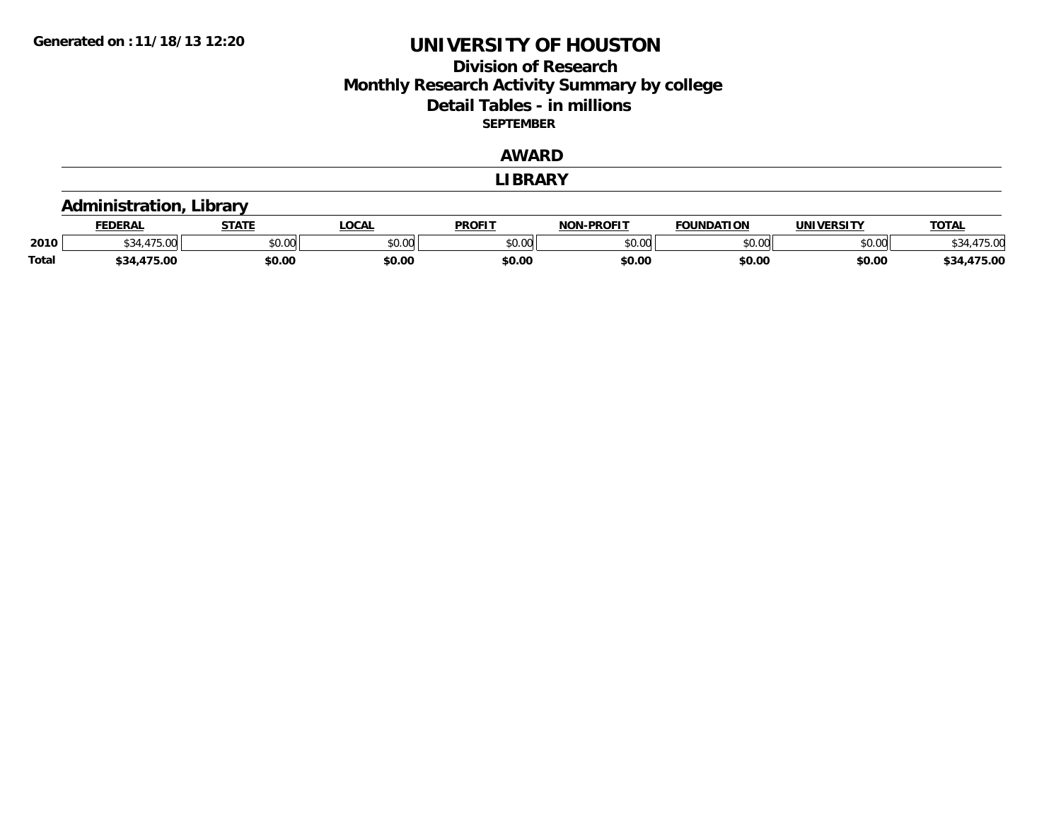# UNIVERSITY OF HOUSTON

## Division of Research
## Monthly Research Activity Summary by college
## Detail Tables - in millions
### SEPTEMBER

## AWARD

## LIBRARY

### Administration, Library

| | FEDERAL | STATE | LOCAL | PROFIT | NON-PROFIT | FOUNDATION | UNIVERSITY | TOTAL |
|---|---|---|---|---|---|---|---|---|
| 2010 | $34,475.00 | $0.00 | $0.00 | $0.00 | $0.00 | $0.00 | $0.00 | $34,475.00 |
| **Total** | **$34,475.00** | **$0.00** | **$0.00** | **$0.00** | **$0.00** | **$0.00** | **$0.00** | **$34,475.00** |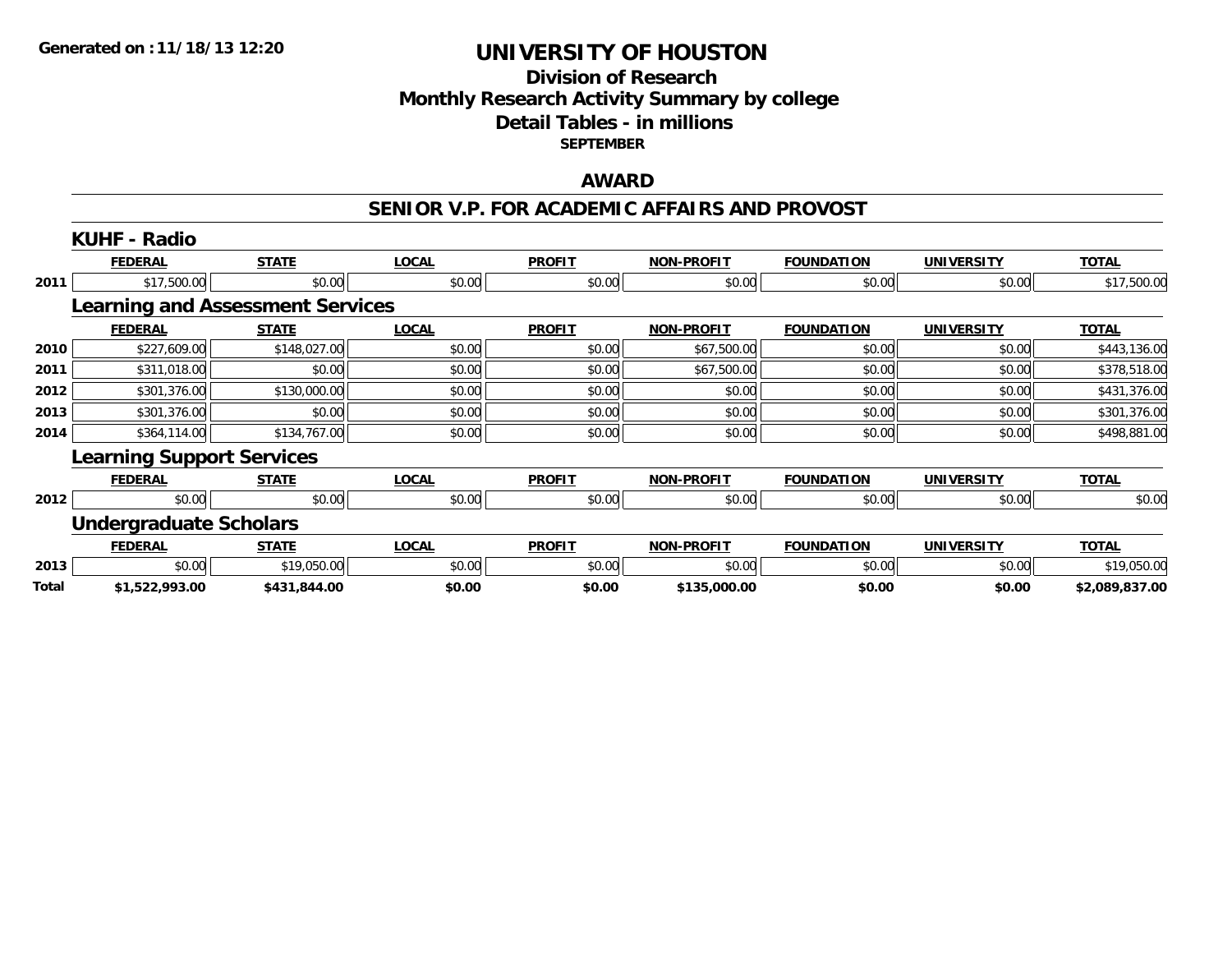**Generated on :11/18/13 12:20**

# UNIVERSITY OF HOUSTON

## Division of Research
## Monthly Research Activity Summary by college
## Detail Tables - in millions
### SEPTEMBER

## AWARD

## SENIOR V.P. FOR ACADEMIC AFFAIRS AND PROVOST

### KUHF - Radio

| | FEDERAL | STATE | LOCAL | PROFIT | NON-PROFIT | FOUNDATION | UNIVERSITY | TOTAL |
|---|---|---|---|---|---|---|---|---|
| 2011 | $17,500.00 | $0.00 | $0.00 | $0.00 | $0.00 | $0.00 | $0.00 | $17,500.00 |

### Learning and Assessment Services

| | FEDERAL | STATE | LOCAL | PROFIT | NON-PROFIT | FOUNDATION | UNIVERSITY | TOTAL |
|---|---|---|---|---|---|---|---|---|
| 2010 | $227,609.00 | $148,027.00 | $0.00 | $0.00 | $67,500.00 | $0.00 | $0.00 | $443,136.00 |
| 2011 | $311,018.00 | $0.00 | $0.00 | $0.00 | $67,500.00 | $0.00 | $0.00 | $378,518.00 |
| 2012 | $301,376.00 | $130,000.00 | $0.00 | $0.00 | $0.00 | $0.00 | $0.00 | $431,376.00 |
| 2013 | $301,376.00 | $0.00 | $0.00 | $0.00 | $0.00 | $0.00 | $0.00 | $301,376.00 |
| 2014 | $364,114.00 | $134,767.00 | $0.00 | $0.00 | $0.00 | $0.00 | $0.00 | $498,881.00 |

### Learning Support Services

| | FEDERAL | STATE | LOCAL | PROFIT | NON-PROFIT | FOUNDATION | UNIVERSITY | TOTAL |
|---|---|---|---|---|---|---|---|---|
| 2012 | $0.00 | $0.00 | $0.00 | $0.00 | $0.00 | $0.00 | $0.00 | $0.00 |

### Undergraduate Scholars

| | FEDERAL | STATE | LOCAL | PROFIT | NON-PROFIT | FOUNDATION | UNIVERSITY | TOTAL |
|---|---|---|---|---|---|---|---|---|
| 2013 | $0.00 | $19,050.00 | $0.00 | $0.00 | $0.00 | $0.00 | $0.00 | $19,050.00 |
| **Total** | **$1,522,993.00** | **$431,844.00** | **$0.00** | **$0.00** | **$135,000.00** | **$0.00** | **$0.00** | **$2,089,837.00** |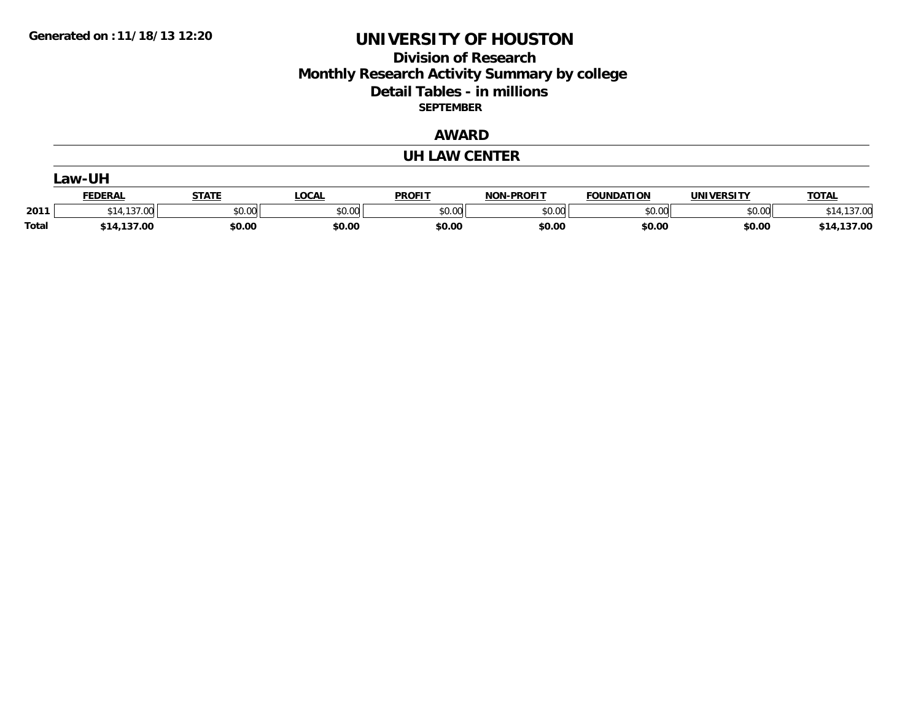Generated on :11/18/13 12:20

# UNIVERSITY OF HOUSTON

## Division of Research
## Monthly Research Activity Summary by college
## Detail Tables - in millions

**SEPTEMBER**

## AWARD

## UH LAW CENTER

### Law-UH

| | FEDERAL | STATE | LOCAL | PROFIT | NON-PROFIT | FOUNDATION | UNIVERSITY | TOTAL |
|---|---|---|---|---|---|---|---|---|
| 2011 | $14,137.00 | $0.00 | $0.00 | $0.00 | $0.00 | $0.00 | $0.00 | $14,137.00 |
| **Total** | **$14,137.00** | **$0.00** | **$0.00** | **$0.00** | **$0.00** | **$0.00** | **$0.00** | **$14,137.00** |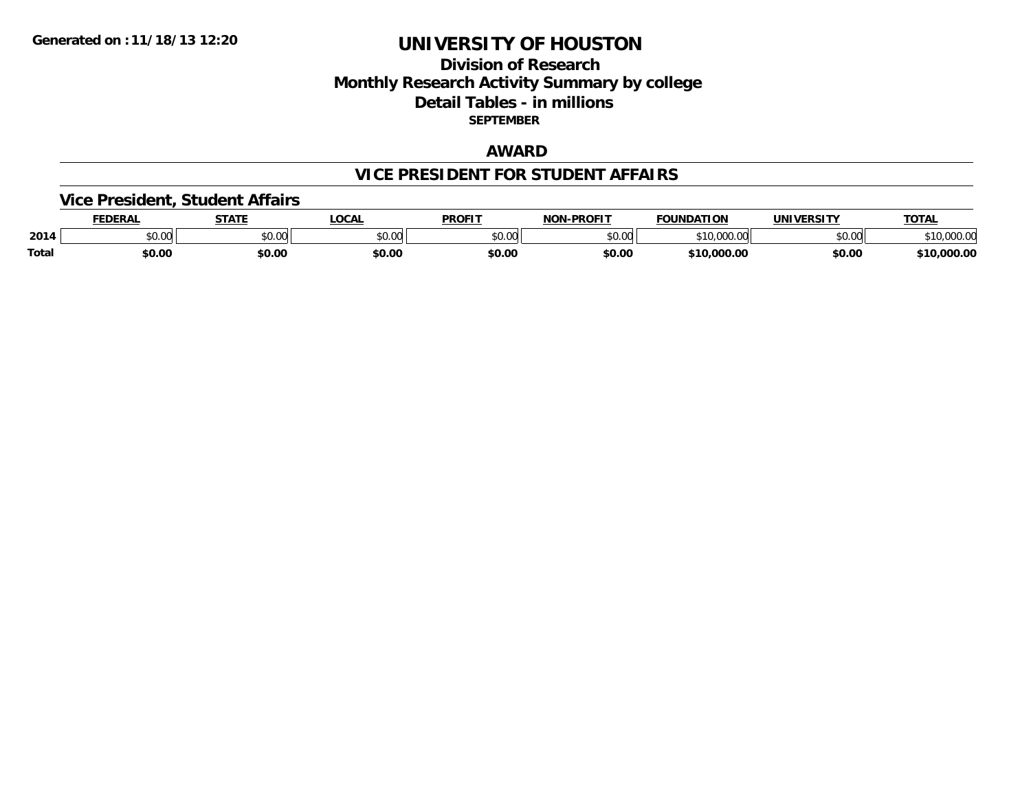Generated on :11/18/13 12:20

# UNIVERSITY OF HOUSTON

## Division of Research
## Monthly Research Activity Summary by college
## Detail Tables - in millions
### SEPTEMBER

## AWARD

## VICE PRESIDENT FOR STUDENT AFFAIRS

### Vice President, Student Affairs

| | FEDERAL | STATE | LOCAL | PROFIT | NON-PROFIT | FOUNDATION | UNIVERSITY | TOTAL |
|---|---|---|---|---|---|---|---|---|
| 2014 | $0.00 | $0.00 | $0.00 | $0.00 | $0.00 | $10,000.00 | $0.00 | $10,000.00 |
| **Total** | **$0.00** | **$0.00** | **$0.00** | **$0.00** | **$0.00** | **$10,000.00** | **$0.00** | **$10,000.00** |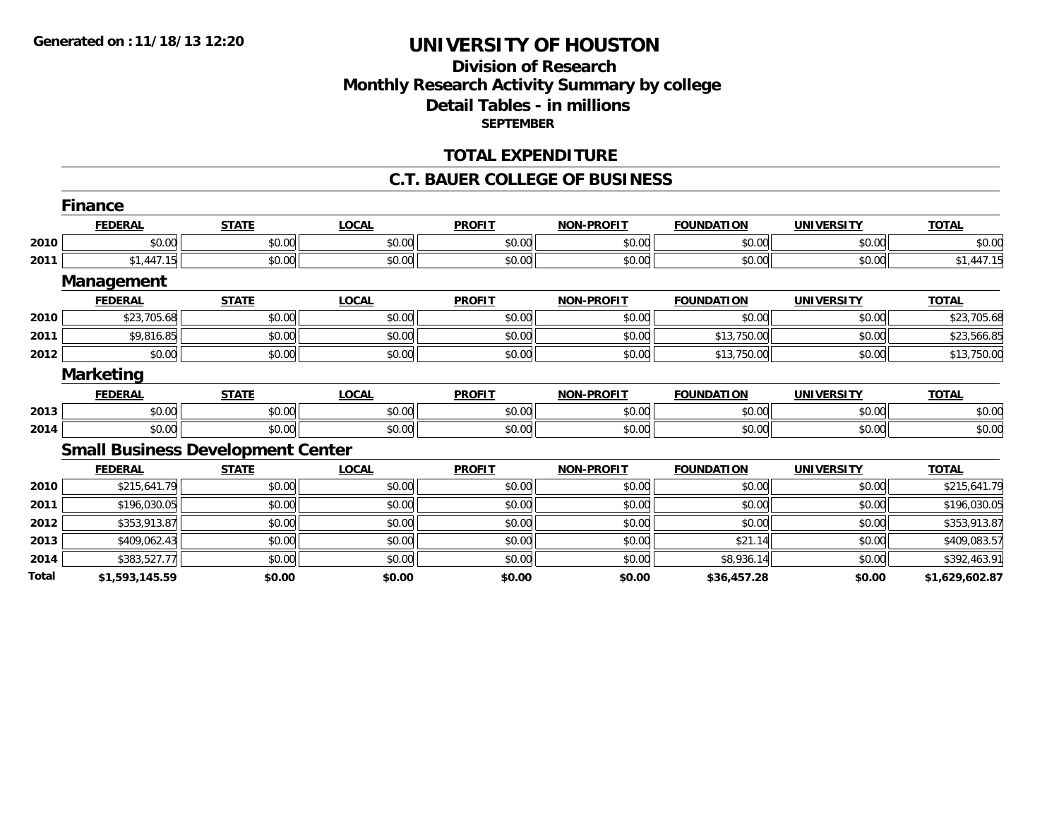**Generated on :11/18/13 12:20**

# UNIVERSITY OF HOUSTON

## Division of Research
## Monthly Research Activity Summary by college
## Detail Tables - in millions
**SEPTEMBER**

## TOTAL EXPENDITURE

## C.T. BAUER COLLEGE OF BUSINESS

### Finance

| | FEDERAL | STATE | LOCAL | PROFIT | NON-PROFIT | FOUNDATION | UNIVERSITY | TOTAL |
|---|---|---|---|---|---|---|---|---|
| 2010 | $0.00 | $0.00 | $0.00 | $0.00 | $0.00 | $0.00 | $0.00 | $0.00 |
| 2011 | $1,447.15 | $0.00 | $0.00 | $0.00 | $0.00 | $0.00 | $0.00 | $1,447.15 |

### Management

| | FEDERAL | STATE | LOCAL | PROFIT | NON-PROFIT | FOUNDATION | UNIVERSITY | TOTAL |
|---|---|---|---|---|---|---|---|---|
| 2010 | $23,705.68 | $0.00 | $0.00 | $0.00 | $0.00 | $0.00 | $0.00 | $23,705.68 |
| 2011 | $9,816.85 | $0.00 | $0.00 | $0.00 | $0.00 | $13,750.00 | $0.00 | $23,566.85 |
| 2012 | $0.00 | $0.00 | $0.00 | $0.00 | $0.00 | $13,750.00 | $0.00 | $13,750.00 |

### Marketing

| | FEDERAL | STATE | LOCAL | PROFIT | NON-PROFIT | FOUNDATION | UNIVERSITY | TOTAL |
|---|---|---|---|---|---|---|---|---|
| 2013 | $0.00 | $0.00 | $0.00 | $0.00 | $0.00 | $0.00 | $0.00 | $0.00 |
| 2014 | $0.00 | $0.00 | $0.00 | $0.00 | $0.00 | $0.00 | $0.00 | $0.00 |

### Small Business Development Center

| | FEDERAL | STATE | LOCAL | PROFIT | NON-PROFIT | FOUNDATION | UNIVERSITY | TOTAL |
|---|---|---|---|---|---|---|---|---|
| 2010 | $215,641.79 | $0.00 | $0.00 | $0.00 | $0.00 | $0.00 | $0.00 | $215,641.79 |
| 2011 | $196,030.05 | $0.00 | $0.00 | $0.00 | $0.00 | $0.00 | $0.00 | $196,030.05 |
| 2012 | $353,913.87 | $0.00 | $0.00 | $0.00 | $0.00 | $0.00 | $0.00 | $353,913.87 |
| 2013 | $409,062.43 | $0.00 | $0.00 | $0.00 | $0.00 | $21.14 | $0.00 | $409,083.57 |
| 2014 | $383,527.77 | $0.00 | $0.00 | $0.00 | $0.00 | $8,936.14 | $0.00 | $392,463.91 |
| **Total** | **$1,593,145.59** | **$0.00** | **$0.00** | **$0.00** | **$0.00** | **$36,457.28** | **$0.00** | **$1,629,602.87** |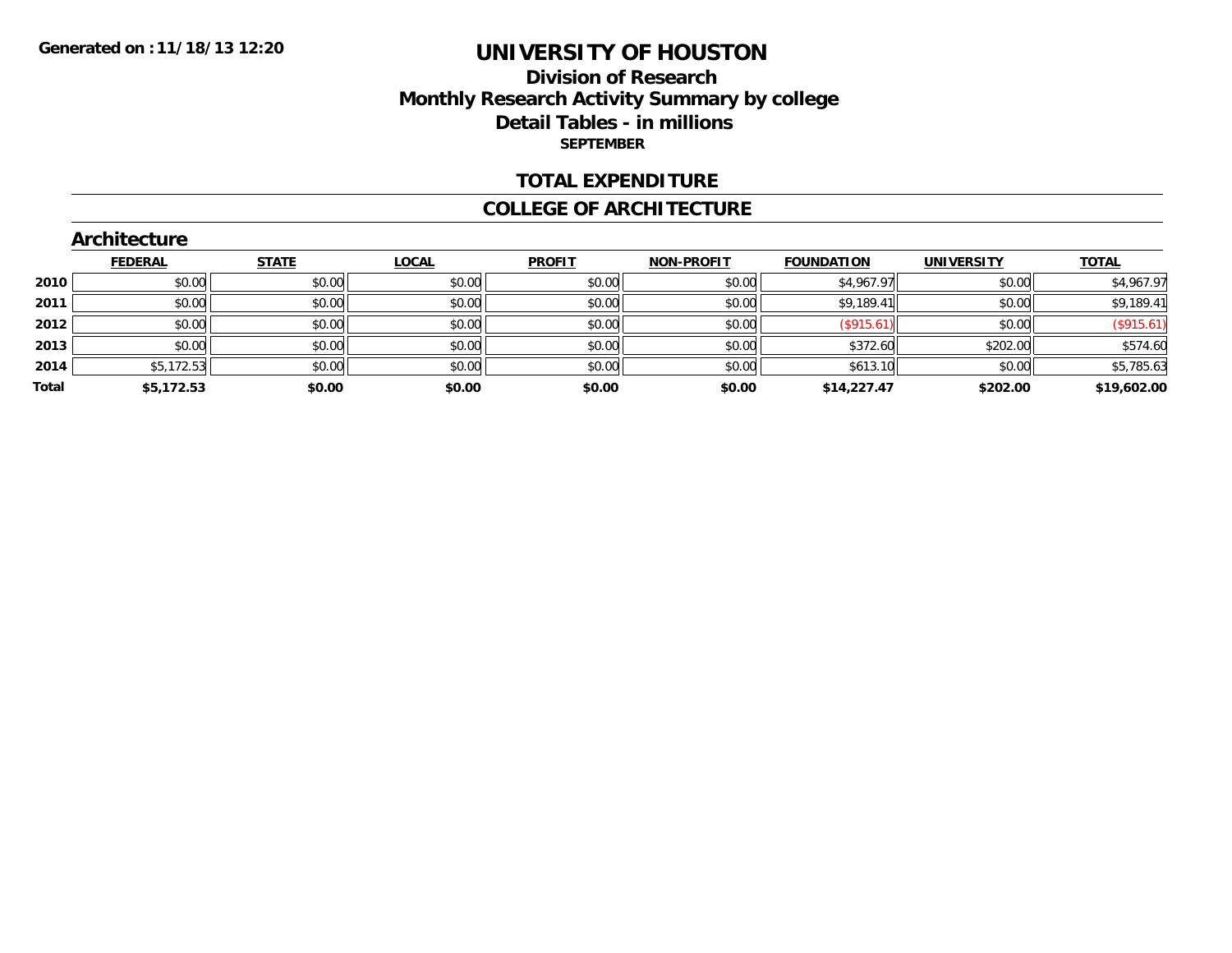**Generated on :11/18/13 12:20**

# UNIVERSITY OF HOUSTON

## Division of Research
## Monthly Research Activity Summary by college
## Detail Tables - in millions
### SEPTEMBER

## TOTAL EXPENDITURE

## COLLEGE OF ARCHITECTURE

### Architecture

| | FEDERAL | STATE | LOCAL | PROFIT | NON-PROFIT | FOUNDATION | UNIVERSITY | TOTAL |
|---|---|---|---|---|---|---|---|---|
| **2010** | $0.00 | $0.00 | $0.00 | $0.00 | $0.00 | $4,967.97 | $0.00 | $4,967.97 |
| **2011** | $0.00 | $0.00 | $0.00 | $0.00 | $0.00 | $9,189.41 | $0.00 | $9,189.41 |
| **2012** | $0.00 | $0.00 | $0.00 | $0.00 | $0.00 | ($915.61) | $0.00 | ($915.61) |
| **2013** | $0.00 | $0.00 | $0.00 | $0.00 | $0.00 | $372.60 | $202.00 | $574.60 |
| **2014** | $5,172.53 | $0.00 | $0.00 | $0.00 | $0.00 | $613.10 | $0.00 | $5,785.63 |
| **Total** | **$5,172.53** | **$0.00** | **$0.00** | **$0.00** | **$0.00** | **$14,227.47** | **$202.00** | **$19,602.00** |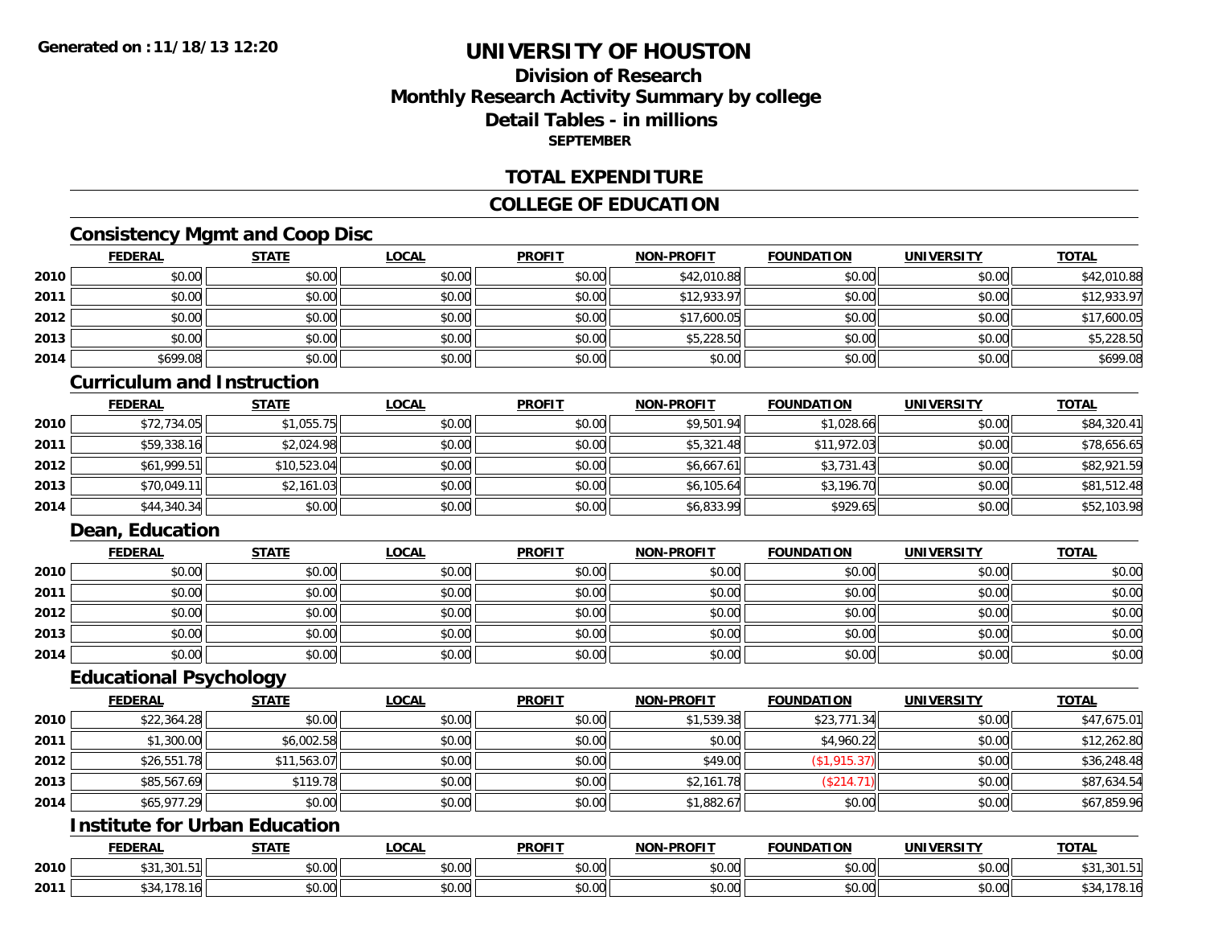**Generated on :11/18/13 12:20**

# UNIVERSITY OF HOUSTON

## Division of Research
## Monthly Research Activity Summary by college
## Detail Tables - in millions
### SEPTEMBER

## TOTAL EXPENDITURE

## COLLEGE OF EDUCATION

### Consistency Mgmt and Coop Disc

| | FEDERAL | STATE | LOCAL | PROFIT | NON-PROFIT | FOUNDATION | UNIVERSITY | TOTAL |
|---|---|---|---|---|---|---|---|---|
| 2010 | $0.00 | $0.00 | $0.00 | $0.00 | $42,010.88 | $0.00 | $0.00 | $42,010.88 |
| 2011 | $0.00 | $0.00 | $0.00 | $0.00 | $12,933.97 | $0.00 | $0.00 | $12,933.97 |
| 2012 | $0.00 | $0.00 | $0.00 | $0.00 | $17,600.05 | $0.00 | $0.00 | $17,600.05 |
| 2013 | $0.00 | $0.00 | $0.00 | $0.00 | $5,228.50 | $0.00 | $0.00 | $5,228.50 |
| 2014 | $699.08 | $0.00 | $0.00 | $0.00 | $0.00 | $0.00 | $0.00 | $699.08 |

### Curriculum and Instruction

| | FEDERAL | STATE | LOCAL | PROFIT | NON-PROFIT | FOUNDATION | UNIVERSITY | TOTAL |
|---|---|---|---|---|---|---|---|---|
| 2010 | $72,734.05 | $1,055.75 | $0.00 | $0.00 | $9,501.94 | $1,028.66 | $0.00 | $84,320.41 |
| 2011 | $59,338.16 | $2,024.98 | $0.00 | $0.00 | $5,321.48 | $11,972.03 | $0.00 | $78,656.65 |
| 2012 | $61,999.51 | $10,523.04 | $0.00 | $0.00 | $6,667.61 | $3,731.43 | $0.00 | $82,921.59 |
| 2013 | $70,049.11 | $2,161.03 | $0.00 | $0.00 | $6,105.64 | $3,196.70 | $0.00 | $81,512.48 |
| 2014 | $44,340.34 | $0.00 | $0.00 | $0.00 | $6,833.99 | $929.65 | $0.00 | $52,103.98 |

### Dean, Education

| | FEDERAL | STATE | LOCAL | PROFIT | NON-PROFIT | FOUNDATION | UNIVERSITY | TOTAL |
|---|---|---|---|---|---|---|---|---|
| 2010 | $0.00 | $0.00 | $0.00 | $0.00 | $0.00 | $0.00 | $0.00 | $0.00 |
| 2011 | $0.00 | $0.00 | $0.00 | $0.00 | $0.00 | $0.00 | $0.00 | $0.00 |
| 2012 | $0.00 | $0.00 | $0.00 | $0.00 | $0.00 | $0.00 | $0.00 | $0.00 |
| 2013 | $0.00 | $0.00 | $0.00 | $0.00 | $0.00 | $0.00 | $0.00 | $0.00 |
| 2014 | $0.00 | $0.00 | $0.00 | $0.00 | $0.00 | $0.00 | $0.00 | $0.00 |

### Educational Psychology

| | FEDERAL | STATE | LOCAL | PROFIT | NON-PROFIT | FOUNDATION | UNIVERSITY | TOTAL |
|---|---|---|---|---|---|---|---|---|
| 2010 | $22,364.28 | $0.00 | $0.00 | $0.00 | $1,539.38 | $23,771.34 | $0.00 | $47,675.01 |
| 2011 | $1,300.00 | $6,002.58 | $0.00 | $0.00 | $0.00 | $4,960.22 | $0.00 | $12,262.80 |
| 2012 | $26,551.78 | $11,563.07 | $0.00 | $0.00 | $49.00 | ($1,915.37) | $0.00 | $36,248.48 |
| 2013 | $85,567.69 | $119.78 | $0.00 | $0.00 | $2,161.78 | ($214.71) | $0.00 | $87,634.54 |
| 2014 | $65,977.29 | $0.00 | $0.00 | $0.00 | $1,882.67 | $0.00 | $0.00 | $67,859.96 |

### Institute for Urban Education

| | FEDERAL | STATE | LOCAL | PROFIT | NON-PROFIT | FOUNDATION | UNIVERSITY | TOTAL |
|---|---|---|---|---|---|---|---|---|
| 2010 | $31,301.51 | $0.00 | $0.00 | $0.00 | $0.00 | $0.00 | $0.00 | $31,301.51 |
| 2011 | $34,178.16 | $0.00 | $0.00 | $0.00 | $0.00 | $0.00 | $0.00 | $34,178.16 |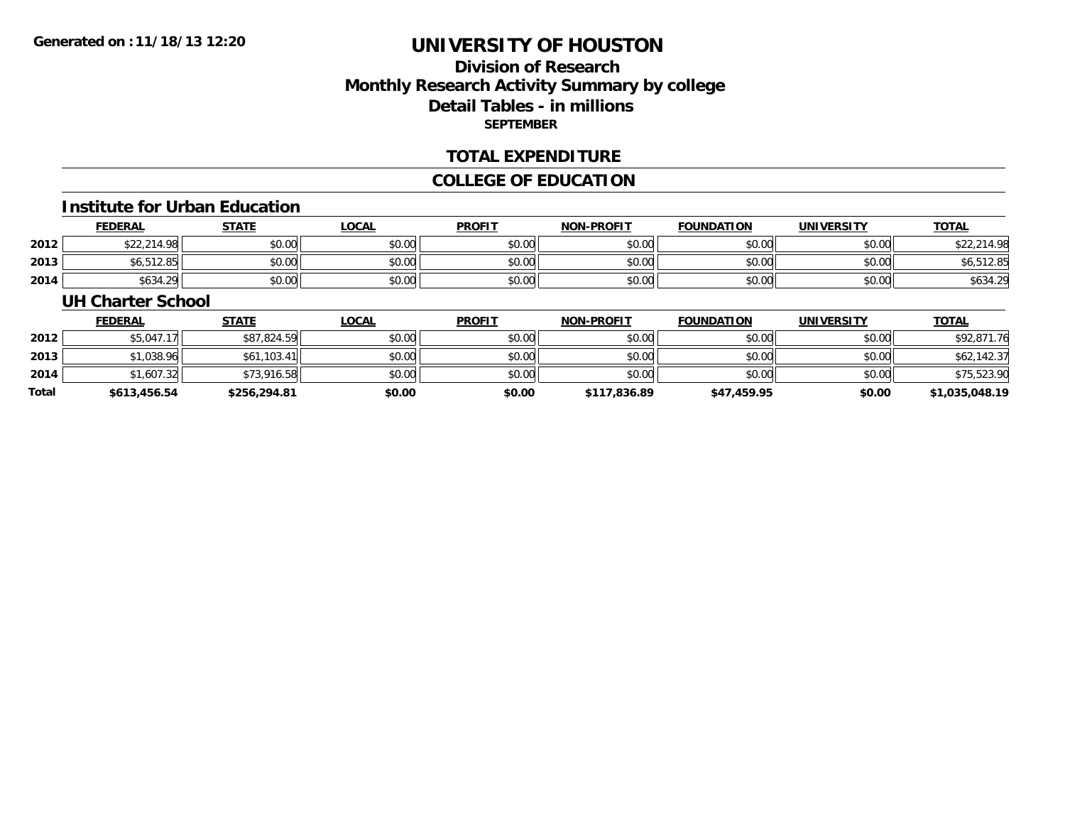# UNIVERSITY OF HOUSTON

## Division of Research
## Monthly Research Activity Summary by college
## Detail Tables - in millions
### SEPTEMBER

## TOTAL EXPENDITURE

## COLLEGE OF EDUCATION

### Institute for Urban Education

| | FEDERAL | STATE | LOCAL | PROFIT | NON-PROFIT | FOUNDATION | UNIVERSITY | TOTAL |
|---|---|---|---|---|---|---|---|---|
| 2012 | $22,214.98 | $0.00 | $0.00 | $0.00 | $0.00 | $0.00 | $0.00 | $22,214.98 |
| 2013 | $6,512.85 | $0.00 | $0.00 | $0.00 | $0.00 | $0.00 | $0.00 | $6,512.85 |
| 2014 | $634.29 | $0.00 | $0.00 | $0.00 | $0.00 | $0.00 | $0.00 | $634.29 |

### UH Charter School

| | FEDERAL | STATE | LOCAL | PROFIT | NON-PROFIT | FOUNDATION | UNIVERSITY | TOTAL |
|---|---|---|---|---|---|---|---|---|
| 2012 | $5,047.17 | $87,824.59 | $0.00 | $0.00 | $0.00 | $0.00 | $0.00 | $92,871.76 |
| 2013 | $1,038.96 | $61,103.41 | $0.00 | $0.00 | $0.00 | $0.00 | $0.00 | $62,142.37 |
| 2014 | $1,607.32 | $73,916.58 | $0.00 | $0.00 | $0.00 | $0.00 | $0.00 | $75,523.90 |
| **Total** | **$613,456.54** | **$256,294.81** | **$0.00** | **$0.00** | **$117,836.89** | **$47,459.95** | **$0.00** | **$1,035,048.19** |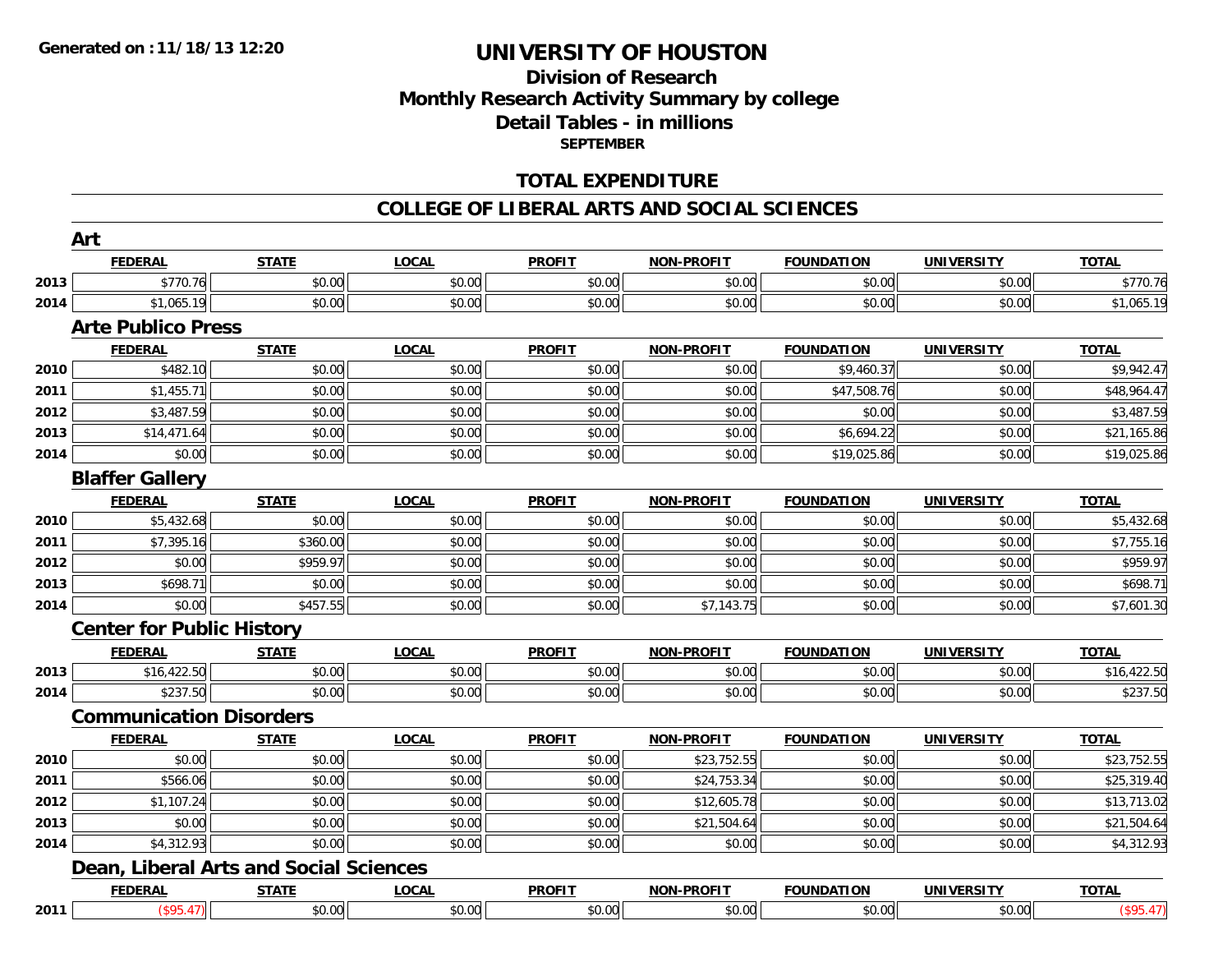Generated on : 11/18/13 12:20

# UNIVERSITY OF HOUSTON

## Division of Research
## Monthly Research Activity Summary by college
## Detail Tables - in millions
### SEPTEMBER

## TOTAL EXPENDITURE

## COLLEGE OF LIBERAL ARTS AND SOCIAL SCIENCES

### Art

| | FEDERAL | STATE | LOCAL | PROFIT | NON-PROFIT | FOUNDATION | UNIVERSITY | TOTAL |
|---|---|---|---|---|---|---|---|---|
| 2013 | $770.76 | $0.00 | $0.00 | $0.00 | $0.00 | $0.00 | $0.00 | $770.76 |
| 2014 | $1,065.19 | $0.00 | $0.00 | $0.00 | $0.00 | $0.00 | $0.00 | $1,065.19 |

### Arte Publico Press

| | FEDERAL | STATE | LOCAL | PROFIT | NON-PROFIT | FOUNDATION | UNIVERSITY | TOTAL |
|---|---|---|---|---|---|---|---|---|
| 2010 | $482.10 | $0.00 | $0.00 | $0.00 | $0.00 | $9,460.37 | $0.00 | $9,942.47 |
| 2011 | $1,455.71 | $0.00 | $0.00 | $0.00 | $0.00 | $47,508.76 | $0.00 | $48,964.47 |
| 2012 | $3,487.59 | $0.00 | $0.00 | $0.00 | $0.00 | $0.00 | $0.00 | $3,487.59 |
| 2013 | $14,471.64 | $0.00 | $0.00 | $0.00 | $0.00 | $6,694.22 | $0.00 | $21,165.86 |
| 2014 | $0.00 | $0.00 | $0.00 | $0.00 | $0.00 | $19,025.86 | $0.00 | $19,025.86 |

### Blaffer Gallery

| | FEDERAL | STATE | LOCAL | PROFIT | NON-PROFIT | FOUNDATION | UNIVERSITY | TOTAL |
|---|---|---|---|---|---|---|---|---|
| 2010 | $5,432.68 | $0.00 | $0.00 | $0.00 | $0.00 | $0.00 | $0.00 | $5,432.68 |
| 2011 | $7,395.16 | $360.00 | $0.00 | $0.00 | $0.00 | $0.00 | $0.00 | $7,755.16 |
| 2012 | $0.00 | $959.97 | $0.00 | $0.00 | $0.00 | $0.00 | $0.00 | $959.97 |
| 2013 | $698.71 | $0.00 | $0.00 | $0.00 | $0.00 | $0.00 | $0.00 | $698.71 |
| 2014 | $0.00 | $457.55 | $0.00 | $0.00 | $7,143.75 | $0.00 | $0.00 | $7,601.30 |

### Center for Public History

| | FEDERAL | STATE | LOCAL | PROFIT | NON-PROFIT | FOUNDATION | UNIVERSITY | TOTAL |
|---|---|---|---|---|---|---|---|---|
| 2013 | $16,422.50 | $0.00 | $0.00 | $0.00 | $0.00 | $0.00 | $0.00 | $16,422.50 |
| 2014 | $237.50 | $0.00 | $0.00 | $0.00 | $0.00 | $0.00 | $0.00 | $237.50 |

### Communication Disorders

| | FEDERAL | STATE | LOCAL | PROFIT | NON-PROFIT | FOUNDATION | UNIVERSITY | TOTAL |
|---|---|---|---|---|---|---|---|---|
| 2010 | $0.00 | $0.00 | $0.00 | $0.00 | $23,752.55 | $0.00 | $0.00 | $23,752.55 |
| 2011 | $566.06 | $0.00 | $0.00 | $0.00 | $24,753.34 | $0.00 | $0.00 | $25,319.40 |
| 2012 | $1,107.24 | $0.00 | $0.00 | $0.00 | $12,605.78 | $0.00 | $0.00 | $13,713.02 |
| 2013 | $0.00 | $0.00 | $0.00 | $0.00 | $21,504.64 | $0.00 | $0.00 | $21,504.64 |
| 2014 | $4,312.93 | $0.00 | $0.00 | $0.00 | $0.00 | $0.00 | $0.00 | $4,312.93 |

### Dean, Liberal Arts and Social Sciences

| | FEDERAL | STATE | LOCAL | PROFIT | NON-PROFIT | FOUNDATION | UNIVERSITY | TOTAL |
|---|---|---|---|---|---|---|---|---|
| 2011 | ($95.47) | $0.00 | $0.00 | $0.00 | $0.00 | $0.00 | $0.00 | ($95.47) |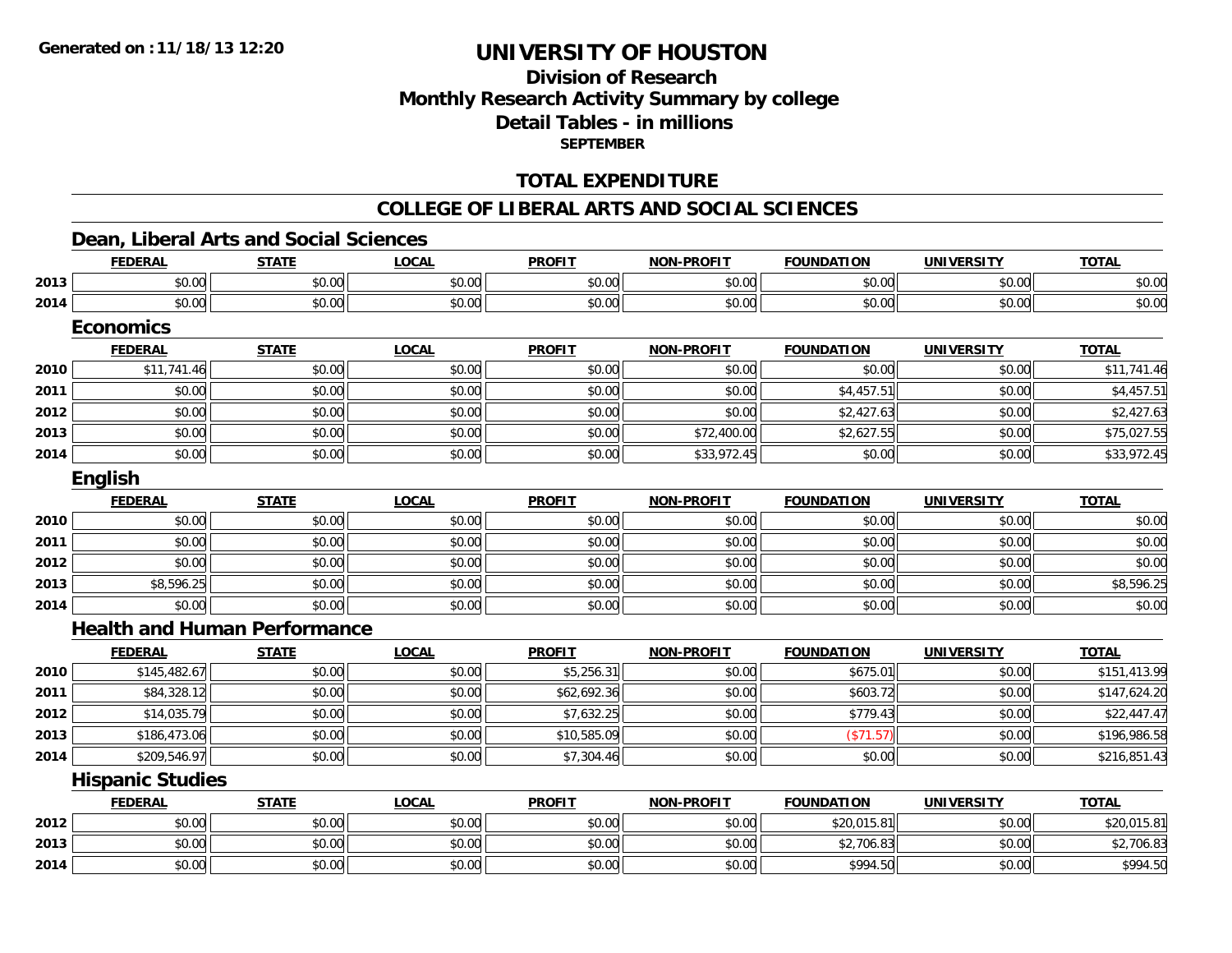**Generated on :11/18/13 12:20**

# UNIVERSITY OF HOUSTON

## Division of Research
## Monthly Research Activity Summary by college
## Detail Tables - in millions
### SEPTEMBER

## TOTAL EXPENDITURE

## COLLEGE OF LIBERAL ARTS AND SOCIAL SCIENCES

### Dean, Liberal Arts and Social Sciences

| | FEDERAL | STATE | LOCAL | PROFIT | NON-PROFIT | FOUNDATION | UNIVERSITY | TOTAL |
|---|---|---|---|---|---|---|---|---|
| 2013 | $0.00 | $0.00 | $0.00 | $0.00 | $0.00 | $0.00 | $0.00 | $0.00 |
| 2014 | $0.00 | $0.00 | $0.00 | $0.00 | $0.00 | $0.00 | $0.00 | $0.00 |

### Economics

| | FEDERAL | STATE | LOCAL | PROFIT | NON-PROFIT | FOUNDATION | UNIVERSITY | TOTAL |
|---|---|---|---|---|---|---|---|---|
| 2010 | $11,741.46 | $0.00 | $0.00 | $0.00 | $0.00 | $0.00 | $0.00 | $11,741.46 |
| 2011 | $0.00 | $0.00 | $0.00 | $0.00 | $0.00 | $4,457.51 | $0.00 | $4,457.51 |
| 2012 | $0.00 | $0.00 | $0.00 | $0.00 | $0.00 | $2,427.63 | $0.00 | $2,427.63 |
| 2013 | $0.00 | $0.00 | $0.00 | $0.00 | $72,400.00 | $2,627.55 | $0.00 | $75,027.55 |
| 2014 | $0.00 | $0.00 | $0.00 | $0.00 | $33,972.45 | $0.00 | $0.00 | $33,972.45 |

### English

| | FEDERAL | STATE | LOCAL | PROFIT | NON-PROFIT | FOUNDATION | UNIVERSITY | TOTAL |
|---|---|---|---|---|---|---|---|---|
| 2010 | $0.00 | $0.00 | $0.00 | $0.00 | $0.00 | $0.00 | $0.00 | $0.00 |
| 2011 | $0.00 | $0.00 | $0.00 | $0.00 | $0.00 | $0.00 | $0.00 | $0.00 |
| 2012 | $0.00 | $0.00 | $0.00 | $0.00 | $0.00 | $0.00 | $0.00 | $0.00 |
| 2013 | $8,596.25 | $0.00 | $0.00 | $0.00 | $0.00 | $0.00 | $0.00 | $8,596.25 |
| 2014 | $0.00 | $0.00 | $0.00 | $0.00 | $0.00 | $0.00 | $0.00 | $0.00 |

### Health and Human Performance

| | FEDERAL | STATE | LOCAL | PROFIT | NON-PROFIT | FOUNDATION | UNIVERSITY | TOTAL |
|---|---|---|---|---|---|---|---|---|
| 2010 | $145,482.67 | $0.00 | $0.00 | $5,256.31 | $0.00 | $675.01 | $0.00 | $151,413.99 |
| 2011 | $84,328.12 | $0.00 | $0.00 | $62,692.36 | $0.00 | $603.72 | $0.00 | $147,624.20 |
| 2012 | $14,035.79 | $0.00 | $0.00 | $7,632.25 | $0.00 | $779.43 | $0.00 | $22,447.47 |
| 2013 | $186,473.06 | $0.00 | $0.00 | $10,585.09 | $0.00 | ($71.57) | $0.00 | $196,986.58 |
| 2014 | $209,546.97 | $0.00 | $0.00 | $7,304.46 | $0.00 | $0.00 | $0.00 | $216,851.43 |

### Hispanic Studies

| | FEDERAL | STATE | LOCAL | PROFIT | NON-PROFIT | FOUNDATION | UNIVERSITY | TOTAL |
|---|---|---|---|---|---|---|---|---|
| 2012 | $0.00 | $0.00 | $0.00 | $0.00 | $0.00 | $20,015.81 | $0.00 | $20,015.81 |
| 2013 | $0.00 | $0.00 | $0.00 | $0.00 | $0.00 | $2,706.83 | $0.00 | $2,706.83 |
| 2014 | $0.00 | $0.00 | $0.00 | $0.00 | $0.00 | $994.50 | $0.00 | $994.50 |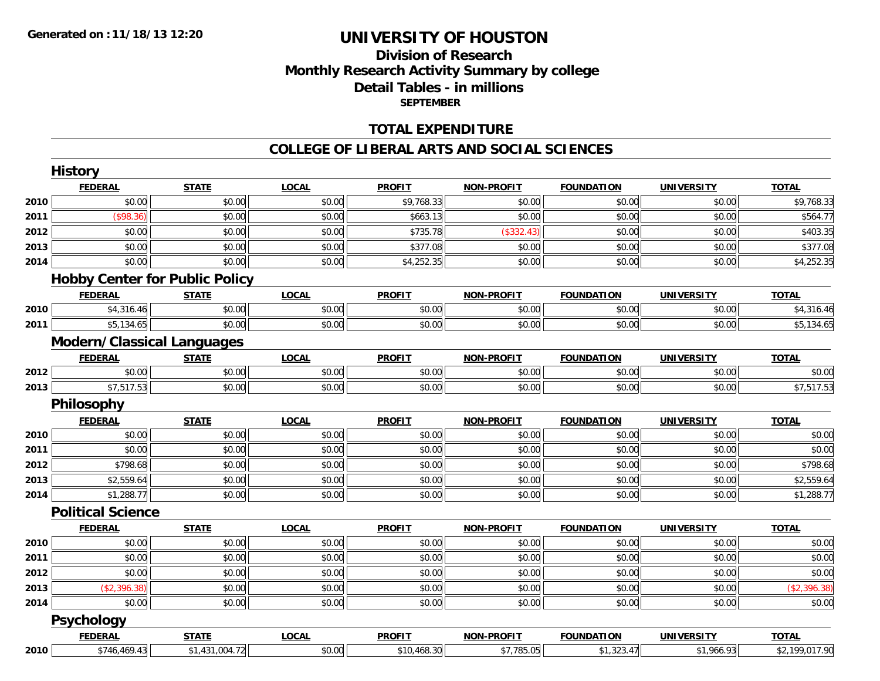**Generated on : 11/18/13 12:20**

# UNIVERSITY OF HOUSTON

## Division of Research
## Monthly Research Activity Summary by college
## Detail Tables - in millions
### SEPTEMBER

## TOTAL EXPENDITURE

## COLLEGE OF LIBERAL ARTS AND SOCIAL SCIENCES

### History

| | FEDERAL | STATE | LOCAL | PROFIT | NON-PROFIT | FOUNDATION | UNIVERSITY | TOTAL |
|---|---|---|---|---|---|---|---|---|
| 2010 | $0.00 | $0.00 | $0.00 | $9,768.33 | $0.00 | $0.00 | $0.00 | $9,768.33 |
| 2011 | ($98.36) | $0.00 | $0.00 | $663.13 | $0.00 | $0.00 | $0.00 | $564.77 |
| 2012 | $0.00 | $0.00 | $0.00 | $735.78 | ($332.43) | $0.00 | $0.00 | $403.35 |
| 2013 | $0.00 | $0.00 | $0.00 | $377.08 | $0.00 | $0.00 | $0.00 | $377.08 |
| 2014 | $0.00 | $0.00 | $0.00 | $4,252.35 | $0.00 | $0.00 | $0.00 | $4,252.35 |

### Hobby Center for Public Policy

| | FEDERAL | STATE | LOCAL | PROFIT | NON-PROFIT | FOUNDATION | UNIVERSITY | TOTAL |
|---|---|---|---|---|---|---|---|---|
| 2010 | $4,316.46 | $0.00 | $0.00 | $0.00 | $0.00 | $0.00 | $0.00 | $4,316.46 |
| 2011 | $5,134.65 | $0.00 | $0.00 | $0.00 | $0.00 | $0.00 | $0.00 | $5,134.65 |

### Modern/Classical Languages

| | FEDERAL | STATE | LOCAL | PROFIT | NON-PROFIT | FOUNDATION | UNIVERSITY | TOTAL |
|---|---|---|---|---|---|---|---|---|
| 2012 | $0.00 | $0.00 | $0.00 | $0.00 | $0.00 | $0.00 | $0.00 | $0.00 |
| 2013 | $7,517.53 | $0.00 | $0.00 | $0.00 | $0.00 | $0.00 | $0.00 | $7,517.53 |

### Philosophy

| | FEDERAL | STATE | LOCAL | PROFIT | NON-PROFIT | FOUNDATION | UNIVERSITY | TOTAL |
|---|---|---|---|---|---|---|---|---|
| 2010 | $0.00 | $0.00 | $0.00 | $0.00 | $0.00 | $0.00 | $0.00 | $0.00 |
| 2011 | $0.00 | $0.00 | $0.00 | $0.00 | $0.00 | $0.00 | $0.00 | $0.00 |
| 2012 | $798.68 | $0.00 | $0.00 | $0.00 | $0.00 | $0.00 | $0.00 | $798.68 |
| 2013 | $2,559.64 | $0.00 | $0.00 | $0.00 | $0.00 | $0.00 | $0.00 | $2,559.64 |
| 2014 | $1,288.77 | $0.00 | $0.00 | $0.00 | $0.00 | $0.00 | $0.00 | $1,288.77 |

### Political Science

| | FEDERAL | STATE | LOCAL | PROFIT | NON-PROFIT | FOUNDATION | UNIVERSITY | TOTAL |
|---|---|---|---|---|---|---|---|---|
| 2010 | $0.00 | $0.00 | $0.00 | $0.00 | $0.00 | $0.00 | $0.00 | $0.00 |
| 2011 | $0.00 | $0.00 | $0.00 | $0.00 | $0.00 | $0.00 | $0.00 | $0.00 |
| 2012 | $0.00 | $0.00 | $0.00 | $0.00 | $0.00 | $0.00 | $0.00 | $0.00 |
| 2013 | ($2,396.38) | $0.00 | $0.00 | $0.00 | $0.00 | $0.00 | $0.00 | ($2,396.38) |
| 2014 | $0.00 | $0.00 | $0.00 | $0.00 | $0.00 | $0.00 | $0.00 | $0.00 |

### Psychology

| | FEDERAL | STATE | LOCAL | PROFIT | NON-PROFIT | FOUNDATION | UNIVERSITY | TOTAL |
|---|---|---|---|---|---|---|---|---|
| 2010 | $746,469.43 | $1,431,004.72 | $0.00 | $10,468.30 | $7,785.05 | $1,323.47 | $1,966.93 | $2,199,017.90 |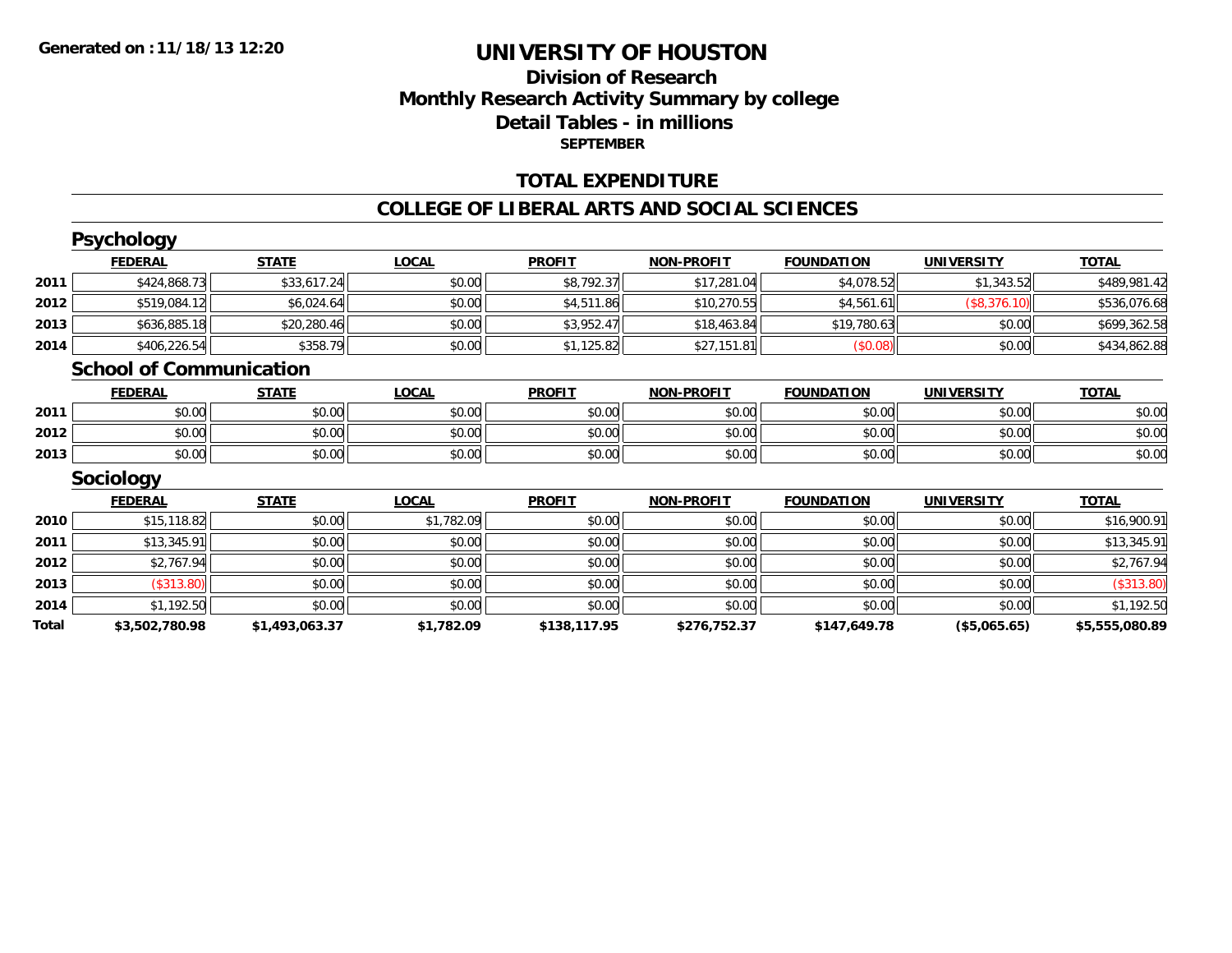# UNIVERSITY OF HOUSTON

## Division of Research
## Monthly Research Activity Summary by college
## Detail Tables - in millions
### SEPTEMBER

Generated on :11/18/13 12:20

## TOTAL EXPENDITURE

## COLLEGE OF LIBERAL ARTS AND SOCIAL SCIENCES

### Psychology

| | FEDERAL | STATE | LOCAL | PROFIT | NON-PROFIT | FOUNDATION | UNIVERSITY | TOTAL |
|---|---|---|---|---|---|---|---|---|
| 2011 | $424,868.73 | $33,617.24 | $0.00 | $8,792.37 | $17,281.04 | $4,078.52 | $1,343.52 | $489,981.42 |
| 2012 | $519,084.12 | $6,024.64 | $0.00 | $4,511.86 | $10,270.55 | $4,561.61 | ($8,376.10) | $536,076.68 |
| 2013 | $636,885.18 | $20,280.46 | $0.00 | $3,952.47 | $18,463.84 | $19,780.63 | $0.00 | $699,362.58 |
| 2014 | $406,226.54 | $358.79 | $0.00 | $1,125.82 | $27,151.81 | ($0.08) | $0.00 | $434,862.88 |

### School of Communication

| | FEDERAL | STATE | LOCAL | PROFIT | NON-PROFIT | FOUNDATION | UNIVERSITY | TOTAL |
|---|---|---|---|---|---|---|---|---|
| 2011 | $0.00 | $0.00 | $0.00 | $0.00 | $0.00 | $0.00 | $0.00 | $0.00 |
| 2012 | $0.00 | $0.00 | $0.00 | $0.00 | $0.00 | $0.00 | $0.00 | $0.00 |
| 2013 | $0.00 | $0.00 | $0.00 | $0.00 | $0.00 | $0.00 | $0.00 | $0.00 |

### Sociology

| | FEDERAL | STATE | LOCAL | PROFIT | NON-PROFIT | FOUNDATION | UNIVERSITY | TOTAL |
|---|---|---|---|---|---|---|---|---|
| 2010 | $15,118.82 | $0.00 | $1,782.09 | $0.00 | $0.00 | $0.00 | $0.00 | $16,900.91 |
| 2011 | $13,345.91 | $0.00 | $0.00 | $0.00 | $0.00 | $0.00 | $0.00 | $13,345.91 |
| 2012 | $2,767.94 | $0.00 | $0.00 | $0.00 | $0.00 | $0.00 | $0.00 | $2,767.94 |
| 2013 | ($313.80) | $0.00 | $0.00 | $0.00 | $0.00 | $0.00 | $0.00 | ($313.80) |
| 2014 | $1,192.50 | $0.00 | $0.00 | $0.00 | $0.00 | $0.00 | $0.00 | $1,192.50 |
| **Total** | **$3,502,780.98** | **$1,493,063.37** | **$1,782.09** | **$138,117.95** | **$276,752.37** | **$147,649.78** | **($5,065.65)** | **$5,555,080.89** |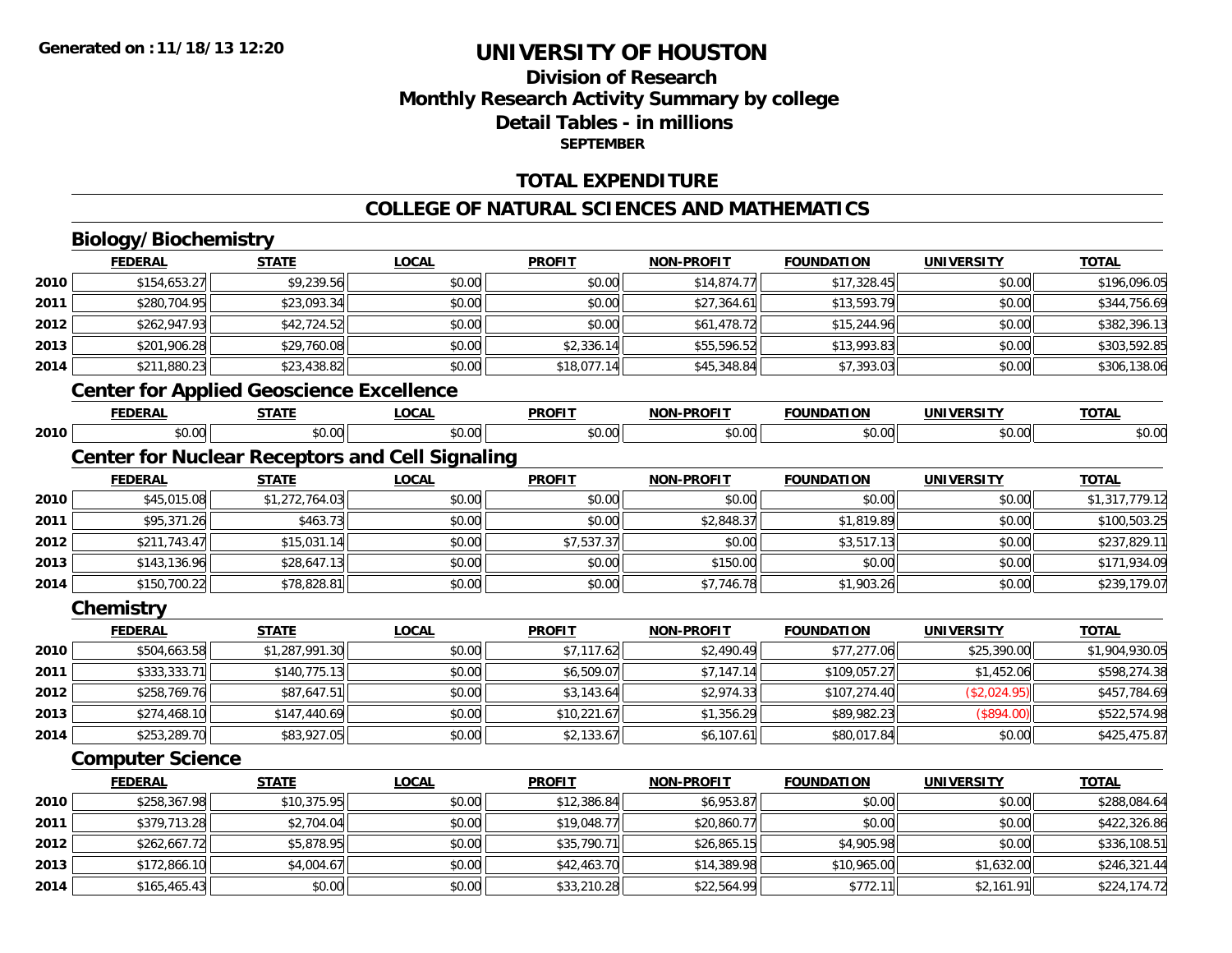**Generated on :11/18/13 12:20**

# UNIVERSITY OF HOUSTON

## Division of Research
## Monthly Research Activity Summary by college
## Detail Tables - in millions
### SEPTEMBER

## TOTAL EXPENDITURE

## COLLEGE OF NATURAL SCIENCES AND MATHEMATICS

### Biology/Biochemistry

| | FEDERAL | STATE | LOCAL | PROFIT | NON-PROFIT | FOUNDATION | UNIVERSITY | TOTAL |
|---|---|---|---|---|---|---|---|---|
| 2010 | $154,653.27 | $9,239.56 | $0.00 | $0.00 | $14,874.77 | $17,328.45 | $0.00 | $196,096.05 |
| 2011 | $280,704.95 | $23,093.34 | $0.00 | $0.00 | $27,364.61 | $13,593.79 | $0.00 | $344,756.69 |
| 2012 | $262,947.93 | $42,724.52 | $0.00 | $0.00 | $61,478.72 | $15,244.96 | $0.00 | $382,396.13 |
| 2013 | $201,906.28 | $29,760.08 | $0.00 | $2,336.14 | $55,596.52 | $13,993.83 | $0.00 | $303,592.85 |
| 2014 | $211,880.23 | $23,438.82 | $0.00 | $18,077.14 | $45,348.84 | $7,393.03 | $0.00 | $306,138.06 |

### Center for Applied Geoscience Excellence

| | FEDERAL | STATE | LOCAL | PROFIT | NON-PROFIT | FOUNDATION | UNIVERSITY | TOTAL |
|---|---|---|---|---|---|---|---|---|
| 2010 | $0.00 | $0.00 | $0.00 | $0.00 | $0.00 | $0.00 | $0.00 | $0.00 |

### Center for Nuclear Receptors and Cell Signaling

| | FEDERAL | STATE | LOCAL | PROFIT | NON-PROFIT | FOUNDATION | UNIVERSITY | TOTAL |
|---|---|---|---|---|---|---|---|---|
| 2010 | $45,015.08 | $1,272,764.03 | $0.00 | $0.00 | $0.00 | $0.00 | $0.00 | $1,317,779.12 |
| 2011 | $95,371.26 | $463.73 | $0.00 | $0.00 | $2,848.37 | $1,819.89 | $0.00 | $100,503.25 |
| 2012 | $211,743.47 | $15,031.14 | $0.00 | $7,537.37 | $0.00 | $3,517.13 | $0.00 | $237,829.11 |
| 2013 | $143,136.96 | $28,647.13 | $0.00 | $0.00 | $150.00 | $0.00 | $0.00 | $171,934.09 |
| 2014 | $150,700.22 | $78,828.81 | $0.00 | $0.00 | $7,746.78 | $1,903.26 | $0.00 | $239,179.07 |

### Chemistry

| | FEDERAL | STATE | LOCAL | PROFIT | NON-PROFIT | FOUNDATION | UNIVERSITY | TOTAL |
|---|---|---|---|---|---|---|---|---|
| 2010 | $504,663.58 | $1,287,991.30 | $0.00 | $7,117.62 | $2,490.49 | $77,277.06 | $25,390.00 | $1,904,930.05 |
| 2011 | $333,333.71 | $140,775.13 | $0.00 | $6,509.07 | $7,147.14 | $109,057.27 | $1,452.06 | $598,274.38 |
| 2012 | $258,769.76 | $87,647.51 | $0.00 | $3,143.64 | $2,974.33 | $107,274.40 | ($2,024.95) | $457,784.69 |
| 2013 | $274,468.10 | $147,440.69 | $0.00 | $10,221.67 | $1,356.29 | $89,982.23 | ($894.00) | $522,574.98 |
| 2014 | $253,289.70 | $83,927.05 | $0.00 | $2,133.67 | $6,107.61 | $80,017.84 | $0.00 | $425,475.87 |

### Computer Science

| | FEDERAL | STATE | LOCAL | PROFIT | NON-PROFIT | FOUNDATION | UNIVERSITY | TOTAL |
|---|---|---|---|---|---|---|---|---|
| 2010 | $258,367.98 | $10,375.95 | $0.00 | $12,386.84 | $6,953.87 | $0.00 | $0.00 | $288,084.64 |
| 2011 | $379,713.28 | $2,704.04 | $0.00 | $19,048.77 | $20,860.77 | $0.00 | $0.00 | $422,326.86 |
| 2012 | $262,667.72 | $5,878.95 | $0.00 | $35,790.71 | $26,865.15 | $4,905.98 | $0.00 | $336,108.51 |
| 2013 | $172,866.10 | $4,004.67 | $0.00 | $42,463.70 | $14,389.98 | $10,965.00 | $1,632.00 | $246,321.44 |
| 2014 | $165,465.43 | $0.00 | $0.00 | $33,210.28 | $22,564.99 | $772.11 | $2,161.91 | $224,174.72 |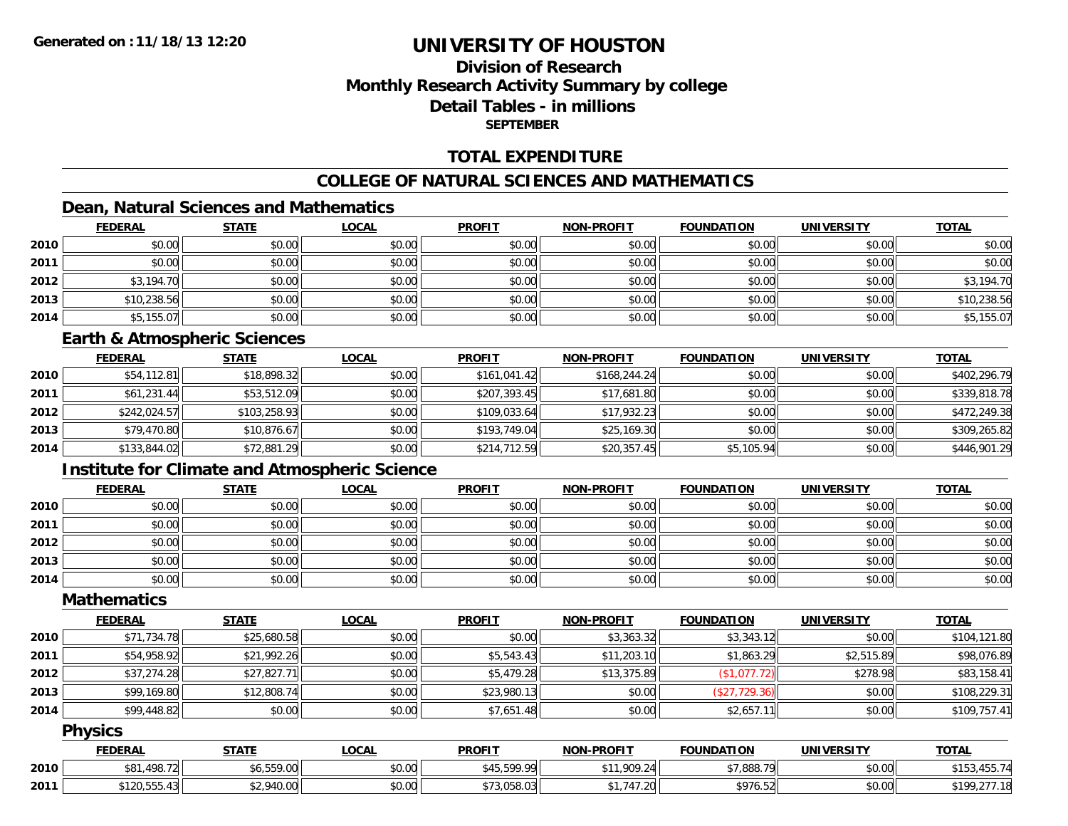**Generated on :11/18/13 12:20**

# UNIVERSITY OF HOUSTON

## Division of Research
## Monthly Research Activity Summary by college
## Detail Tables - in millions
### SEPTEMBER

## TOTAL EXPENDITURE

## COLLEGE OF NATURAL SCIENCES AND MATHEMATICS

### Dean, Natural Sciences and Mathematics

| | FEDERAL | STATE | LOCAL | PROFIT | NON-PROFIT | FOUNDATION | UNIVERSITY | TOTAL |
|---|---|---|---|---|---|---|---|---|
| 2010 | $0.00 | $0.00 | $0.00 | $0.00 | $0.00 | $0.00 | $0.00 | $0.00 |
| 2011 | $0.00 | $0.00 | $0.00 | $0.00 | $0.00 | $0.00 | $0.00 | $0.00 |
| 2012 | $3,194.70 | $0.00 | $0.00 | $0.00 | $0.00 | $0.00 | $0.00 | $3,194.70 |
| 2013 | $10,238.56 | $0.00 | $0.00 | $0.00 | $0.00 | $0.00 | $0.00 | $10,238.56 |
| 2014 | $5,155.07 | $0.00 | $0.00 | $0.00 | $0.00 | $0.00 | $0.00 | $5,155.07 |

### Earth & Atmospheric Sciences

| | FEDERAL | STATE | LOCAL | PROFIT | NON-PROFIT | FOUNDATION | UNIVERSITY | TOTAL |
|---|---|---|---|---|---|---|---|---|
| 2010 | $54,112.81 | $18,898.32 | $0.00 | $161,041.42 | $168,244.24 | $0.00 | $0.00 | $402,296.79 |
| 2011 | $61,231.44 | $53,512.09 | $0.00 | $207,393.45 | $17,681.80 | $0.00 | $0.00 | $339,818.78 |
| 2012 | $242,024.57 | $103,258.93 | $0.00 | $109,033.64 | $17,932.23 | $0.00 | $0.00 | $472,249.38 |
| 2013 | $79,470.80 | $10,876.67 | $0.00 | $193,749.04 | $25,169.30 | $0.00 | $0.00 | $309,265.82 |
| 2014 | $133,844.02 | $72,881.29 | $0.00 | $214,712.59 | $20,357.45 | $5,105.94 | $0.00 | $446,901.29 |

### Institute for Climate and Atmospheric Science

| | FEDERAL | STATE | LOCAL | PROFIT | NON-PROFIT | FOUNDATION | UNIVERSITY | TOTAL |
|---|---|---|---|---|---|---|---|---|
| 2010 | $0.00 | $0.00 | $0.00 | $0.00 | $0.00 | $0.00 | $0.00 | $0.00 |
| 2011 | $0.00 | $0.00 | $0.00 | $0.00 | $0.00 | $0.00 | $0.00 | $0.00 |
| 2012 | $0.00 | $0.00 | $0.00 | $0.00 | $0.00 | $0.00 | $0.00 | $0.00 |
| 2013 | $0.00 | $0.00 | $0.00 | $0.00 | $0.00 | $0.00 | $0.00 | $0.00 |
| 2014 | $0.00 | $0.00 | $0.00 | $0.00 | $0.00 | $0.00 | $0.00 | $0.00 |

### Mathematics

| | FEDERAL | STATE | LOCAL | PROFIT | NON-PROFIT | FOUNDATION | UNIVERSITY | TOTAL |
|---|---|---|---|---|---|---|---|---|
| 2010 | $71,734.78 | $25,680.58 | $0.00 | $0.00 | $3,363.32 | $3,343.12 | $0.00 | $104,121.80 |
| 2011 | $54,958.92 | $21,992.26 | $0.00 | $5,543.43 | $11,203.10 | $1,863.29 | $2,515.89 | $98,076.89 |
| 2012 | $37,274.28 | $27,827.71 | $0.00 | $5,479.28 | $13,375.89 | ($1,077.72) | $278.98 | $83,158.41 |
| 2013 | $99,169.80 | $12,808.74 | $0.00 | $23,980.13 | $0.00 | ($27,729.36) | $0.00 | $108,229.31 |
| 2014 | $99,448.82 | $0.00 | $0.00 | $7,651.48 | $0.00 | $2,657.11 | $0.00 | $109,757.41 |

### Physics

| | FEDERAL | STATE | LOCAL | PROFIT | NON-PROFIT | FOUNDATION | UNIVERSITY | TOTAL |
|---|---|---|---|---|---|---|---|---|
| 2010 | $81,498.72 | $6,559.00 | $0.00 | $45,599.99 | $11,909.24 | $7,888.79 | $0.00 | $153,455.74 |
| 2011 | $120,555.43 | $2,940.00 | $0.00 | $73,058.03 | $1,747.20 | $976.52 | $0.00 | $199,277.18 |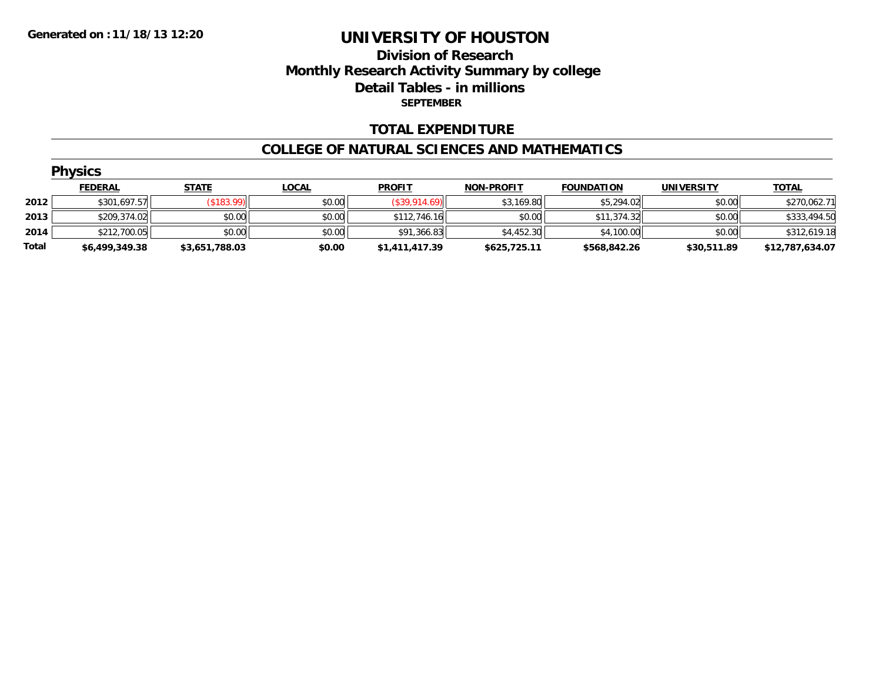Generated on :11/18/13 12:20

# UNIVERSITY OF HOUSTON

## Division of Research
## Monthly Research Activity Summary by college
## Detail Tables - in millions
**SEPTEMBER**

### TOTAL EXPENDITURE

### COLLEGE OF NATURAL SCIENCES AND MATHEMATICS

#### Physics

| | FEDERAL | STATE | LOCAL | PROFIT | NON-PROFIT | FOUNDATION | UNIVERSITY | TOTAL |
|---|---|---|---|---|---|---|---|---|
| 2012 | $301,697.57 | ($183.99) | $0.00 | ($39,914.69) | $3,169.80 | $5,294.02 | $0.00 | $270,062.71 |
| 2013 | $209,374.02 | $0.00 | $0.00 | $112,746.16 | $0.00 | $11,374.32 | $0.00 | $333,494.50 |
| 2014 | $212,700.05 | $0.00 | $0.00 | $91,366.83 | $4,452.30 | $4,100.00 | $0.00 | $312,619.18 |
| **Total** | **$6,499,349.38** | **$3,651,788.03** | **$0.00** | **$1,411,417.39** | **$625,725.11** | **$568,842.26** | **$30,511.89** | **$12,787,634.07** |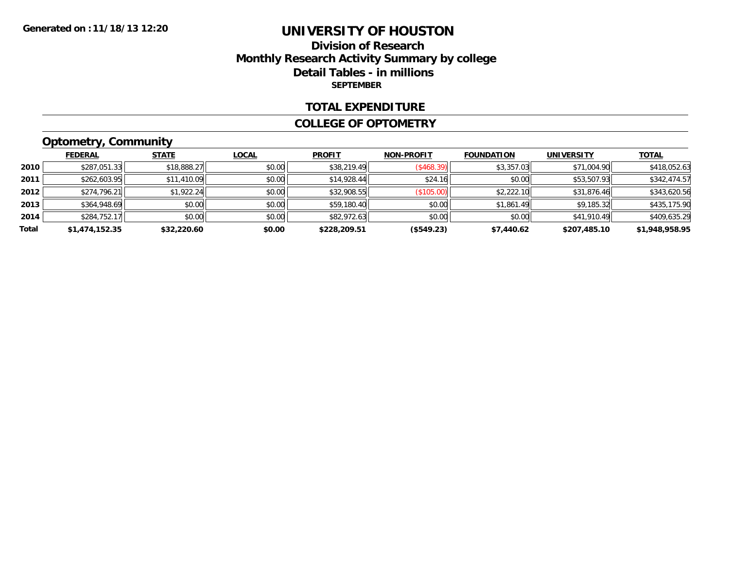**Generated on :11/18/13 12:20**

# UNIVERSITY OF HOUSTON

## Division of Research
## Monthly Research Activity Summary by college
## Detail Tables - in millions
### SEPTEMBER

## TOTAL EXPENDITURE

## COLLEGE OF OPTOMETRY

### Optometry, Community

| | FEDERAL | STATE | LOCAL | PROFIT | NON-PROFIT | FOUNDATION | UNIVERSITY | TOTAL |
|---|---|---|---|---|---|---|---|---|
| 2010 | $287,051.33 | $18,888.27 | $0.00 | $38,219.49 | ($468.39) | $3,357.03 | $71,004.90 | $418,052.63 |
| 2011 | $262,603.95 | $11,410.09 | $0.00 | $14,928.44 | $24.16 | $0.00 | $53,507.93 | $342,474.57 |
| 2012 | $274,796.21 | $1,922.24 | $0.00 | $32,908.55 | ($105.00) | $2,222.10 | $31,876.46 | $343,620.56 |
| 2013 | $364,948.69 | $0.00 | $0.00 | $59,180.40 | $0.00 | $1,861.49 | $9,185.32 | $435,175.90 |
| 2014 | $284,752.17 | $0.00 | $0.00 | $82,972.63 | $0.00 | $0.00 | $41,910.49 | $409,635.29 |
| **Total** | **$1,474,152.35** | **$32,220.60** | **$0.00** | **$228,209.51** | **($549.23)** | **$7,440.62** | **$207,485.10** | **$1,948,958.95** |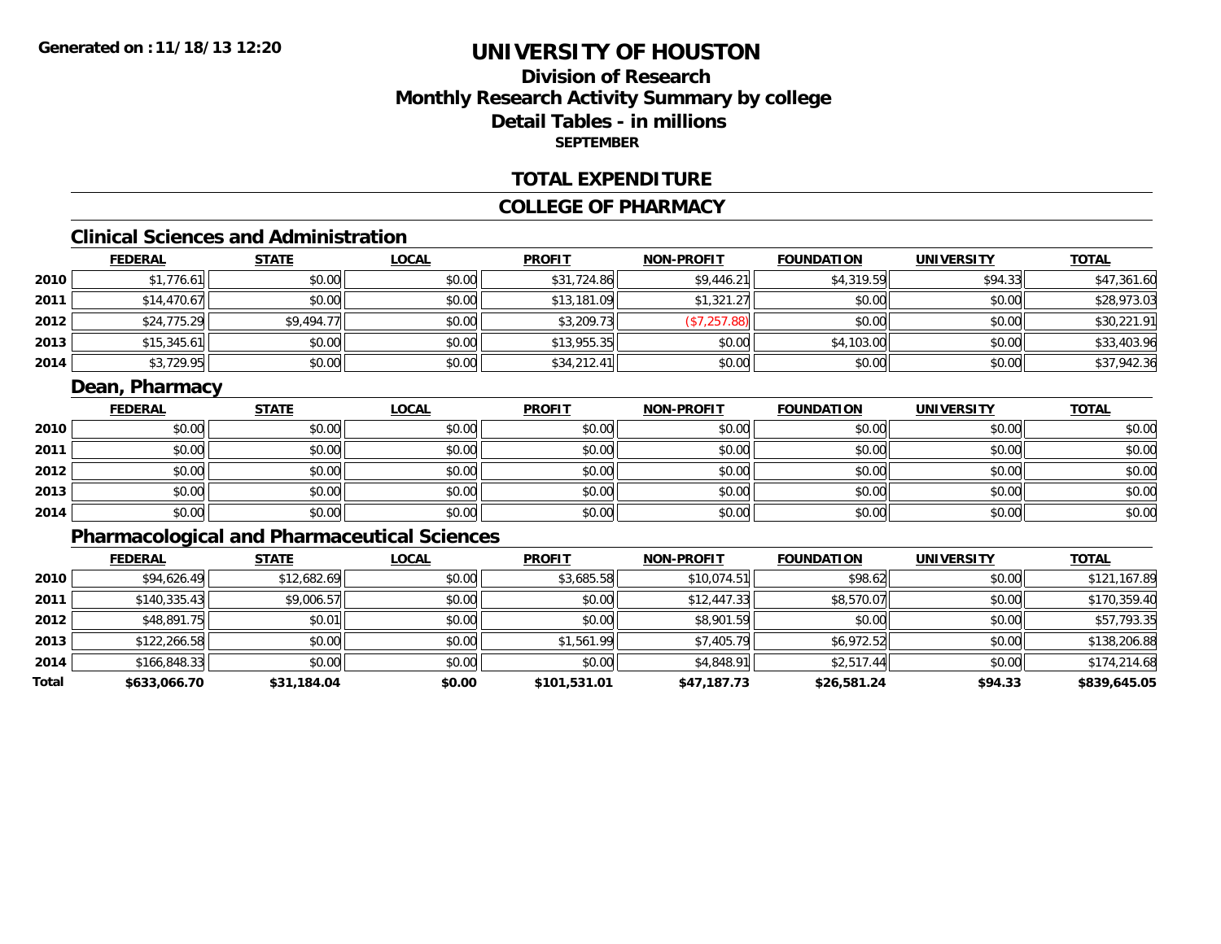**Generated on :11/18/13 12:20**

# UNIVERSITY OF HOUSTON

## Division of Research
## Monthly Research Activity Summary by college
## Detail Tables - in millions
### SEPTEMBER

## TOTAL EXPENDITURE

## COLLEGE OF PHARMACY

### Clinical Sciences and Administration

| | FEDERAL | STATE | LOCAL | PROFIT | NON-PROFIT | FOUNDATION | UNIVERSITY | TOTAL |
|---|---|---|---|---|---|---|---|---|
| 2010 | $1,776.61 | $0.00 | $0.00 | $31,724.86 | $9,446.21 | $4,319.59 | $94.33 | $47,361.60 |
| 2011 | $14,470.67 | $0.00 | $0.00 | $13,181.09 | $1,321.27 | $0.00 | $0.00 | $28,973.03 |
| 2012 | $24,775.29 | $9,494.77 | $0.00 | $3,209.73 | ($7,257.88) | $0.00 | $0.00 | $30,221.91 |
| 2013 | $15,345.61 | $0.00 | $0.00 | $13,955.35 | $0.00 | $4,103.00 | $0.00 | $33,403.96 |
| 2014 | $3,729.95 | $0.00 | $0.00 | $34,212.41 | $0.00 | $0.00 | $0.00 | $37,942.36 |

### Dean, Pharmacy

| | FEDERAL | STATE | LOCAL | PROFIT | NON-PROFIT | FOUNDATION | UNIVERSITY | TOTAL |
|---|---|---|---|---|---|---|---|---|
| 2010 | $0.00 | $0.00 | $0.00 | $0.00 | $0.00 | $0.00 | $0.00 | $0.00 |
| 2011 | $0.00 | $0.00 | $0.00 | $0.00 | $0.00 | $0.00 | $0.00 | $0.00 |
| 2012 | $0.00 | $0.00 | $0.00 | $0.00 | $0.00 | $0.00 | $0.00 | $0.00 |
| 2013 | $0.00 | $0.00 | $0.00 | $0.00 | $0.00 | $0.00 | $0.00 | $0.00 |
| 2014 | $0.00 | $0.00 | $0.00 | $0.00 | $0.00 | $0.00 | $0.00 | $0.00 |

### Pharmacological and Pharmaceutical Sciences

| | FEDERAL | STATE | LOCAL | PROFIT | NON-PROFIT | FOUNDATION | UNIVERSITY | TOTAL |
|---|---|---|---|---|---|---|---|---|
| 2010 | $94,626.49 | $12,682.69 | $0.00 | $3,685.58 | $10,074.51 | $98.62 | $0.00 | $121,167.89 |
| 2011 | $140,335.43 | $9,006.57 | $0.00 | $0.00 | $12,447.33 | $8,570.07 | $0.00 | $170,359.40 |
| 2012 | $48,891.75 | $0.01 | $0.00 | $0.00 | $8,901.59 | $0.00 | $0.00 | $57,793.35 |
| 2013 | $122,266.58 | $0.00 | $0.00 | $1,561.99 | $7,405.79 | $6,972.52 | $0.00 | $138,206.88 |
| 2014 | $166,848.33 | $0.00 | $0.00 | $0.00 | $4,848.91 | $2,517.44 | $0.00 | $174,214.68 |
| **Total** | **$633,066.70** | **$31,184.04** | **$0.00** | **$101,531.01** | **$47,187.73** | **$26,581.24** | **$94.33** | **$839,645.05** |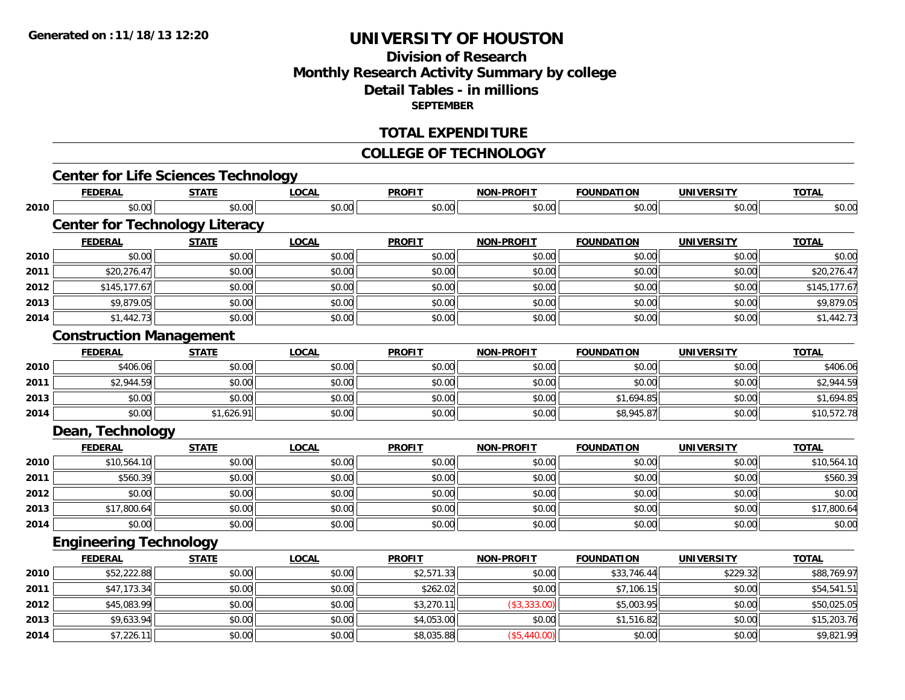Generated on :11/18/13 12:20

# UNIVERSITY OF HOUSTON

## Division of Research
## Monthly Research Activity Summary by college
## Detail Tables - in millions
**SEPTEMBER**

## TOTAL EXPENDITURE

## COLLEGE OF TECHNOLOGY

### Center for Life Sciences Technology

| | FEDERAL | STATE | LOCAL | PROFIT | NON-PROFIT | FOUNDATION | UNIVERSITY | TOTAL |
|---|---|---|---|---|---|---|---|---|
| 2010 | $0.00 | $0.00 | $0.00 | $0.00 | $0.00 | $0.00 | $0.00 | $0.00 |

### Center for Technology Literacy

| | FEDERAL | STATE | LOCAL | PROFIT | NON-PROFIT | FOUNDATION | UNIVERSITY | TOTAL |
|---|---|---|---|---|---|---|---|---|
| 2010 | $0.00 | $0.00 | $0.00 | $0.00 | $0.00 | $0.00 | $0.00 | $0.00 |
| 2011 | $20,276.47 | $0.00 | $0.00 | $0.00 | $0.00 | $0.00 | $0.00 | $20,276.47 |
| 2012 | $145,177.67 | $0.00 | $0.00 | $0.00 | $0.00 | $0.00 | $0.00 | $145,177.67 |
| 2013 | $9,879.05 | $0.00 | $0.00 | $0.00 | $0.00 | $0.00 | $0.00 | $9,879.05 |
| 2014 | $1,442.73 | $0.00 | $0.00 | $0.00 | $0.00 | $0.00 | $0.00 | $1,442.73 |

### Construction Management

| | FEDERAL | STATE | LOCAL | PROFIT | NON-PROFIT | FOUNDATION | UNIVERSITY | TOTAL |
|---|---|---|---|---|---|---|---|---|
| 2010 | $406.06 | $0.00 | $0.00 | $0.00 | $0.00 | $0.00 | $0.00 | $406.06 |
| 2011 | $2,944.59 | $0.00 | $0.00 | $0.00 | $0.00 | $0.00 | $0.00 | $2,944.59 |
| 2013 | $0.00 | $0.00 | $0.00 | $0.00 | $0.00 | $1,694.85 | $0.00 | $1,694.85 |
| 2014 | $0.00 | $1,626.91 | $0.00 | $0.00 | $0.00 | $8,945.87 | $0.00 | $10,572.78 |

### Dean, Technology

| | FEDERAL | STATE | LOCAL | PROFIT | NON-PROFIT | FOUNDATION | UNIVERSITY | TOTAL |
|---|---|---|---|---|---|---|---|---|
| 2010 | $10,564.10 | $0.00 | $0.00 | $0.00 | $0.00 | $0.00 | $0.00 | $10,564.10 |
| 2011 | $560.39 | $0.00 | $0.00 | $0.00 | $0.00 | $0.00 | $0.00 | $560.39 |
| 2012 | $0.00 | $0.00 | $0.00 | $0.00 | $0.00 | $0.00 | $0.00 | $0.00 |
| 2013 | $17,800.64 | $0.00 | $0.00 | $0.00 | $0.00 | $0.00 | $0.00 | $17,800.64 |
| 2014 | $0.00 | $0.00 | $0.00 | $0.00 | $0.00 | $0.00 | $0.00 | $0.00 |

### Engineering Technology

| | FEDERAL | STATE | LOCAL | PROFIT | NON-PROFIT | FOUNDATION | UNIVERSITY | TOTAL |
|---|---|---|---|---|---|---|---|---|
| 2010 | $52,222.88 | $0.00 | $0.00 | $2,571.33 | $0.00 | $33,746.44 | $229.32 | $88,769.97 |
| 2011 | $47,173.34 | $0.00 | $0.00 | $262.02 | $0.00 | $7,106.15 | $0.00 | $54,541.51 |
| 2012 | $45,083.99 | $0.00 | $0.00 | $3,270.11 | ($3,333.00) | $5,003.95 | $0.00 | $50,025.05 |
| 2013 | $9,633.94 | $0.00 | $0.00 | $4,053.00 | $0.00 | $1,516.82 | $0.00 | $15,203.76 |
| 2014 | $7,226.11 | $0.00 | $0.00 | $8,035.88 | ($5,440.00) | $0.00 | $0.00 | $9,821.99 |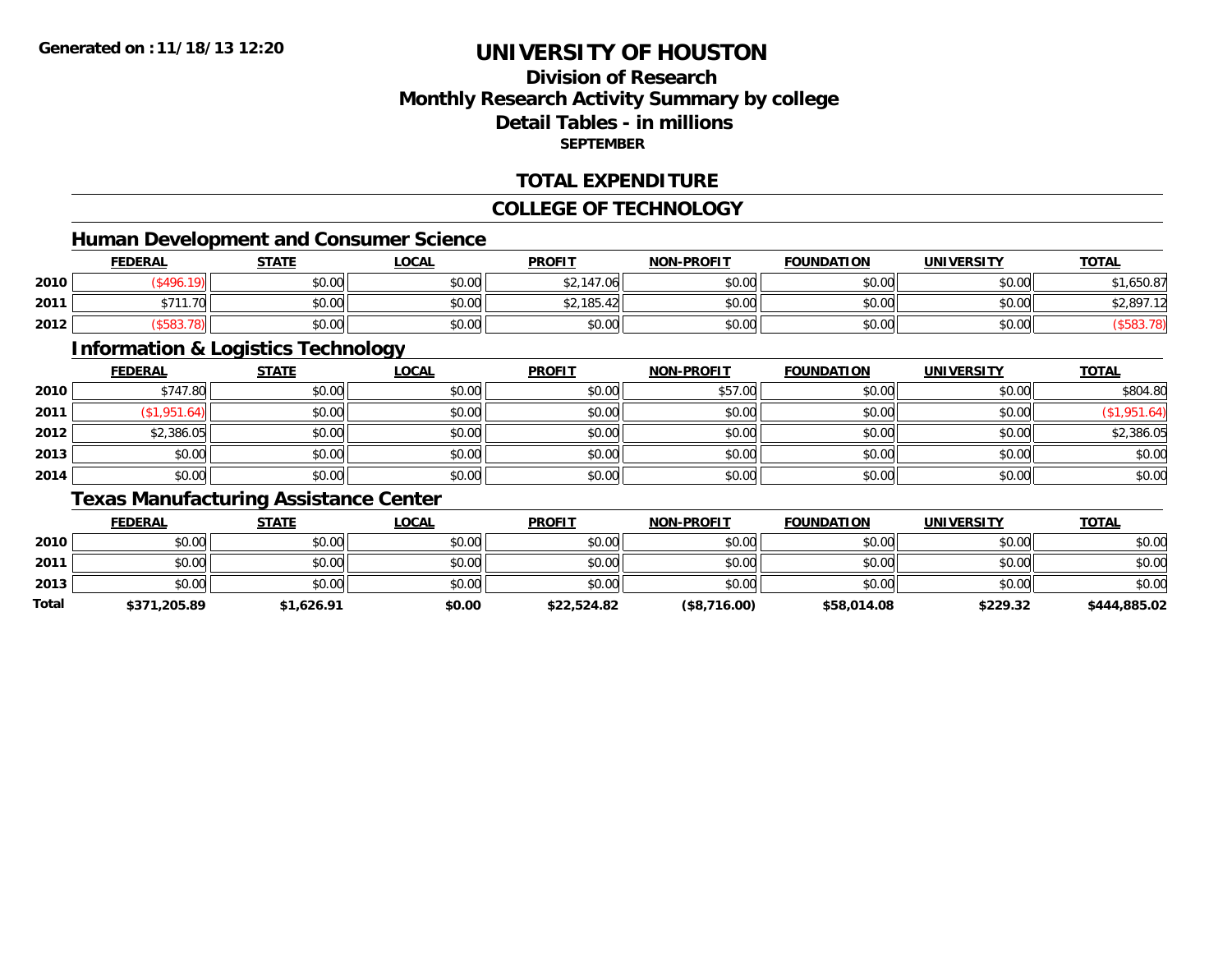# UNIVERSITY OF HOUSTON

## Division of Research
## Monthly Research Activity Summary by college
## Detail Tables - in millions
### SEPTEMBER

## TOTAL EXPENDITURE

## COLLEGE OF TECHNOLOGY

### Human Development and Consumer Science

| | FEDERAL | STATE | LOCAL | PROFIT | NON-PROFIT | FOUNDATION | UNIVERSITY | TOTAL |
|---|---|---|---|---|---|---|---|---|
| 2010 | ($496.19) | $0.00 | $0.00 | $2,147.06 | $0.00 | $0.00 | $0.00 | $1,650.87 |
| 2011 | $711.70 | $0.00 | $0.00 | $2,185.42 | $0.00 | $0.00 | $0.00 | $2,897.12 |
| 2012 | ($583.78) | $0.00 | $0.00 | $0.00 | $0.00 | $0.00 | $0.00 | ($583.78) |

### Information & Logistics Technology

| | FEDERAL | STATE | LOCAL | PROFIT | NON-PROFIT | FOUNDATION | UNIVERSITY | TOTAL |
|---|---|---|---|---|---|---|---|---|
| 2010 | $747.80 | $0.00 | $0.00 | $0.00 | $57.00 | $0.00 | $0.00 | $804.80 |
| 2011 | ($1,951.64) | $0.00 | $0.00 | $0.00 | $0.00 | $0.00 | $0.00 | ($1,951.64) |
| 2012 | $2,386.05 | $0.00 | $0.00 | $0.00 | $0.00 | $0.00 | $0.00 | $2,386.05 |
| 2013 | $0.00 | $0.00 | $0.00 | $0.00 | $0.00 | $0.00 | $0.00 | $0.00 |
| 2014 | $0.00 | $0.00 | $0.00 | $0.00 | $0.00 | $0.00 | $0.00 | $0.00 |

### Texas Manufacturing Assistance Center

| | FEDERAL | STATE | LOCAL | PROFIT | NON-PROFIT | FOUNDATION | UNIVERSITY | TOTAL |
|---|---|---|---|---|---|---|---|---|
| 2010 | $0.00 | $0.00 | $0.00 | $0.00 | $0.00 | $0.00 | $0.00 | $0.00 |
| 2011 | $0.00 | $0.00 | $0.00 | $0.00 | $0.00 | $0.00 | $0.00 | $0.00 |
| 2013 | $0.00 | $0.00 | $0.00 | $0.00 | $0.00 | $0.00 | $0.00 | $0.00 |
| **Total** | **$371,205.89** | **$1,626.91** | **$0.00** | **$22,524.82** | **($8,716.00)** | **$58,014.08** | **$229.32** | **$444,885.02** |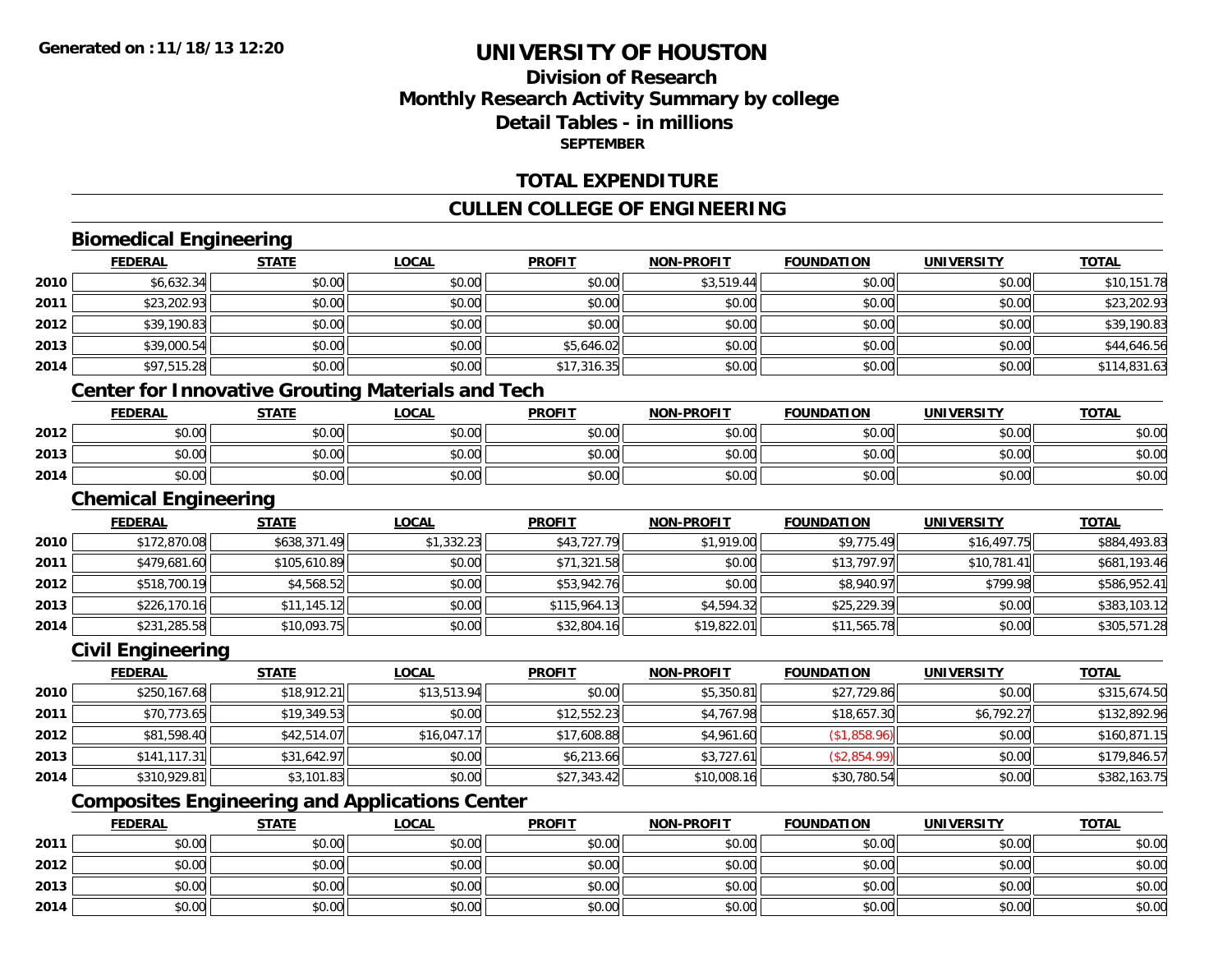**Generated on :11/18/13 12:20**

# UNIVERSITY OF HOUSTON

## Division of Research
## Monthly Research Activity Summary by college
## Detail Tables - in millions
### SEPTEMBER

## TOTAL EXPENDITURE

## CULLEN COLLEGE OF ENGINEERING

### Biomedical Engineering

| | FEDERAL | STATE | LOCAL | PROFIT | NON-PROFIT | FOUNDATION | UNIVERSITY | TOTAL |
|---|---|---|---|---|---|---|---|---|
| 2010 | $6,632.34 | $0.00 | $0.00 | $0.00 | $3,519.44 | $0.00 | $0.00 | $10,151.78 |
| 2011 | $23,202.93 | $0.00 | $0.00 | $0.00 | $0.00 | $0.00 | $0.00 | $23,202.93 |
| 2012 | $39,190.83 | $0.00 | $0.00 | $0.00 | $0.00 | $0.00 | $0.00 | $39,190.83 |
| 2013 | $39,000.54 | $0.00 | $0.00 | $5,646.02 | $0.00 | $0.00 | $0.00 | $44,646.56 |
| 2014 | $97,515.28 | $0.00 | $0.00 | $17,316.35 | $0.00 | $0.00 | $0.00 | $114,831.63 |

### Center for Innovative Grouting Materials and Tech

| | FEDERAL | STATE | LOCAL | PROFIT | NON-PROFIT | FOUNDATION | UNIVERSITY | TOTAL |
|---|---|---|---|---|---|---|---|---|
| 2012 | $0.00 | $0.00 | $0.00 | $0.00 | $0.00 | $0.00 | $0.00 | $0.00 |
| 2013 | $0.00 | $0.00 | $0.00 | $0.00 | $0.00 | $0.00 | $0.00 | $0.00 |
| 2014 | $0.00 | $0.00 | $0.00 | $0.00 | $0.00 | $0.00 | $0.00 | $0.00 |

### Chemical Engineering

| | FEDERAL | STATE | LOCAL | PROFIT | NON-PROFIT | FOUNDATION | UNIVERSITY | TOTAL |
|---|---|---|---|---|---|---|---|---|
| 2010 | $172,870.08 | $638,371.49 | $1,332.23 | $43,727.79 | $1,919.00 | $9,775.49 | $16,497.75 | $884,493.83 |
| 2011 | $479,681.60 | $105,610.89 | $0.00 | $71,321.58 | $0.00 | $13,797.97 | $10,781.41 | $681,193.46 |
| 2012 | $518,700.19 | $4,568.52 | $0.00 | $53,942.76 | $0.00 | $8,940.97 | $799.98 | $586,952.41 |
| 2013 | $226,170.16 | $11,145.12 | $0.00 | $115,964.13 | $4,594.32 | $25,229.39 | $0.00 | $383,103.12 |
| 2014 | $231,285.58 | $10,093.75 | $0.00 | $32,804.16 | $19,822.01 | $11,565.78 | $0.00 | $305,571.28 |

### Civil Engineering

| | FEDERAL | STATE | LOCAL | PROFIT | NON-PROFIT | FOUNDATION | UNIVERSITY | TOTAL |
|---|---|---|---|---|---|---|---|---|
| 2010 | $250,167.68 | $18,912.21 | $13,513.94 | $0.00 | $5,350.81 | $27,729.86 | $0.00 | $315,674.50 |
| 2011 | $70,773.65 | $19,349.53 | $0.00 | $12,552.23 | $4,767.98 | $18,657.30 | $6,792.27 | $132,892.96 |
| 2012 | $81,598.40 | $42,514.07 | $16,047.17 | $17,608.88 | $4,961.60 | ($1,858.96) | $0.00 | $160,871.15 |
| 2013 | $141,117.31 | $31,642.97 | $0.00 | $6,213.66 | $3,727.61 | ($2,854.99) | $0.00 | $179,846.57 |
| 2014 | $310,929.81 | $3,101.83 | $0.00 | $27,343.42 | $10,008.16 | $30,780.54 | $0.00 | $382,163.75 |

### Composites Engineering and Applications Center

| | FEDERAL | STATE | LOCAL | PROFIT | NON-PROFIT | FOUNDATION | UNIVERSITY | TOTAL |
|---|---|---|---|---|---|---|---|---|
| 2011 | $0.00 | $0.00 | $0.00 | $0.00 | $0.00 | $0.00 | $0.00 | $0.00 |
| 2012 | $0.00 | $0.00 | $0.00 | $0.00 | $0.00 | $0.00 | $0.00 | $0.00 |
| 2013 | $0.00 | $0.00 | $0.00 | $0.00 | $0.00 | $0.00 | $0.00 | $0.00 |
| 2014 | $0.00 | $0.00 | $0.00 | $0.00 | $0.00 | $0.00 | $0.00 | $0.00 |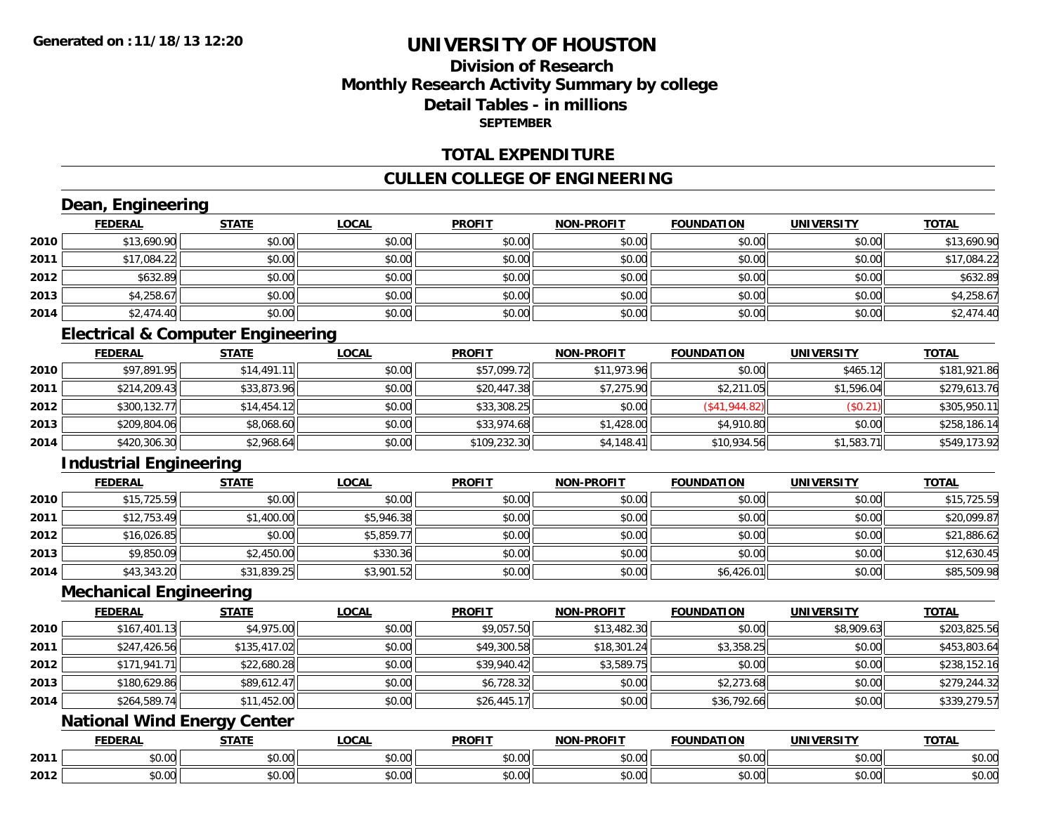**Generated on :11/18/13 12:20**

# UNIVERSITY OF HOUSTON

## Division of Research
## Monthly Research Activity Summary by college
## Detail Tables - in millions
### SEPTEMBER

## TOTAL EXPENDITURE

## CULLEN COLLEGE OF ENGINEERING

### Dean, Engineering

| | FEDERAL | STATE | LOCAL | PROFIT | NON-PROFIT | FOUNDATION | UNIVERSITY | TOTAL |
|---|---|---|---|---|---|---|---|---|
| 2010 | $13,690.90 | $0.00 | $0.00 | $0.00 | $0.00 | $0.00 | $0.00 | $13,690.90 |
| 2011 | $17,084.22 | $0.00 | $0.00 | $0.00 | $0.00 | $0.00 | $0.00 | $17,084.22 |
| 2012 | $632.89 | $0.00 | $0.00 | $0.00 | $0.00 | $0.00 | $0.00 | $632.89 |
| 2013 | $4,258.67 | $0.00 | $0.00 | $0.00 | $0.00 | $0.00 | $0.00 | $4,258.67 |
| 2014 | $2,474.40 | $0.00 | $0.00 | $0.00 | $0.00 | $0.00 | $0.00 | $2,474.40 |

### Electrical & Computer Engineering

| | FEDERAL | STATE | LOCAL | PROFIT | NON-PROFIT | FOUNDATION | UNIVERSITY | TOTAL |
|---|---|---|---|---|---|---|---|---|
| 2010 | $97,891.95 | $14,491.11 | $0.00 | $57,099.72 | $11,973.96 | $0.00 | $465.12 | $181,921.86 |
| 2011 | $214,209.43 | $33,873.96 | $0.00 | $20,447.38 | $7,275.90 | $2,211.05 | $1,596.04 | $279,613.76 |
| 2012 | $300,132.77 | $14,454.12 | $0.00 | $33,308.25 | $0.00 | ($41,944.82) | ($0.21) | $305,950.11 |
| 2013 | $209,804.06 | $8,068.60 | $0.00 | $33,974.68 | $1,428.00 | $4,910.80 | $0.00 | $258,186.14 |
| 2014 | $420,306.30 | $2,968.64 | $0.00 | $109,232.30 | $4,148.41 | $10,934.56 | $1,583.71 | $549,173.92 |

### Industrial Engineering

| | FEDERAL | STATE | LOCAL | PROFIT | NON-PROFIT | FOUNDATION | UNIVERSITY | TOTAL |
|---|---|---|---|---|---|---|---|---|
| 2010 | $15,725.59 | $0.00 | $0.00 | $0.00 | $0.00 | $0.00 | $0.00 | $15,725.59 |
| 2011 | $12,753.49 | $1,400.00 | $5,946.38 | $0.00 | $0.00 | $0.00 | $0.00 | $20,099.87 |
| 2012 | $16,026.85 | $0.00 | $5,859.77 | $0.00 | $0.00 | $0.00 | $0.00 | $21,886.62 |
| 2013 | $9,850.09 | $2,450.00 | $330.36 | $0.00 | $0.00 | $0.00 | $0.00 | $12,630.45 |
| 2014 | $43,343.20 | $31,839.25 | $3,901.52 | $0.00 | $0.00 | $6,426.01 | $0.00 | $85,509.98 |

### Mechanical Engineering

| | FEDERAL | STATE | LOCAL | PROFIT | NON-PROFIT | FOUNDATION | UNIVERSITY | TOTAL |
|---|---|---|---|---|---|---|---|---|
| 2010 | $167,401.13 | $4,975.00 | $0.00 | $9,057.50 | $13,482.30 | $0.00 | $8,909.63 | $203,825.56 |
| 2011 | $247,426.56 | $135,417.02 | $0.00 | $49,300.58 | $18,301.24 | $3,358.25 | $0.00 | $453,803.64 |
| 2012 | $171,941.71 | $22,680.28 | $0.00 | $39,940.42 | $3,589.75 | $0.00 | $0.00 | $238,152.16 |
| 2013 | $180,629.86 | $89,612.47 | $0.00 | $6,728.32 | $0.00 | $2,273.68 | $0.00 | $279,244.32 |
| 2014 | $264,589.74 | $11,452.00 | $0.00 | $26,445.17 | $0.00 | $36,792.66 | $0.00 | $339,279.57 |

### National Wind Energy Center

| | FEDERAL | STATE | LOCAL | PROFIT | NON-PROFIT | FOUNDATION | UNIVERSITY | TOTAL |
|---|---|---|---|---|---|---|---|---|
| 2011 | $0.00 | $0.00 | $0.00 | $0.00 | $0.00 | $0.00 | $0.00 | $0.00 |
| 2012 | $0.00 | $0.00 | $0.00 | $0.00 | $0.00 | $0.00 | $0.00 | $0.00 |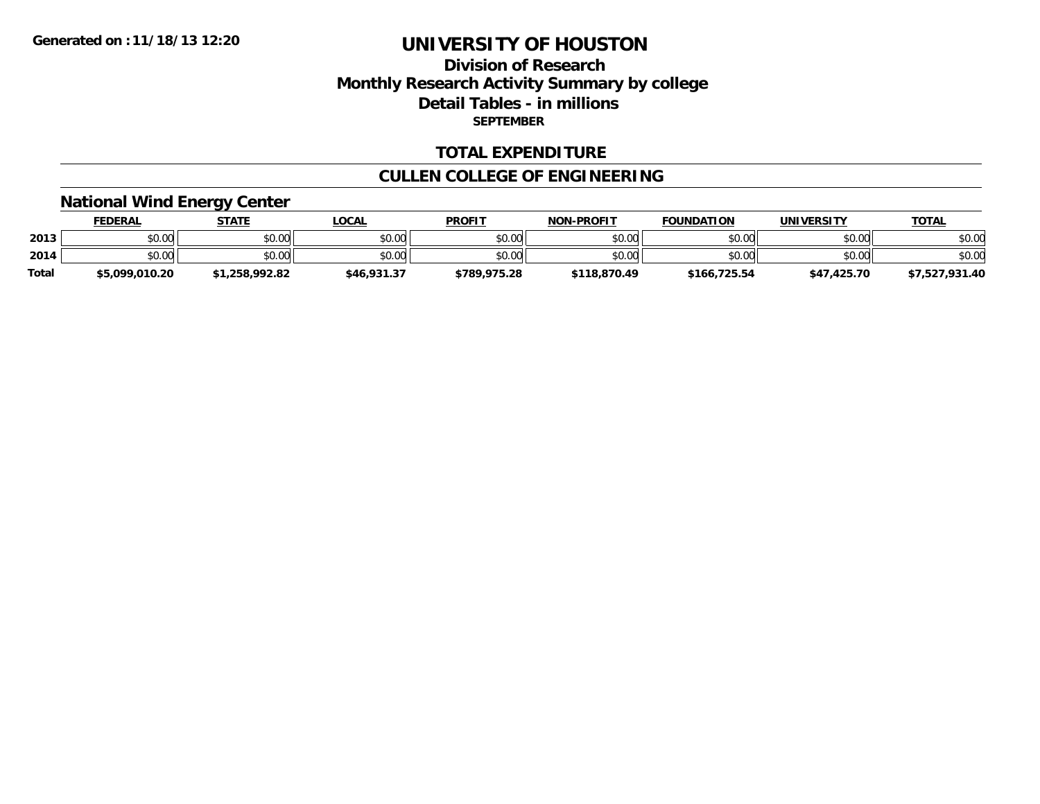Generated on :11/18/13 12:20

# UNIVERSITY OF HOUSTON

## Division of Research
## Monthly Research Activity Summary by college
## Detail Tables - in millions
**SEPTEMBER**

## TOTAL EXPENDITURE

## CULLEN COLLEGE OF ENGINEERING

### National Wind Energy Center

| | FEDERAL | STATE | LOCAL | PROFIT | NON-PROFIT | FOUNDATION | UNIVERSITY | TOTAL |
|---|---|---|---|---|---|---|---|---|
| 2013 | $0.00 | $0.00 | $0.00 | $0.00 | $0.00 | $0.00 | $0.00 | $0.00 |
| 2014 | $0.00 | $0.00 | $0.00 | $0.00 | $0.00 | $0.00 | $0.00 | $0.00 |
| Total | $5,099,010.20 | $1,258,992.82 | $46,931.37 | $789,975.28 | $118,870.49 | $166,725.54 | $47,425.70 | $7,527,931.40 |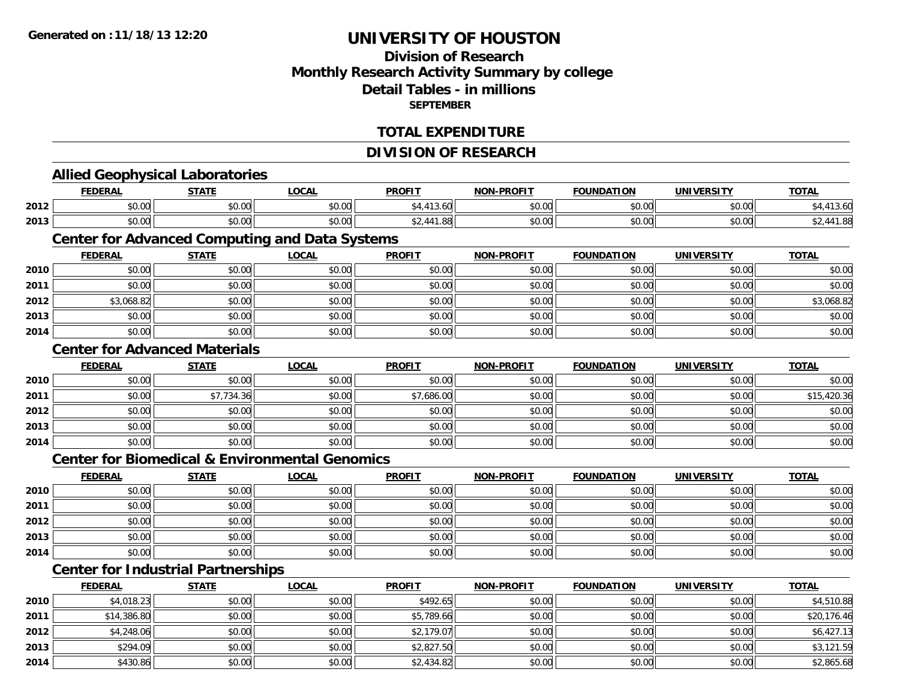# UNIVERSITY OF HOUSTON

## Division of Research
## Monthly Research Activity Summary by college
## Detail Tables - in millions
### SEPTEMBER

## TOTAL EXPENDITURE

## DIVISION OF RESEARCH

### Allied Geophysical Laboratories

| | FEDERAL | STATE | LOCAL | PROFIT | NON-PROFIT | FOUNDATION | UNIVERSITY | TOTAL |
|---|---|---|---|---|---|---|---|---|
| 2012 | $0.00 | $0.00 | $0.00 | $4,413.60 | $0.00 | $0.00 | $0.00 | $4,413.60 |
| 2013 | $0.00 | $0.00 | $0.00 | $2,441.88 | $0.00 | $0.00 | $0.00 | $2,441.88 |

### Center for Advanced Computing and Data Systems

| | FEDERAL | STATE | LOCAL | PROFIT | NON-PROFIT | FOUNDATION | UNIVERSITY | TOTAL |
|---|---|---|---|---|---|---|---|---|
| 2010 | $0.00 | $0.00 | $0.00 | $0.00 | $0.00 | $0.00 | $0.00 | $0.00 |
| 2011 | $0.00 | $0.00 | $0.00 | $0.00 | $0.00 | $0.00 | $0.00 | $0.00 |
| 2012 | $3,068.82 | $0.00 | $0.00 | $0.00 | $0.00 | $0.00 | $0.00 | $3,068.82 |
| 2013 | $0.00 | $0.00 | $0.00 | $0.00 | $0.00 | $0.00 | $0.00 | $0.00 |
| 2014 | $0.00 | $0.00 | $0.00 | $0.00 | $0.00 | $0.00 | $0.00 | $0.00 |

### Center for Advanced Materials

| | FEDERAL | STATE | LOCAL | PROFIT | NON-PROFIT | FOUNDATION | UNIVERSITY | TOTAL |
|---|---|---|---|---|---|---|---|---|
| 2010 | $0.00 | $0.00 | $0.00 | $0.00 | $0.00 | $0.00 | $0.00 | $0.00 |
| 2011 | $0.00 | $7,734.36 | $0.00 | $7,686.00 | $0.00 | $0.00 | $0.00 | $15,420.36 |
| 2012 | $0.00 | $0.00 | $0.00 | $0.00 | $0.00 | $0.00 | $0.00 | $0.00 |
| 2013 | $0.00 | $0.00 | $0.00 | $0.00 | $0.00 | $0.00 | $0.00 | $0.00 |
| 2014 | $0.00 | $0.00 | $0.00 | $0.00 | $0.00 | $0.00 | $0.00 | $0.00 |

### Center for Biomedical & Environmental Genomics

| | FEDERAL | STATE | LOCAL | PROFIT | NON-PROFIT | FOUNDATION | UNIVERSITY | TOTAL |
|---|---|---|---|---|---|---|---|---|
| 2010 | $0.00 | $0.00 | $0.00 | $0.00 | $0.00 | $0.00 | $0.00 | $0.00 |
| 2011 | $0.00 | $0.00 | $0.00 | $0.00 | $0.00 | $0.00 | $0.00 | $0.00 |
| 2012 | $0.00 | $0.00 | $0.00 | $0.00 | $0.00 | $0.00 | $0.00 | $0.00 |
| 2013 | $0.00 | $0.00 | $0.00 | $0.00 | $0.00 | $0.00 | $0.00 | $0.00 |
| 2014 | $0.00 | $0.00 | $0.00 | $0.00 | $0.00 | $0.00 | $0.00 | $0.00 |

### Center for Industrial Partnerships

| | FEDERAL | STATE | LOCAL | PROFIT | NON-PROFIT | FOUNDATION | UNIVERSITY | TOTAL |
|---|---|---|---|---|---|---|---|---|
| 2010 | $4,018.23 | $0.00 | $0.00 | $492.65 | $0.00 | $0.00 | $0.00 | $4,510.88 |
| 2011 | $14,386.80 | $0.00 | $0.00 | $5,789.66 | $0.00 | $0.00 | $0.00 | $20,176.46 |
| 2012 | $4,248.06 | $0.00 | $0.00 | $2,179.07 | $0.00 | $0.00 | $0.00 | $6,427.13 |
| 2013 | $294.09 | $0.00 | $0.00 | $2,827.50 | $0.00 | $0.00 | $0.00 | $3,121.59 |
| 2014 | $430.86 | $0.00 | $0.00 | $2,434.82 | $0.00 | $0.00 | $0.00 | $2,865.68 |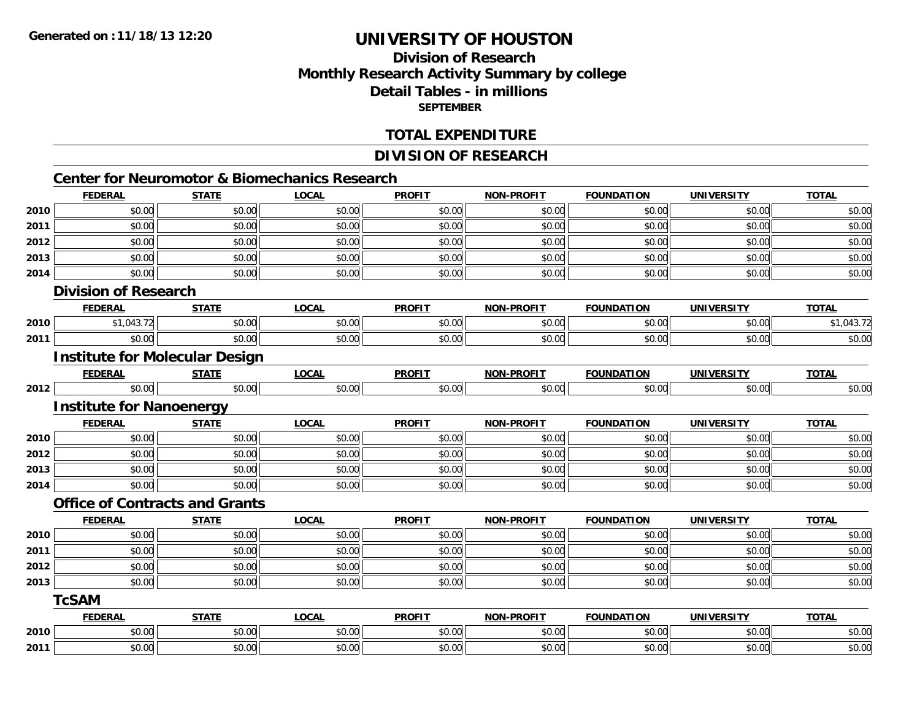**Generated on :11/18/13 12:20**

# UNIVERSITY OF HOUSTON

## Division of Research
## Monthly Research Activity Summary by college
## Detail Tables - in millions
### SEPTEMBER

## TOTAL EXPENDITURE

## DIVISION OF RESEARCH

### Center for Neuromotor & Biomechanics Research

| | FEDERAL | STATE | LOCAL | PROFIT | NON-PROFIT | FOUNDATION | UNIVERSITY | TOTAL |
|---|---|---|---|---|---|---|---|---|
| 2010 | $0.00 | $0.00 | $0.00 | $0.00 | $0.00 | $0.00 | $0.00 | $0.00 |
| 2011 | $0.00 | $0.00 | $0.00 | $0.00 | $0.00 | $0.00 | $0.00 | $0.00 |
| 2012 | $0.00 | $0.00 | $0.00 | $0.00 | $0.00 | $0.00 | $0.00 | $0.00 |
| 2013 | $0.00 | $0.00 | $0.00 | $0.00 | $0.00 | $0.00 | $0.00 | $0.00 |
| 2014 | $0.00 | $0.00 | $0.00 | $0.00 | $0.00 | $0.00 | $0.00 | $0.00 |

### Division of Research

| | FEDERAL | STATE | LOCAL | PROFIT | NON-PROFIT | FOUNDATION | UNIVERSITY | TOTAL |
|---|---|---|---|---|---|---|---|---|
| 2010 | $1,043.72 | $0.00 | $0.00 | $0.00 | $0.00 | $0.00 | $0.00 | $1,043.72 |
| 2011 | $0.00 | $0.00 | $0.00 | $0.00 | $0.00 | $0.00 | $0.00 | $0.00 |

### Institute for Molecular Design

| | FEDERAL | STATE | LOCAL | PROFIT | NON-PROFIT | FOUNDATION | UNIVERSITY | TOTAL |
|---|---|---|---|---|---|---|---|---|
| 2012 | $0.00 | $0.00 | $0.00 | $0.00 | $0.00 | $0.00 | $0.00 | $0.00 |

### Institute for Nanoenergy

| | FEDERAL | STATE | LOCAL | PROFIT | NON-PROFIT | FOUNDATION | UNIVERSITY | TOTAL |
|---|---|---|---|---|---|---|---|---|
| 2010 | $0.00 | $0.00 | $0.00 | $0.00 | $0.00 | $0.00 | $0.00 | $0.00 |
| 2012 | $0.00 | $0.00 | $0.00 | $0.00 | $0.00 | $0.00 | $0.00 | $0.00 |
| 2013 | $0.00 | $0.00 | $0.00 | $0.00 | $0.00 | $0.00 | $0.00 | $0.00 |
| 2014 | $0.00 | $0.00 | $0.00 | $0.00 | $0.00 | $0.00 | $0.00 | $0.00 |

### Office of Contracts and Grants

| | FEDERAL | STATE | LOCAL | PROFIT | NON-PROFIT | FOUNDATION | UNIVERSITY | TOTAL |
|---|---|---|---|---|---|---|---|---|
| 2010 | $0.00 | $0.00 | $0.00 | $0.00 | $0.00 | $0.00 | $0.00 | $0.00 |
| 2011 | $0.00 | $0.00 | $0.00 | $0.00 | $0.00 | $0.00 | $0.00 | $0.00 |
| 2012 | $0.00 | $0.00 | $0.00 | $0.00 | $0.00 | $0.00 | $0.00 | $0.00 |
| 2013 | $0.00 | $0.00 | $0.00 | $0.00 | $0.00 | $0.00 | $0.00 | $0.00 |

### TcSAM

| | FEDERAL | STATE | LOCAL | PROFIT | NON-PROFIT | FOUNDATION | UNIVERSITY | TOTAL |
|---|---|---|---|---|---|---|---|---|
| 2010 | $0.00 | $0.00 | $0.00 | $0.00 | $0.00 | $0.00 | $0.00 | $0.00 |
| 2011 | $0.00 | $0.00 | $0.00 | $0.00 | $0.00 | $0.00 | $0.00 | $0.00 |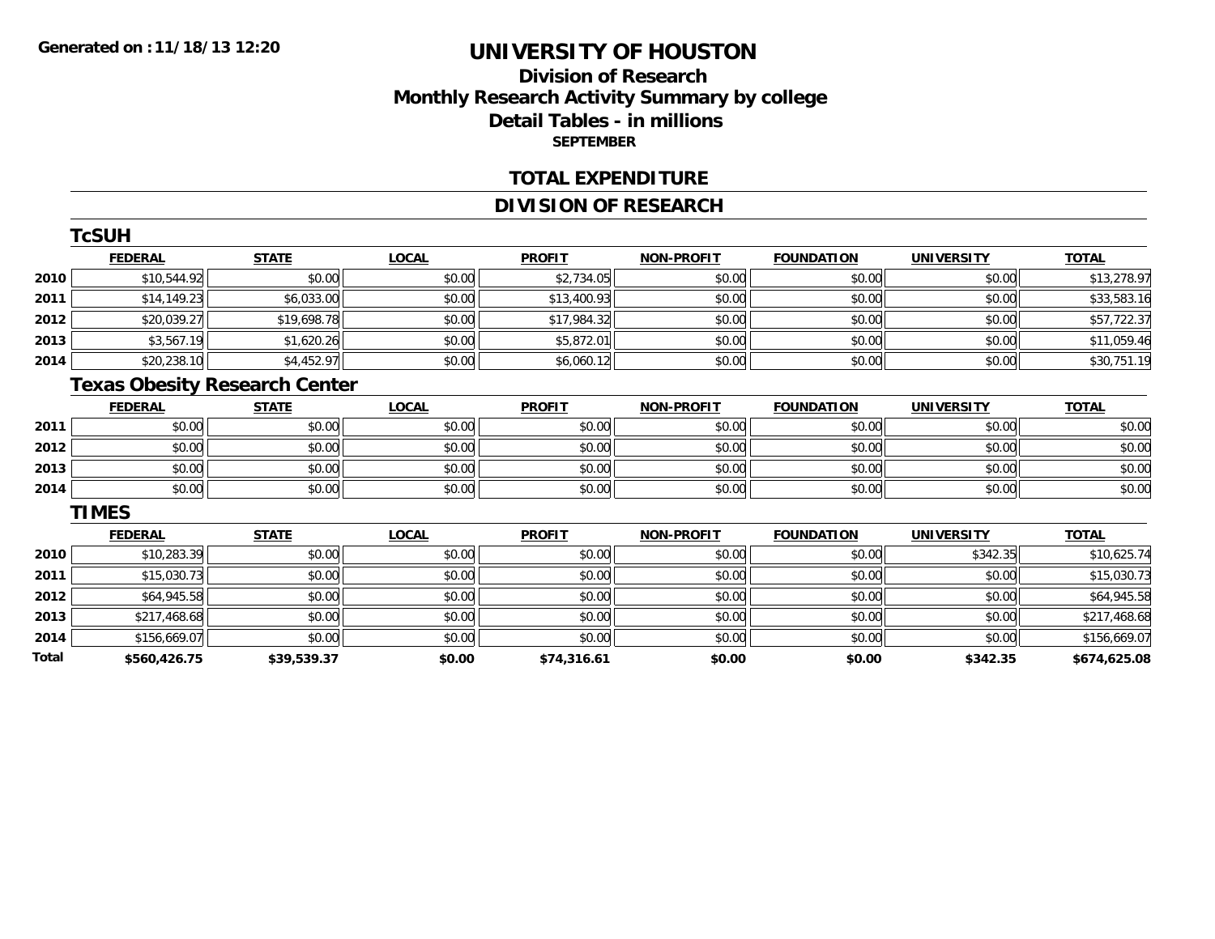Generated on :11/18/13 12:20

# UNIVERSITY OF HOUSTON

## Division of Research
## Monthly Research Activity Summary by college
## Detail Tables - in millions
### SEPTEMBER

## TOTAL EXPENDITURE

## DIVISION OF RESEARCH

### TcSUH

| | FEDERAL | STATE | LOCAL | PROFIT | NON-PROFIT | FOUNDATION | UNIVERSITY | TOTAL |
|---|---|---|---|---|---|---|---|---|
| 2010 | $10,544.92 | $0.00 | $0.00 | $2,734.05 | $0.00 | $0.00 | $0.00 | $13,278.97 |
| 2011 | $14,149.23 | $6,033.00 | $0.00 | $13,400.93 | $0.00 | $0.00 | $0.00 | $33,583.16 |
| 2012 | $20,039.27 | $19,698.78 | $0.00 | $17,984.32 | $0.00 | $0.00 | $0.00 | $57,722.37 |
| 2013 | $3,567.19 | $1,620.26 | $0.00 | $5,872.01 | $0.00 | $0.00 | $0.00 | $11,059.46 |
| 2014 | $20,238.10 | $4,452.97 | $0.00 | $6,060.12 | $0.00 | $0.00 | $0.00 | $30,751.19 |

### Texas Obesity Research Center

| | FEDERAL | STATE | LOCAL | PROFIT | NON-PROFIT | FOUNDATION | UNIVERSITY | TOTAL |
|---|---|---|---|---|---|---|---|---|
| 2011 | $0.00 | $0.00 | $0.00 | $0.00 | $0.00 | $0.00 | $0.00 | $0.00 |
| 2012 | $0.00 | $0.00 | $0.00 | $0.00 | $0.00 | $0.00 | $0.00 | $0.00 |
| 2013 | $0.00 | $0.00 | $0.00 | $0.00 | $0.00 | $0.00 | $0.00 | $0.00 |
| 2014 | $0.00 | $0.00 | $0.00 | $0.00 | $0.00 | $0.00 | $0.00 | $0.00 |

### TIMES

| | FEDERAL | STATE | LOCAL | PROFIT | NON-PROFIT | FOUNDATION | UNIVERSITY | TOTAL |
|---|---|---|---|---|---|---|---|---|
| 2010 | $10,283.39 | $0.00 | $0.00 | $0.00 | $0.00 | $0.00 | $342.35 | $10,625.74 |
| 2011 | $15,030.73 | $0.00 | $0.00 | $0.00 | $0.00 | $0.00 | $0.00 | $15,030.73 |
| 2012 | $64,945.58 | $0.00 | $0.00 | $0.00 | $0.00 | $0.00 | $0.00 | $64,945.58 |
| 2013 | $217,468.68 | $0.00 | $0.00 | $0.00 | $0.00 | $0.00 | $0.00 | $217,468.68 |
| 2014 | $156,669.07 | $0.00 | $0.00 | $0.00 | $0.00 | $0.00 | $0.00 | $156,669.07 |
| **Total** | **$560,426.75** | **$39,539.37** | **$0.00** | **$74,316.61** | **$0.00** | **$0.00** | **$342.35** | **$674,625.08** |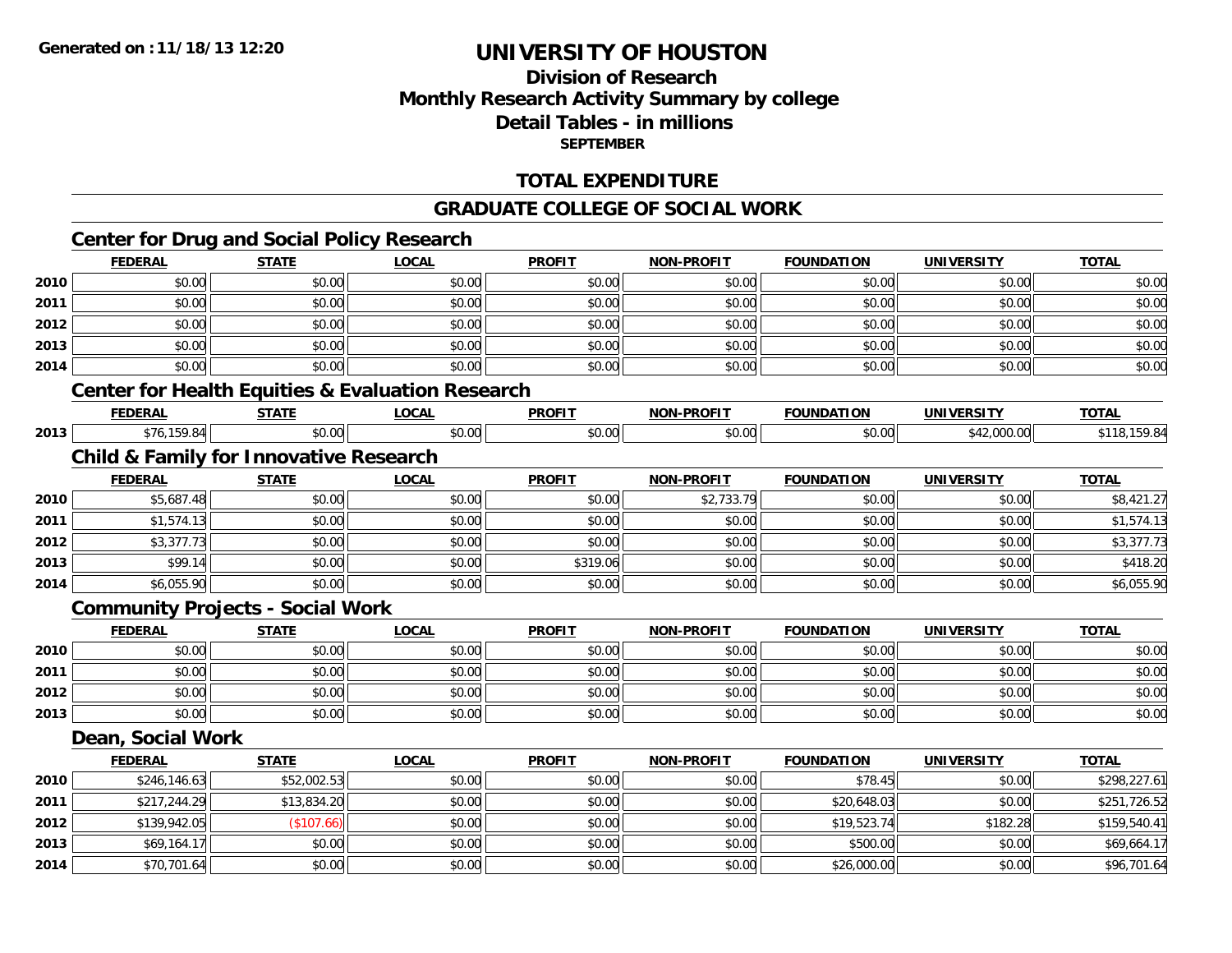**Generated on : 11/18/13 12:20**

# UNIVERSITY OF HOUSTON

## Division of Research
## Monthly Research Activity Summary by college
## Detail Tables - in millions
**SEPTEMBER**

## TOTAL EXPENDITURE

## GRADUATE COLLEGE OF SOCIAL WORK

### Center for Drug and Social Policy Research

| | FEDERAL | STATE | LOCAL | PROFIT | NON-PROFIT | FOUNDATION | UNIVERSITY | TOTAL |
|---|---|---|---|---|---|---|---|---|
| 2010 | $0.00 | $0.00 | $0.00 | $0.00 | $0.00 | $0.00 | $0.00 | $0.00 |
| 2011 | $0.00 | $0.00 | $0.00 | $0.00 | $0.00 | $0.00 | $0.00 | $0.00 |
| 2012 | $0.00 | $0.00 | $0.00 | $0.00 | $0.00 | $0.00 | $0.00 | $0.00 |
| 2013 | $0.00 | $0.00 | $0.00 | $0.00 | $0.00 | $0.00 | $0.00 | $0.00 |
| 2014 | $0.00 | $0.00 | $0.00 | $0.00 | $0.00 | $0.00 | $0.00 | $0.00 |

### Center for Health Equities & Evaluation Research

| | FEDERAL | STATE | LOCAL | PROFIT | NON-PROFIT | FOUNDATION | UNIVERSITY | TOTAL |
|---|---|---|---|---|---|---|---|---|
| 2013 | $76,159.84 | $0.00 | $0.00 | $0.00 | $0.00 | $0.00 | $42,000.00 | $118,159.84 |

### Child & Family for Innovative Research

| | FEDERAL | STATE | LOCAL | PROFIT | NON-PROFIT | FOUNDATION | UNIVERSITY | TOTAL |
|---|---|---|---|---|---|---|---|---|
| 2010 | $5,687.48 | $0.00 | $0.00 | $0.00 | $2,733.79 | $0.00 | $0.00 | $8,421.27 |
| 2011 | $1,574.13 | $0.00 | $0.00 | $0.00 | $0.00 | $0.00 | $0.00 | $1,574.13 |
| 2012 | $3,377.73 | $0.00 | $0.00 | $0.00 | $0.00 | $0.00 | $0.00 | $3,377.73 |
| 2013 | $99.14 | $0.00 | $0.00 | $319.06 | $0.00 | $0.00 | $0.00 | $418.20 |
| 2014 | $6,055.90 | $0.00 | $0.00 | $0.00 | $0.00 | $0.00 | $0.00 | $6,055.90 |

### Community Projects - Social Work

| | FEDERAL | STATE | LOCAL | PROFIT | NON-PROFIT | FOUNDATION | UNIVERSITY | TOTAL |
|---|---|---|---|---|---|---|---|---|
| 2010 | $0.00 | $0.00 | $0.00 | $0.00 | $0.00 | $0.00 | $0.00 | $0.00 |
| 2011 | $0.00 | $0.00 | $0.00 | $0.00 | $0.00 | $0.00 | $0.00 | $0.00 |
| 2012 | $0.00 | $0.00 | $0.00 | $0.00 | $0.00 | $0.00 | $0.00 | $0.00 |
| 2013 | $0.00 | $0.00 | $0.00 | $0.00 | $0.00 | $0.00 | $0.00 | $0.00 |

### Dean, Social Work

| | FEDERAL | STATE | LOCAL | PROFIT | NON-PROFIT | FOUNDATION | UNIVERSITY | TOTAL |
|---|---|---|---|---|---|---|---|---|
| 2010 | $246,146.63 | $52,002.53 | $0.00 | $0.00 | $0.00 | $78.45 | $0.00 | $298,227.61 |
| 2011 | $217,244.29 | $13,834.20 | $0.00 | $0.00 | $0.00 | $20,648.03 | $0.00 | $251,726.52 |
| 2012 | $139,942.05 | ($107.66) | $0.00 | $0.00 | $0.00 | $19,523.74 | $182.28 | $159,540.41 |
| 2013 | $69,164.17 | $0.00 | $0.00 | $0.00 | $0.00 | $500.00 | $0.00 | $69,664.17 |
| 2014 | $70,701.64 | $0.00 | $0.00 | $0.00 | $0.00 | $26,000.00 | $0.00 | $96,701.64 |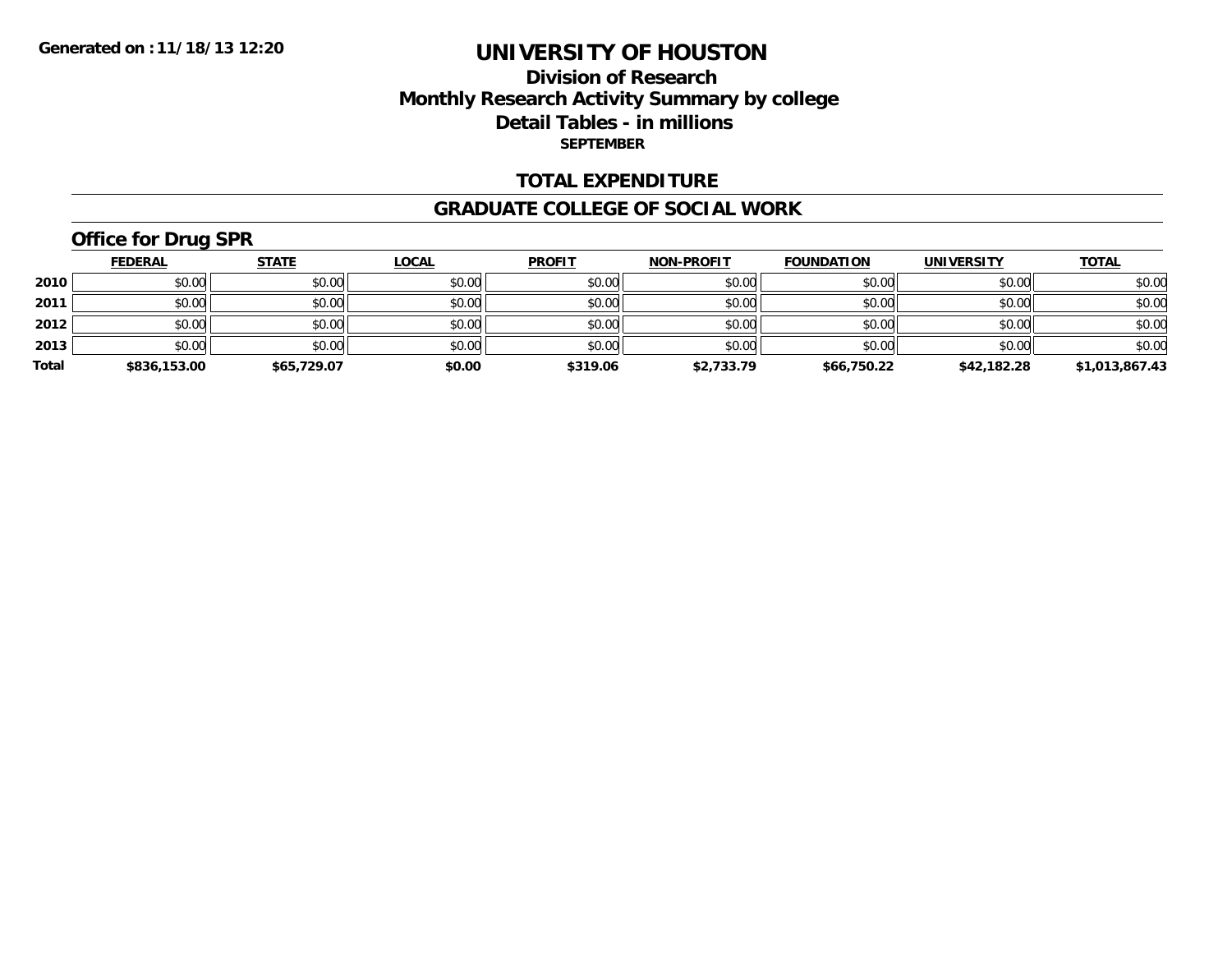Generated on :11/18/13 12:20

# UNIVERSITY OF HOUSTON

## Division of Research
## Monthly Research Activity Summary by college
## Detail Tables - in millions
### SEPTEMBER

## TOTAL EXPENDITURE

## GRADUATE COLLEGE OF SOCIAL WORK

### Office for Drug SPR

| | FEDERAL | STATE | LOCAL | PROFIT | NON-PROFIT | FOUNDATION | UNIVERSITY | TOTAL |
|---|---|---|---|---|---|---|---|---|
| 2010 | $0.00 | $0.00 | $0.00 | $0.00 | $0.00 | $0.00 | $0.00 | $0.00 |
| 2011 | $0.00 | $0.00 | $0.00 | $0.00 | $0.00 | $0.00 | $0.00 | $0.00 |
| 2012 | $0.00 | $0.00 | $0.00 | $0.00 | $0.00 | $0.00 | $0.00 | $0.00 |
| 2013 | $0.00 | $0.00 | $0.00 | $0.00 | $0.00 | $0.00 | $0.00 | $0.00 |
| **Total** | **$836,153.00** | **$65,729.07** | **$0.00** | **$319.06** | **$2,733.79** | **$66,750.22** | **$42,182.28** | **$1,013,867.43** |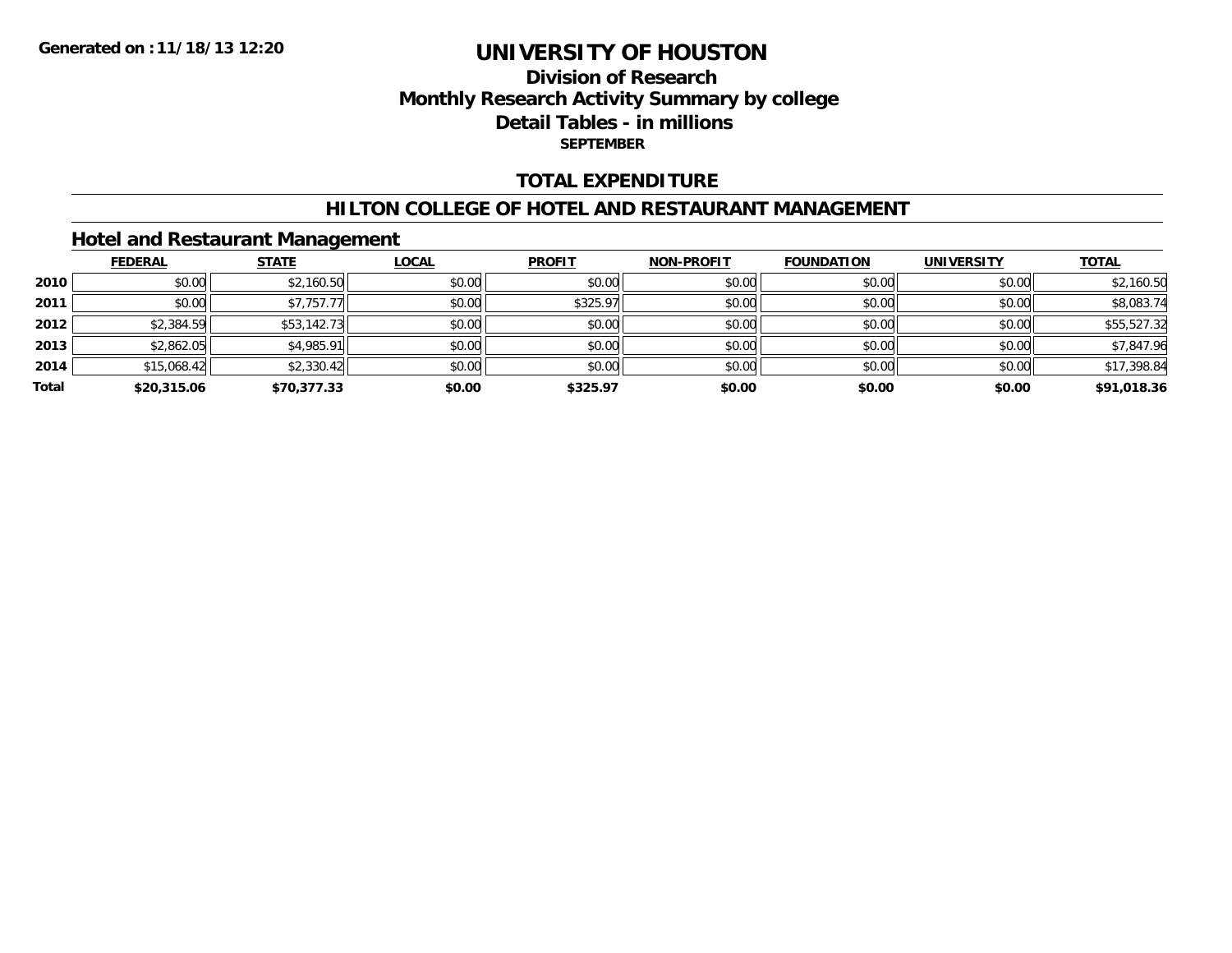**Generated on :11/18/13 12:20**

# UNIVERSITY OF HOUSTON

## Division of Research
## Monthly Research Activity Summary by college
## Detail Tables - in millions
### SEPTEMBER

## TOTAL EXPENDITURE

## HILTON COLLEGE OF HOTEL AND RESTAURANT MANAGEMENT

### Hotel and Restaurant Management

| | FEDERAL | STATE | LOCAL | PROFIT | NON-PROFIT | FOUNDATION | UNIVERSITY | TOTAL |
|---|---|---|---|---|---|---|---|---|
| 2010 | $0.00 | $2,160.50 | $0.00 | $0.00 | $0.00 | $0.00 | $0.00 | $2,160.50 |
| 2011 | $0.00 | $7,757.77 | $0.00 | $325.97 | $0.00 | $0.00 | $0.00 | $8,083.74 |
| 2012 | $2,384.59 | $53,142.73 | $0.00 | $0.00 | $0.00 | $0.00 | $0.00 | $55,527.32 |
| 2013 | $2,862.05 | $4,985.91 | $0.00 | $0.00 | $0.00 | $0.00 | $0.00 | $7,847.96 |
| 2014 | $15,068.42 | $2,330.42 | $0.00 | $0.00 | $0.00 | $0.00 | $0.00 | $17,398.84 |
| **Total** | **$20,315.06** | **$70,377.33** | **$0.00** | **$325.97** | **$0.00** | **$0.00** | **$0.00** | **$91,018.36** |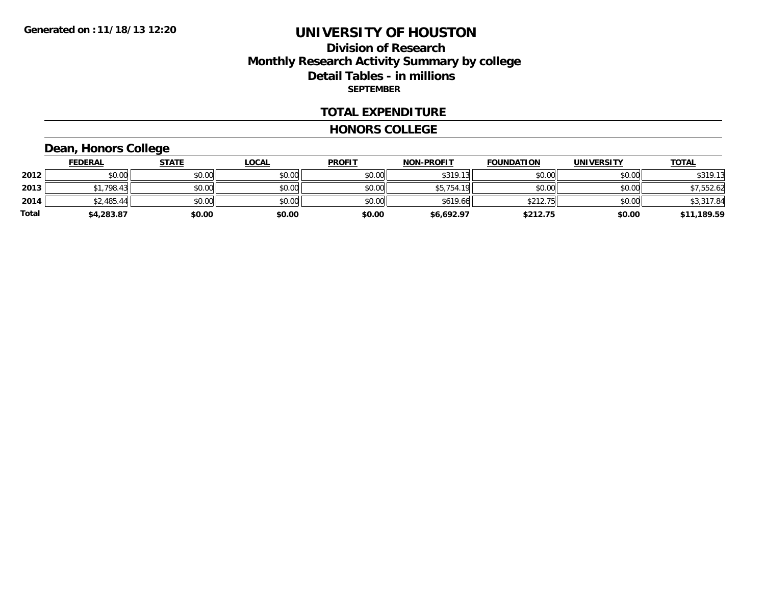**Generated on :11/18/13 12:20**

# UNIVERSITY OF HOUSTON

## Division of Research
## Monthly Research Activity Summary by college
## Detail Tables - in millions
### SEPTEMBER

### TOTAL EXPENDITURE

### HONORS COLLEGE

### Dean, Honors College

| | FEDERAL | STATE | LOCAL | PROFIT | NON-PROFIT | FOUNDATION | UNIVERSITY | TOTAL |
|---|---|---|---|---|---|---|---|---|
| 2012 | $0.00 | $0.00 | $0.00 | $0.00 | $319.13 | $0.00 | $0.00 | $319.13 |
| 2013 | $1,798.43 | $0.00 | $0.00 | $0.00 | $5,754.19 | $0.00 | $0.00 | $7,552.62 |
| 2014 | $2,485.44 | $0.00 | $0.00 | $0.00 | $619.66 | $212.75 | $0.00 | $3,317.84 |
| **Total** | **$4,283.87** | **$0.00** | **$0.00** | **$0.00** | **$6,692.97** | **$212.75** | **$0.00** | **$11,189.59** |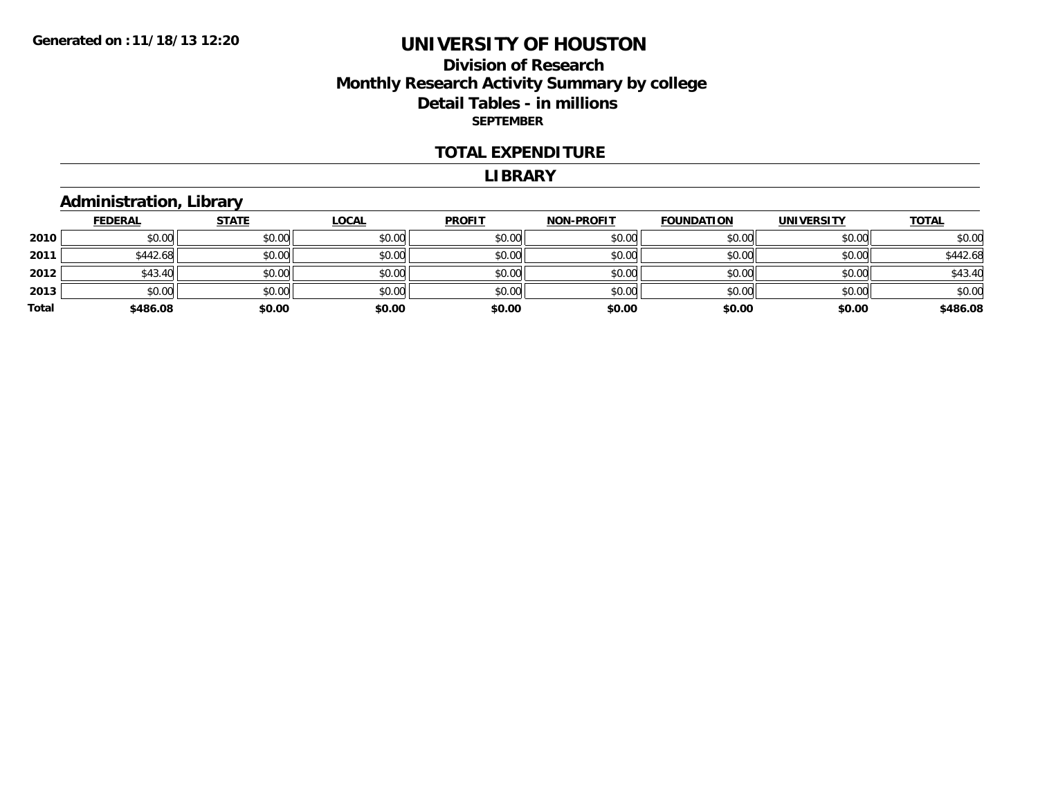# UNIVERSITY OF HOUSTON

## Division of Research
## Monthly Research Activity Summary by college
## Detail Tables - in millions

**SEPTEMBER**

### TOTAL EXPENDITURE

### LIBRARY

### Administration, Library

| | FEDERAL | STATE | LOCAL | PROFIT | NON-PROFIT | FOUNDATION | UNIVERSITY | TOTAL |
|---|---|---|---|---|---|---|---|---|
| 2010 | $0.00 | $0.00 | $0.00 | $0.00 | $0.00 | $0.00 | $0.00 | $0.00 |
| 2011 | $442.68 | $0.00 | $0.00 | $0.00 | $0.00 | $0.00 | $0.00 | $442.68 |
| 2012 | $43.40 | $0.00 | $0.00 | $0.00 | $0.00 | $0.00 | $0.00 | $43.40 |
| 2013 | $0.00 | $0.00 | $0.00 | $0.00 | $0.00 | $0.00 | $0.00 | $0.00 |
| **Total** | **$486.08** | **$0.00** | **$0.00** | **$0.00** | **$0.00** | **$0.00** | **$0.00** | **$486.08** |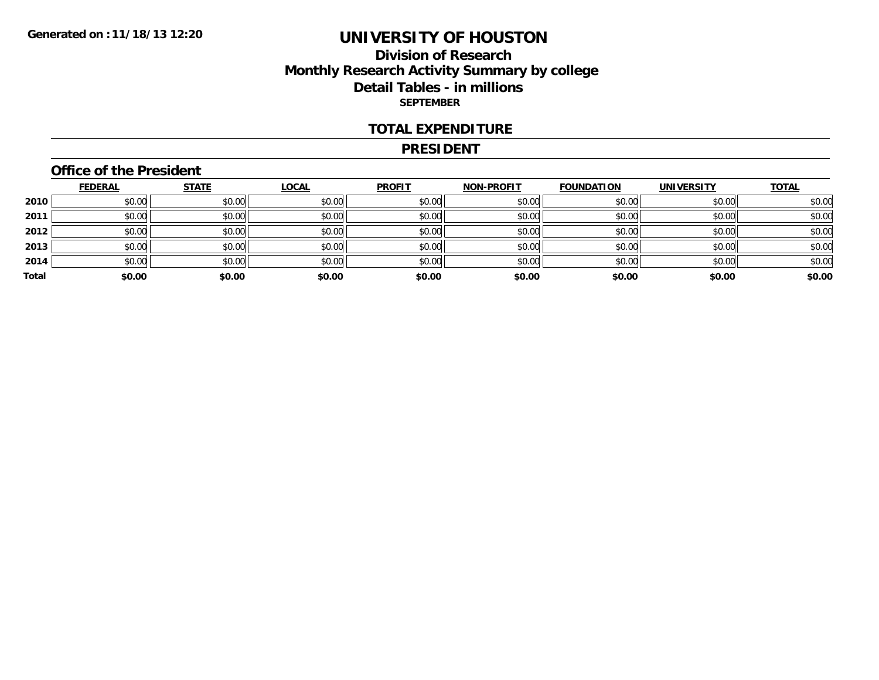Generated on :11/18/13 12:20

# UNIVERSITY OF HOUSTON

## Division of Research
## Monthly Research Activity Summary by college
## Detail Tables - in millions
### SEPTEMBER

### TOTAL EXPENDITURE

### PRESIDENT

#### Office of the President

| | FEDERAL | STATE | LOCAL | PROFIT | NON-PROFIT | FOUNDATION | UNIVERSITY | TOTAL |
|---|---|---|---|---|---|---|---|---|
| 2010 | $0.00 | $0.00 | $0.00 | $0.00 | $0.00 | $0.00 | $0.00 | $0.00 |
| 2011 | $0.00 | $0.00 | $0.00 | $0.00 | $0.00 | $0.00 | $0.00 | $0.00 |
| 2012 | $0.00 | $0.00 | $0.00 | $0.00 | $0.00 | $0.00 | $0.00 | $0.00 |
| 2013 | $0.00 | $0.00 | $0.00 | $0.00 | $0.00 | $0.00 | $0.00 | $0.00 |
| 2014 | $0.00 | $0.00 | $0.00 | $0.00 | $0.00 | $0.00 | $0.00 | $0.00 |
| **Total** | **$0.00** | **$0.00** | **$0.00** | **$0.00** | **$0.00** | **$0.00** | **$0.00** | **$0.00** |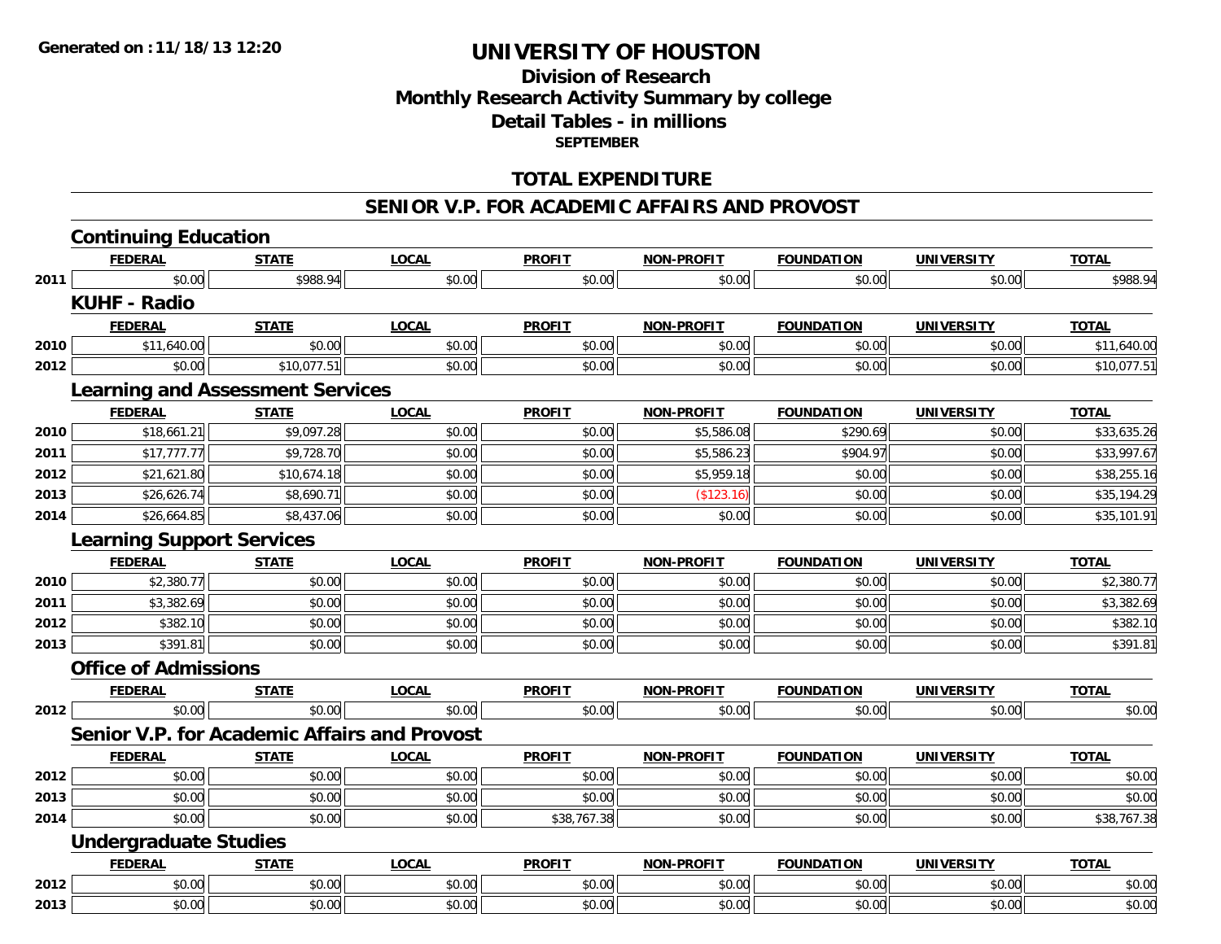**Generated on : 11/18/13 12:20**

# UNIVERSITY OF HOUSTON

## Division of Research
## Monthly Research Activity Summary by college
## Detail Tables - in millions
### SEPTEMBER

## TOTAL EXPENDITURE

## SENIOR V.P. FOR ACADEMIC AFFAIRS AND PROVOST

### Continuing Education

| | FEDERAL | STATE | LOCAL | PROFIT | NON-PROFIT | FOUNDATION | UNIVERSITY | TOTAL |
|---|---|---|---|---|---|---|---|---|
| 2011 | $0.00 | $988.94 | $0.00 | $0.00 | $0.00 | $0.00 | $0.00 | $988.94 |

### KUHF - Radio

| | FEDERAL | STATE | LOCAL | PROFIT | NON-PROFIT | FOUNDATION | UNIVERSITY | TOTAL |
|---|---|---|---|---|---|---|---|---|
| 2010 | $11,640.00 | $0.00 | $0.00 | $0.00 | $0.00 | $0.00 | $0.00 | $11,640.00 |
| 2012 | $0.00 | $10,077.51 | $0.00 | $0.00 | $0.00 | $0.00 | $0.00 | $10,077.51 |

### Learning and Assessment Services

| | FEDERAL | STATE | LOCAL | PROFIT | NON-PROFIT | FOUNDATION | UNIVERSITY | TOTAL |
|---|---|---|---|---|---|---|---|---|
| 2010 | $18,661.21 | $9,097.28 | $0.00 | $0.00 | $5,586.08 | $290.69 | $0.00 | $33,635.26 |
| 2011 | $17,777.77 | $9,728.70 | $0.00 | $0.00 | $5,586.23 | $904.97 | $0.00 | $33,997.67 |
| 2012 | $21,621.80 | $10,674.18 | $0.00 | $0.00 | $5,959.18 | $0.00 | $0.00 | $38,255.16 |
| 2013 | $26,626.74 | $8,690.71 | $0.00 | $0.00 | ($123.16) | $0.00 | $0.00 | $35,194.29 |
| 2014 | $26,664.85 | $8,437.06 | $0.00 | $0.00 | $0.00 | $0.00 | $0.00 | $35,101.91 |

### Learning Support Services

| | FEDERAL | STATE | LOCAL | PROFIT | NON-PROFIT | FOUNDATION | UNIVERSITY | TOTAL |
|---|---|---|---|---|---|---|---|---|
| 2010 | $2,380.77 | $0.00 | $0.00 | $0.00 | $0.00 | $0.00 | $0.00 | $2,380.77 |
| 2011 | $3,382.69 | $0.00 | $0.00 | $0.00 | $0.00 | $0.00 | $0.00 | $3,382.69 |
| 2012 | $382.10 | $0.00 | $0.00 | $0.00 | $0.00 | $0.00 | $0.00 | $382.10 |
| 2013 | $391.81 | $0.00 | $0.00 | $0.00 | $0.00 | $0.00 | $0.00 | $391.81 |

### Office of Admissions

| | FEDERAL | STATE | LOCAL | PROFIT | NON-PROFIT | FOUNDATION | UNIVERSITY | TOTAL |
|---|---|---|---|---|---|---|---|---|
| 2012 | $0.00 | $0.00 | $0.00 | $0.00 | $0.00 | $0.00 | $0.00 | $0.00 |

### Senior V.P. for Academic Affairs and Provost

| | FEDERAL | STATE | LOCAL | PROFIT | NON-PROFIT | FOUNDATION | UNIVERSITY | TOTAL |
|---|---|---|---|---|---|---|---|---|
| 2012 | $0.00 | $0.00 | $0.00 | $0.00 | $0.00 | $0.00 | $0.00 | $0.00 |
| 2013 | $0.00 | $0.00 | $0.00 | $0.00 | $0.00 | $0.00 | $0.00 | $0.00 |
| 2014 | $0.00 | $0.00 | $0.00 | $38,767.38 | $0.00 | $0.00 | $0.00 | $38,767.38 |

### Undergraduate Studies

| | FEDERAL | STATE | LOCAL | PROFIT | NON-PROFIT | FOUNDATION | UNIVERSITY | TOTAL |
|---|---|---|---|---|---|---|---|---|
| 2012 | $0.00 | $0.00 | $0.00 | $0.00 | $0.00 | $0.00 | $0.00 | $0.00 |
| 2013 | $0.00 | $0.00 | $0.00 | $0.00 | $0.00 | $0.00 | $0.00 | $0.00 |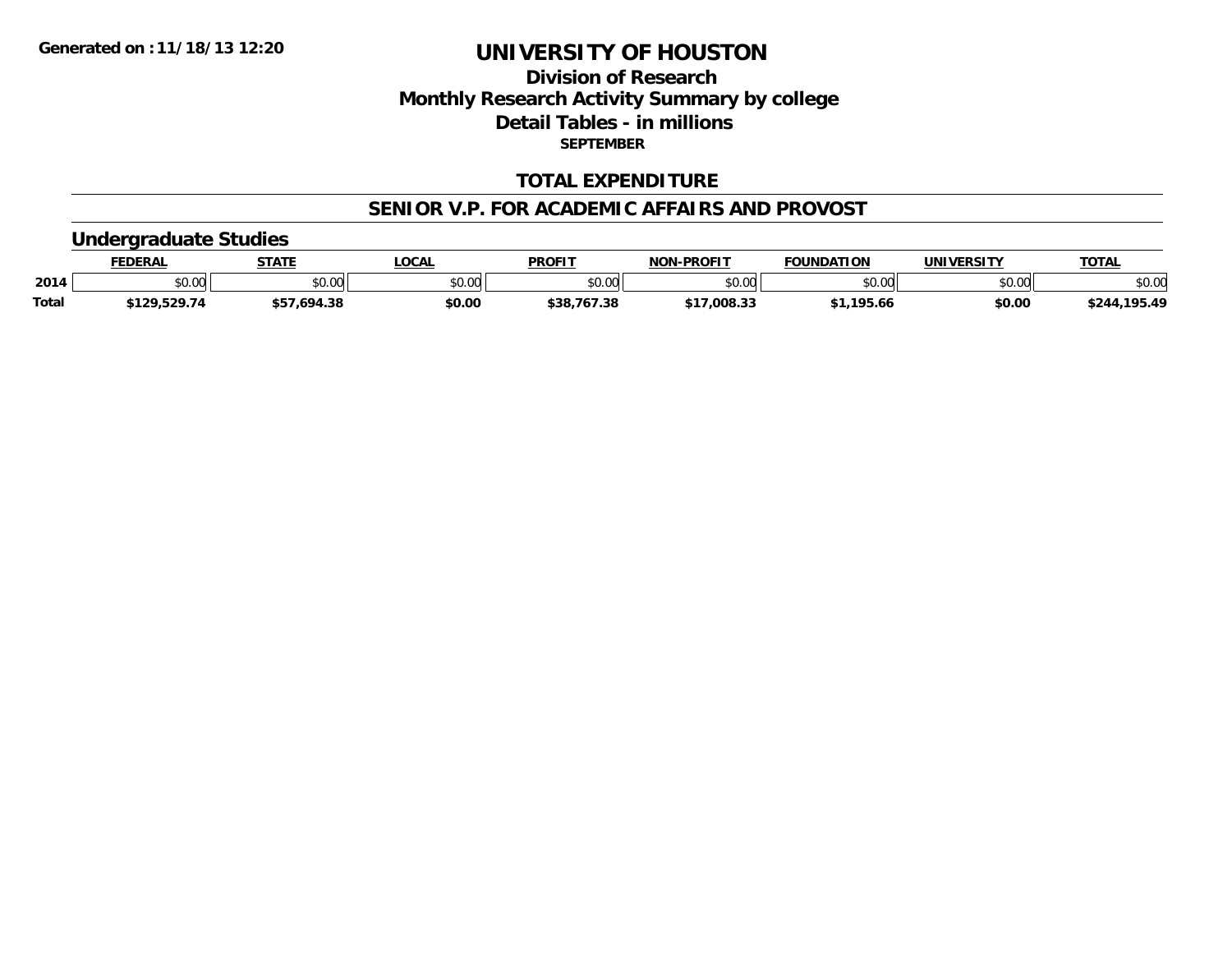Generated on :11/18/13 12:20

# UNIVERSITY OF HOUSTON

## Division of Research
## Monthly Research Activity Summary by college
## Detail Tables - in millions

**SEPTEMBER**

## TOTAL EXPENDITURE

## SENIOR V.P. FOR ACADEMIC AFFAIRS AND PROVOST

### Undergraduate Studies

| | FEDERAL | STATE | LOCAL | PROFIT | NON-PROFIT | FOUNDATION | UNIVERSITY | TOTAL |
|---|---|---|---|---|---|---|---|---|
| 2014 | $0.00 | $0.00 | $0.00 | $0.00 | $0.00 | $0.00 | $0.00 | $0.00 |
| Total | $129,529.74 | $57,694.38 | $0.00 | $38,767.38 | $17,008.33 | $1,195.66 | $0.00 | $244,195.49 |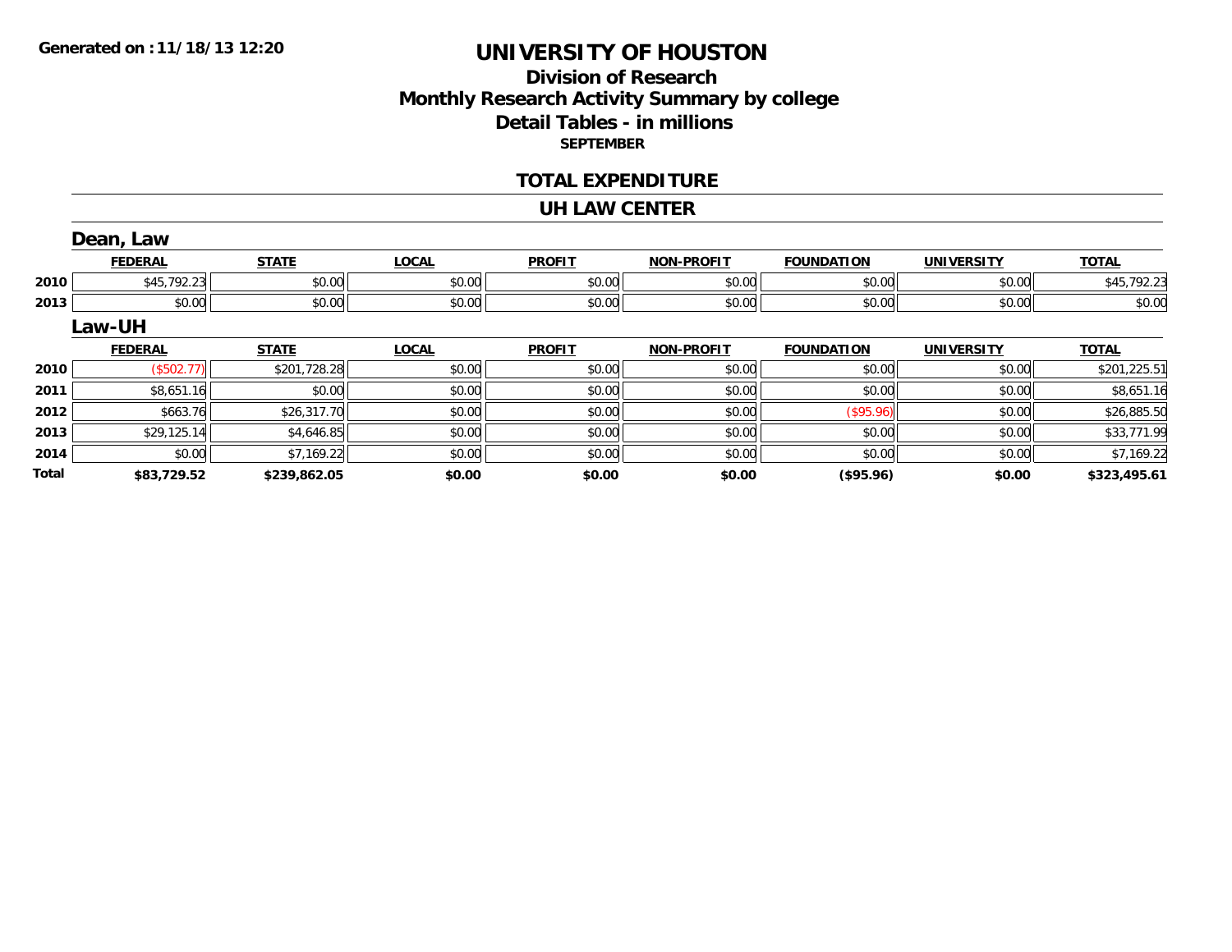**Generated on :11/18/13 12:20**

# UNIVERSITY OF HOUSTON

## Division of Research
## Monthly Research Activity Summary by college
## Detail Tables - in millions
### SEPTEMBER

## TOTAL EXPENDITURE

## UH LAW CENTER

### Dean, Law

| | FEDERAL | STATE | LOCAL | PROFIT | NON-PROFIT | FOUNDATION | UNIVERSITY | TOTAL |
|---|---|---|---|---|---|---|---|---|
| 2010 | $45,792.23 | $0.00 | $0.00 | $0.00 | $0.00 | $0.00 | $0.00 | $45,792.23 |
| 2013 | $0.00 | $0.00 | $0.00 | $0.00 | $0.00 | $0.00 | $0.00 | $0.00 |

### Law-UH

| | FEDERAL | STATE | LOCAL | PROFIT | NON-PROFIT | FOUNDATION | UNIVERSITY | TOTAL |
|---|---|---|---|---|---|---|---|---|
| 2010 | ($502.77) | $201,728.28 | $0.00 | $0.00 | $0.00 | $0.00 | $0.00 | $201,225.51 |
| 2011 | $8,651.16 | $0.00 | $0.00 | $0.00 | $0.00 | $0.00 | $0.00 | $8,651.16 |
| 2012 | $663.76 | $26,317.70 | $0.00 | $0.00 | $0.00 | ($95.96) | $0.00 | $26,885.50 |
| 2013 | $29,125.14 | $4,646.85 | $0.00 | $0.00 | $0.00 | $0.00 | $0.00 | $33,771.99 |
| 2014 | $0.00 | $7,169.22 | $0.00 | $0.00 | $0.00 | $0.00 | $0.00 | $7,169.22 |
| **Total** | **$83,729.52** | **$239,862.05** | **$0.00** | **$0.00** | **$0.00** | **($95.96)** | **$0.00** | **$323,495.61** |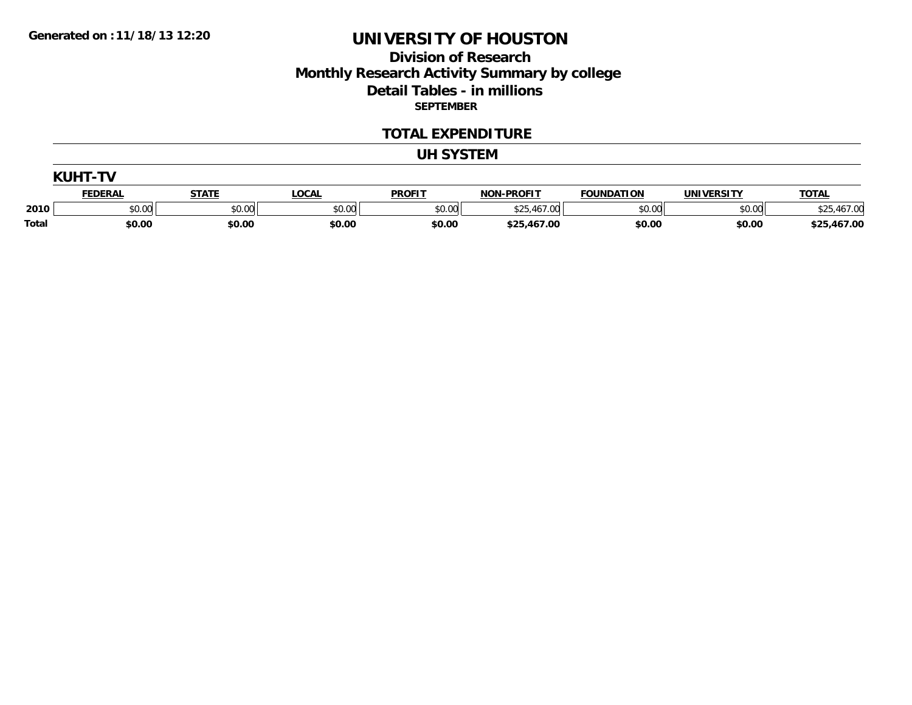Generated on :11/18/13 12:20

# UNIVERSITY OF HOUSTON

## Division of Research
## Monthly Research Activity Summary by college
## Detail Tables - in millions

**SEPTEMBER**

## TOTAL EXPENDITURE

## UH SYSTEM

### KUHT-TV

| | FEDERAL | STATE | LOCAL | PROFIT | NON-PROFIT | FOUNDATION | UNIVERSITY | TOTAL |
|---|---|---|---|---|---|---|---|---|
| 2010 | $0.00 | $0.00 | $0.00 | $0.00 | $25,467.00 | $0.00 | $0.00 | $25,467.00 |
| **Total** | **$0.00** | **$0.00** | **$0.00** | **$0.00** | **$25,467.00** | **$0.00** | **$0.00** | **$25,467.00** |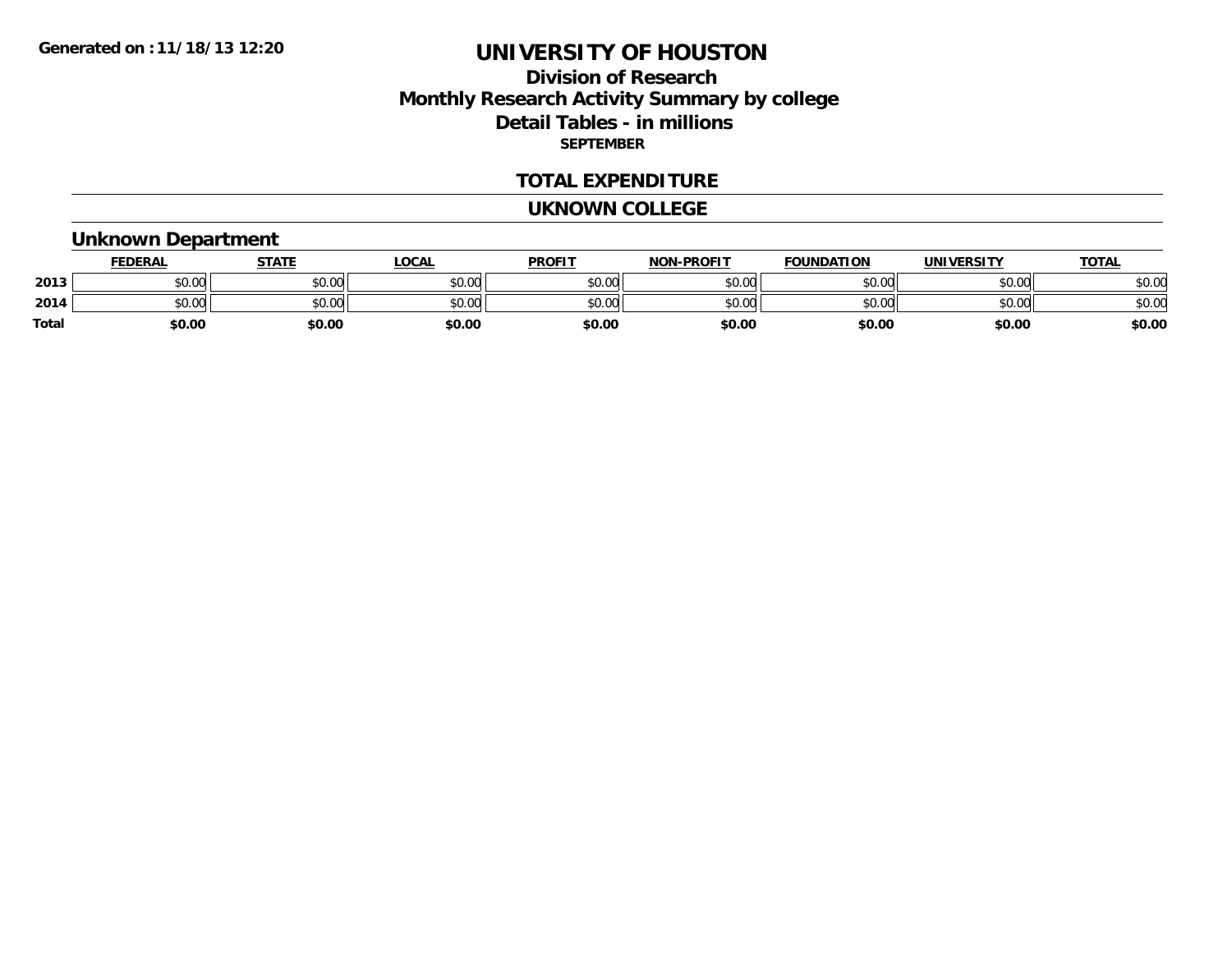Generated on :11/18/13 12:20

# UNIVERSITY OF HOUSTON

## Division of Research
## Monthly Research Activity Summary by college
## Detail Tables - in millions
**SEPTEMBER**

## TOTAL EXPENDITURE

## UKNOWN COLLEGE

### Unknown Department

| | FEDERAL | STATE | LOCAL | PROFIT | NON-PROFIT | FOUNDATION | UNIVERSITY | TOTAL |
|---|---|---|---|---|---|---|---|---|
| 2013 | $0.00 | $0.00 | $0.00 | $0.00 | $0.00 | $0.00 | $0.00 | $0.00 |
| 2014 | $0.00 | $0.00 | $0.00 | $0.00 | $0.00 | $0.00 | $0.00 | $0.00 |
| **Total** | **$0.00** | **$0.00** | **$0.00** | **$0.00** | **$0.00** | **$0.00** | **$0.00** | **$0.00** |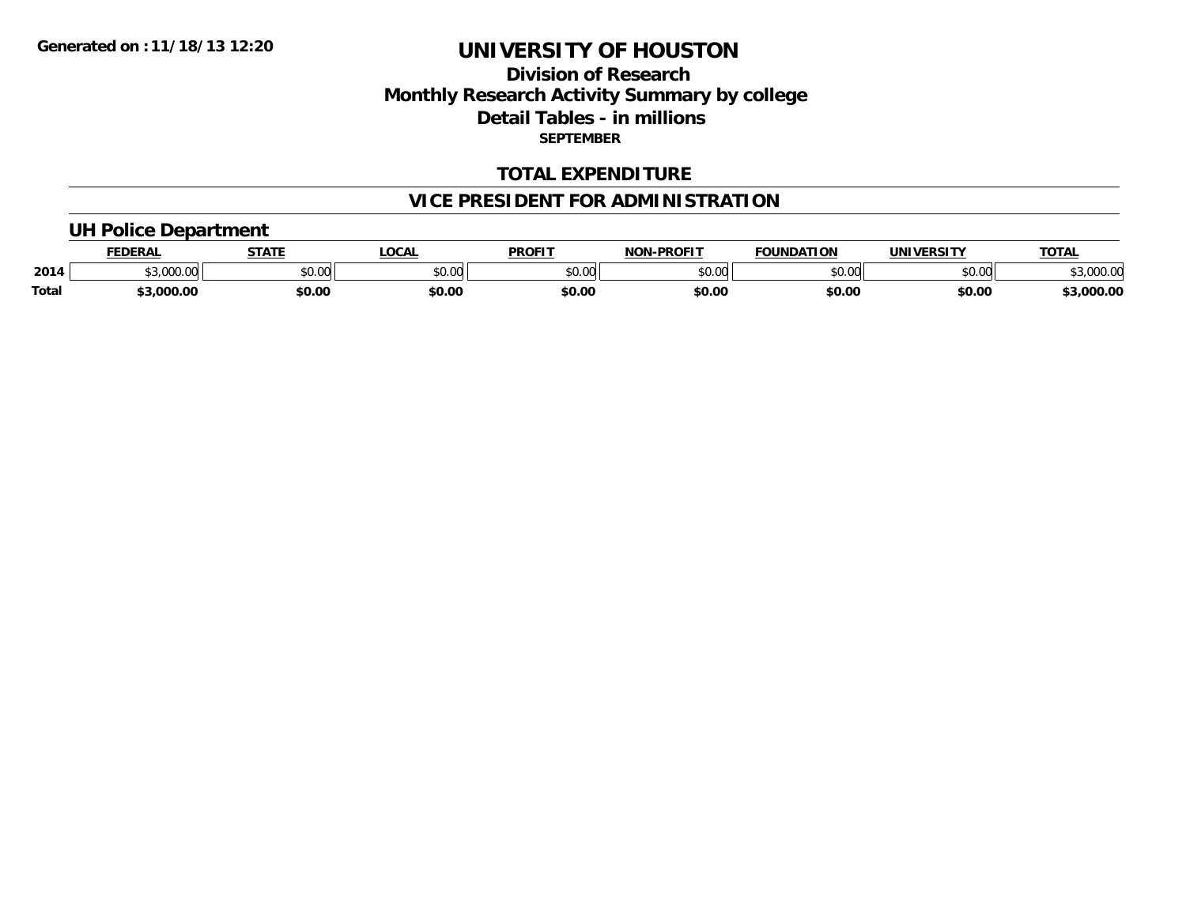Generated on :11/18/13 12:20

# UNIVERSITY OF HOUSTON

## Division of Research

## Monthly Research Activity Summary by college

## Detail Tables - in millions

**SEPTEMBER**

## TOTAL EXPENDITURE

## VICE PRESIDENT FOR ADMINISTRATION

### UH Police Department

| | FEDERAL | STATE | LOCAL | PROFIT | NON-PROFIT | FOUNDATION | UNIVERSITY | TOTAL |
|---|---|---|---|---|---|---|---|---|
| 2014 | $3,000.00 | $0.00 | $0.00 | $0.00 | $0.00 | $0.00 | $0.00 | $3,000.00 |
| **Total** | **$3,000.00** | **$0.00** | **$0.00** | **$0.00** | **$0.00** | **$0.00** | **$0.00** | **$3,000.00** |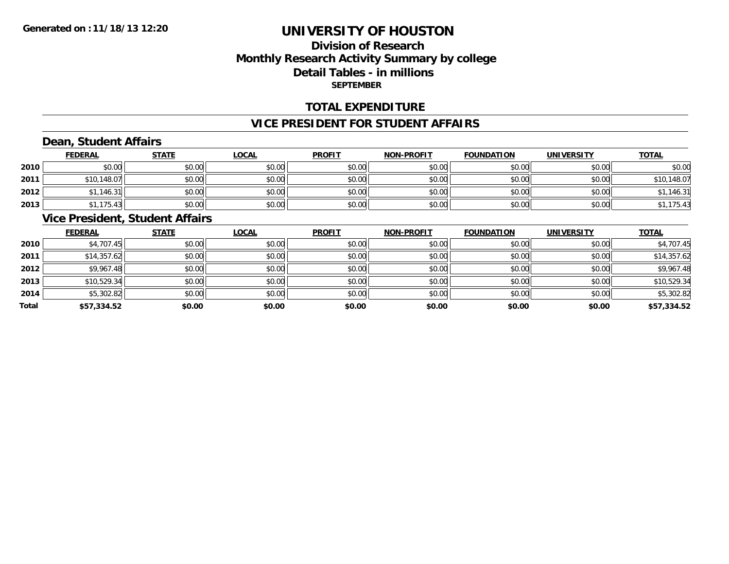Generated on :11/18/13 12:20

# UNIVERSITY OF HOUSTON

## Division of Research
## Monthly Research Activity Summary by college
## Detail Tables - in millions
### SEPTEMBER

## TOTAL EXPENDITURE

## VICE PRESIDENT FOR STUDENT AFFAIRS

### Dean, Student Affairs

| | FEDERAL | STATE | LOCAL | PROFIT | NON-PROFIT | FOUNDATION | UNIVERSITY | TOTAL |
|---|---|---|---|---|---|---|---|---|
| 2010 | $0.00 | $0.00 | $0.00 | $0.00 | $0.00 | $0.00 | $0.00 | $0.00 |
| 2011 | $10,148.07 | $0.00 | $0.00 | $0.00 | $0.00 | $0.00 | $0.00 | $10,148.07 |
| 2012 | $1,146.31 | $0.00 | $0.00 | $0.00 | $0.00 | $0.00 | $0.00 | $1,146.31 |
| 2013 | $1,175.43 | $0.00 | $0.00 | $0.00 | $0.00 | $0.00 | $0.00 | $1,175.43 |

### Vice President, Student Affairs

| | FEDERAL | STATE | LOCAL | PROFIT | NON-PROFIT | FOUNDATION | UNIVERSITY | TOTAL |
|---|---|---|---|---|---|---|---|---|
| 2010 | $4,707.45 | $0.00 | $0.00 | $0.00 | $0.00 | $0.00 | $0.00 | $4,707.45 |
| 2011 | $14,357.62 | $0.00 | $0.00 | $0.00 | $0.00 | $0.00 | $0.00 | $14,357.62 |
| 2012 | $9,967.48 | $0.00 | $0.00 | $0.00 | $0.00 | $0.00 | $0.00 | $9,967.48 |
| 2013 | $10,529.34 | $0.00 | $0.00 | $0.00 | $0.00 | $0.00 | $0.00 | $10,529.34 |
| 2014 | $5,302.82 | $0.00 | $0.00 | $0.00 | $0.00 | $0.00 | $0.00 | $5,302.82 |
| **Total** | **$57,334.52** | **$0.00** | **$0.00** | **$0.00** | **$0.00** | **$0.00** | **$0.00** | **$57,334.52** |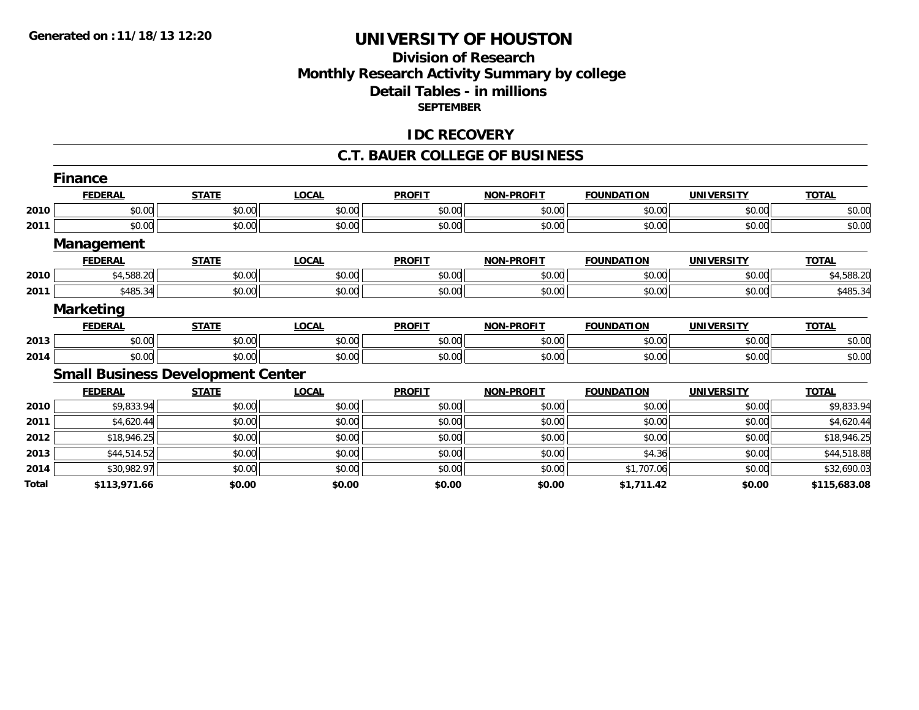# UNIVERSITY OF HOUSTON

## Division of Research
## Monthly Research Activity Summary by college
## Detail Tables - in millions
### SEPTEMBER

Generated on :11/18/13 12:20

## IDC RECOVERY

## C.T. BAUER COLLEGE OF BUSINESS

### Finance

| | FEDERAL | STATE | LOCAL | PROFIT | NON-PROFIT | FOUNDATION | UNIVERSITY | TOTAL |
|---|---|---|---|---|---|---|---|---|
| 2010 | $0.00 | $0.00 | $0.00 | $0.00 | $0.00 | $0.00 | $0.00 | $0.00 |
| 2011 | $0.00 | $0.00 | $0.00 | $0.00 | $0.00 | $0.00 | $0.00 | $0.00 |

### Management

| | FEDERAL | STATE | LOCAL | PROFIT | NON-PROFIT | FOUNDATION | UNIVERSITY | TOTAL |
|---|---|---|---|---|---|---|---|---|
| 2010 | $4,588.20 | $0.00 | $0.00 | $0.00 | $0.00 | $0.00 | $0.00 | $4,588.20 |
| 2011 | $485.34 | $0.00 | $0.00 | $0.00 | $0.00 | $0.00 | $0.00 | $485.34 |

### Marketing

| | FEDERAL | STATE | LOCAL | PROFIT | NON-PROFIT | FOUNDATION | UNIVERSITY | TOTAL |
|---|---|---|---|---|---|---|---|---|
| 2013 | $0.00 | $0.00 | $0.00 | $0.00 | $0.00 | $0.00 | $0.00 | $0.00 |
| 2014 | $0.00 | $0.00 | $0.00 | $0.00 | $0.00 | $0.00 | $0.00 | $0.00 |

### Small Business Development Center

| | FEDERAL | STATE | LOCAL | PROFIT | NON-PROFIT | FOUNDATION | UNIVERSITY | TOTAL |
|---|---|---|---|---|---|---|---|---|
| 2010 | $9,833.94 | $0.00 | $0.00 | $0.00 | $0.00 | $0.00 | $0.00 | $9,833.94 |
| 2011 | $4,620.44 | $0.00 | $0.00 | $0.00 | $0.00 | $0.00 | $0.00 | $4,620.44 |
| 2012 | $18,946.25 | $0.00 | $0.00 | $0.00 | $0.00 | $0.00 | $0.00 | $18,946.25 |
| 2013 | $44,514.52 | $0.00 | $0.00 | $0.00 | $0.00 | $4.36 | $0.00 | $44,518.88 |
| 2014 | $30,982.97 | $0.00 | $0.00 | $0.00 | $0.00 | $1,707.06 | $0.00 | $32,690.03 |
| **Total** | **$113,971.66** | **$0.00** | **$0.00** | **$0.00** | **$0.00** | **$1,711.42** | **$0.00** | **$115,683.08** |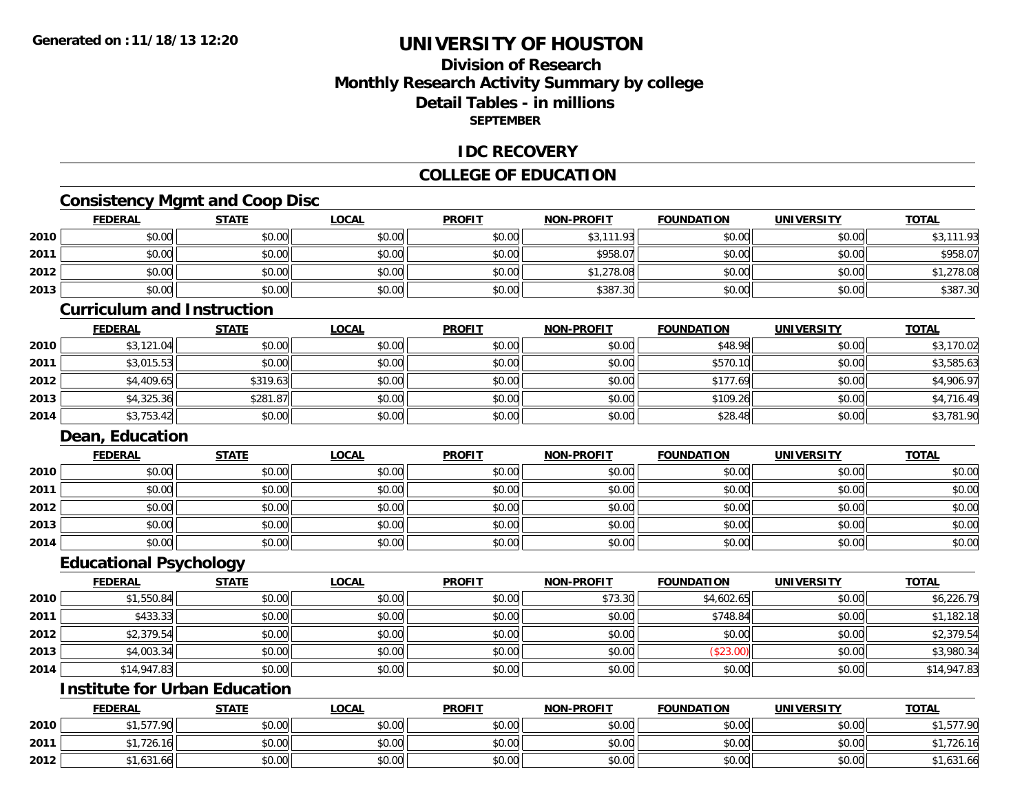# UNIVERSITY OF HOUSTON

## Division of Research
## Monthly Research Activity Summary by college
## Detail Tables - in millions
### SEPTEMBER

## IDC RECOVERY

## COLLEGE OF EDUCATION

### Consistency Mgmt and Coop Disc

| | FEDERAL | STATE | LOCAL | PROFIT | NON-PROFIT | FOUNDATION | UNIVERSITY | TOTAL |
|---|---|---|---|---|---|---|---|---|
| 2010 | $0.00 | $0.00 | $0.00 | $0.00 | $3,111.93 | $0.00 | $0.00 | $3,111.93 |
| 2011 | $0.00 | $0.00 | $0.00 | $0.00 | $958.07 | $0.00 | $0.00 | $958.07 |
| 2012 | $0.00 | $0.00 | $0.00 | $0.00 | $1,278.08 | $0.00 | $0.00 | $1,278.08 |
| 2013 | $0.00 | $0.00 | $0.00 | $0.00 | $387.30 | $0.00 | $0.00 | $387.30 |

### Curriculum and Instruction

| | FEDERAL | STATE | LOCAL | PROFIT | NON-PROFIT | FOUNDATION | UNIVERSITY | TOTAL |
|---|---|---|---|---|---|---|---|---|
| 2010 | $3,121.04 | $0.00 | $0.00 | $0.00 | $0.00 | $48.98 | $0.00 | $3,170.02 |
| 2011 | $3,015.53 | $0.00 | $0.00 | $0.00 | $0.00 | $570.10 | $0.00 | $3,585.63 |
| 2012 | $4,409.65 | $319.63 | $0.00 | $0.00 | $0.00 | $177.69 | $0.00 | $4,906.97 |
| 2013 | $4,325.36 | $281.87 | $0.00 | $0.00 | $0.00 | $109.26 | $0.00 | $4,716.49 |
| 2014 | $3,753.42 | $0.00 | $0.00 | $0.00 | $0.00 | $28.48 | $0.00 | $3,781.90 |

### Dean, Education

| | FEDERAL | STATE | LOCAL | PROFIT | NON-PROFIT | FOUNDATION | UNIVERSITY | TOTAL |
|---|---|---|---|---|---|---|---|---|
| 2010 | $0.00 | $0.00 | $0.00 | $0.00 | $0.00 | $0.00 | $0.00 | $0.00 |
| 2011 | $0.00 | $0.00 | $0.00 | $0.00 | $0.00 | $0.00 | $0.00 | $0.00 |
| 2012 | $0.00 | $0.00 | $0.00 | $0.00 | $0.00 | $0.00 | $0.00 | $0.00 |
| 2013 | $0.00 | $0.00 | $0.00 | $0.00 | $0.00 | $0.00 | $0.00 | $0.00 |
| 2014 | $0.00 | $0.00 | $0.00 | $0.00 | $0.00 | $0.00 | $0.00 | $0.00 |

### Educational Psychology

| | FEDERAL | STATE | LOCAL | PROFIT | NON-PROFIT | FOUNDATION | UNIVERSITY | TOTAL |
|---|---|---|---|---|---|---|---|---|
| 2010 | $1,550.84 | $0.00 | $0.00 | $0.00 | $73.30 | $4,602.65 | $0.00 | $6,226.79 |
| 2011 | $433.33 | $0.00 | $0.00 | $0.00 | $0.00 | $748.84 | $0.00 | $1,182.18 |
| 2012 | $2,379.54 | $0.00 | $0.00 | $0.00 | $0.00 | $0.00 | $0.00 | $2,379.54 |
| 2013 | $4,003.34 | $0.00 | $0.00 | $0.00 | $0.00 | ($23.00) | $0.00 | $3,980.34 |
| 2014 | $14,947.83 | $0.00 | $0.00 | $0.00 | $0.00 | $0.00 | $0.00 | $14,947.83 |

### Institute for Urban Education

| | FEDERAL | STATE | LOCAL | PROFIT | NON-PROFIT | FOUNDATION | UNIVERSITY | TOTAL |
|---|---|---|---|---|---|---|---|---|
| 2010 | $1,577.90 | $0.00 | $0.00 | $0.00 | $0.00 | $0.00 | $0.00 | $1,577.90 |
| 2011 | $1,726.16 | $0.00 | $0.00 | $0.00 | $0.00 | $0.00 | $0.00 | $1,726.16 |
| 2012 | $1,631.66 | $0.00 | $0.00 | $0.00 | $0.00 | $0.00 | $0.00 | $1,631.66 |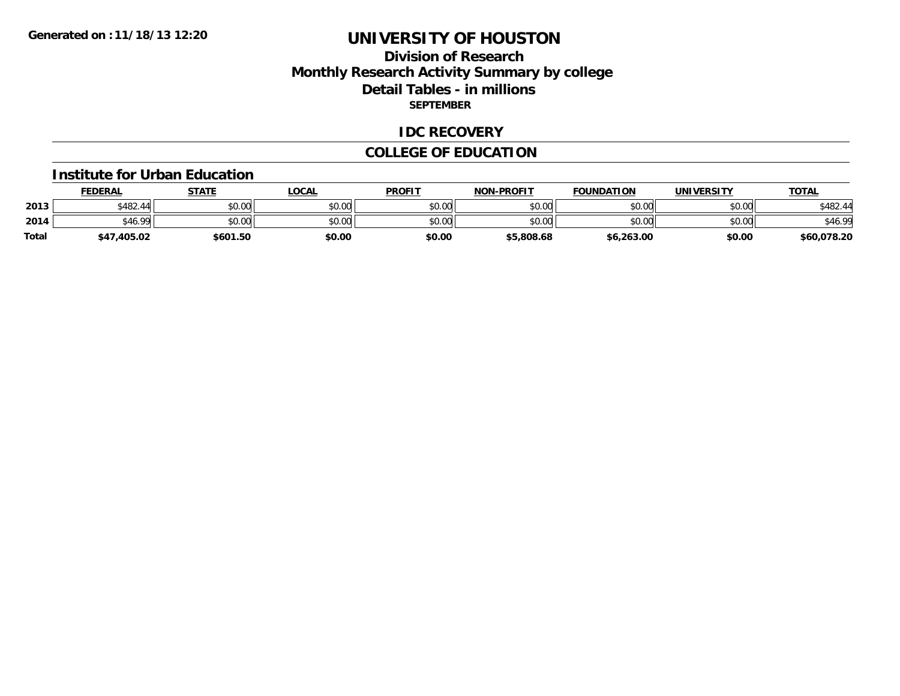Generated on :11/18/13 12:20

# UNIVERSITY OF HOUSTON

## Division of Research
## Monthly Research Activity Summary by college
## Detail Tables - in millions

**SEPTEMBER**

## IDC RECOVERY

## COLLEGE OF EDUCATION

### Institute for Urban Education

| | FEDERAL | STATE | LOCAL | PROFIT | NON-PROFIT | FOUNDATION | UNIVERSITY | TOTAL |
|---|---|---|---|---|---|---|---|---|
| 2013 | $482.44 | $0.00 | $0.00 | $0.00 | $0.00 | $0.00 | $0.00 | $482.44 |
| 2014 | $46.99 | $0.00 | $0.00 | $0.00 | $0.00 | $0.00 | $0.00 | $46.99 |
| **Total** | **$47,405.02** | **$601.50** | **$0.00** | **$0.00** | **$5,808.68** | **$6,263.00** | **$0.00** | **$60,078.20** |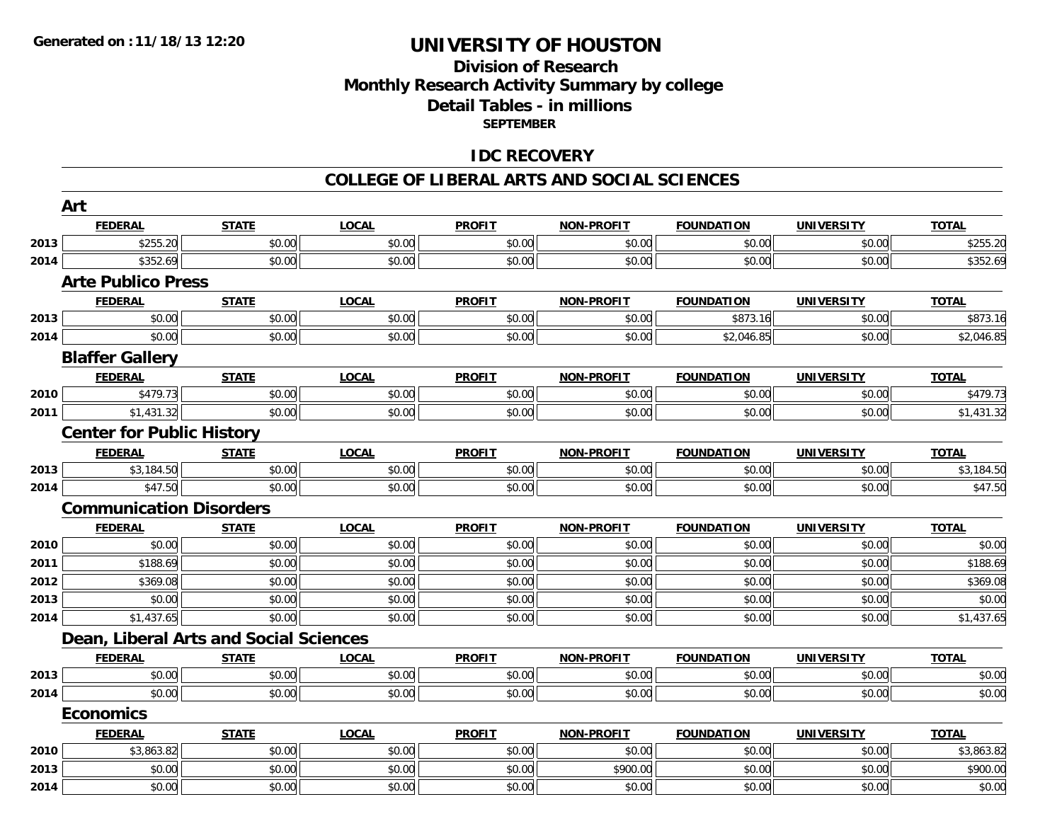# UNIVERSITY OF HOUSTON

## Division of Research
## Monthly Research Activity Summary by college
## Detail Tables - in millions
### SEPTEMBER

**Generated on : 11/18/13 12:20**

## IDC RECOVERY

## COLLEGE OF LIBERAL ARTS AND SOCIAL SCIENCES

### Art

| | FEDERAL | STATE | LOCAL | PROFIT | NON-PROFIT | FOUNDATION | UNIVERSITY | TOTAL |
|---|---|---|---|---|---|---|---|---|
| 2013 | $255.20 | $0.00 | $0.00 | $0.00 | $0.00 | $0.00 | $0.00 | $255.20 |
| 2014 | $352.69 | $0.00 | $0.00 | $0.00 | $0.00 | $0.00 | $0.00 | $352.69 |

### Arte Publico Press

| | FEDERAL | STATE | LOCAL | PROFIT | NON-PROFIT | FOUNDATION | UNIVERSITY | TOTAL |
|---|---|---|---|---|---|---|---|---|
| 2013 | $0.00 | $0.00 | $0.00 | $0.00 | $0.00 | $873.16 | $0.00 | $873.16 |
| 2014 | $0.00 | $0.00 | $0.00 | $0.00 | $0.00 | $2,046.85 | $0.00 | $2,046.85 |

### Blaffer Gallery

| | FEDERAL | STATE | LOCAL | PROFIT | NON-PROFIT | FOUNDATION | UNIVERSITY | TOTAL |
|---|---|---|---|---|---|---|---|---|
| 2010 | $479.73 | $0.00 | $0.00 | $0.00 | $0.00 | $0.00 | $0.00 | $479.73 |
| 2011 | $1,431.32 | $0.00 | $0.00 | $0.00 | $0.00 | $0.00 | $0.00 | $1,431.32 |

### Center for Public History

| | FEDERAL | STATE | LOCAL | PROFIT | NON-PROFIT | FOUNDATION | UNIVERSITY | TOTAL |
|---|---|---|---|---|---|---|---|---|
| 2013 | $3,184.50 | $0.00 | $0.00 | $0.00 | $0.00 | $0.00 | $0.00 | $3,184.50 |
| 2014 | $47.50 | $0.00 | $0.00 | $0.00 | $0.00 | $0.00 | $0.00 | $47.50 |

### Communication Disorders

| | FEDERAL | STATE | LOCAL | PROFIT | NON-PROFIT | FOUNDATION | UNIVERSITY | TOTAL |
|---|---|---|---|---|---|---|---|---|
| 2010 | $0.00 | $0.00 | $0.00 | $0.00 | $0.00 | $0.00 | $0.00 | $0.00 |
| 2011 | $188.69 | $0.00 | $0.00 | $0.00 | $0.00 | $0.00 | $0.00 | $188.69 |
| 2012 | $369.08 | $0.00 | $0.00 | $0.00 | $0.00 | $0.00 | $0.00 | $369.08 |
| 2013 | $0.00 | $0.00 | $0.00 | $0.00 | $0.00 | $0.00 | $0.00 | $0.00 |
| 2014 | $1,437.65 | $0.00 | $0.00 | $0.00 | $0.00 | $0.00 | $0.00 | $1,437.65 |

### Dean, Liberal Arts and Social Sciences

| | FEDERAL | STATE | LOCAL | PROFIT | NON-PROFIT | FOUNDATION | UNIVERSITY | TOTAL |
|---|---|---|---|---|---|---|---|---|
| 2013 | $0.00 | $0.00 | $0.00 | $0.00 | $0.00 | $0.00 | $0.00 | $0.00 |
| 2014 | $0.00 | $0.00 | $0.00 | $0.00 | $0.00 | $0.00 | $0.00 | $0.00 |

### Economics

| | FEDERAL | STATE | LOCAL | PROFIT | NON-PROFIT | FOUNDATION | UNIVERSITY | TOTAL |
|---|---|---|---|---|---|---|---|---|
| 2010 | $3,863.82 | $0.00 | $0.00 | $0.00 | $0.00 | $0.00 | $0.00 | $3,863.82 |
| 2013 | $0.00 | $0.00 | $0.00 | $0.00 | $900.00 | $0.00 | $0.00 | $900.00 |
| 2014 | $0.00 | $0.00 | $0.00 | $0.00 | $0.00 | $0.00 | $0.00 | $0.00 |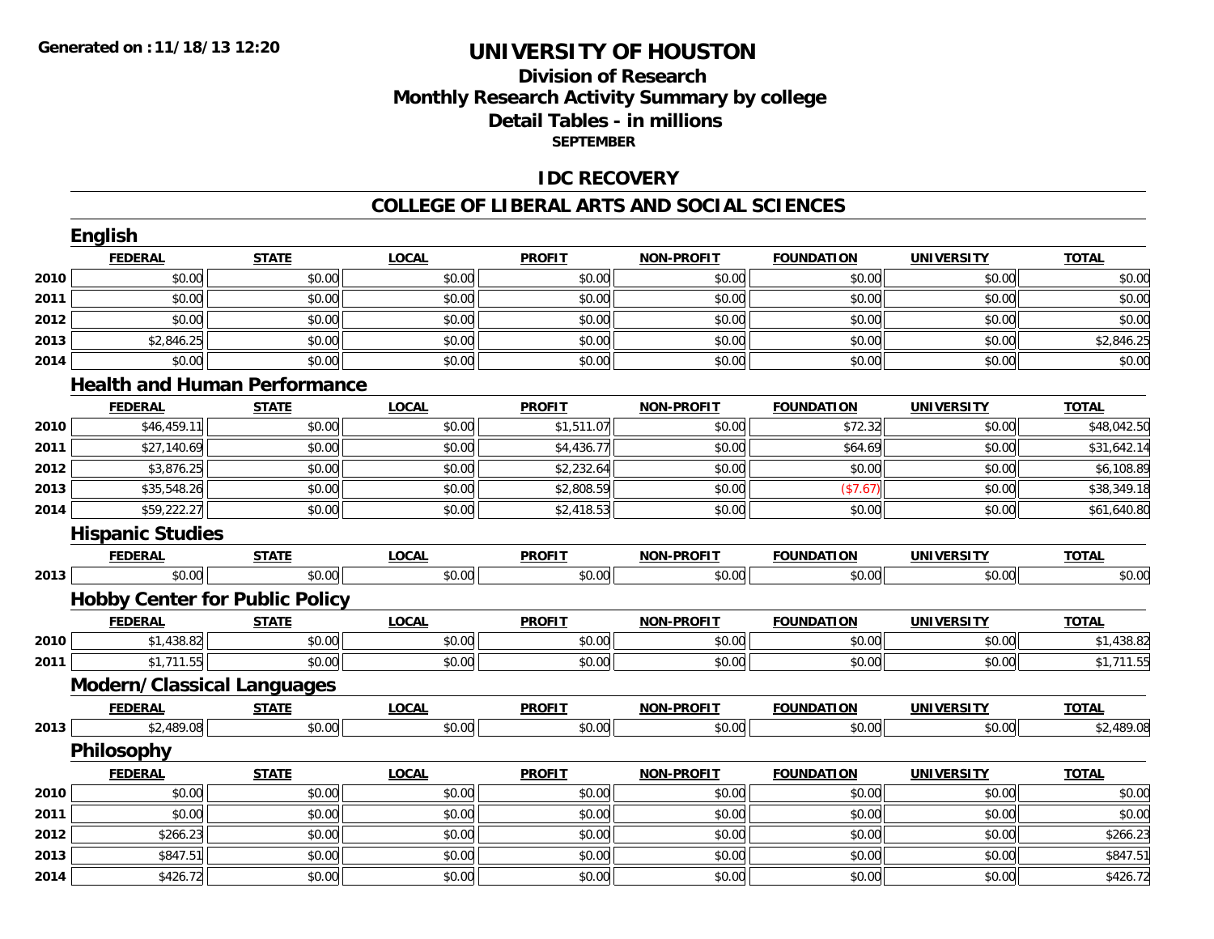Generated on :11/18/13 12:20

# UNIVERSITY OF HOUSTON

## Division of Research
## Monthly Research Activity Summary by college
## Detail Tables - in millions
### SEPTEMBER

## IDC RECOVERY

## COLLEGE OF LIBERAL ARTS AND SOCIAL SCIENCES

### English

| | FEDERAL | STATE | LOCAL | PROFIT | NON-PROFIT | FOUNDATION | UNIVERSITY | TOTAL |
|---|---|---|---|---|---|---|---|---|
| 2010 | $0.00 | $0.00 | $0.00 | $0.00 | $0.00 | $0.00 | $0.00 | $0.00 |
| 2011 | $0.00 | $0.00 | $0.00 | $0.00 | $0.00 | $0.00 | $0.00 | $0.00 |
| 2012 | $0.00 | $0.00 | $0.00 | $0.00 | $0.00 | $0.00 | $0.00 | $0.00 |
| 2013 | $2,846.25 | $0.00 | $0.00 | $0.00 | $0.00 | $0.00 | $0.00 | $2,846.25 |
| 2014 | $0.00 | $0.00 | $0.00 | $0.00 | $0.00 | $0.00 | $0.00 | $0.00 |

### Health and Human Performance

| | FEDERAL | STATE | LOCAL | PROFIT | NON-PROFIT | FOUNDATION | UNIVERSITY | TOTAL |
|---|---|---|---|---|---|---|---|---|
| 2010 | $46,459.11 | $0.00 | $0.00 | $1,511.07 | $0.00 | $72.32 | $0.00 | $48,042.50 |
| 2011 | $27,140.69 | $0.00 | $0.00 | $4,436.77 | $0.00 | $64.69 | $0.00 | $31,642.14 |
| 2012 | $3,876.25 | $0.00 | $0.00 | $2,232.64 | $0.00 | $0.00 | $0.00 | $6,108.89 |
| 2013 | $35,548.26 | $0.00 | $0.00 | $2,808.59 | $0.00 | ($7.67) | $0.00 | $38,349.18 |
| 2014 | $59,222.27 | $0.00 | $0.00 | $2,418.53 | $0.00 | $0.00 | $0.00 | $61,640.80 |

### Hispanic Studies

| | FEDERAL | STATE | LOCAL | PROFIT | NON-PROFIT | FOUNDATION | UNIVERSITY | TOTAL |
|---|---|---|---|---|---|---|---|---|
| 2013 | $0.00 | $0.00 | $0.00 | $0.00 | $0.00 | $0.00 | $0.00 | $0.00 |

### Hobby Center for Public Policy

| | FEDERAL | STATE | LOCAL | PROFIT | NON-PROFIT | FOUNDATION | UNIVERSITY | TOTAL |
|---|---|---|---|---|---|---|---|---|
| 2010 | $1,438.82 | $0.00 | $0.00 | $0.00 | $0.00 | $0.00 | $0.00 | $1,438.82 |
| 2011 | $1,711.55 | $0.00 | $0.00 | $0.00 | $0.00 | $0.00 | $0.00 | $1,711.55 |

### Modern/Classical Languages

| | FEDERAL | STATE | LOCAL | PROFIT | NON-PROFIT | FOUNDATION | UNIVERSITY | TOTAL |
|---|---|---|---|---|---|---|---|---|
| 2013 | $2,489.08 | $0.00 | $0.00 | $0.00 | $0.00 | $0.00 | $0.00 | $2,489.08 |

### Philosophy

| | FEDERAL | STATE | LOCAL | PROFIT | NON-PROFIT | FOUNDATION | UNIVERSITY | TOTAL |
|---|---|---|---|---|---|---|---|---|
| 2010 | $0.00 | $0.00 | $0.00 | $0.00 | $0.00 | $0.00 | $0.00 | $0.00 |
| 2011 | $0.00 | $0.00 | $0.00 | $0.00 | $0.00 | $0.00 | $0.00 | $0.00 |
| 2012 | $266.23 | $0.00 | $0.00 | $0.00 | $0.00 | $0.00 | $0.00 | $266.23 |
| 2013 | $847.51 | $0.00 | $0.00 | $0.00 | $0.00 | $0.00 | $0.00 | $847.51 |
| 2014 | $426.72 | $0.00 | $0.00 | $0.00 | $0.00 | $0.00 | $0.00 | $426.72 |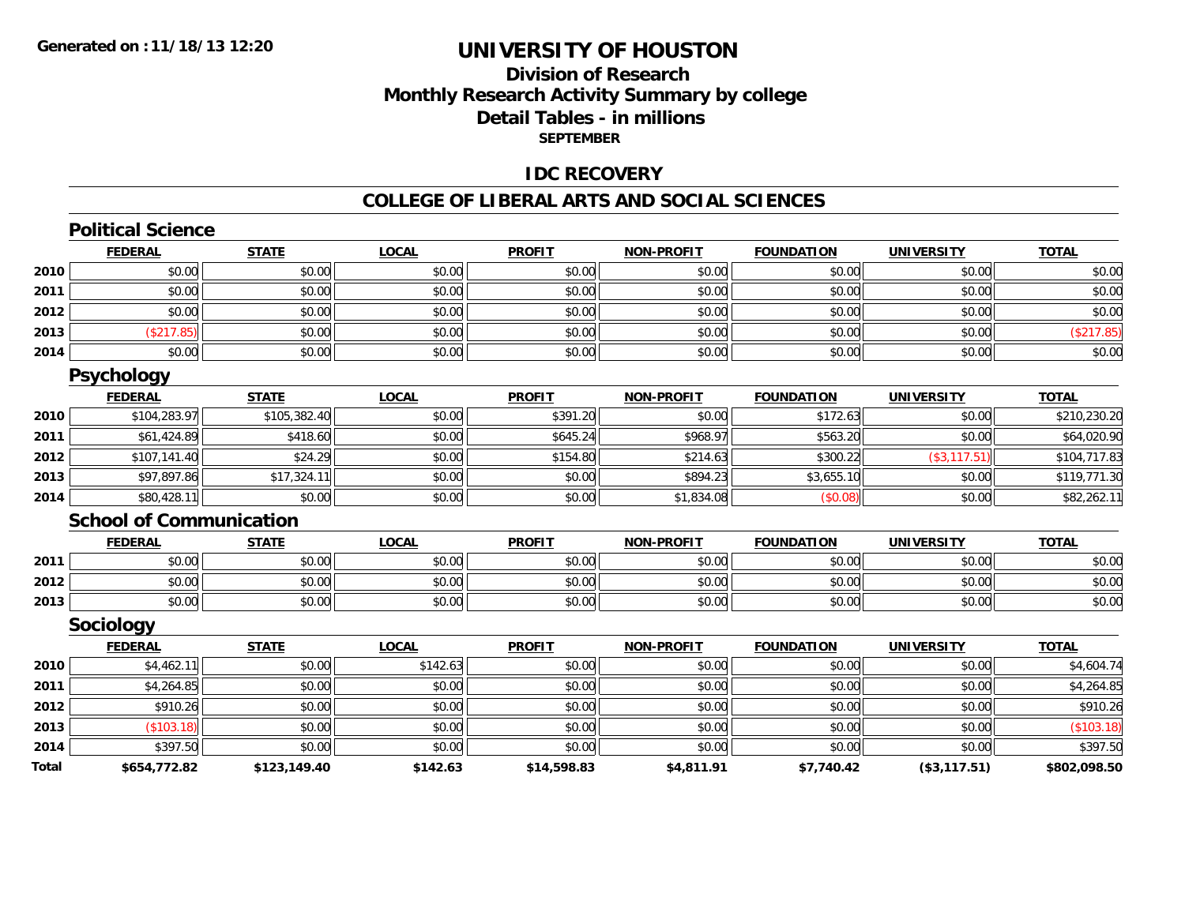**Generated on :11/18/13 12:20**

# UNIVERSITY OF HOUSTON

## Division of Research
## Monthly Research Activity Summary by college
## Detail Tables - in millions
### SEPTEMBER

## IDC RECOVERY

## COLLEGE OF LIBERAL ARTS AND SOCIAL SCIENCES

### Political Science

| | FEDERAL | STATE | LOCAL | PROFIT | NON-PROFIT | FOUNDATION | UNIVERSITY | TOTAL |
|---|---|---|---|---|---|---|---|---|
| 2010 | $0.00 | $0.00 | $0.00 | $0.00 | $0.00 | $0.00 | $0.00 | $0.00 |
| 2011 | $0.00 | $0.00 | $0.00 | $0.00 | $0.00 | $0.00 | $0.00 | $0.00 |
| 2012 | $0.00 | $0.00 | $0.00 | $0.00 | $0.00 | $0.00 | $0.00 | $0.00 |
| 2013 | ($217.85) | $0.00 | $0.00 | $0.00 | $0.00 | $0.00 | $0.00 | ($217.85) |
| 2014 | $0.00 | $0.00 | $0.00 | $0.00 | $0.00 | $0.00 | $0.00 | $0.00 |

### Psychology

| | FEDERAL | STATE | LOCAL | PROFIT | NON-PROFIT | FOUNDATION | UNIVERSITY | TOTAL |
|---|---|---|---|---|---|---|---|---|
| 2010 | $104,283.97 | $105,382.40 | $0.00 | $391.20 | $0.00 | $172.63 | $0.00 | $210,230.20 |
| 2011 | $61,424.89 | $418.60 | $0.00 | $645.24 | $968.97 | $563.20 | $0.00 | $64,020.90 |
| 2012 | $107,141.40 | $24.29 | $0.00 | $154.80 | $214.63 | $300.22 | ($3,117.51) | $104,717.83 |
| 2013 | $97,897.86 | $17,324.11 | $0.00 | $0.00 | $894.23 | $3,655.10 | $0.00 | $119,771.30 |
| 2014 | $80,428.11 | $0.00 | $0.00 | $0.00 | $1,834.08 | ($0.08) | $0.00 | $82,262.11 |

### School of Communication

| | FEDERAL | STATE | LOCAL | PROFIT | NON-PROFIT | FOUNDATION | UNIVERSITY | TOTAL |
|---|---|---|---|---|---|---|---|---|
| 2011 | $0.00 | $0.00 | $0.00 | $0.00 | $0.00 | $0.00 | $0.00 | $0.00 |
| 2012 | $0.00 | $0.00 | $0.00 | $0.00 | $0.00 | $0.00 | $0.00 | $0.00 |
| 2013 | $0.00 | $0.00 | $0.00 | $0.00 | $0.00 | $0.00 | $0.00 | $0.00 |

### Sociology

| | FEDERAL | STATE | LOCAL | PROFIT | NON-PROFIT | FOUNDATION | UNIVERSITY | TOTAL |
|---|---|---|---|---|---|---|---|---|
| 2010 | $4,462.11 | $0.00 | $142.63 | $0.00 | $0.00 | $0.00 | $0.00 | $4,604.74 |
| 2011 | $4,264.85 | $0.00 | $0.00 | $0.00 | $0.00 | $0.00 | $0.00 | $4,264.85 |
| 2012 | $910.26 | $0.00 | $0.00 | $0.00 | $0.00 | $0.00 | $0.00 | $910.26 |
| 2013 | ($103.18) | $0.00 | $0.00 | $0.00 | $0.00 | $0.00 | $0.00 | ($103.18) |
| 2014 | $397.50 | $0.00 | $0.00 | $0.00 | $0.00 | $0.00 | $0.00 | $397.50 |
| **Total** | **$654,772.82** | **$123,149.40** | **$142.63** | **$14,598.83** | **$4,811.91** | **$7,740.42** | **($3,117.51)** | **$802,098.50** |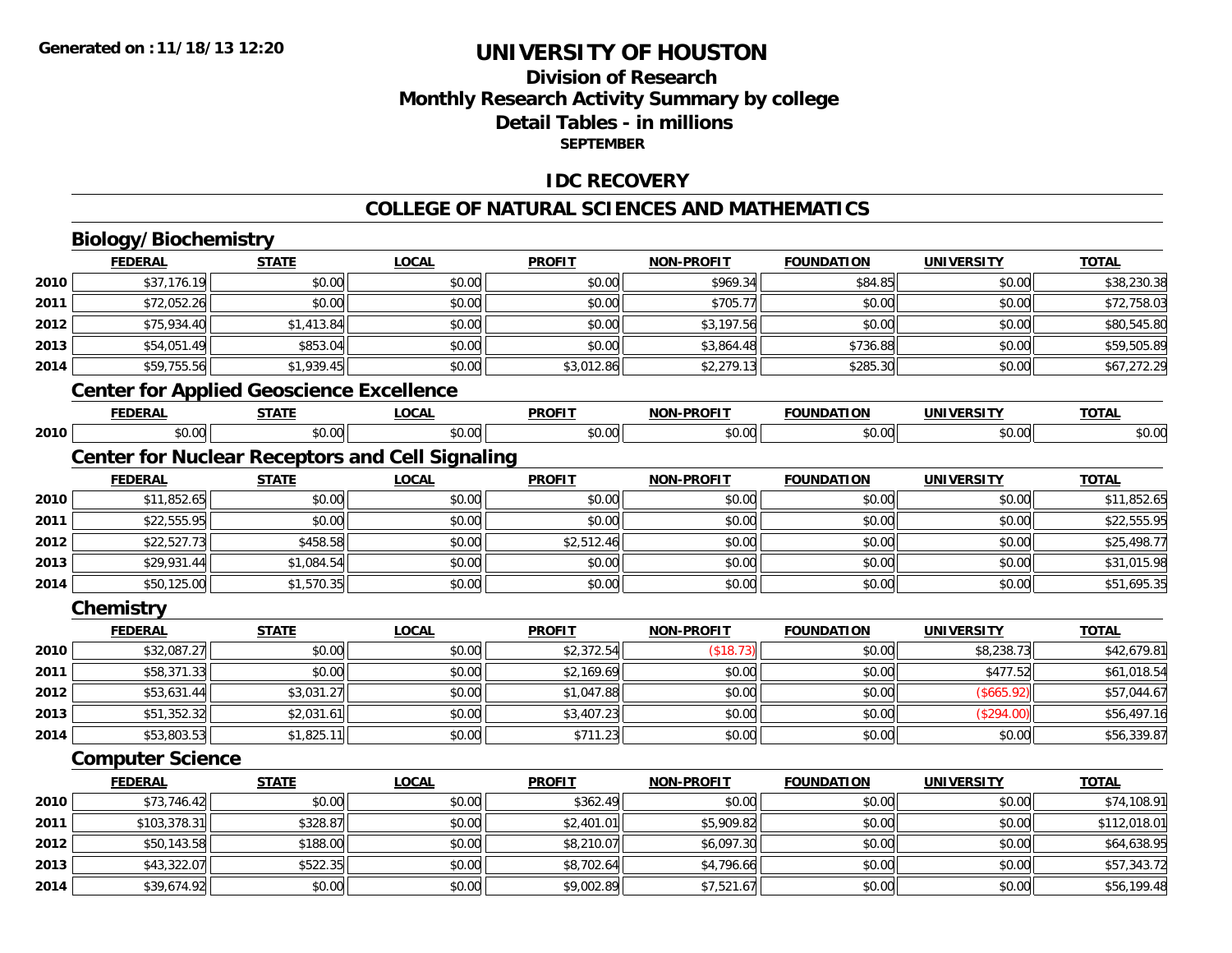Generated on :11/18/13 12:20

# UNIVERSITY OF HOUSTON

## Division of Research
## Monthly Research Activity Summary by college
## Detail Tables - in millions
### SEPTEMBER

## IDC RECOVERY

## COLLEGE OF NATURAL SCIENCES AND MATHEMATICS

### Biology/Biochemistry

| | FEDERAL | STATE | LOCAL | PROFIT | NON-PROFIT | FOUNDATION | UNIVERSITY | TOTAL |
|---|---|---|---|---|---|---|---|---|
| 2010 | $37,176.19 | $0.00 | $0.00 | $0.00 | $969.34 | $84.85 | $0.00 | $38,230.38 |
| 2011 | $72,052.26 | $0.00 | $0.00 | $0.00 | $705.77 | $0.00 | $0.00 | $72,758.03 |
| 2012 | $75,934.40 | $1,413.84 | $0.00 | $0.00 | $3,197.56 | $0.00 | $0.00 | $80,545.80 |
| 2013 | $54,051.49 | $853.04 | $0.00 | $0.00 | $3,864.48 | $736.88 | $0.00 | $59,505.89 |
| 2014 | $59,755.56 | $1,939.45 | $0.00 | $3,012.86 | $2,279.13 | $285.30 | $0.00 | $67,272.29 |

### Center for Applied Geoscience Excellence

| | FEDERAL | STATE | LOCAL | PROFIT | NON-PROFIT | FOUNDATION | UNIVERSITY | TOTAL |
|---|---|---|---|---|---|---|---|---|
| 2010 | $0.00 | $0.00 | $0.00 | $0.00 | $0.00 | $0.00 | $0.00 | $0.00 |

### Center for Nuclear Receptors and Cell Signaling

| | FEDERAL | STATE | LOCAL | PROFIT | NON-PROFIT | FOUNDATION | UNIVERSITY | TOTAL |
|---|---|---|---|---|---|---|---|---|
| 2010 | $11,852.65 | $0.00 | $0.00 | $0.00 | $0.00 | $0.00 | $0.00 | $11,852.65 |
| 2011 | $22,555.95 | $0.00 | $0.00 | $0.00 | $0.00 | $0.00 | $0.00 | $22,555.95 |
| 2012 | $22,527.73 | $458.58 | $0.00 | $2,512.46 | $0.00 | $0.00 | $0.00 | $25,498.77 |
| 2013 | $29,931.44 | $1,084.54 | $0.00 | $0.00 | $0.00 | $0.00 | $0.00 | $31,015.98 |
| 2014 | $50,125.00 | $1,570.35 | $0.00 | $0.00 | $0.00 | $0.00 | $0.00 | $51,695.35 |

### Chemistry

| | FEDERAL | STATE | LOCAL | PROFIT | NON-PROFIT | FOUNDATION | UNIVERSITY | TOTAL |
|---|---|---|---|---|---|---|---|---|
| 2010 | $32,087.27 | $0.00 | $0.00 | $2,372.54 | ($18.73) | $0.00 | $8,238.73 | $42,679.81 |
| 2011 | $58,371.33 | $0.00 | $0.00 | $2,169.69 | $0.00 | $0.00 | $477.52 | $61,018.54 |
| 2012 | $53,631.44 | $3,031.27 | $0.00 | $1,047.88 | $0.00 | $0.00 | ($665.92) | $57,044.67 |
| 2013 | $51,352.32 | $2,031.61 | $0.00 | $3,407.23 | $0.00 | $0.00 | ($294.00) | $56,497.16 |
| 2014 | $53,803.53 | $1,825.11 | $0.00 | $711.23 | $0.00 | $0.00 | $0.00 | $56,339.87 |

### Computer Science

| | FEDERAL | STATE | LOCAL | PROFIT | NON-PROFIT | FOUNDATION | UNIVERSITY | TOTAL |
|---|---|---|---|---|---|---|---|---|
| 2010 | $73,746.42 | $0.00 | $0.00 | $362.49 | $0.00 | $0.00 | $0.00 | $74,108.91 |
| 2011 | $103,378.31 | $328.87 | $0.00 | $2,401.01 | $5,909.82 | $0.00 | $0.00 | $112,018.01 |
| 2012 | $50,143.58 | $188.00 | $0.00 | $8,210.07 | $6,097.30 | $0.00 | $0.00 | $64,638.95 |
| 2013 | $43,322.07 | $522.35 | $0.00 | $8,702.64 | $4,796.66 | $0.00 | $0.00 | $57,343.72 |
| 2014 | $39,674.92 | $0.00 | $0.00 | $9,002.89 | $7,521.67 | $0.00 | $0.00 | $56,199.48 |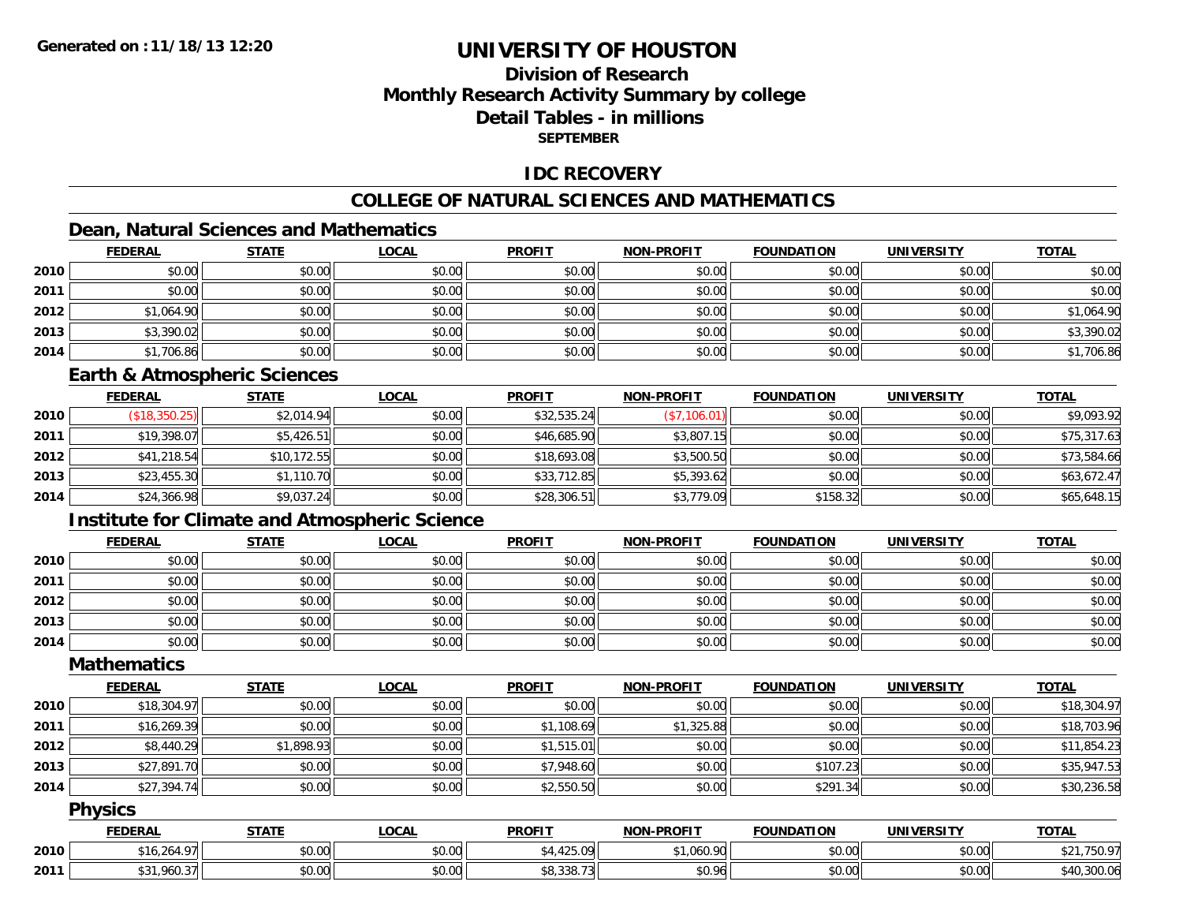# UNIVERSITY OF HOUSTON

## Division of Research
## Monthly Research Activity Summary by college
## Detail Tables - in millions
### SEPTEMBER

## IDC RECOVERY

## COLLEGE OF NATURAL SCIENCES AND MATHEMATICS

### Dean, Natural Sciences and Mathematics

| | FEDERAL | STATE | LOCAL | PROFIT | NON-PROFIT | FOUNDATION | UNIVERSITY | TOTAL |
|---|---|---|---|---|---|---|---|---|
| 2010 | $0.00 | $0.00 | $0.00 | $0.00 | $0.00 | $0.00 | $0.00 | $0.00 |
| 2011 | $0.00 | $0.00 | $0.00 | $0.00 | $0.00 | $0.00 | $0.00 | $0.00 |
| 2012 | $1,064.90 | $0.00 | $0.00 | $0.00 | $0.00 | $0.00 | $0.00 | $1,064.90 |
| 2013 | $3,390.02 | $0.00 | $0.00 | $0.00 | $0.00 | $0.00 | $0.00 | $3,390.02 |
| 2014 | $1,706.86 | $0.00 | $0.00 | $0.00 | $0.00 | $0.00 | $0.00 | $1,706.86 |

### Earth & Atmospheric Sciences

| | FEDERAL | STATE | LOCAL | PROFIT | NON-PROFIT | FOUNDATION | UNIVERSITY | TOTAL |
|---|---|---|---|---|---|---|---|---|
| 2010 | ($18,350.25) | $2,014.94 | $0.00 | $32,535.24 | ($7,106.01) | $0.00 | $0.00 | $9,093.92 |
| 2011 | $19,398.07 | $5,426.51 | $0.00 | $46,685.90 | $3,807.15 | $0.00 | $0.00 | $75,317.63 |
| 2012 | $41,218.54 | $10,172.55 | $0.00 | $18,693.08 | $3,500.50 | $0.00 | $0.00 | $73,584.66 |
| 2013 | $23,455.30 | $1,110.70 | $0.00 | $33,712.85 | $5,393.62 | $0.00 | $0.00 | $63,672.47 |
| 2014 | $24,366.98 | $9,037.24 | $0.00 | $28,306.51 | $3,779.09 | $158.32 | $0.00 | $65,648.15 |

### Institute for Climate and Atmospheric Science

| | FEDERAL | STATE | LOCAL | PROFIT | NON-PROFIT | FOUNDATION | UNIVERSITY | TOTAL |
|---|---|---|---|---|---|---|---|---|
| 2010 | $0.00 | $0.00 | $0.00 | $0.00 | $0.00 | $0.00 | $0.00 | $0.00 |
| 2011 | $0.00 | $0.00 | $0.00 | $0.00 | $0.00 | $0.00 | $0.00 | $0.00 |
| 2012 | $0.00 | $0.00 | $0.00 | $0.00 | $0.00 | $0.00 | $0.00 | $0.00 |
| 2013 | $0.00 | $0.00 | $0.00 | $0.00 | $0.00 | $0.00 | $0.00 | $0.00 |
| 2014 | $0.00 | $0.00 | $0.00 | $0.00 | $0.00 | $0.00 | $0.00 | $0.00 |

### Mathematics

| | FEDERAL | STATE | LOCAL | PROFIT | NON-PROFIT | FOUNDATION | UNIVERSITY | TOTAL |
|---|---|---|---|---|---|---|---|---|
| 2010 | $18,304.97 | $0.00 | $0.00 | $0.00 | $0.00 | $0.00 | $0.00 | $18,304.97 |
| 2011 | $16,269.39 | $0.00 | $0.00 | $1,108.69 | $1,325.88 | $0.00 | $0.00 | $18,703.96 |
| 2012 | $8,440.29 | $1,898.93 | $0.00 | $1,515.01 | $0.00 | $0.00 | $0.00 | $11,854.23 |
| 2013 | $27,891.70 | $0.00 | $0.00 | $7,948.60 | $0.00 | $107.23 | $0.00 | $35,947.53 |
| 2014 | $27,394.74 | $0.00 | $0.00 | $2,550.50 | $0.00 | $291.34 | $0.00 | $30,236.58 |

### Physics

| | FEDERAL | STATE | LOCAL | PROFIT | NON-PROFIT | FOUNDATION | UNIVERSITY | TOTAL |
|---|---|---|---|---|---|---|---|---|
| 2010 | $16,264.97 | $0.00 | $0.00 | $4,425.09 | $1,060.90 | $0.00 | $0.00 | $21,750.97 |
| 2011 | $31,960.37 | $0.00 | $0.00 | $8,338.73 | $0.96 | $0.00 | $0.00 | $40,300.06 |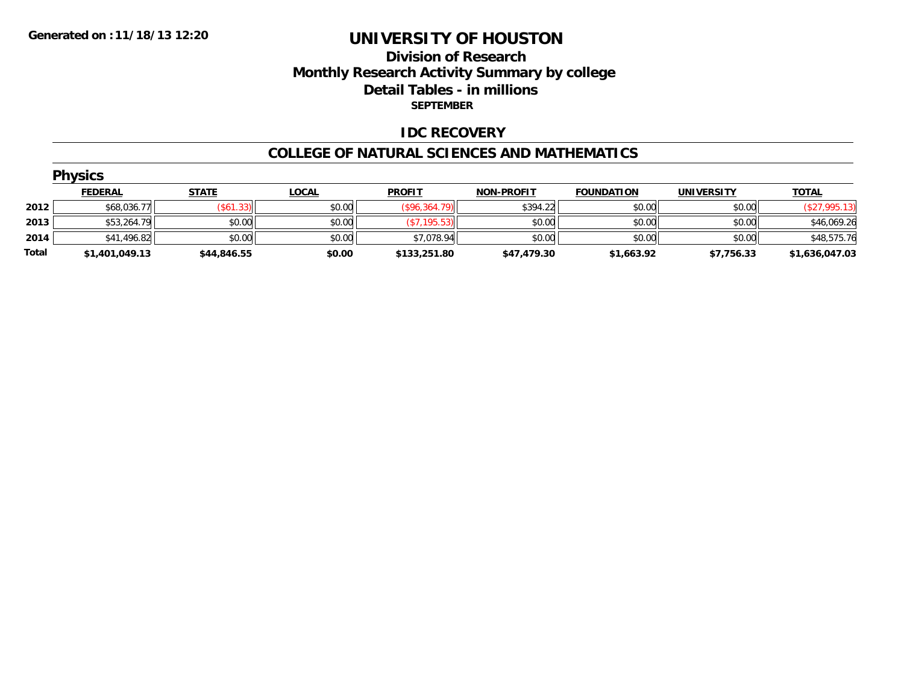**Generated on :11/18/13 12:20**

# UNIVERSITY OF HOUSTON

## Division of Research
## Monthly Research Activity Summary by college
## Detail Tables - in millions
### SEPTEMBER

## IDC RECOVERY

## COLLEGE OF NATURAL SCIENCES AND MATHEMATICS

### Physics

| | FEDERAL | STATE | LOCAL | PROFIT | NON-PROFIT | FOUNDATION | UNIVERSITY | TOTAL |
|---|---|---|---|---|---|---|---|---|
| **2012** | $68,036.77 | ($61.33) | $0.00 | ($96,364.79) | $394.22 | $0.00 | $0.00 | ($27,995.13) |
| **2013** | $53,264.79 | $0.00 | $0.00 | ($7,195.53) | $0.00 | $0.00 | $0.00 | $46,069.26 |
| **2014** | $41,496.82 | $0.00 | $0.00 | $7,078.94 | $0.00 | $0.00 | $0.00 | $48,575.76 |
| **Total** | **$1,401,049.13** | **$44,846.55** | **$0.00** | **$133,251.80** | **$47,479.30** | **$1,663.92** | **$7,756.33** | **$1,636,047.03** |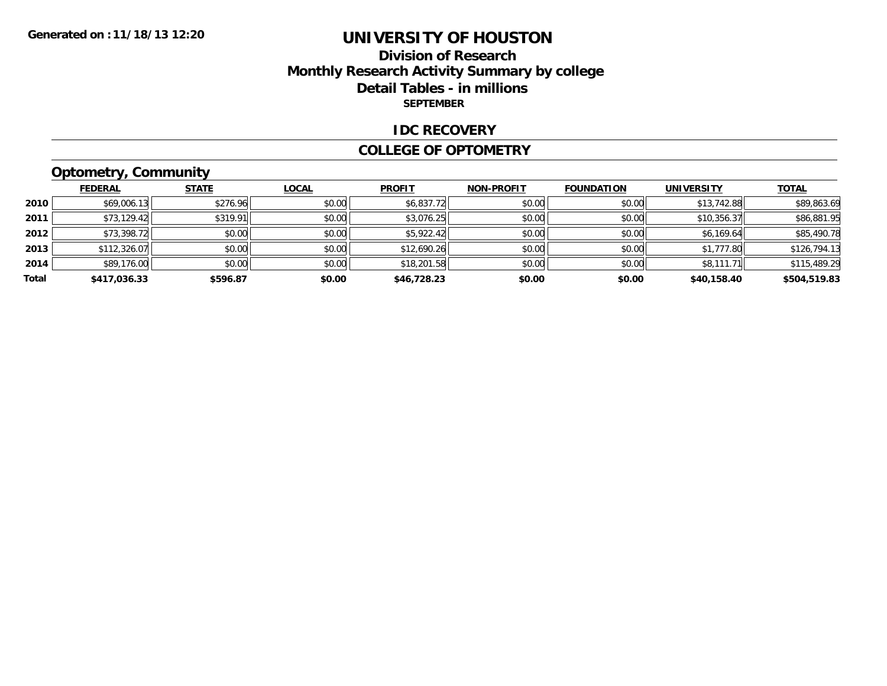# UNIVERSITY OF HOUSTON

## Division of Research
## Monthly Research Activity Summary by college
## Detail Tables - in millions
**SEPTEMBER**

**Generated on :11/18/13 12:20**

### IDC RECOVERY

### COLLEGE OF OPTOMETRY

### Optometry, Community

| | FEDERAL | STATE | LOCAL | PROFIT | NON-PROFIT | FOUNDATION | UNIVERSITY | TOTAL |
|---|---|---|---|---|---|---|---|---|
| 2010 | $69,006.13 | $276.96 | $0.00 | $6,837.72 | $0.00 | $0.00 | $13,742.88 | $89,863.69 |
| 2011 | $73,129.42 | $319.91 | $0.00 | $3,076.25 | $0.00 | $0.00 | $10,356.37 | $86,881.95 |
| 2012 | $73,398.72 | $0.00 | $0.00 | $5,922.42 | $0.00 | $0.00 | $6,169.64 | $85,490.78 |
| 2013 | $112,326.07 | $0.00 | $0.00 | $12,690.26 | $0.00 | $0.00 | $1,777.80 | $126,794.13 |
| 2014 | $89,176.00 | $0.00 | $0.00 | $18,201.58 | $0.00 | $0.00 | $8,111.71 | $115,489.29 |
| **Total** | **$417,036.33** | **$596.87** | **$0.00** | **$46,728.23** | **$0.00** | **$0.00** | **$40,158.40** | **$504,519.83** |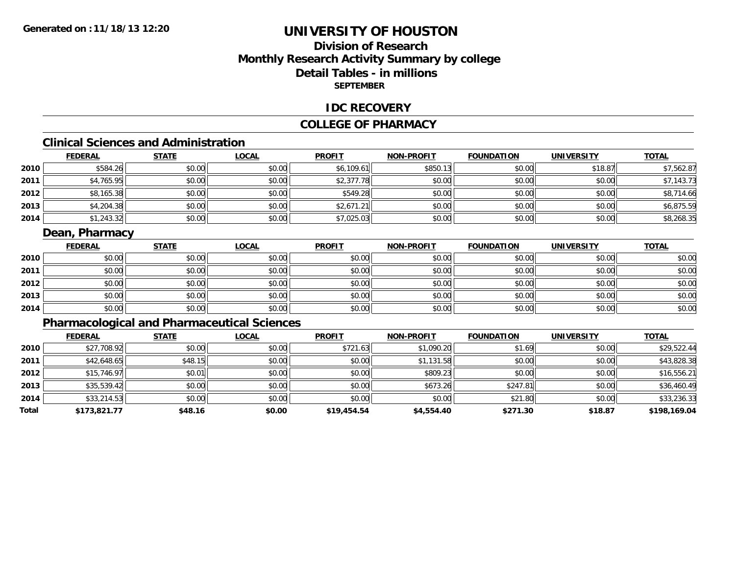Generated on :11/18/13 12:20

# UNIVERSITY OF HOUSTON

## Division of Research
## Monthly Research Activity Summary by college
## Detail Tables - in millions
### SEPTEMBER

### IDC RECOVERY

### COLLEGE OF PHARMACY

#### Clinical Sciences and Administration

| | FEDERAL | STATE | LOCAL | PROFIT | NON-PROFIT | FOUNDATION | UNIVERSITY | TOTAL |
|---|---|---|---|---|---|---|---|---|
| 2010 | $584.26 | $0.00 | $0.00 | $6,109.61 | $850.13 | $0.00 | $18.87 | $7,562.87 |
| 2011 | $4,765.95 | $0.00 | $0.00 | $2,377.78 | $0.00 | $0.00 | $0.00 | $7,143.73 |
| 2012 | $8,165.38 | $0.00 | $0.00 | $549.28 | $0.00 | $0.00 | $0.00 | $8,714.66 |
| 2013 | $4,204.38 | $0.00 | $0.00 | $2,671.21 | $0.00 | $0.00 | $0.00 | $6,875.59 |
| 2014 | $1,243.32 | $0.00 | $0.00 | $7,025.03 | $0.00 | $0.00 | $0.00 | $8,268.35 |

#### Dean, Pharmacy

| | FEDERAL | STATE | LOCAL | PROFIT | NON-PROFIT | FOUNDATION | UNIVERSITY | TOTAL |
|---|---|---|---|---|---|---|---|---|
| 2010 | $0.00 | $0.00 | $0.00 | $0.00 | $0.00 | $0.00 | $0.00 | $0.00 |
| 2011 | $0.00 | $0.00 | $0.00 | $0.00 | $0.00 | $0.00 | $0.00 | $0.00 |
| 2012 | $0.00 | $0.00 | $0.00 | $0.00 | $0.00 | $0.00 | $0.00 | $0.00 |
| 2013 | $0.00 | $0.00 | $0.00 | $0.00 | $0.00 | $0.00 | $0.00 | $0.00 |
| 2014 | $0.00 | $0.00 | $0.00 | $0.00 | $0.00 | $0.00 | $0.00 | $0.00 |

#### Pharmacological and Pharmaceutical Sciences

| | FEDERAL | STATE | LOCAL | PROFIT | NON-PROFIT | FOUNDATION | UNIVERSITY | TOTAL |
|---|---|---|---|---|---|---|---|---|
| 2010 | $27,708.92 | $0.00 | $0.00 | $721.63 | $1,090.20 | $1.69 | $0.00 | $29,522.44 |
| 2011 | $42,648.65 | $48.15 | $0.00 | $0.00 | $1,131.58 | $0.00 | $0.00 | $43,828.38 |
| 2012 | $15,746.97 | $0.01 | $0.00 | $0.00 | $809.23 | $0.00 | $0.00 | $16,556.21 |
| 2013 | $35,539.42 | $0.00 | $0.00 | $0.00 | $673.26 | $247.81 | $0.00 | $36,460.49 |
| 2014 | $33,214.53 | $0.00 | $0.00 | $0.00 | $0.00 | $21.80 | $0.00 | $33,236.33 |
| **Total** | **$173,821.77** | **$48.16** | **$0.00** | **$19,454.54** | **$4,554.40** | **$271.30** | **$18.87** | **$198,169.04** |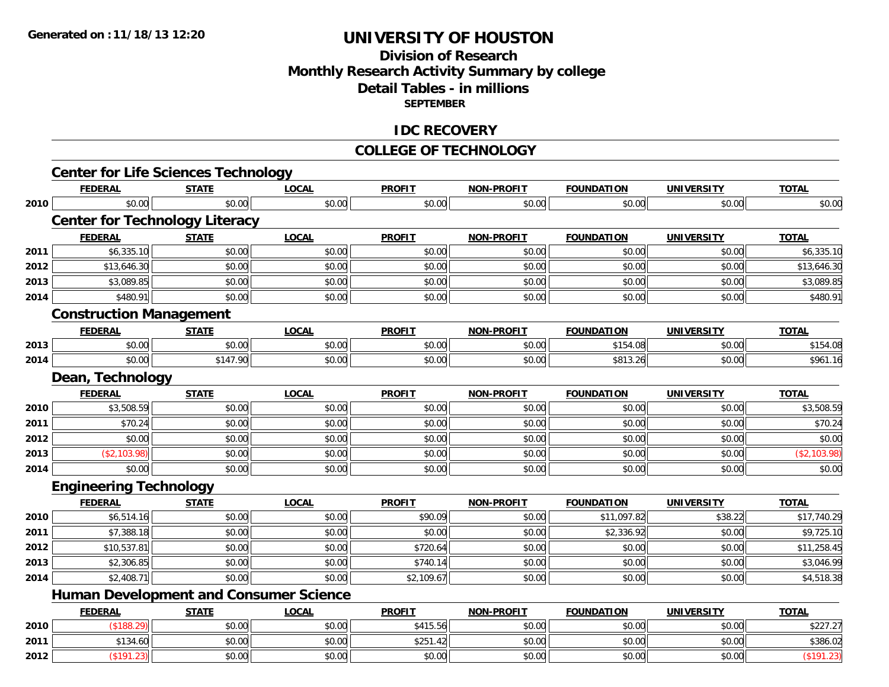# UNIVERSITY OF HOUSTON

## Division of Research
## Monthly Research Activity Summary by college
## Detail Tables - in millions
### SEPTEMBER

Generated on : 11/18/13 12:20

## IDC RECOVERY

## COLLEGE OF TECHNOLOGY

### Center for Life Sciences Technology

| | FEDERAL | STATE | LOCAL | PROFIT | NON-PROFIT | FOUNDATION | UNIVERSITY | TOTAL |
|---|---|---|---|---|---|---|---|---|
| 2010 | $0.00 | $0.00 | $0.00 | $0.00 | $0.00 | $0.00 | $0.00 | $0.00 |

### Center for Technology Literacy

| | FEDERAL | STATE | LOCAL | PROFIT | NON-PROFIT | FOUNDATION | UNIVERSITY | TOTAL |
|---|---|---|---|---|---|---|---|---|
| 2011 | $6,335.10 | $0.00 | $0.00 | $0.00 | $0.00 | $0.00 | $0.00 | $6,335.10 |
| 2012 | $13,646.30 | $0.00 | $0.00 | $0.00 | $0.00 | $0.00 | $0.00 | $13,646.30 |
| 2013 | $3,089.85 | $0.00 | $0.00 | $0.00 | $0.00 | $0.00 | $0.00 | $3,089.85 |
| 2014 | $480.91 | $0.00 | $0.00 | $0.00 | $0.00 | $0.00 | $0.00 | $480.91 |

### Construction Management

| | FEDERAL | STATE | LOCAL | PROFIT | NON-PROFIT | FOUNDATION | UNIVERSITY | TOTAL |
|---|---|---|---|---|---|---|---|---|
| 2013 | $0.00 | $0.00 | $0.00 | $0.00 | $0.00 | $154.08 | $0.00 | $154.08 |
| 2014 | $0.00 | $147.90 | $0.00 | $0.00 | $0.00 | $813.26 | $0.00 | $961.16 |

### Dean, Technology

| | FEDERAL | STATE | LOCAL | PROFIT | NON-PROFIT | FOUNDATION | UNIVERSITY | TOTAL |
|---|---|---|---|---|---|---|---|---|
| 2010 | $3,508.59 | $0.00 | $0.00 | $0.00 | $0.00 | $0.00 | $0.00 | $3,508.59 |
| 2011 | $70.24 | $0.00 | $0.00 | $0.00 | $0.00 | $0.00 | $0.00 | $70.24 |
| 2012 | $0.00 | $0.00 | $0.00 | $0.00 | $0.00 | $0.00 | $0.00 | $0.00 |
| 2013 | ($2,103.98) | $0.00 | $0.00 | $0.00 | $0.00 | $0.00 | $0.00 | ($2,103.98) |
| 2014 | $0.00 | $0.00 | $0.00 | $0.00 | $0.00 | $0.00 | $0.00 | $0.00 |

### Engineering Technology

| | FEDERAL | STATE | LOCAL | PROFIT | NON-PROFIT | FOUNDATION | UNIVERSITY | TOTAL |
|---|---|---|---|---|---|---|---|---|
| 2010 | $6,514.16 | $0.00 | $0.00 | $90.09 | $0.00 | $11,097.82 | $38.22 | $17,740.29 |
| 2011 | $7,388.18 | $0.00 | $0.00 | $0.00 | $0.00 | $2,336.92 | $0.00 | $9,725.10 |
| 2012 | $10,537.81 | $0.00 | $0.00 | $720.64 | $0.00 | $0.00 | $0.00 | $11,258.45 |
| 2013 | $2,306.85 | $0.00 | $0.00 | $740.14 | $0.00 | $0.00 | $0.00 | $3,046.99 |
| 2014 | $2,408.71 | $0.00 | $0.00 | $2,109.67 | $0.00 | $0.00 | $0.00 | $4,518.38 |

### Human Development and Consumer Science

| | FEDERAL | STATE | LOCAL | PROFIT | NON-PROFIT | FOUNDATION | UNIVERSITY | TOTAL |
|---|---|---|---|---|---|---|---|---|
| 2010 | ($188.29) | $0.00 | $0.00 | $415.56 | $0.00 | $0.00 | $0.00 | $227.27 |
| 2011 | $134.60 | $0.00 | $0.00 | $251.42 | $0.00 | $0.00 | $0.00 | $386.02 |
| 2012 | ($191.23) | $0.00 | $0.00 | $0.00 | $0.00 | $0.00 | $0.00 | ($191.23) |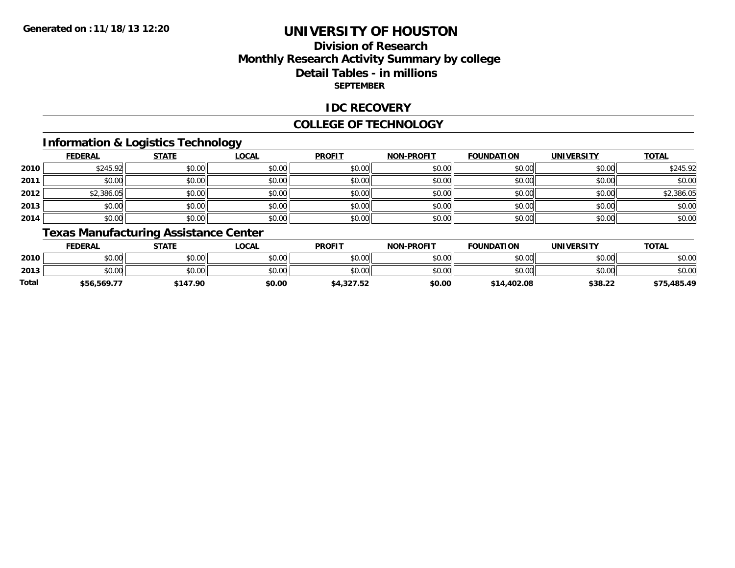**Generated on :11/18/13 12:20**

# UNIVERSITY OF HOUSTON

## Division of Research
## Monthly Research Activity Summary by college
## Detail Tables - in millions

**SEPTEMBER**

## IDC RECOVERY

## COLLEGE OF TECHNOLOGY

### Information & Logistics Technology

| | FEDERAL | STATE | LOCAL | PROFIT | NON-PROFIT | FOUNDATION | UNIVERSITY | TOTAL |
|---|---|---|---|---|---|---|---|---|
| 2010 | $245.92 | $0.00 | $0.00 | $0.00 | $0.00 | $0.00 | $0.00 | $245.92 |
| 2011 | $0.00 | $0.00 | $0.00 | $0.00 | $0.00 | $0.00 | $0.00 | $0.00 |
| 2012 | $2,386.05 | $0.00 | $0.00 | $0.00 | $0.00 | $0.00 | $0.00 | $2,386.05 |
| 2013 | $0.00 | $0.00 | $0.00 | $0.00 | $0.00 | $0.00 | $0.00 | $0.00 |
| 2014 | $0.00 | $0.00 | $0.00 | $0.00 | $0.00 | $0.00 | $0.00 | $0.00 |

### Texas Manufacturing Assistance Center

| | FEDERAL | STATE | LOCAL | PROFIT | NON-PROFIT | FOUNDATION | UNIVERSITY | TOTAL |
|---|---|---|---|---|---|---|---|---|
| 2010 | $0.00 | $0.00 | $0.00 | $0.00 | $0.00 | $0.00 | $0.00 | $0.00 |
| 2013 | $0.00 | $0.00 | $0.00 | $0.00 | $0.00 | $0.00 | $0.00 | $0.00 |
| **Total** | **$56,569.77** | **$147.90** | **$0.00** | **$4,327.52** | **$0.00** | **$14,402.08** | **$38.22** | **$75,485.49** |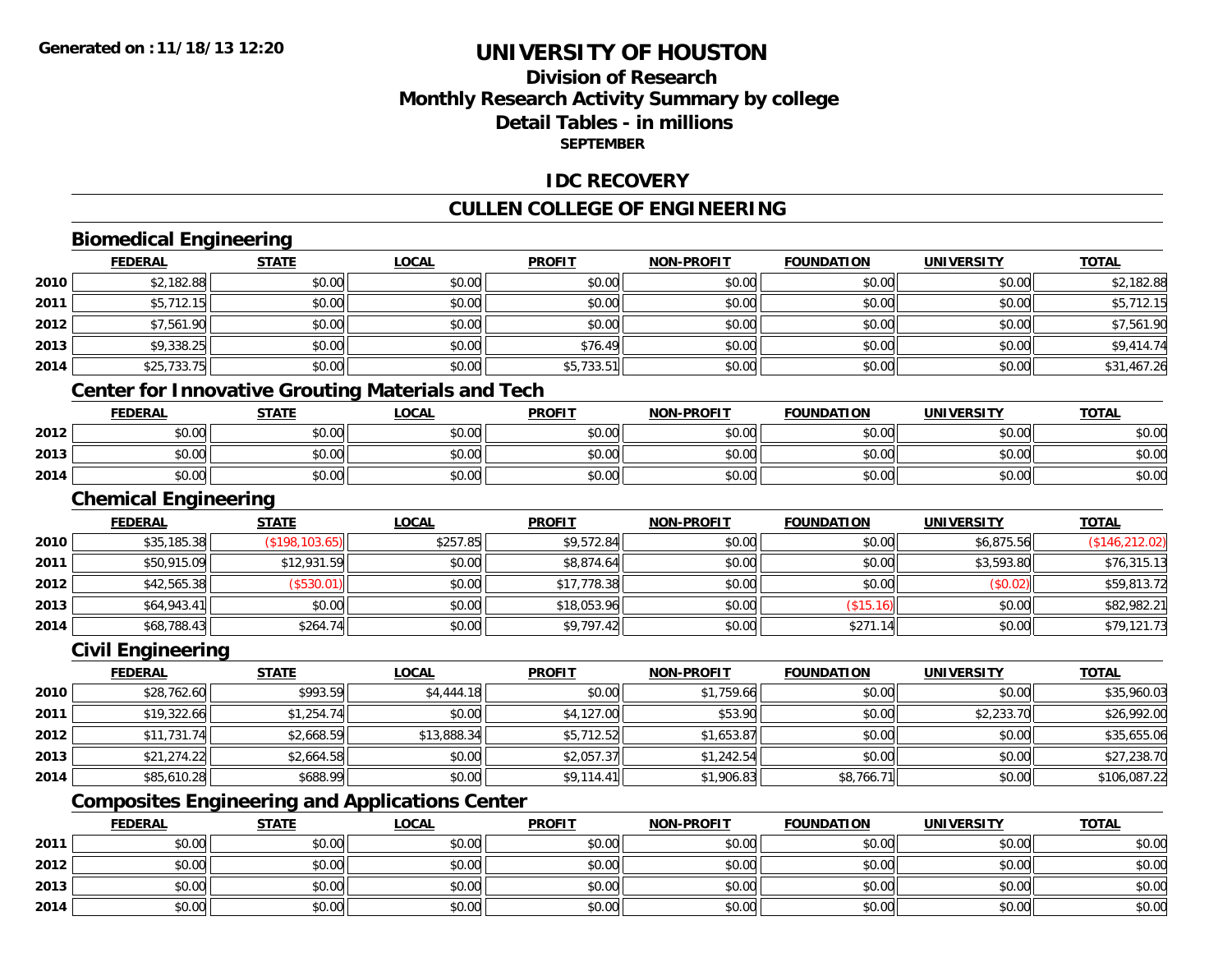# UNIVERSITY OF HOUSTON

## Division of Research
## Monthly Research Activity Summary by college
## Detail Tables - in millions
## SEPTEMBER

## IDC RECOVERY

## CULLEN COLLEGE OF ENGINEERING

### Biomedical Engineering

| | FEDERAL | STATE | LOCAL | PROFIT | NON-PROFIT | FOUNDATION | UNIVERSITY | TOTAL |
|---|---|---|---|---|---|---|---|---|
| 2010 | $2,182.88 | $0.00 | $0.00 | $0.00 | $0.00 | $0.00 | $0.00 | $2,182.88 |
| 2011 | $5,712.15 | $0.00 | $0.00 | $0.00 | $0.00 | $0.00 | $0.00 | $5,712.15 |
| 2012 | $7,561.90 | $0.00 | $0.00 | $0.00 | $0.00 | $0.00 | $0.00 | $7,561.90 |
| 2013 | $9,338.25 | $0.00 | $0.00 | $76.49 | $0.00 | $0.00 | $0.00 | $9,414.74 |
| 2014 | $25,733.75 | $0.00 | $0.00 | $5,733.51 | $0.00 | $0.00 | $0.00 | $31,467.26 |

### Center for Innovative Grouting Materials and Tech

| | FEDERAL | STATE | LOCAL | PROFIT | NON-PROFIT | FOUNDATION | UNIVERSITY | TOTAL |
|---|---|---|---|---|---|---|---|---|
| 2012 | $0.00 | $0.00 | $0.00 | $0.00 | $0.00 | $0.00 | $0.00 | $0.00 |
| 2013 | $0.00 | $0.00 | $0.00 | $0.00 | $0.00 | $0.00 | $0.00 | $0.00 |
| 2014 | $0.00 | $0.00 | $0.00 | $0.00 | $0.00 | $0.00 | $0.00 | $0.00 |

### Chemical Engineering

| | FEDERAL | STATE | LOCAL | PROFIT | NON-PROFIT | FOUNDATION | UNIVERSITY | TOTAL |
|---|---|---|---|---|---|---|---|---|
| 2010 | $35,185.38 | ($198,103.65) | $257.85 | $9,572.84 | $0.00 | $0.00 | $6,875.56 | ($146,212.02) |
| 2011 | $50,915.09 | $12,931.59 | $0.00 | $8,874.64 | $0.00 | $0.00 | $3,593.80 | $76,315.13 |
| 2012 | $42,565.38 | ($530.01) | $0.00 | $17,778.38 | $0.00 | $0.00 | ($0.02) | $59,813.72 |
| 2013 | $64,943.41 | $0.00 | $0.00 | $18,053.96 | $0.00 | ($15.16) | $0.00 | $82,982.21 |
| 2014 | $68,788.43 | $264.74 | $0.00 | $9,797.42 | $0.00 | $271.14 | $0.00 | $79,121.73 |

### Civil Engineering

| | FEDERAL | STATE | LOCAL | PROFIT | NON-PROFIT | FOUNDATION | UNIVERSITY | TOTAL |
|---|---|---|---|---|---|---|---|---|
| 2010 | $28,762.60 | $993.59 | $4,444.18 | $0.00 | $1,759.66 | $0.00 | $0.00 | $35,960.03 |
| 2011 | $19,322.66 | $1,254.74 | $0.00 | $4,127.00 | $53.90 | $0.00 | $2,233.70 | $26,992.00 |
| 2012 | $11,731.74 | $2,668.59 | $13,888.34 | $5,712.52 | $1,653.87 | $0.00 | $0.00 | $35,655.06 |
| 2013 | $21,274.22 | $2,664.58 | $0.00 | $2,057.37 | $1,242.54 | $0.00 | $0.00 | $27,238.70 |
| 2014 | $85,610.28 | $688.99 | $0.00 | $9,114.41 | $1,906.83 | $8,766.71 | $0.00 | $106,087.22 |

### Composites Engineering and Applications Center

| | FEDERAL | STATE | LOCAL | PROFIT | NON-PROFIT | FOUNDATION | UNIVERSITY | TOTAL |
|---|---|---|---|---|---|---|---|---|
| 2011 | $0.00 | $0.00 | $0.00 | $0.00 | $0.00 | $0.00 | $0.00 | $0.00 |
| 2012 | $0.00 | $0.00 | $0.00 | $0.00 | $0.00 | $0.00 | $0.00 | $0.00 |
| 2013 | $0.00 | $0.00 | $0.00 | $0.00 | $0.00 | $0.00 | $0.00 | $0.00 |
| 2014 | $0.00 | $0.00 | $0.00 | $0.00 | $0.00 | $0.00 | $0.00 | $0.00 |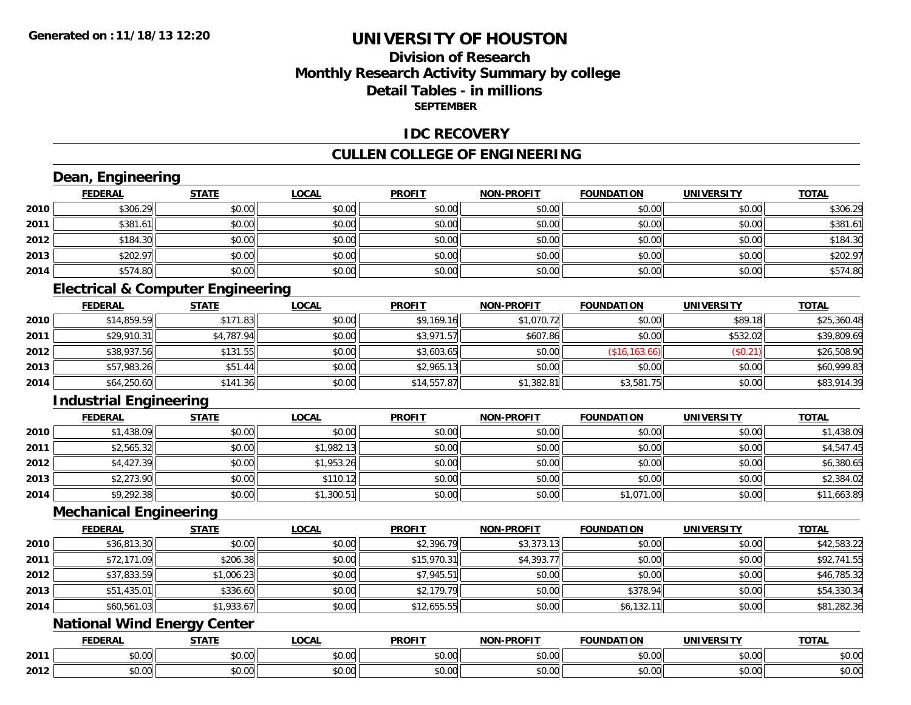**Generated on : 11/18/13 12:20**

# UNIVERSITY OF HOUSTON

## Division of Research
## Monthly Research Activity Summary by college
## Detail Tables - in millions
### SEPTEMBER

## IDC RECOVERY

## CULLEN COLLEGE OF ENGINEERING

### Dean, Engineering

| | FEDERAL | STATE | LOCAL | PROFIT | NON-PROFIT | FOUNDATION | UNIVERSITY | TOTAL |
|---|---|---|---|---|---|---|---|---|
| 2010 | $306.29 | $0.00 | $0.00 | $0.00 | $0.00 | $0.00 | $0.00 | $306.29 |
| 2011 | $381.61 | $0.00 | $0.00 | $0.00 | $0.00 | $0.00 | $0.00 | $381.61 |
| 2012 | $184.30 | $0.00 | $0.00 | $0.00 | $0.00 | $0.00 | $0.00 | $184.30 |
| 2013 | $202.97 | $0.00 | $0.00 | $0.00 | $0.00 | $0.00 | $0.00 | $202.97 |
| 2014 | $574.80 | $0.00 | $0.00 | $0.00 | $0.00 | $0.00 | $0.00 | $574.80 |

### Electrical & Computer Engineering

| | FEDERAL | STATE | LOCAL | PROFIT | NON-PROFIT | FOUNDATION | UNIVERSITY | TOTAL |
|---|---|---|---|---|---|---|---|---|
| 2010 | $14,859.59 | $171.83 | $0.00 | $9,169.16 | $1,070.72 | $0.00 | $89.18 | $25,360.48 |
| 2011 | $29,910.31 | $4,787.94 | $0.00 | $3,971.57 | $607.86 | $0.00 | $532.02 | $39,809.69 |
| 2012 | $38,937.56 | $131.55 | $0.00 | $3,603.65 | $0.00 | ($16,163.66) | ($0.21) | $26,508.90 |
| 2013 | $57,983.26 | $51.44 | $0.00 | $2,965.13 | $0.00 | $0.00 | $0.00 | $60,999.83 |
| 2014 | $64,250.60 | $141.36 | $0.00 | $14,557.87 | $1,382.81 | $3,581.75 | $0.00 | $83,914.39 |

### Industrial Engineering

| | FEDERAL | STATE | LOCAL | PROFIT | NON-PROFIT | FOUNDATION | UNIVERSITY | TOTAL |
|---|---|---|---|---|---|---|---|---|
| 2010 | $1,438.09 | $0.00 | $0.00 | $0.00 | $0.00 | $0.00 | $0.00 | $1,438.09 |
| 2011 | $2,565.32 | $0.00 | $1,982.13 | $0.00 | $0.00 | $0.00 | $0.00 | $4,547.45 |
| 2012 | $4,427.39 | $0.00 | $1,953.26 | $0.00 | $0.00 | $0.00 | $0.00 | $6,380.65 |
| 2013 | $2,273.90 | $0.00 | $110.12 | $0.00 | $0.00 | $0.00 | $0.00 | $2,384.02 |
| 2014 | $9,292.38 | $0.00 | $1,300.51 | $0.00 | $0.00 | $1,071.00 | $0.00 | $11,663.89 |

### Mechanical Engineering

| | FEDERAL | STATE | LOCAL | PROFIT | NON-PROFIT | FOUNDATION | UNIVERSITY | TOTAL |
|---|---|---|---|---|---|---|---|---|
| 2010 | $36,813.30 | $0.00 | $0.00 | $2,396.79 | $3,373.13 | $0.00 | $0.00 | $42,583.22 |
| 2011 | $72,171.09 | $206.38 | $0.00 | $15,970.31 | $4,393.77 | $0.00 | $0.00 | $92,741.55 |
| 2012 | $37,833.59 | $1,006.23 | $0.00 | $7,945.51 | $0.00 | $0.00 | $0.00 | $46,785.32 |
| 2013 | $51,435.01 | $336.60 | $0.00 | $2,179.79 | $0.00 | $378.94 | $0.00 | $54,330.34 |
| 2014 | $60,561.03 | $1,933.67 | $0.00 | $12,655.55 | $0.00 | $6,132.11 | $0.00 | $81,282.36 |

### National Wind Energy Center

| | FEDERAL | STATE | LOCAL | PROFIT | NON-PROFIT | FOUNDATION | UNIVERSITY | TOTAL |
|---|---|---|---|---|---|---|---|---|
| 2011 | $0.00 | $0.00 | $0.00 | $0.00 | $0.00 | $0.00 | $0.00 | $0.00 |
| 2012 | $0.00 | $0.00 | $0.00 | $0.00 | $0.00 | $0.00 | $0.00 | $0.00 |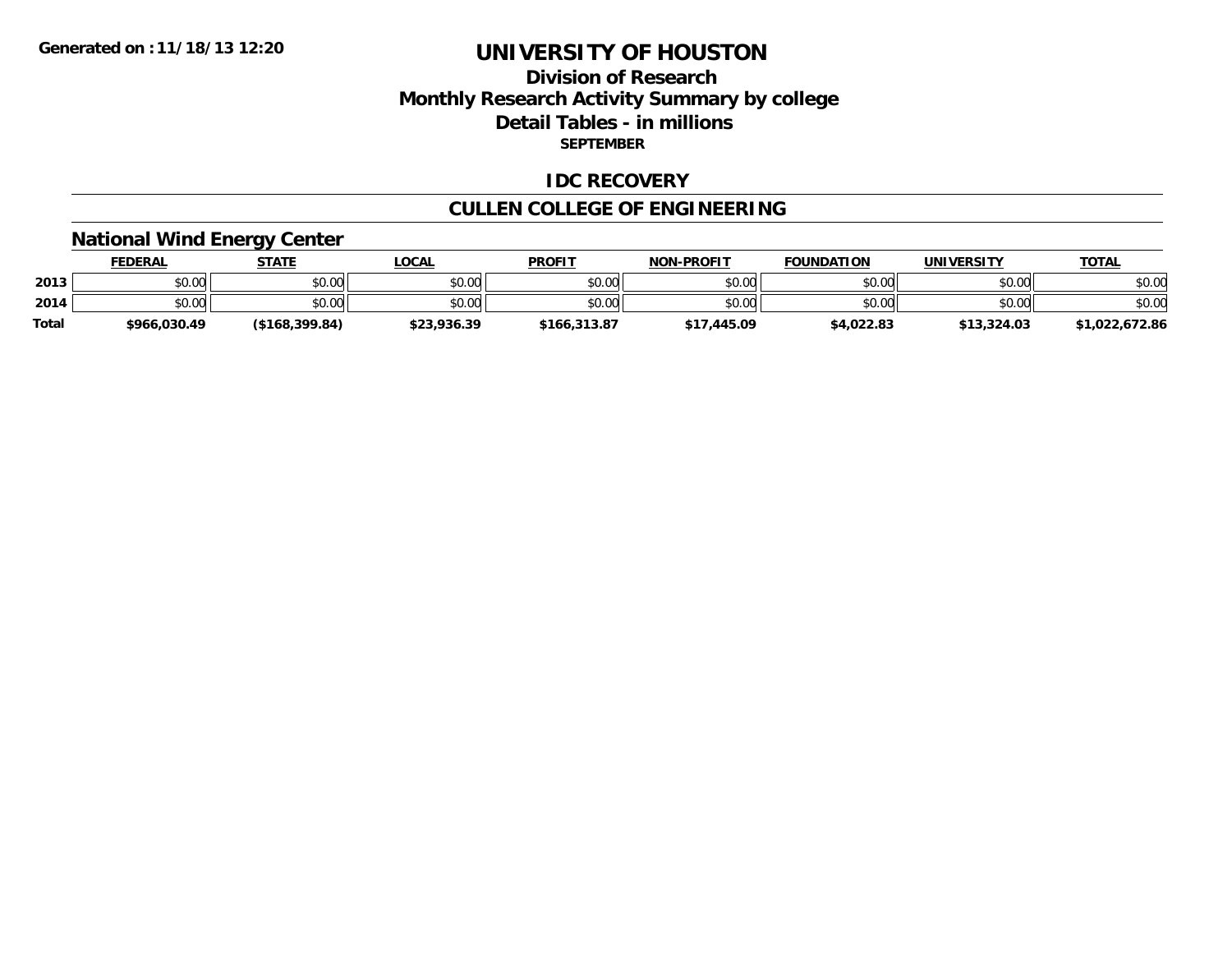Generated on :11/18/13 12:20

# UNIVERSITY OF HOUSTON

## Division of Research
## Monthly Research Activity Summary by college
## Detail Tables - in millions
### SEPTEMBER

## IDC RECOVERY

## CULLEN COLLEGE OF ENGINEERING

### National Wind Energy Center

| | FEDERAL | STATE | LOCAL | PROFIT | NON-PROFIT | FOUNDATION | UNIVERSITY | TOTAL |
|---|---|---|---|---|---|---|---|---|
| 2013 | $0.00 | $0.00 | $0.00 | $0.00 | $0.00 | $0.00 | $0.00 | $0.00 |
| 2014 | $0.00 | $0.00 | $0.00 | $0.00 | $0.00 | $0.00 | $0.00 | $0.00 |
| Total | $966,030.49 | ($168,399.84) | $23,936.39 | $166,313.87 | $17,445.09 | $4,022.83 | $13,324.03 | $1,022,672.86 |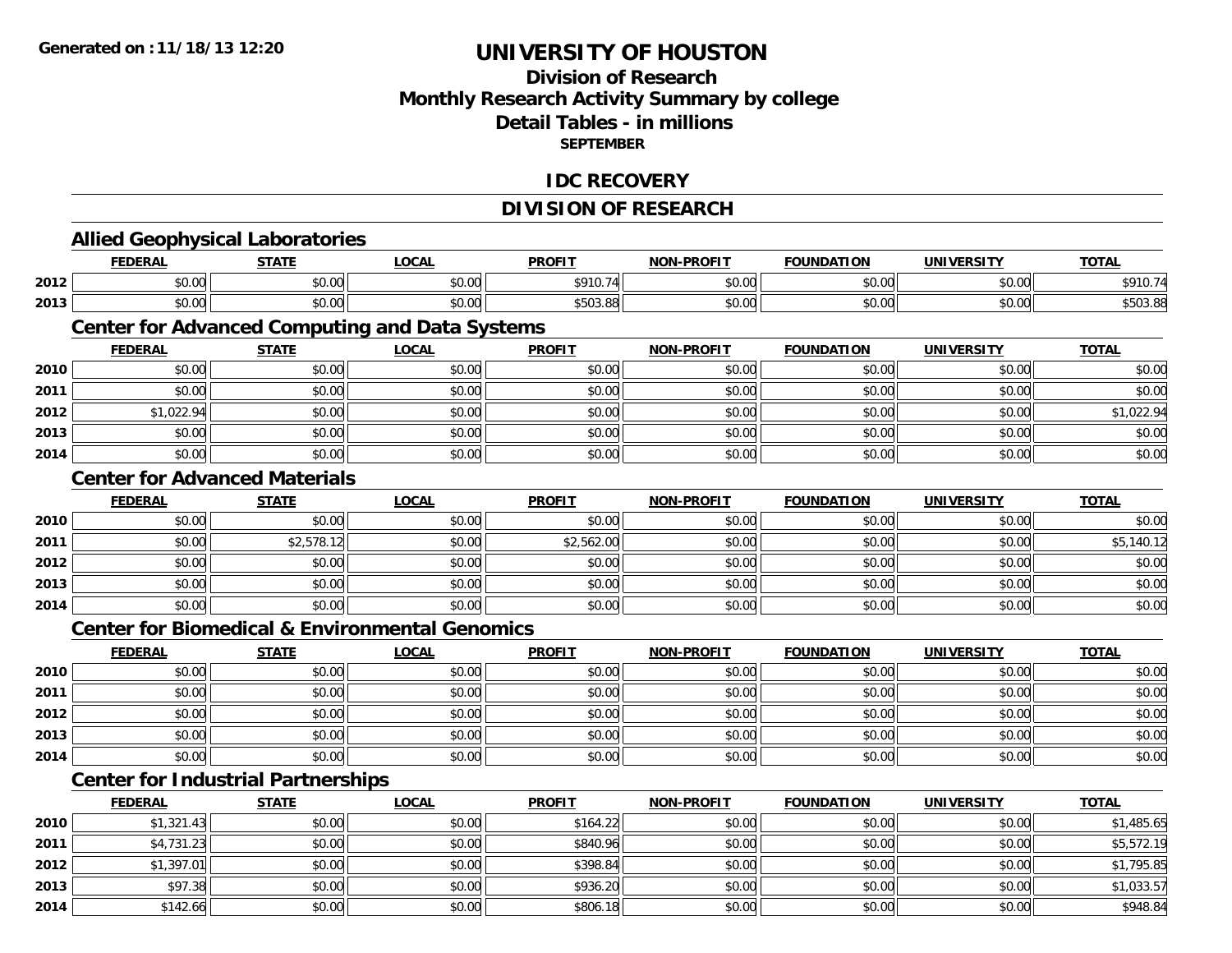**Generated on :11/18/13 12:20**

# UNIVERSITY OF HOUSTON

## Division of Research
## Monthly Research Activity Summary by college
## Detail Tables - in millions
### SEPTEMBER

## IDC RECOVERY

## DIVISION OF RESEARCH

### Allied Geophysical Laboratories

| | FEDERAL | STATE | LOCAL | PROFIT | NON-PROFIT | FOUNDATION | UNIVERSITY | TOTAL |
|---|---|---|---|---|---|---|---|---|
| 2012 | $0.00 | $0.00 | $0.00 | $910.74 | $0.00 | $0.00 | $0.00 | $910.74 |
| 2013 | $0.00 | $0.00 | $0.00 | $503.88 | $0.00 | $0.00 | $0.00 | $503.88 |

### Center for Advanced Computing and Data Systems

| | FEDERAL | STATE | LOCAL | PROFIT | NON-PROFIT | FOUNDATION | UNIVERSITY | TOTAL |
|---|---|---|---|---|---|---|---|---|
| 2010 | $0.00 | $0.00 | $0.00 | $0.00 | $0.00 | $0.00 | $0.00 | $0.00 |
| 2011 | $0.00 | $0.00 | $0.00 | $0.00 | $0.00 | $0.00 | $0.00 | $0.00 |
| 2012 | $1,022.94 | $0.00 | $0.00 | $0.00 | $0.00 | $0.00 | $0.00 | $1,022.94 |
| 2013 | $0.00 | $0.00 | $0.00 | $0.00 | $0.00 | $0.00 | $0.00 | $0.00 |
| 2014 | $0.00 | $0.00 | $0.00 | $0.00 | $0.00 | $0.00 | $0.00 | $0.00 |

### Center for Advanced Materials

| | FEDERAL | STATE | LOCAL | PROFIT | NON-PROFIT | FOUNDATION | UNIVERSITY | TOTAL |
|---|---|---|---|---|---|---|---|---|
| 2010 | $0.00 | $0.00 | $0.00 | $0.00 | $0.00 | $0.00 | $0.00 | $0.00 |
| 2011 | $0.00 | $2,578.12 | $0.00 | $2,562.00 | $0.00 | $0.00 | $0.00 | $5,140.12 |
| 2012 | $0.00 | $0.00 | $0.00 | $0.00 | $0.00 | $0.00 | $0.00 | $0.00 |
| 2013 | $0.00 | $0.00 | $0.00 | $0.00 | $0.00 | $0.00 | $0.00 | $0.00 |
| 2014 | $0.00 | $0.00 | $0.00 | $0.00 | $0.00 | $0.00 | $0.00 | $0.00 |

### Center for Biomedical & Environmental Genomics

| | FEDERAL | STATE | LOCAL | PROFIT | NON-PROFIT | FOUNDATION | UNIVERSITY | TOTAL |
|---|---|---|---|---|---|---|---|---|
| 2010 | $0.00 | $0.00 | $0.00 | $0.00 | $0.00 | $0.00 | $0.00 | $0.00 |
| 2011 | $0.00 | $0.00 | $0.00 | $0.00 | $0.00 | $0.00 | $0.00 | $0.00 |
| 2012 | $0.00 | $0.00 | $0.00 | $0.00 | $0.00 | $0.00 | $0.00 | $0.00 |
| 2013 | $0.00 | $0.00 | $0.00 | $0.00 | $0.00 | $0.00 | $0.00 | $0.00 |
| 2014 | $0.00 | $0.00 | $0.00 | $0.00 | $0.00 | $0.00 | $0.00 | $0.00 |

### Center for Industrial Partnerships

| | FEDERAL | STATE | LOCAL | PROFIT | NON-PROFIT | FOUNDATION | UNIVERSITY | TOTAL |
|---|---|---|---|---|---|---|---|---|
| 2010 | $1,321.43 | $0.00 | $0.00 | $164.22 | $0.00 | $0.00 | $0.00 | $1,485.65 |
| 2011 | $4,731.23 | $0.00 | $0.00 | $840.96 | $0.00 | $0.00 | $0.00 | $5,572.19 |
| 2012 | $1,397.01 | $0.00 | $0.00 | $398.84 | $0.00 | $0.00 | $0.00 | $1,795.85 |
| 2013 | $97.38 | $0.00 | $0.00 | $936.20 | $0.00 | $0.00 | $0.00 | $1,033.57 |
| 2014 | $142.66 | $0.00 | $0.00 | $806.18 | $0.00 | $0.00 | $0.00 | $948.84 |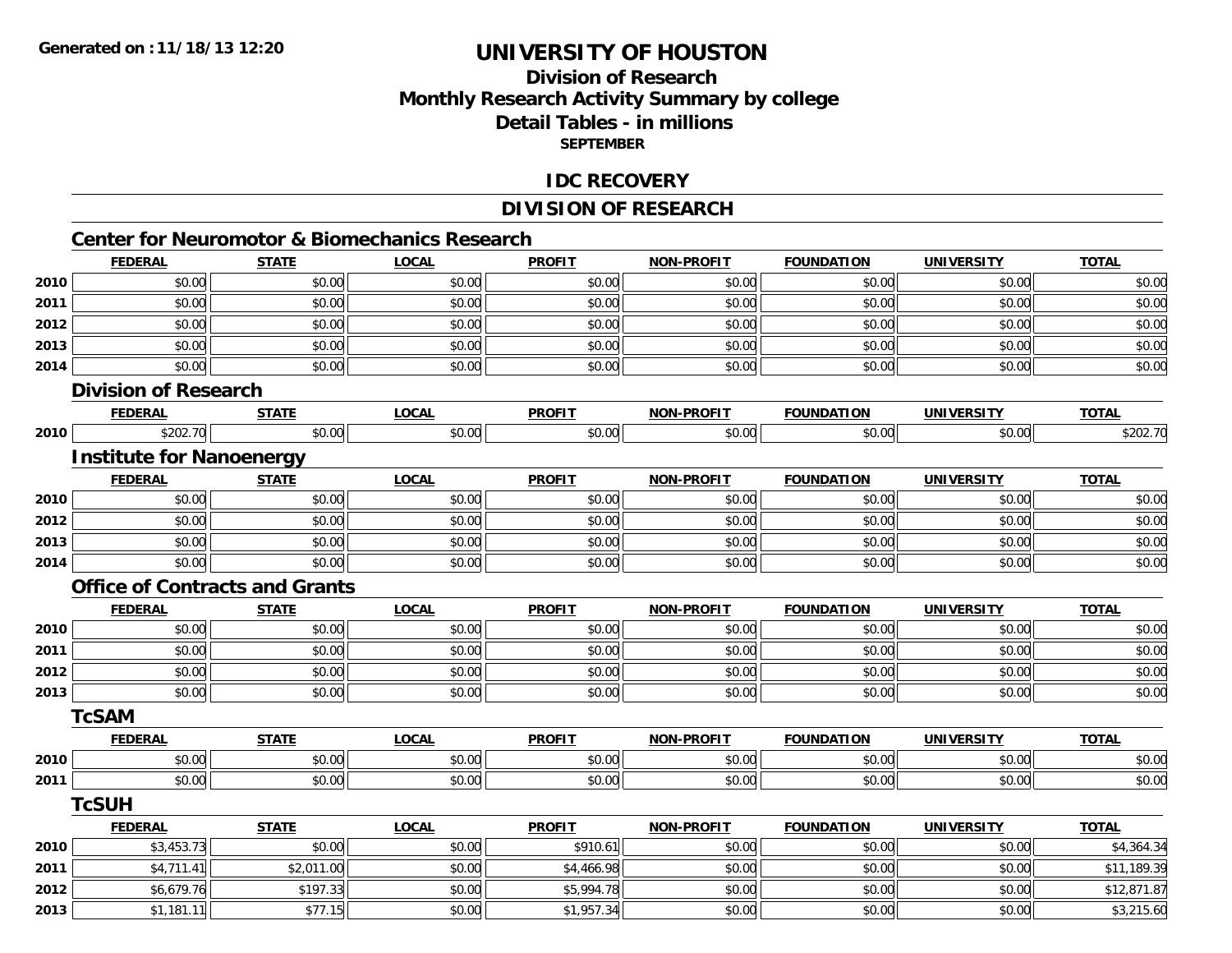Generated on :11/18/13 12:20

# UNIVERSITY OF HOUSTON

## Division of Research
## Monthly Research Activity Summary by college
## Detail Tables - in millions
### SEPTEMBER

## IDC RECOVERY

## DIVISION OF RESEARCH

### Center for Neuromotor & Biomechanics Research

| | FEDERAL | STATE | LOCAL | PROFIT | NON-PROFIT | FOUNDATION | UNIVERSITY | TOTAL |
|---|---|---|---|---|---|---|---|---|
| 2010 | $0.00 | $0.00 | $0.00 | $0.00 | $0.00 | $0.00 | $0.00 | $0.00 |
| 2011 | $0.00 | $0.00 | $0.00 | $0.00 | $0.00 | $0.00 | $0.00 | $0.00 |
| 2012 | $0.00 | $0.00 | $0.00 | $0.00 | $0.00 | $0.00 | $0.00 | $0.00 |
| 2013 | $0.00 | $0.00 | $0.00 | $0.00 | $0.00 | $0.00 | $0.00 | $0.00 |
| 2014 | $0.00 | $0.00 | $0.00 | $0.00 | $0.00 | $0.00 | $0.00 | $0.00 |

### Division of Research

| | FEDERAL | STATE | LOCAL | PROFIT | NON-PROFIT | FOUNDATION | UNIVERSITY | TOTAL |
|---|---|---|---|---|---|---|---|---|
| 2010 | $202.70 | $0.00 | $0.00 | $0.00 | $0.00 | $0.00 | $0.00 | $202.70 |

### Institute for Nanoenergy

| | FEDERAL | STATE | LOCAL | PROFIT | NON-PROFIT | FOUNDATION | UNIVERSITY | TOTAL |
|---|---|---|---|---|---|---|---|---|
| 2010 | $0.00 | $0.00 | $0.00 | $0.00 | $0.00 | $0.00 | $0.00 | $0.00 |
| 2012 | $0.00 | $0.00 | $0.00 | $0.00 | $0.00 | $0.00 | $0.00 | $0.00 |
| 2013 | $0.00 | $0.00 | $0.00 | $0.00 | $0.00 | $0.00 | $0.00 | $0.00 |
| 2014 | $0.00 | $0.00 | $0.00 | $0.00 | $0.00 | $0.00 | $0.00 | $0.00 |

### Office of Contracts and Grants

| | FEDERAL | STATE | LOCAL | PROFIT | NON-PROFIT | FOUNDATION | UNIVERSITY | TOTAL |
|---|---|---|---|---|---|---|---|---|
| 2010 | $0.00 | $0.00 | $0.00 | $0.00 | $0.00 | $0.00 | $0.00 | $0.00 |
| 2011 | $0.00 | $0.00 | $0.00 | $0.00 | $0.00 | $0.00 | $0.00 | $0.00 |
| 2012 | $0.00 | $0.00 | $0.00 | $0.00 | $0.00 | $0.00 | $0.00 | $0.00 |
| 2013 | $0.00 | $0.00 | $0.00 | $0.00 | $0.00 | $0.00 | $0.00 | $0.00 |

### TcSAM

| | FEDERAL | STATE | LOCAL | PROFIT | NON-PROFIT | FOUNDATION | UNIVERSITY | TOTAL |
|---|---|---|---|---|---|---|---|---|
| 2010 | $0.00 | $0.00 | $0.00 | $0.00 | $0.00 | $0.00 | $0.00 | $0.00 |
| 2011 | $0.00 | $0.00 | $0.00 | $0.00 | $0.00 | $0.00 | $0.00 | $0.00 |

### TcSUH

| | FEDERAL | STATE | LOCAL | PROFIT | NON-PROFIT | FOUNDATION | UNIVERSITY | TOTAL |
|---|---|---|---|---|---|---|---|---|
| 2010 | $3,453.73 | $0.00 | $0.00 | $910.61 | $0.00 | $0.00 | $0.00 | $4,364.34 |
| 2011 | $4,711.41 | $2,011.00 | $0.00 | $4,466.98 | $0.00 | $0.00 | $0.00 | $11,189.39 |
| 2012 | $6,679.76 | $197.33 | $0.00 | $5,994.78 | $0.00 | $0.00 | $0.00 | $12,871.87 |
| 2013 | $1,181.11 | $77.15 | $0.00 | $1,957.34 | $0.00 | $0.00 | $0.00 | $3,215.60 |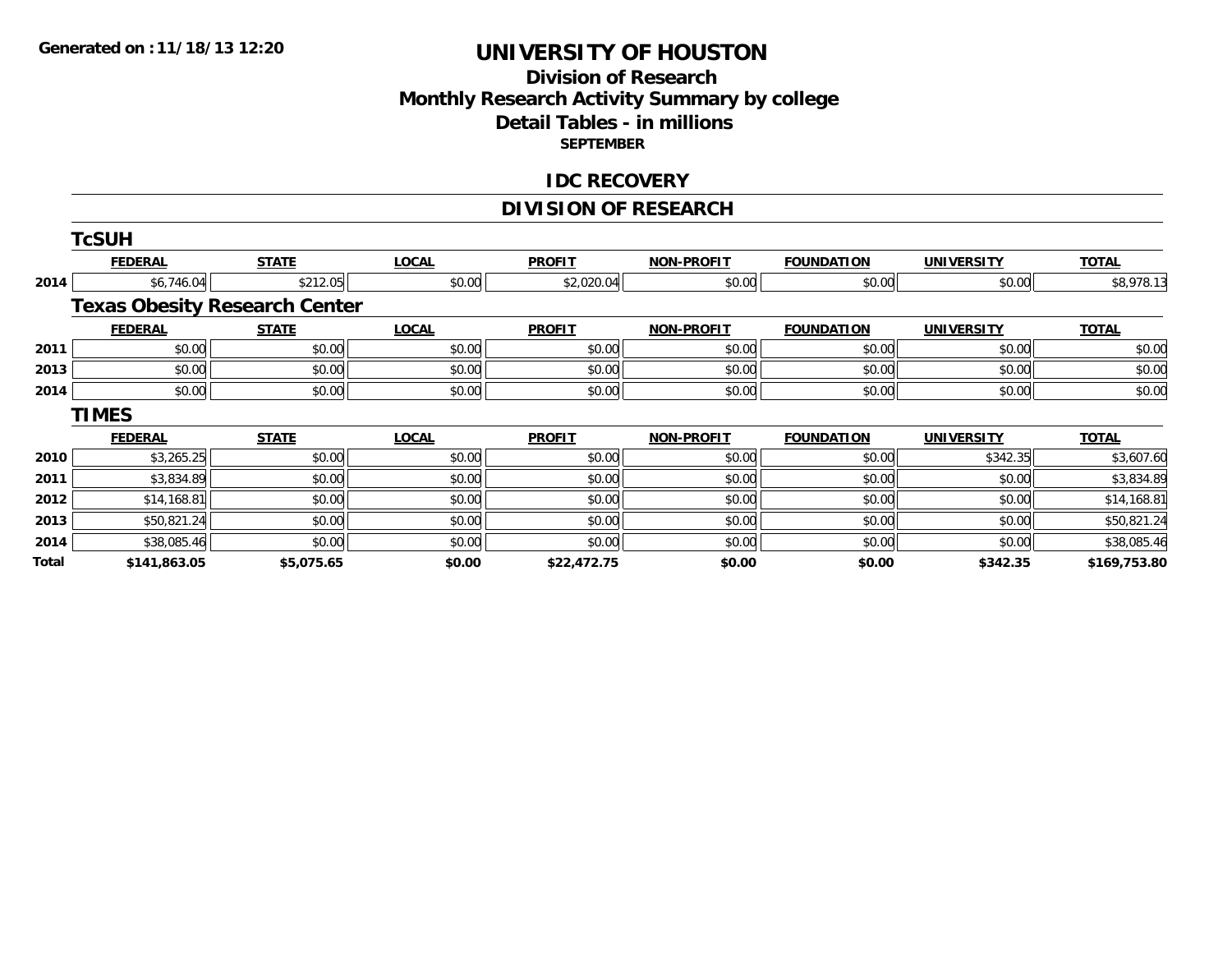Generated on :11/18/13 12:20

# UNIVERSITY OF HOUSTON

## Division of Research
## Monthly Research Activity Summary by college
## Detail Tables - in millions
### SEPTEMBER

## IDC RECOVERY

## DIVISION OF RESEARCH

### TcSUH

| | FEDERAL | STATE | LOCAL | PROFIT | NON-PROFIT | FOUNDATION | UNIVERSITY | TOTAL |
|---|---|---|---|---|---|---|---|---|
| 2014 | $6,746.04 | $212.05 | $0.00 | $2,020.04 | $0.00 | $0.00 | $0.00 | $8,978.13 |

### Texas Obesity Research Center

| | FEDERAL | STATE | LOCAL | PROFIT | NON-PROFIT | FOUNDATION | UNIVERSITY | TOTAL |
|---|---|---|---|---|---|---|---|---|
| 2011 | $0.00 | $0.00 | $0.00 | $0.00 | $0.00 | $0.00 | $0.00 | $0.00 |
| 2013 | $0.00 | $0.00 | $0.00 | $0.00 | $0.00 | $0.00 | $0.00 | $0.00 |
| 2014 | $0.00 | $0.00 | $0.00 | $0.00 | $0.00 | $0.00 | $0.00 | $0.00 |

### TIMES

| | FEDERAL | STATE | LOCAL | PROFIT | NON-PROFIT | FOUNDATION | UNIVERSITY | TOTAL |
|---|---|---|---|---|---|---|---|---|
| 2010 | $3,265.25 | $0.00 | $0.00 | $0.00 | $0.00 | $0.00 | $342.35 | $3,607.60 |
| 2011 | $3,834.89 | $0.00 | $0.00 | $0.00 | $0.00 | $0.00 | $0.00 | $3,834.89 |
| 2012 | $14,168.81 | $0.00 | $0.00 | $0.00 | $0.00 | $0.00 | $0.00 | $14,168.81 |
| 2013 | $50,821.24 | $0.00 | $0.00 | $0.00 | $0.00 | $0.00 | $0.00 | $50,821.24 |
| 2014 | $38,085.46 | $0.00 | $0.00 | $0.00 | $0.00 | $0.00 | $0.00 | $38,085.46 |
| **Total** | **$141,863.05** | **$5,075.65** | **$0.00** | **$22,472.75** | **$0.00** | **$0.00** | **$342.35** | **$169,753.80** |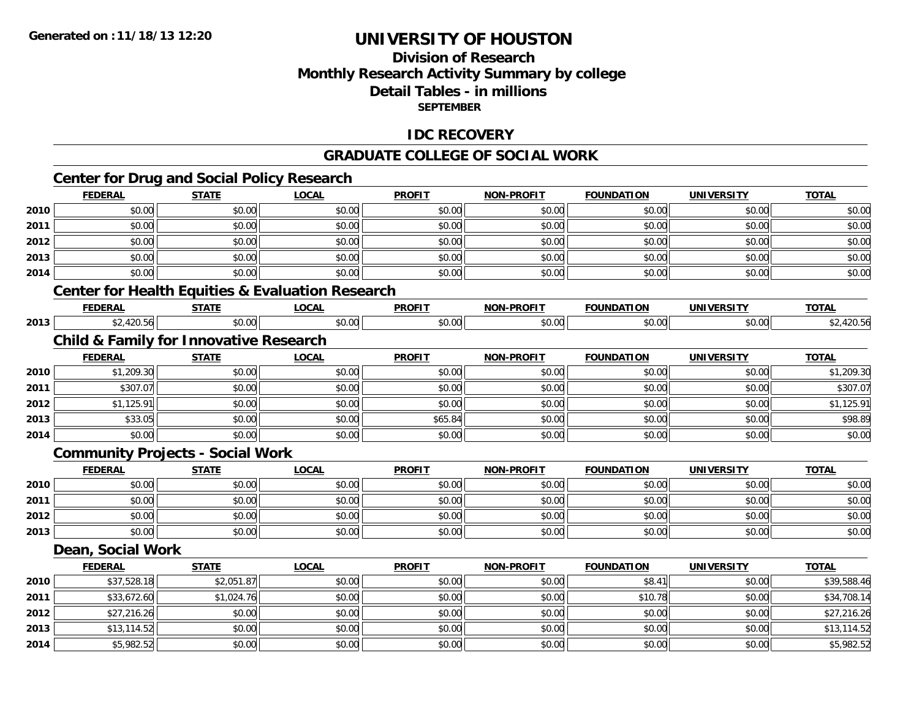# UNIVERSITY OF HOUSTON

## Division of Research
## Monthly Research Activity Summary by college
## Detail Tables - in millions
### SEPTEMBER

## IDC RECOVERY

## GRADUATE COLLEGE OF SOCIAL WORK

### Center for Drug and Social Policy Research

| | FEDERAL | STATE | LOCAL | PROFIT | NON-PROFIT | FOUNDATION | UNIVERSITY | TOTAL |
|---|---|---|---|---|---|---|---|---|
| 2010 | $0.00 | $0.00 | $0.00 | $0.00 | $0.00 | $0.00 | $0.00 | $0.00 |
| 2011 | $0.00 | $0.00 | $0.00 | $0.00 | $0.00 | $0.00 | $0.00 | $0.00 |
| 2012 | $0.00 | $0.00 | $0.00 | $0.00 | $0.00 | $0.00 | $0.00 | $0.00 |
| 2013 | $0.00 | $0.00 | $0.00 | $0.00 | $0.00 | $0.00 | $0.00 | $0.00 |
| 2014 | $0.00 | $0.00 | $0.00 | $0.00 | $0.00 | $0.00 | $0.00 | $0.00 |

### Center for Health Equities & Evaluation Research

| | FEDERAL | STATE | LOCAL | PROFIT | NON-PROFIT | FOUNDATION | UNIVERSITY | TOTAL |
|---|---|---|---|---|---|---|---|---|
| 2013 | $2,420.56 | $0.00 | $0.00 | $0.00 | $0.00 | $0.00 | $0.00 | $2,420.56 |

### Child & Family for Innovative Research

| | FEDERAL | STATE | LOCAL | PROFIT | NON-PROFIT | FOUNDATION | UNIVERSITY | TOTAL |
|---|---|---|---|---|---|---|---|---|
| 2010 | $1,209.30 | $0.00 | $0.00 | $0.00 | $0.00 | $0.00 | $0.00 | $1,209.30 |
| 2011 | $307.07 | $0.00 | $0.00 | $0.00 | $0.00 | $0.00 | $0.00 | $307.07 |
| 2012 | $1,125.91 | $0.00 | $0.00 | $0.00 | $0.00 | $0.00 | $0.00 | $1,125.91 |
| 2013 | $33.05 | $0.00 | $0.00 | $65.84 | $0.00 | $0.00 | $0.00 | $98.89 |
| 2014 | $0.00 | $0.00 | $0.00 | $0.00 | $0.00 | $0.00 | $0.00 | $0.00 |

### Community Projects - Social Work

| | FEDERAL | STATE | LOCAL | PROFIT | NON-PROFIT | FOUNDATION | UNIVERSITY | TOTAL |
|---|---|---|---|---|---|---|---|---|
| 2010 | $0.00 | $0.00 | $0.00 | $0.00 | $0.00 | $0.00 | $0.00 | $0.00 |
| 2011 | $0.00 | $0.00 | $0.00 | $0.00 | $0.00 | $0.00 | $0.00 | $0.00 |
| 2012 | $0.00 | $0.00 | $0.00 | $0.00 | $0.00 | $0.00 | $0.00 | $0.00 |
| 2013 | $0.00 | $0.00 | $0.00 | $0.00 | $0.00 | $0.00 | $0.00 | $0.00 |

### Dean, Social Work

| | FEDERAL | STATE | LOCAL | PROFIT | NON-PROFIT | FOUNDATION | UNIVERSITY | TOTAL |
|---|---|---|---|---|---|---|---|---|
| 2010 | $37,528.18 | $2,051.87 | $0.00 | $0.00 | $0.00 | $8.41 | $0.00 | $39,588.46 |
| 2011 | $33,672.60 | $1,024.76 | $0.00 | $0.00 | $0.00 | $10.78 | $0.00 | $34,708.14 |
| 2012 | $27,216.26 | $0.00 | $0.00 | $0.00 | $0.00 | $0.00 | $0.00 | $27,216.26 |
| 2013 | $13,114.52 | $0.00 | $0.00 | $0.00 | $0.00 | $0.00 | $0.00 | $13,114.52 |
| 2014 | $5,982.52 | $0.00 | $0.00 | $0.00 | $0.00 | $0.00 | $0.00 | $5,982.52 |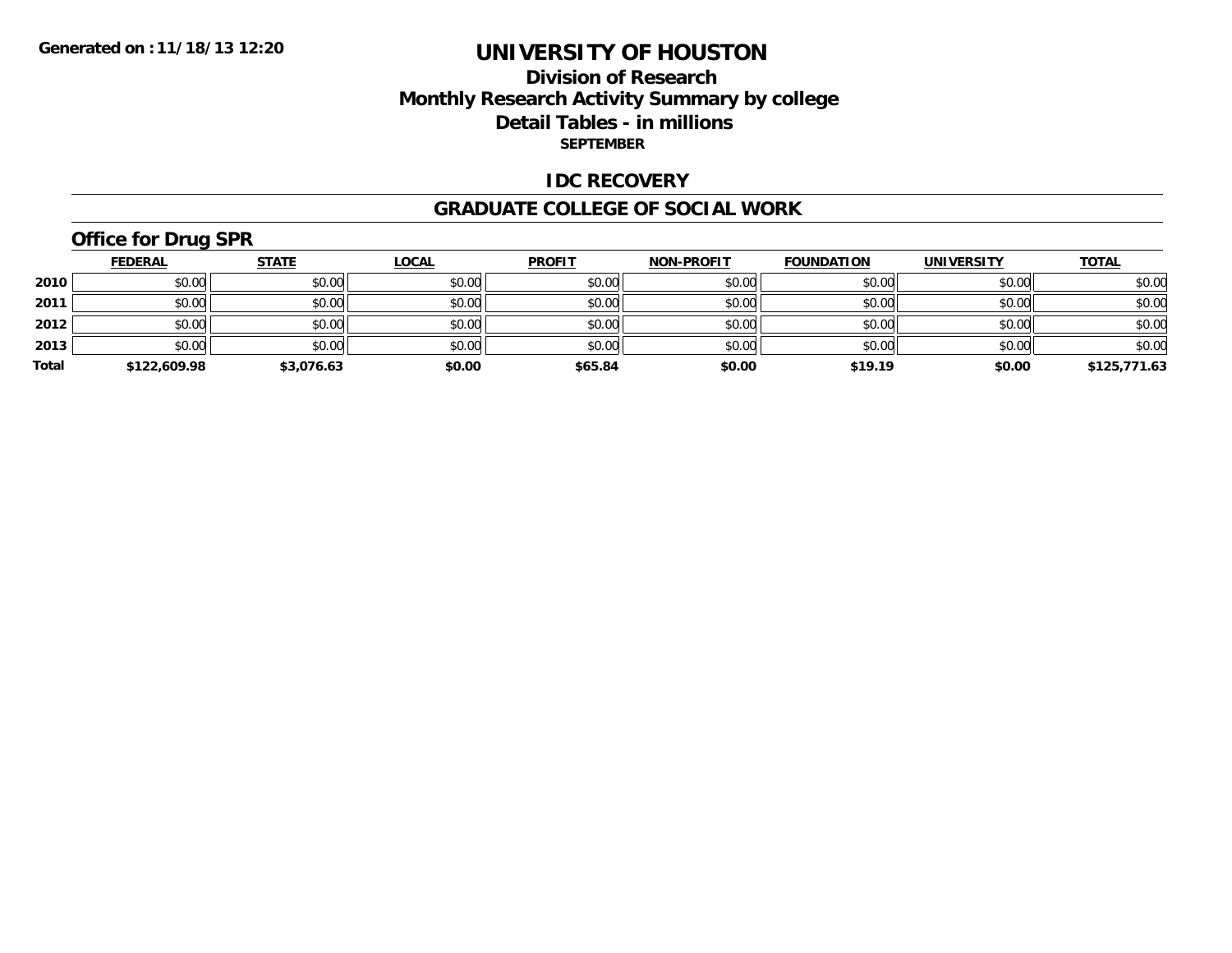Generated on :11/18/13 12:20

# UNIVERSITY OF HOUSTON

## Division of Research
## Monthly Research Activity Summary by college
## Detail Tables - in millions
### SEPTEMBER

## IDC RECOVERY

## GRADUATE COLLEGE OF SOCIAL WORK

### Office for Drug SPR

| | FEDERAL | STATE | LOCAL | PROFIT | NON-PROFIT | FOUNDATION | UNIVERSITY | TOTAL |
|---|---|---|---|---|---|---|---|---|
| 2010 | $0.00 | $0.00 | $0.00 | $0.00 | $0.00 | $0.00 | $0.00 | $0.00 |
| 2011 | $0.00 | $0.00 | $0.00 | $0.00 | $0.00 | $0.00 | $0.00 | $0.00 |
| 2012 | $0.00 | $0.00 | $0.00 | $0.00 | $0.00 | $0.00 | $0.00 | $0.00 |
| 2013 | $0.00 | $0.00 | $0.00 | $0.00 | $0.00 | $0.00 | $0.00 | $0.00 |
| **Total** | **$122,609.98** | **$3,076.63** | **$0.00** | **$65.84** | **$0.00** | **$19.19** | **$0.00** | **$125,771.63** |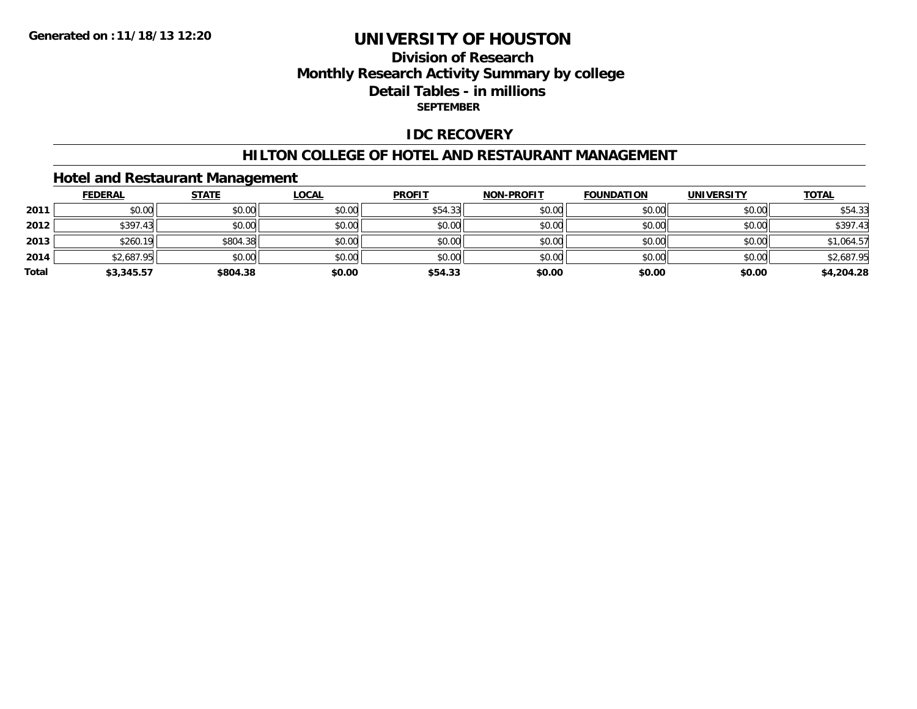# UNIVERSITY OF HOUSTON

## Division of Research
## Monthly Research Activity Summary by college
## Detail Tables - in millions
### SEPTEMBER

## IDC RECOVERY

## HILTON COLLEGE OF HOTEL AND RESTAURANT MANAGEMENT

### Hotel and Restaurant Management

| | FEDERAL | STATE | LOCAL | PROFIT | NON-PROFIT | FOUNDATION | UNIVERSITY | TOTAL |
|---|---|---|---|---|---|---|---|---|
| 2011 | $0.00 | $0.00 | $0.00 | $54.33 | $0.00 | $0.00 | $0.00 | $54.33 |
| 2012 | $397.43 | $0.00 | $0.00 | $0.00 | $0.00 | $0.00 | $0.00 | $397.43 |
| 2013 | $260.19 | $804.38 | $0.00 | $0.00 | $0.00 | $0.00 | $0.00 | $1,064.57 |
| 2014 | $2,687.95 | $0.00 | $0.00 | $0.00 | $0.00 | $0.00 | $0.00 | $2,687.95 |
| **Total** | **$3,345.57** | **$804.38** | **$0.00** | **$54.33** | **$0.00** | **$0.00** | **$0.00** | **$4,204.28** |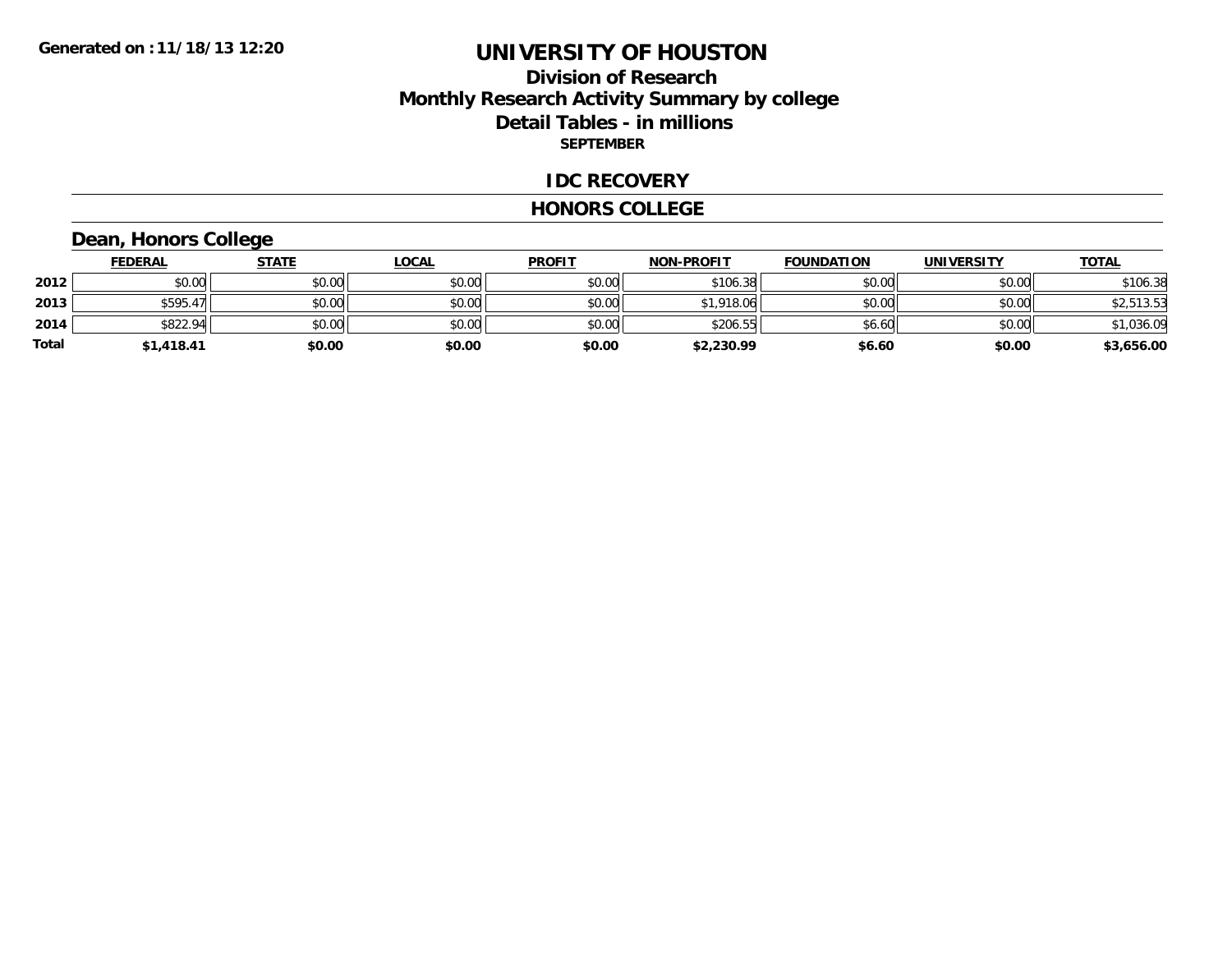# UNIVERSITY OF HOUSTON

## Division of Research
## Monthly Research Activity Summary by college
## Detail Tables - in millions
### SEPTEMBER

### IDC RECOVERY

### HONORS COLLEGE

#### Dean, Honors College

| | FEDERAL | STATE | LOCAL | PROFIT | NON-PROFIT | FOUNDATION | UNIVERSITY | TOTAL |
|---|---|---|---|---|---|---|---|---|
| 2012 | $0.00 | $0.00 | $0.00 | $0.00 | $106.38 | $0.00 | $0.00 | $106.38 |
| 2013 | $595.47 | $0.00 | $0.00 | $0.00 | $1,918.06 | $0.00 | $0.00 | $2,513.53 |
| 2014 | $822.94 | $0.00 | $0.00 | $0.00 | $206.55 | $6.60 | $0.00 | $1,036.09 |
| **Total** | **$1,418.41** | **$0.00** | **$0.00** | **$0.00** | **$2,230.99** | **$6.60** | **$0.00** | **$3,656.00** |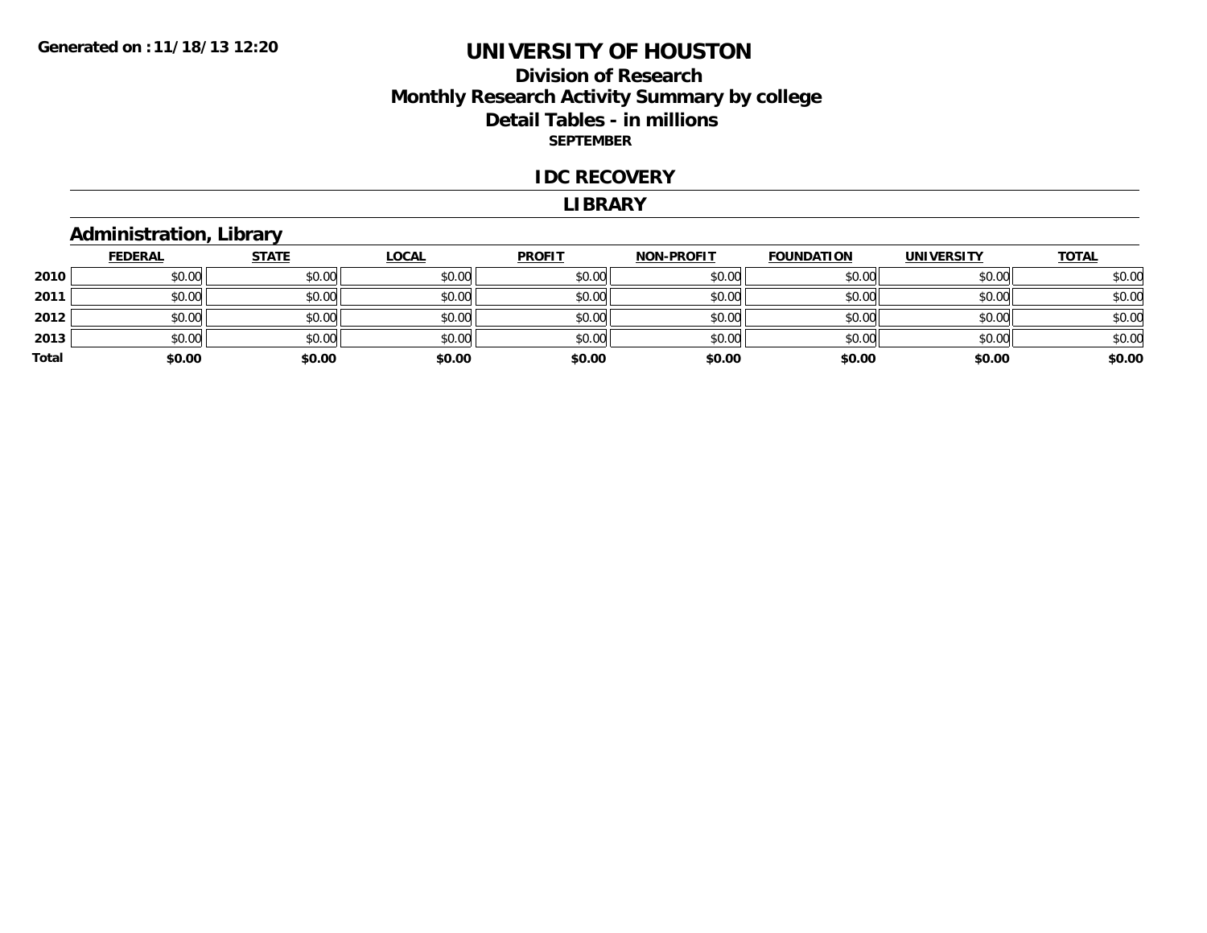**Generated on :11/18/13 12:20**

# UNIVERSITY OF HOUSTON

## Division of Research
## Monthly Research Activity Summary by college
## Detail Tables - in millions

**SEPTEMBER**

## IDC RECOVERY

## LIBRARY

### Administration, Library

| | FEDERAL | STATE | LOCAL | PROFIT | NON-PROFIT | FOUNDATION | UNIVERSITY | TOTAL |
|---|---|---|---|---|---|---|---|---|
| **2010** | $0.00 | $0.00 | $0.00 | $0.00 | $0.00 | $0.00 | $0.00 | $0.00 |
| **2011** | $0.00 | $0.00 | $0.00 | $0.00 | $0.00 | $0.00 | $0.00 | $0.00 |
| **2012** | $0.00 | $0.00 | $0.00 | $0.00 | $0.00 | $0.00 | $0.00 | $0.00 |
| **2013** | $0.00 | $0.00 | $0.00 | $0.00 | $0.00 | $0.00 | $0.00 | $0.00 |
| **Total** | **$0.00** | **$0.00** | **$0.00** | **$0.00** | **$0.00** | **$0.00** | **$0.00** | **$0.00** |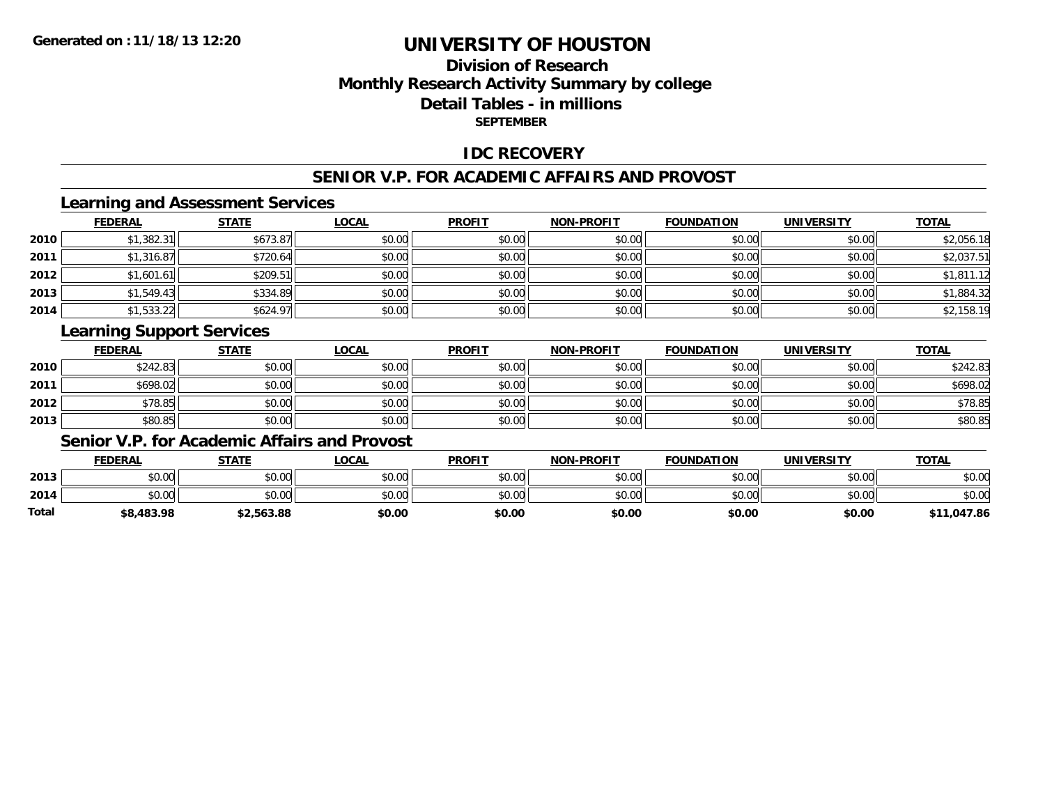Generated on :11/18/13 12:20

# UNIVERSITY OF HOUSTON

## Division of Research
## Monthly Research Activity Summary by college
## Detail Tables - in millions
### SEPTEMBER

## IDC RECOVERY

## SENIOR V.P. FOR ACADEMIC AFFAIRS AND PROVOST

### Learning and Assessment Services

| | FEDERAL | STATE | LOCAL | PROFIT | NON-PROFIT | FOUNDATION | UNIVERSITY | TOTAL |
|---|---|---|---|---|---|---|---|---|
| 2010 | $1,382.31 | $673.87 | $0.00 | $0.00 | $0.00 | $0.00 | $0.00 | $2,056.18 |
| 2011 | $1,316.87 | $720.64 | $0.00 | $0.00 | $0.00 | $0.00 | $0.00 | $2,037.51 |
| 2012 | $1,601.61 | $209.51 | $0.00 | $0.00 | $0.00 | $0.00 | $0.00 | $1,811.12 |
| 2013 | $1,549.43 | $334.89 | $0.00 | $0.00 | $0.00 | $0.00 | $0.00 | $1,884.32 |
| 2014 | $1,533.22 | $624.97 | $0.00 | $0.00 | $0.00 | $0.00 | $0.00 | $2,158.19 |

### Learning Support Services

| | FEDERAL | STATE | LOCAL | PROFIT | NON-PROFIT | FOUNDATION | UNIVERSITY | TOTAL |
|---|---|---|---|---|---|---|---|---|
| 2010 | $242.83 | $0.00 | $0.00 | $0.00 | $0.00 | $0.00 | $0.00 | $242.83 |
| 2011 | $698.02 | $0.00 | $0.00 | $0.00 | $0.00 | $0.00 | $0.00 | $698.02 |
| 2012 | $78.85 | $0.00 | $0.00 | $0.00 | $0.00 | $0.00 | $0.00 | $78.85 |
| 2013 | $80.85 | $0.00 | $0.00 | $0.00 | $0.00 | $0.00 | $0.00 | $80.85 |

### Senior V.P. for Academic Affairs and Provost

| | FEDERAL | STATE | LOCAL | PROFIT | NON-PROFIT | FOUNDATION | UNIVERSITY | TOTAL |
|---|---|---|---|---|---|---|---|---|
| 2013 | $0.00 | $0.00 | $0.00 | $0.00 | $0.00 | $0.00 | $0.00 | $0.00 |
| 2014 | $0.00 | $0.00 | $0.00 | $0.00 | $0.00 | $0.00 | $0.00 | $0.00 |
| **Total** | **$8,483.98** | **$2,563.88** | **$0.00** | **$0.00** | **$0.00** | **$0.00** | **$0.00** | **$11,047.86** |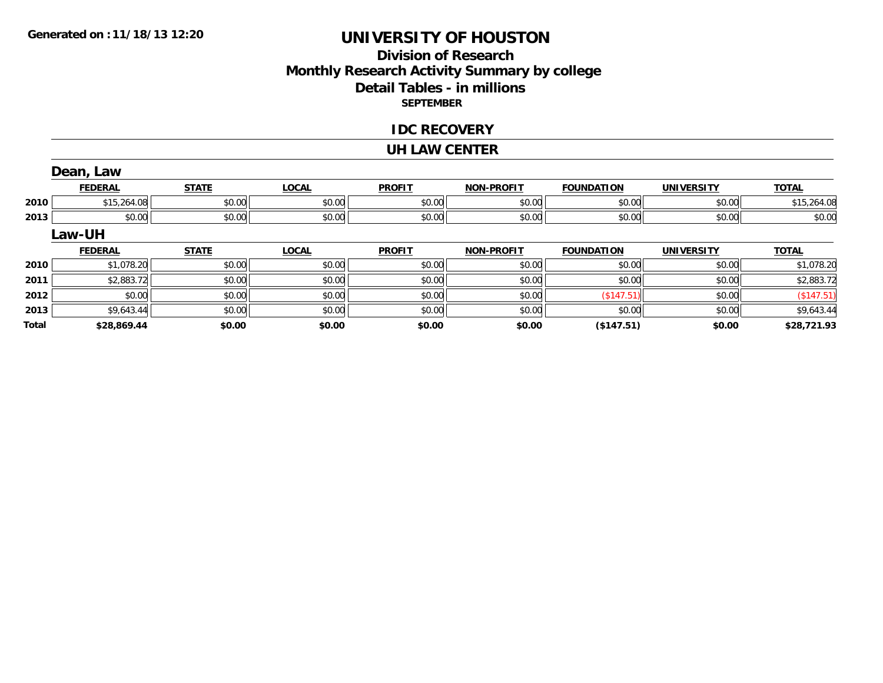Generated on :11/18/13 12:20

# UNIVERSITY OF HOUSTON

## Division of Research
## Monthly Research Activity Summary by college
## Detail Tables - in millions
### SEPTEMBER

## IDC RECOVERY

## UH LAW CENTER

### Dean, Law

| | FEDERAL | STATE | LOCAL | PROFIT | NON-PROFIT | FOUNDATION | UNIVERSITY | TOTAL |
|---|---|---|---|---|---|---|---|---|
| 2010 | $15,264.08 | $0.00 | $0.00 | $0.00 | $0.00 | $0.00 | $0.00 | $15,264.08 |
| 2013 | $0.00 | $0.00 | $0.00 | $0.00 | $0.00 | $0.00 | $0.00 | $0.00 |

### Law-UH

| | FEDERAL | STATE | LOCAL | PROFIT | NON-PROFIT | FOUNDATION | UNIVERSITY | TOTAL |
|---|---|---|---|---|---|---|---|---|
| 2010 | $1,078.20 | $0.00 | $0.00 | $0.00 | $0.00 | $0.00 | $0.00 | $1,078.20 |
| 2011 | $2,883.72 | $0.00 | $0.00 | $0.00 | $0.00 | $0.00 | $0.00 | $2,883.72 |
| 2012 | $0.00 | $0.00 | $0.00 | $0.00 | $0.00 | ($147.51) | $0.00 | ($147.51) |
| 2013 | $9,643.44 | $0.00 | $0.00 | $0.00 | $0.00 | $0.00 | $0.00 | $9,643.44 |
| **Total** | **$28,869.44** | **$0.00** | **$0.00** | **$0.00** | **$0.00** | **($147.51)** | **$0.00** | **$28,721.93** |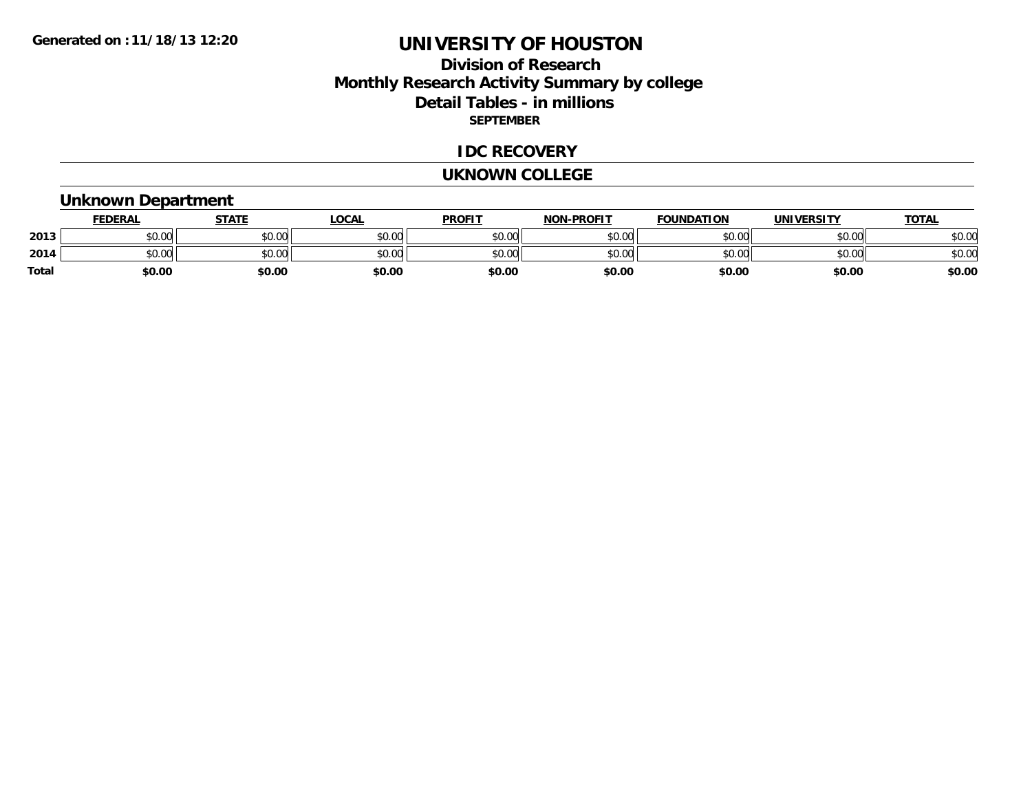# UNIVERSITY OF HOUSTON

## Division of Research
## Monthly Research Activity Summary by college
## Detail Tables - in millions
### SEPTEMBER

Generated on : 11/18/13 12:20

## IDC RECOVERY

## UKNOWN COLLEGE

### Unknown Department

| | FEDERAL | STATE | LOCAL | PROFIT | NON-PROFIT | FOUNDATION | UNIVERSITY | TOTAL |
|---|---|---|---|---|---|---|---|---|
| 2013 | $0.00 | $0.00 | $0.00 | $0.00 | $0.00 | $0.00 | $0.00 | $0.00 |
| 2014 | $0.00 | $0.00 | $0.00 | $0.00 | $0.00 | $0.00 | $0.00 | $0.00 |
| **Total** | **$0.00** | **$0.00** | **$0.00** | **$0.00** | **$0.00** | **$0.00** | **$0.00** | **$0.00** |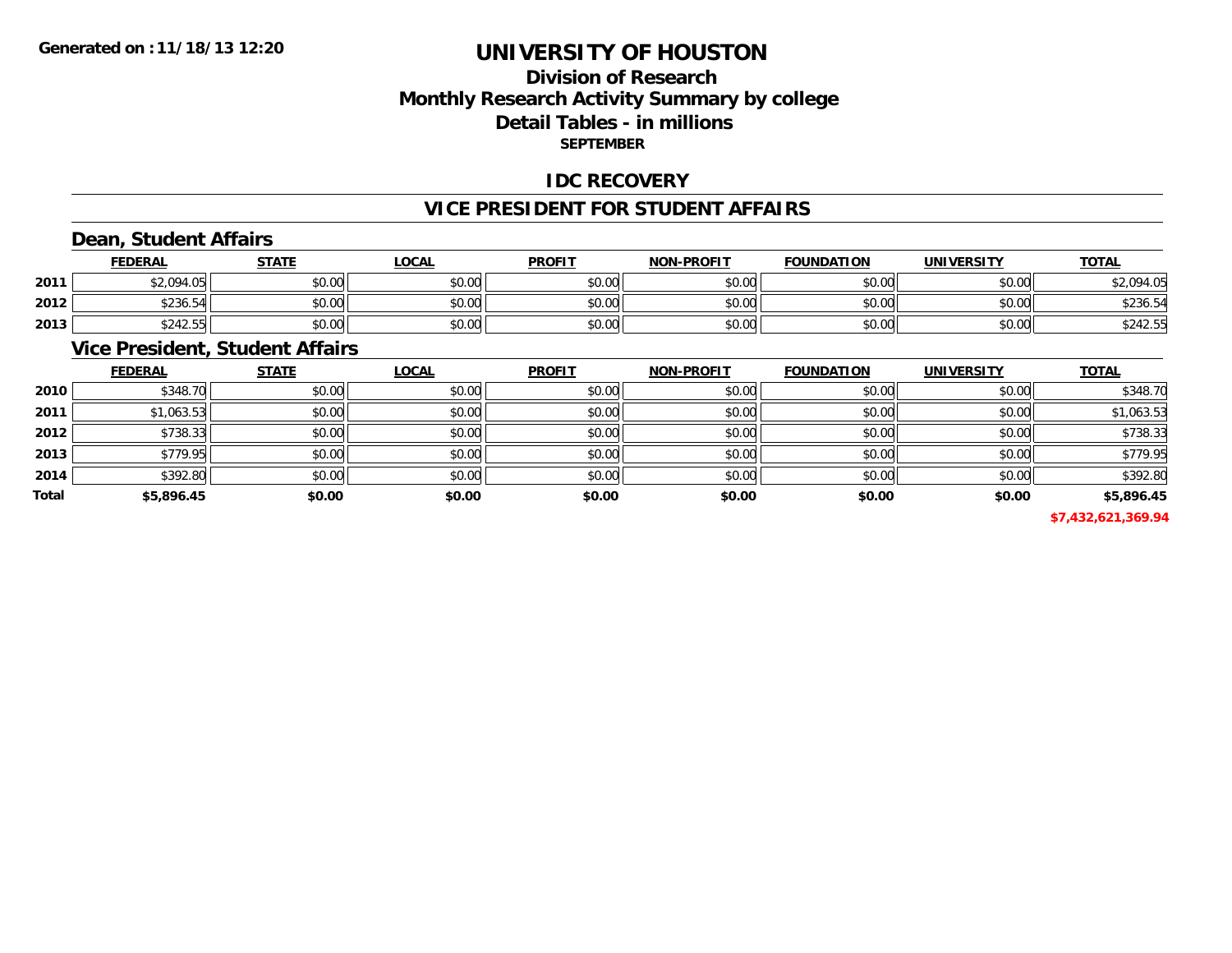Generated on :11/18/13 12:20

# UNIVERSITY OF HOUSTON

## Division of Research
## Monthly Research Activity Summary by college
## Detail Tables - in millions

**SEPTEMBER**

## IDC RECOVERY

## VICE PRESIDENT FOR STUDENT AFFAIRS

### Dean, Student Affairs

| | FEDERAL | STATE | LOCAL | PROFIT | NON-PROFIT | FOUNDATION | UNIVERSITY | TOTAL |
|---|---|---|---|---|---|---|---|---|
| 2011 | $2,094.05 | $0.00 | $0.00 | $0.00 | $0.00 | $0.00 | $0.00 | $2,094.05 |
| 2012 | $236.54 | $0.00 | $0.00 | $0.00 | $0.00 | $0.00 | $0.00 | $236.54 |
| 2013 | $242.55 | $0.00 | $0.00 | $0.00 | $0.00 | $0.00 | $0.00 | $242.55 |

### Vice President, Student Affairs

| | FEDERAL | STATE | LOCAL | PROFIT | NON-PROFIT | FOUNDATION | UNIVERSITY | TOTAL |
|---|---|---|---|---|---|---|---|---|
| 2010 | $348.70 | $0.00 | $0.00 | $0.00 | $0.00 | $0.00 | $0.00 | $348.70 |
| 2011 | $1,063.53 | $0.00 | $0.00 | $0.00 | $0.00 | $0.00 | $0.00 | $1,063.53 |
| 2012 | $738.33 | $0.00 | $0.00 | $0.00 | $0.00 | $0.00 | $0.00 | $738.33 |
| 2013 | $779.95 | $0.00 | $0.00 | $0.00 | $0.00 | $0.00 | $0.00 | $779.95 |
| 2014 | $392.80 | $0.00 | $0.00 | $0.00 | $0.00 | $0.00 | $0.00 | $392.80 |
| **Total** | **$5,896.45** | **$0.00** | **$0.00** | **$0.00** | **$0.00** | **$0.00** | **$0.00** | **$5,896.45** |

**$7,432,621,369.94**